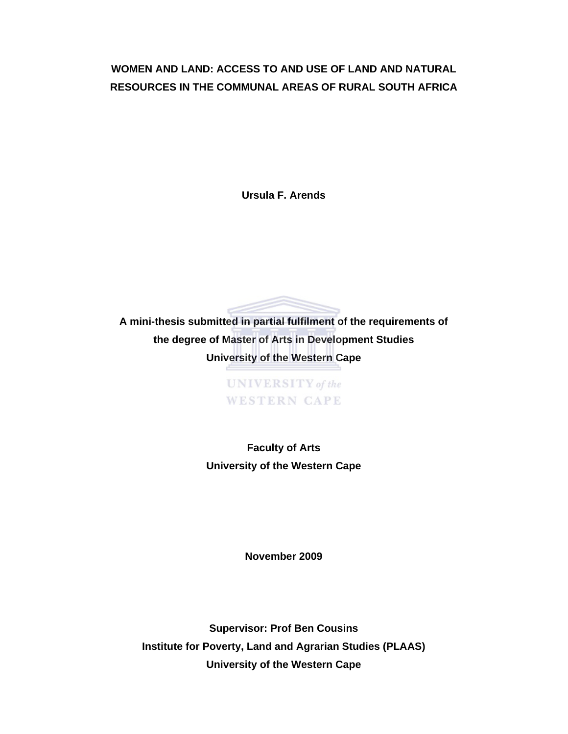# WOMEN AND LAND: ACCESS TO AND USE OF LAND AND NATURAL RESOURCES IN THE COMMUNAL AREAS OF RURAL SOUTH AFRICA

**Ursula F. Arends**

**A mini-thesis submitted in partial fulfilment of the requirements of the degree of Master of Arts in Development Studies University of the Western Cape**

**Faculty of Arts**
**University of the Western Cape**

**November 2009**

**Supervisor: Prof Ben Cousins**
**Institute for Poverty, Land and Agrarian Studies (PLAAS)**
**University of the Western Cape**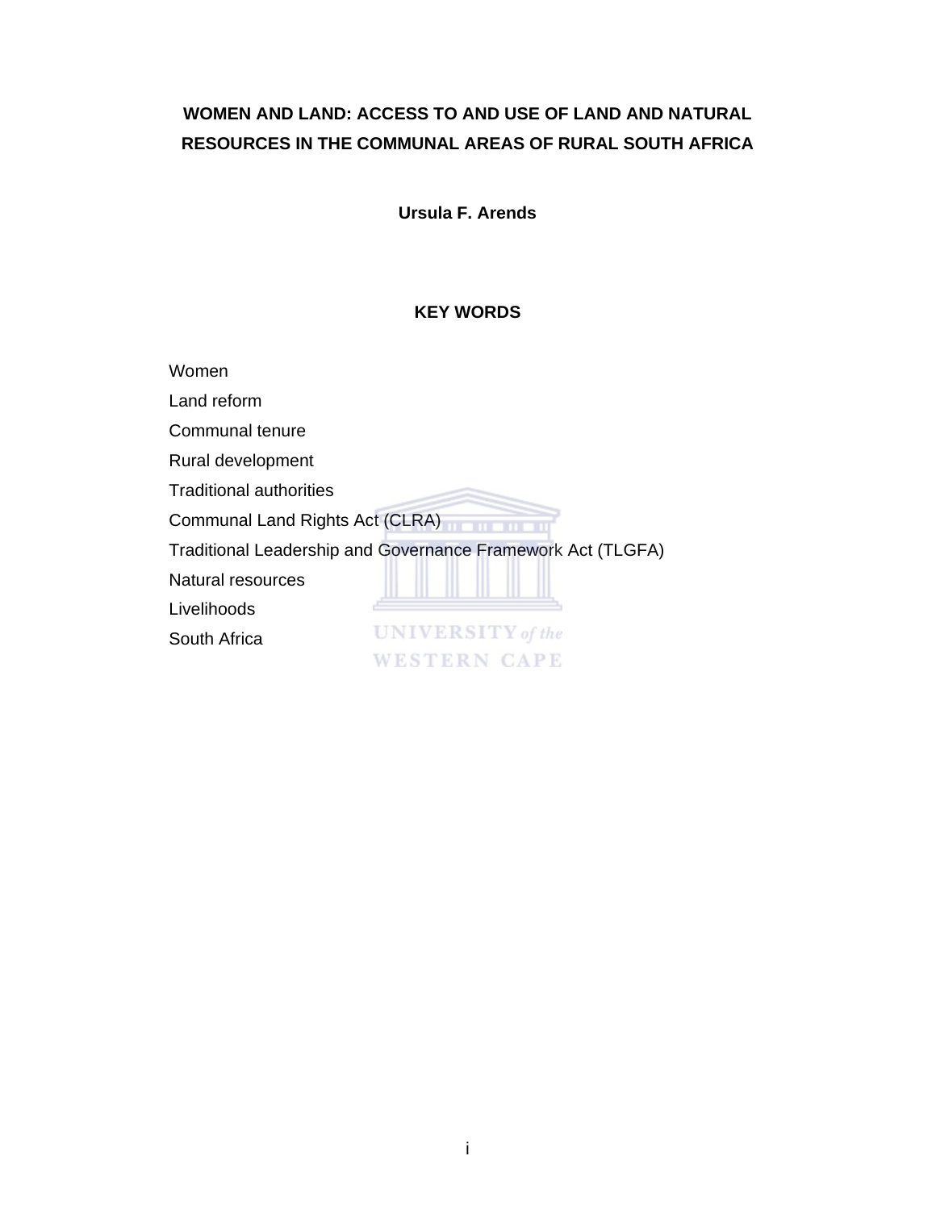# WOMEN AND LAND: ACCESS TO AND USE OF LAND AND NATURAL RESOURCES IN THE COMMUNAL AREAS OF RURAL SOUTH AFRICA

**Ursula F. Arends**

## KEY WORDS

Women

Land reform

Communal tenure

Rural development

Traditional authorities

Communal Land Rights Act (CLRA)

Traditional Leadership and Governance Framework Act (TLGFA)

Natural resources

Livelihoods

South Africa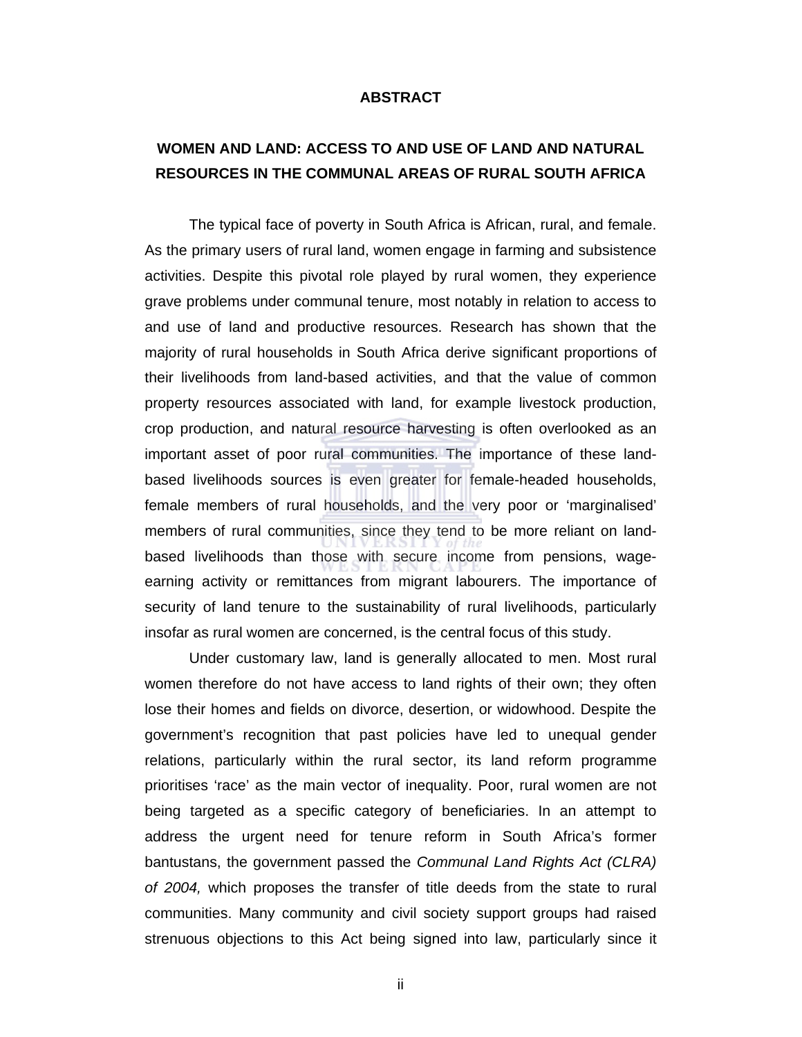# ABSTRACT

## WOMEN AND LAND: ACCESS TO AND USE OF LAND AND NATURAL RESOURCES IN THE COMMUNAL AREAS OF RURAL SOUTH AFRICA

The typical face of poverty in South Africa is African, rural, and female. As the primary users of rural land, women engage in farming and subsistence activities. Despite this pivotal role played by rural women, they experience grave problems under communal tenure, most notably in relation to access to and use of land and productive resources. Research has shown that the majority of rural households in South Africa derive significant proportions of their livelihoods from land-based activities, and that the value of common property resources associated with land, for example livestock production, crop production, and natural resource harvesting is often overlooked as an important asset of poor rural communities. The importance of these land-based livelihoods sources is even greater for female-headed households, female members of rural households, and the very poor or 'marginalised' members of rural communities, since they tend to be more reliant on land-based livelihoods than those with secure income from pensions, wage-earning activity or remittances from migrant labourers. The importance of security of land tenure to the sustainability of rural livelihoods, particularly insofar as rural women are concerned, is the central focus of this study.

Under customary law, land is generally allocated to men. Most rural women therefore do not have access to land rights of their own; they often lose their homes and fields on divorce, desertion, or widowhood. Despite the government's recognition that past policies have led to unequal gender relations, particularly within the rural sector, its land reform programme prioritises 'race' as the main vector of inequality. Poor, rural women are not being targeted as a specific category of beneficiaries. In an attempt to address the urgent need for tenure reform in South Africa's former bantustans, the government passed the *Communal Land Rights Act (CLRA) of 2004,* which proposes the transfer of title deeds from the state to rural communities. Many community and civil society support groups had raised strenuous objections to this Act being signed into law, particularly since it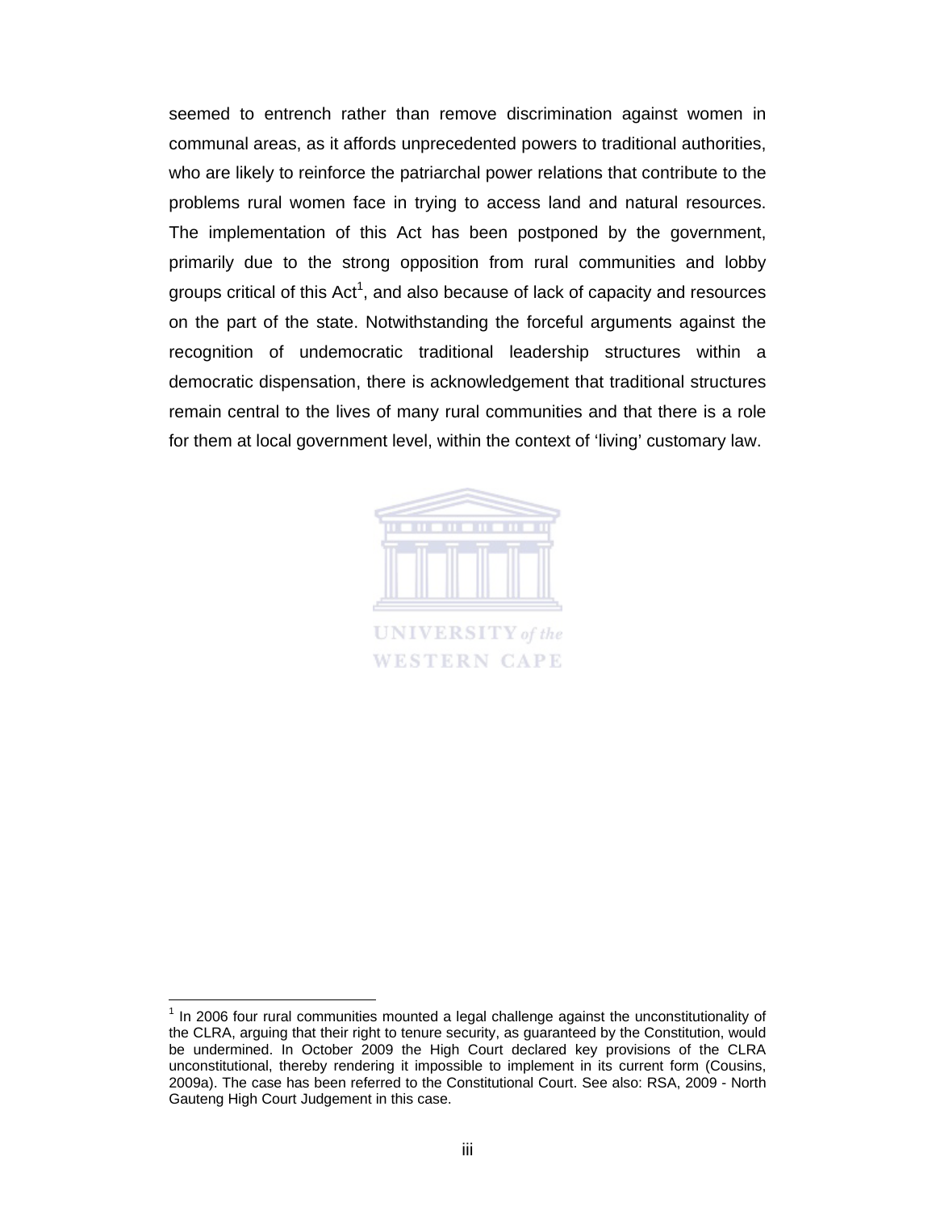seemed to entrench rather than remove discrimination against women in communal areas, as it affords unprecedented powers to traditional authorities, who are likely to reinforce the patriarchal power relations that contribute to the problems rural women face in trying to access land and natural resources. The implementation of this Act has been postponed by the government, primarily due to the strong opposition from rural communities and lobby groups critical of this Act[1], and also because of lack of capacity and resources on the part of the state. Notwithstanding the forceful arguments against the recognition of undemocratic traditional leadership structures within a democratic dispensation, there is acknowledgement that traditional structures remain central to the lives of many rural communities and that there is a role for them at local government level, within the context of 'living' customary law.

[1] In 2006 four rural communities mounted a legal challenge against the unconstitutionality of the CLRA, arguing that their right to tenure security, as guaranteed by the Constitution, would be undermined. In October 2009 the High Court declared key provisions of the CLRA unconstitutional, thereby rendering it impossible to implement in its current form (Cousins, 2009a). The case has been referred to the Constitutional Court. See also: RSA, 2009 - North Gauteng High Court Judgement in this case.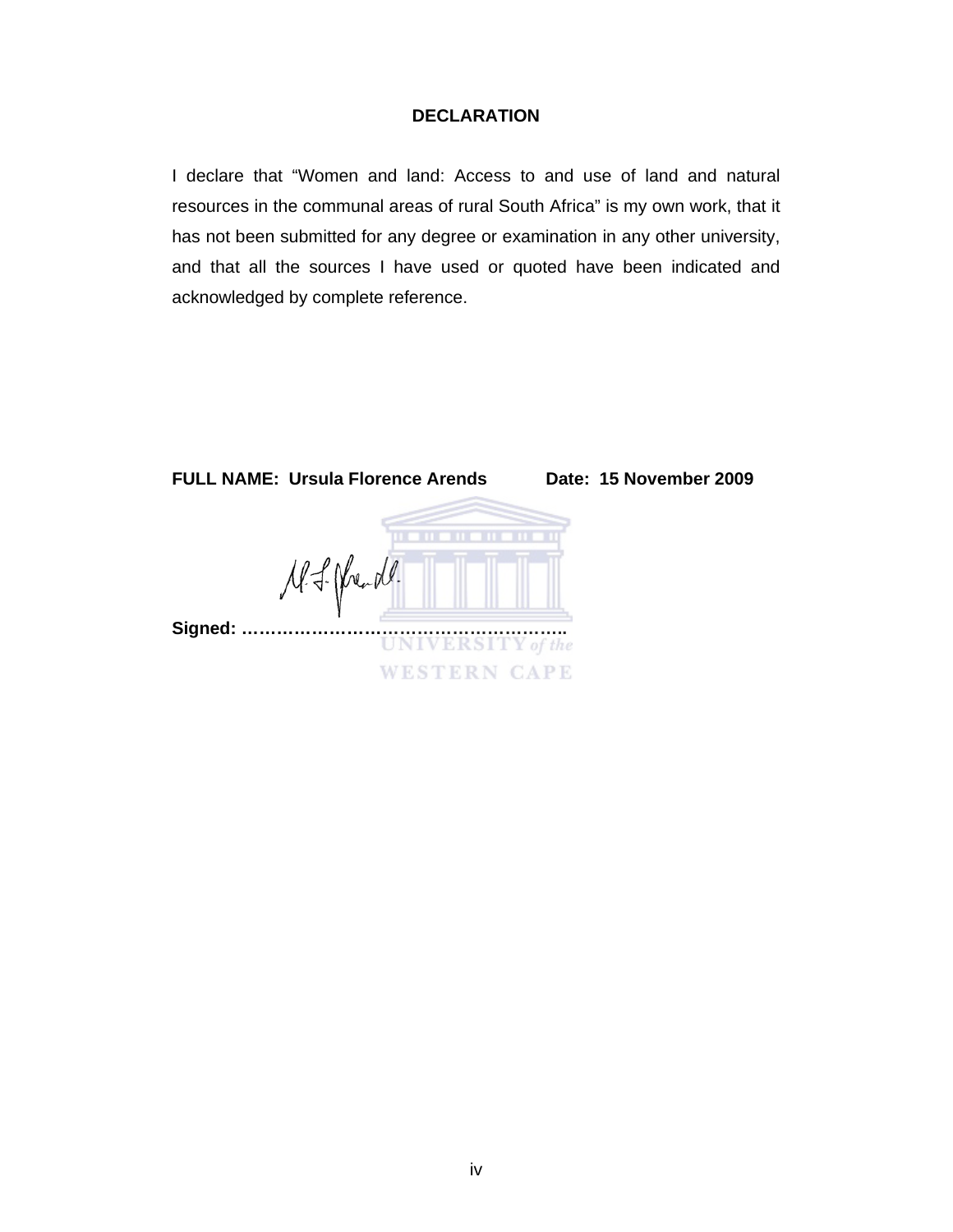## DECLARATION

I declare that "Women and land: Access to and use of land and natural resources in the communal areas of rural South Africa" is my own work, that it has not been submitted for any degree or examination in any other university, and that all the sources I have used or quoted have been indicated and acknowledged by complete reference.

**FULL NAME: Ursula Florence Arends** **Date: 15 November 2009**

**Signed: ……………………………………………….**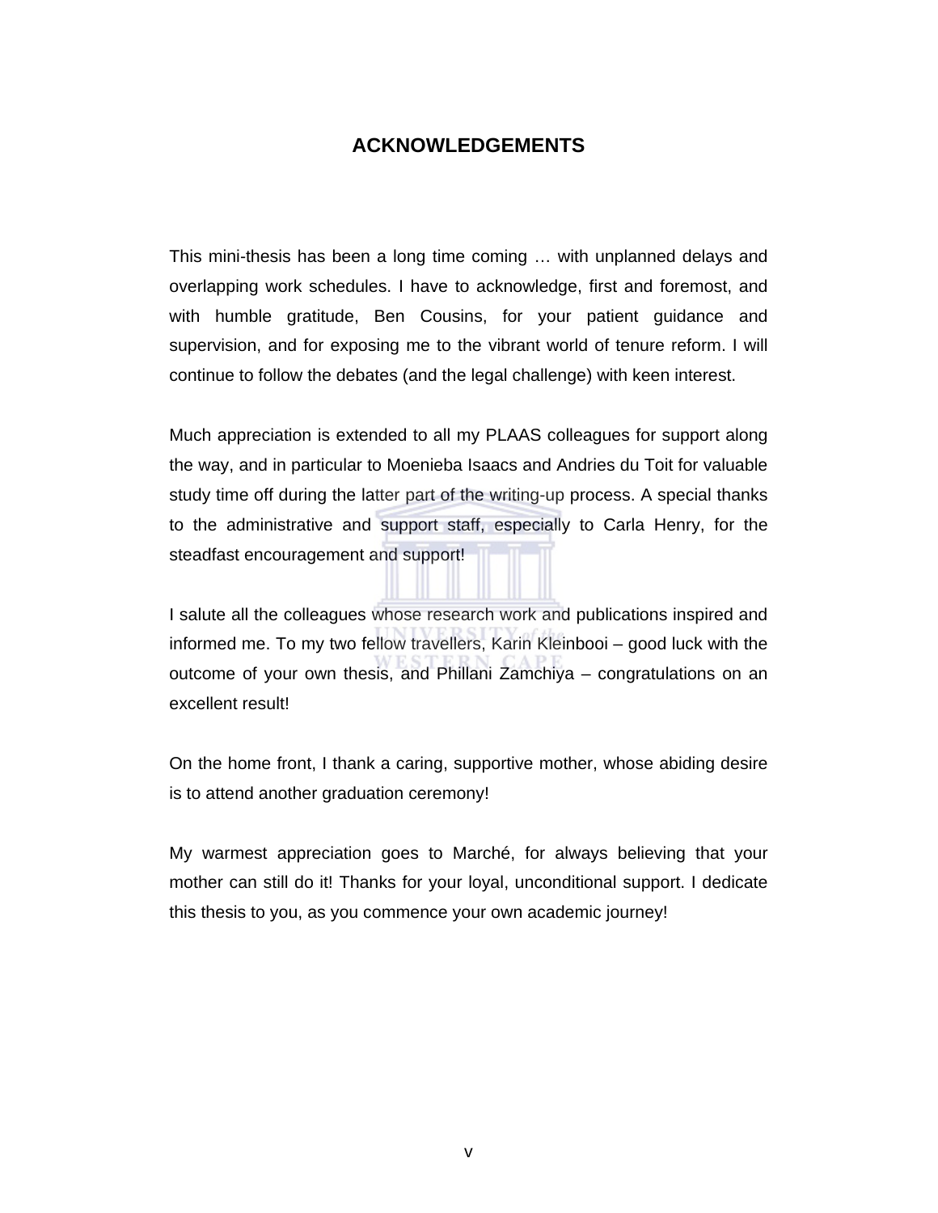# ACKNOWLEDGEMENTS

This mini-thesis has been a long time coming … with unplanned delays and overlapping work schedules. I have to acknowledge, first and foremost, and with humble gratitude, Ben Cousins, for your patient guidance and supervision, and for exposing me to the vibrant world of tenure reform. I will continue to follow the debates (and the legal challenge) with keen interest.

Much appreciation is extended to all my PLAAS colleagues for support along the way, and in particular to Moenieba Isaacs and Andries du Toit for valuable study time off during the latter part of the writing-up process. A special thanks to the administrative and support staff, especially to Carla Henry, for the steadfast encouragement and support!

I salute all the colleagues whose research work and publications inspired and informed me. To my two fellow travellers, Karin Kleinbooi – good luck with the outcome of your own thesis, and Phillani Zamchiya – congratulations on an excellent result!

On the home front, I thank a caring, supportive mother, whose abiding desire is to attend another graduation ceremony!

My warmest appreciation goes to Marché, for always believing that your mother can still do it! Thanks for your loyal, unconditional support. I dedicate this thesis to you, as you commence your own academic journey!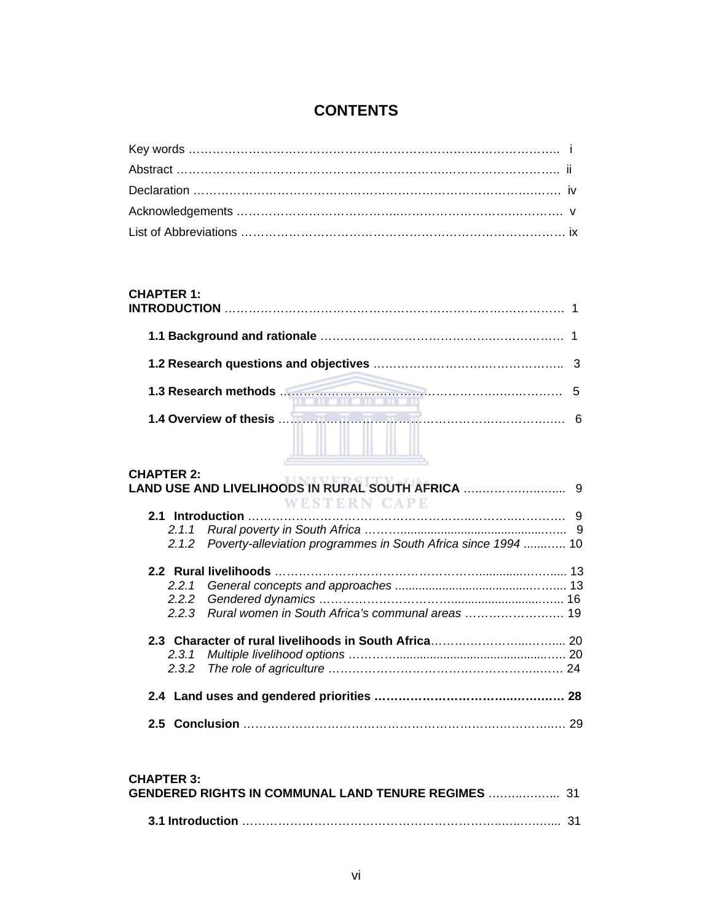# CONTENTS

Key words ………………………………………………………………………………….. i

Abstract ………………………………………………………………………………….. ii

Declaration ……………………………………………………………………………….. iv

Acknowledgements ……………………………………………………………………… v

List of Abbreviations ……………………………………………………………………. ix

**CHAPTER 1:**
**INTRODUCTION** ………………………………………………………………………… 1

**1.1 Background and rationale** …………………………………………………… 1

**1.2 Research questions and objectives** ………………………………………….. 3

**1.3 Research methods** ……………………………………………………………… 5

**1.4 Overview of thesis** ……………………………………………………………… 6

**CHAPTER 2:**
**LAND USE AND LIVELIHOODS IN RURAL SOUTH AFRICA** ………………….... 9

**2.1 Introduction** ……………………………………………………………………… 9

*2.1.1 Rural poverty in South Africa* ……….............................................…... 9

*2.1.2 Poverty-alleviation programmes in South Africa since 1994* .......….. 10

**2.2 Rural livelihoods** ……………………………………………............…......... 13

*2.2.1 General concepts and approaches* ...........................................……... 13

*2.2.2 Gendered dynamics* ……………………………................................... 16

*2.2.3 Rural women in South Africa's communal areas* …………………….… 19

**2.3 Character of rural livelihoods in South Africa**……………………….……... 20

*2.3.1 Multiple livelihood options* ………….................................................... 20

*2.3.2 The role of agriculture* ……………………………………………….……. 24

**2.4 Land uses and gendered priorities ……………………………………………. 28**

**2.5 Conclusion** ………………………………………………………………….…. 29

**CHAPTER 3:**
**GENDERED RIGHTS IN COMMUNAL LAND TENURE REGIMES** ……….……... 31

**3.1 Introduction** …………………………………………………………………... 31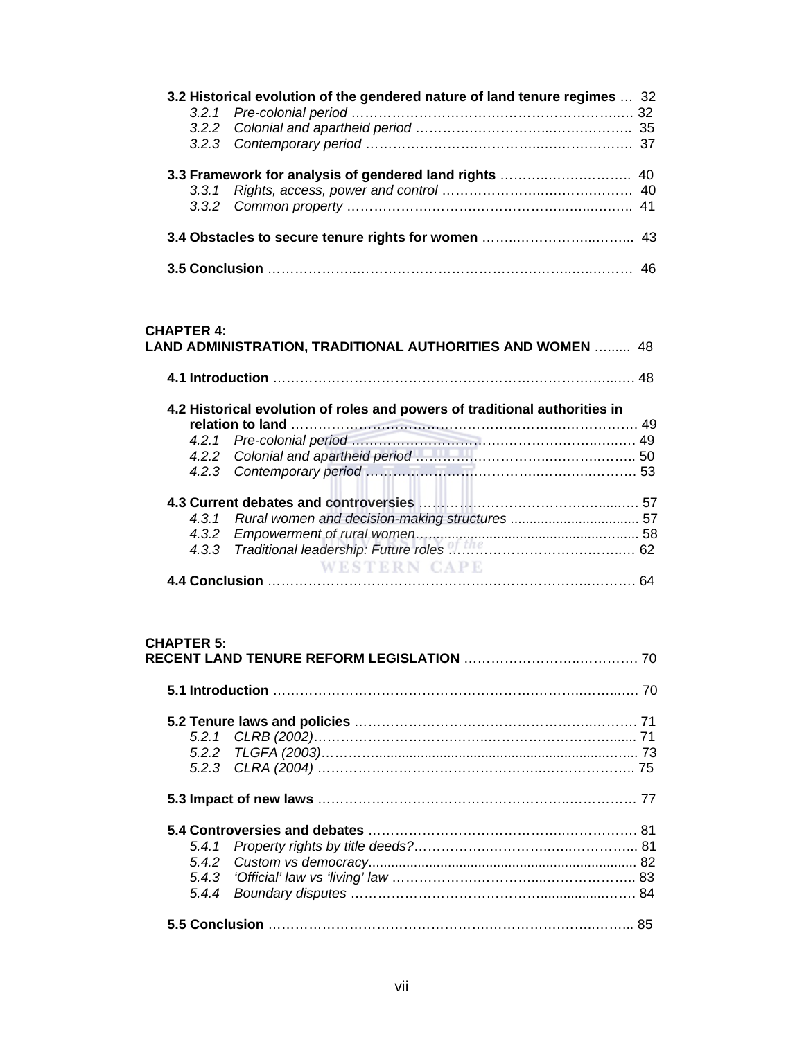**3.2 Historical evolution of the gendered nature of land tenure regimes** ... 32

*3.2.1 Pre-colonial period* ... 32

*3.2.2 Colonial and apartheid period* ... 35

*3.2.3 Contemporary period* ... 37

**3.3 Framework for analysis of gendered land rights** ... 40

*3.3.1 Rights, access, power and control* ... 40

*3.3.2 Common property* ... 41

**3.4 Obstacles to secure tenure rights for women** ... 43

**3.5 Conclusion** ... 46

**CHAPTER 4:**
**LAND ADMINISTRATION, TRADITIONAL AUTHORITIES AND WOMEN** ... 48

**4.1 Introduction** ... 48

**4.2 Historical evolution of roles and powers of traditional authorities in relation to land** ... 49

*4.2.1 Pre-colonial period* ... 49

*4.2.2 Colonial and apartheid period* ... 50

*4.2.3 Contemporary period* ... 53

**4.3 Current debates and controversies** ... 57

*4.3.1 Rural women and decision-making structures* ... 57

*4.3.2 Empowerment of rural women* ... 58

*4.3.3 Traditional leadership: Future roles* ... 62

**4.4 Conclusion** ... 64

**CHAPTER 5:**
**RECENT LAND TENURE REFORM LEGISLATION** ... 70

**5.1 Introduction** ... 70

**5.2 Tenure laws and policies** ... 71

*5.2.1 CLRB (2002)* ... 71

*5.2.2 TLGFA (2003)* ... 73

*5.2.3 CLRA (2004)* ... 75

**5.3 Impact of new laws** ... 77

**5.4 Controversies and debates** ... 81

*5.4.1 Property rights by title deeds?* ... 81

*5.4.2 Custom vs democracy* ... 82

*5.4.3 'Official' law vs 'living' law* ... 83

*5.4.4 Boundary disputes* ... 84

**5.5 Conclusion** ... 85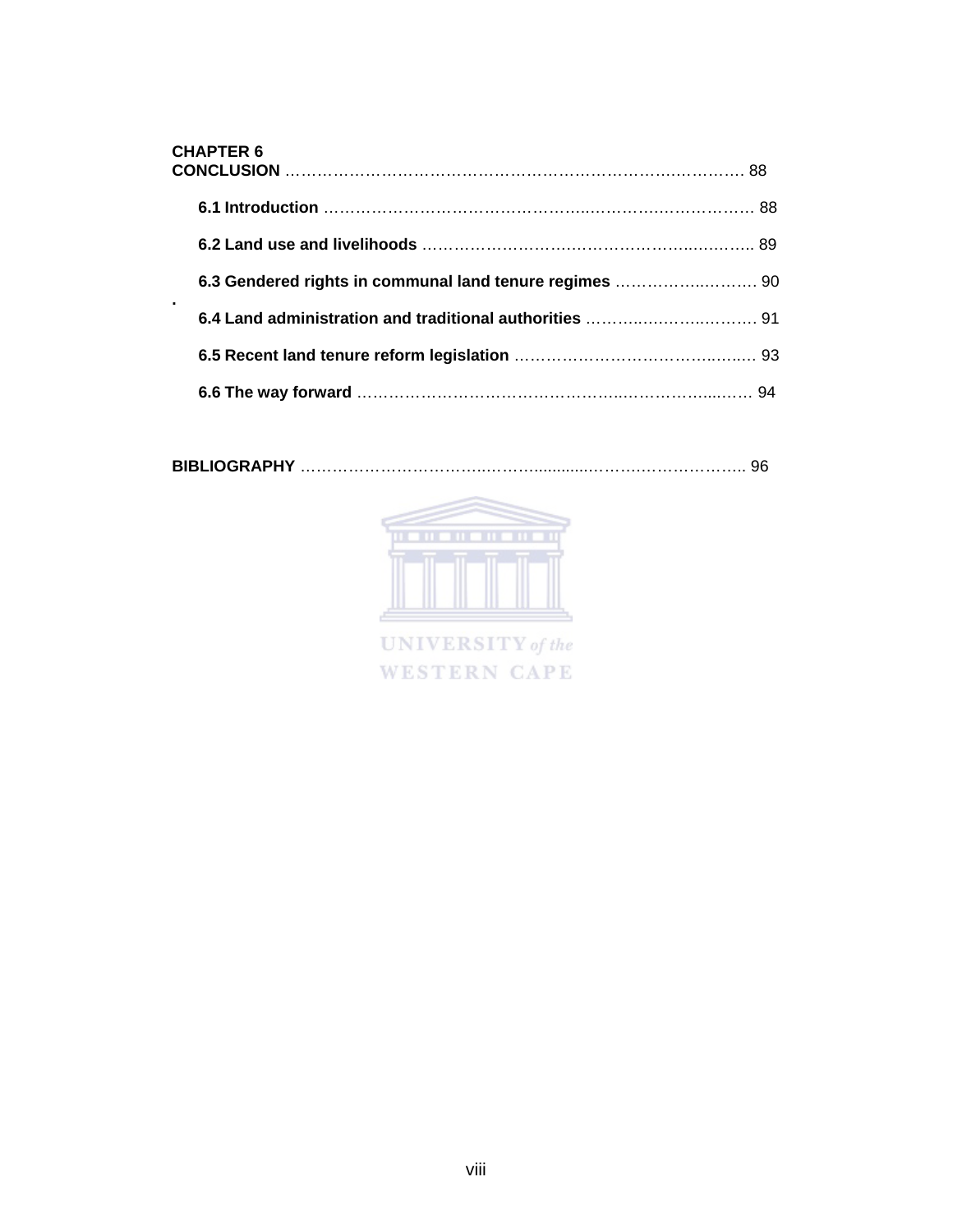**CHAPTER 6**
**CONCLUSION** ………………………………………………………………………. 88

**6.1 Introduction** ……………………………………………………………… 88

**6.2 Land use and livelihoods** …………………………………………………. 89

**6.3 Gendered rights in communal land tenure regimes** ………………………. 90

**6.4 Land administration and traditional authorities** ………………………… 91

**6.5 Recent land tenure reform legislation** …………………………………… 93

**6.6 The way forward** ……………………………………………………………. 94

**BIBLIOGRAPHY** ……………………………………………………………….. 96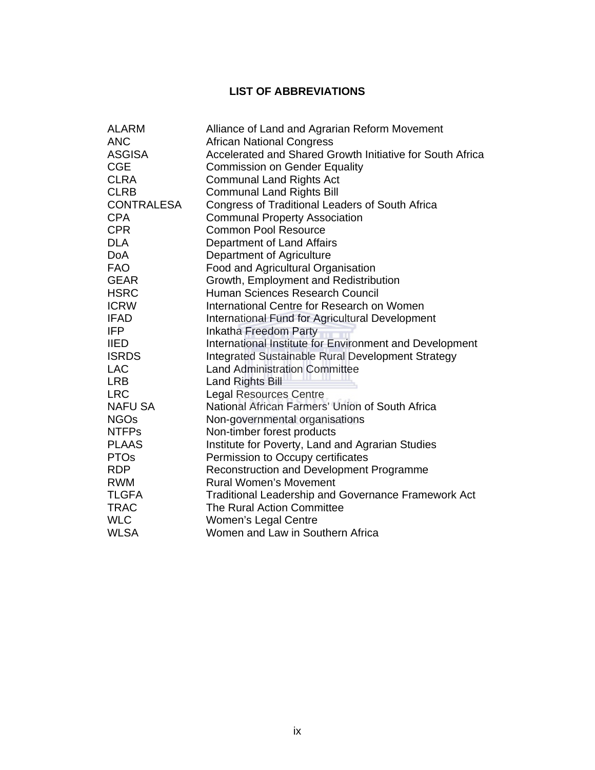## LIST OF ABBREVIATIONS

| | |
|---|---|
| ALARM | Alliance of Land and Agrarian Reform Movement |
| ANC | African National Congress |
| ASGISA | Accelerated and Shared Growth Initiative for South Africa |
| CGE | Commission on Gender Equality |
| CLRA | Communal Land Rights Act |
| CLRB | Communal Land Rights Bill |
| CONTRALESA | Congress of Traditional Leaders of South Africa |
| CPA | Communal Property Association |
| CPR | Common Pool Resource |
| DLA | Department of Land Affairs |
| DoA | Department of Agriculture |
| FAO | Food and Agricultural Organisation |
| GEAR | Growth, Employment and Redistribution |
| HSRC | Human Sciences Research Council |
| ICRW | International Centre for Research on Women |
| IFAD | International Fund for Agricultural Development |
| IFP | Inkatha Freedom Party |
| IIED | International Institute for Environment and Development |
| ISRDS | Integrated Sustainable Rural Development Strategy |
| LAC | Land Administration Committee |
| LRB | Land Rights Bill |
| LRC | Legal Resources Centre |
| NAFU SA | National African Farmers' Union of South Africa |
| NGOs | Non-governmental organisations |
| NTFPs | Non-timber forest products |
| PLAAS | Institute for Poverty, Land and Agrarian Studies |
| PTOs | Permission to Occupy certificates |
| RDP | Reconstruction and Development Programme |
| RWM | Rural Women's Movement |
| TLGFA | Traditional Leadership and Governance Framework Act |
| TRAC | The Rural Action Committee |
| WLC | Women's Legal Centre |
| WLSA | Women and Law in Southern Africa |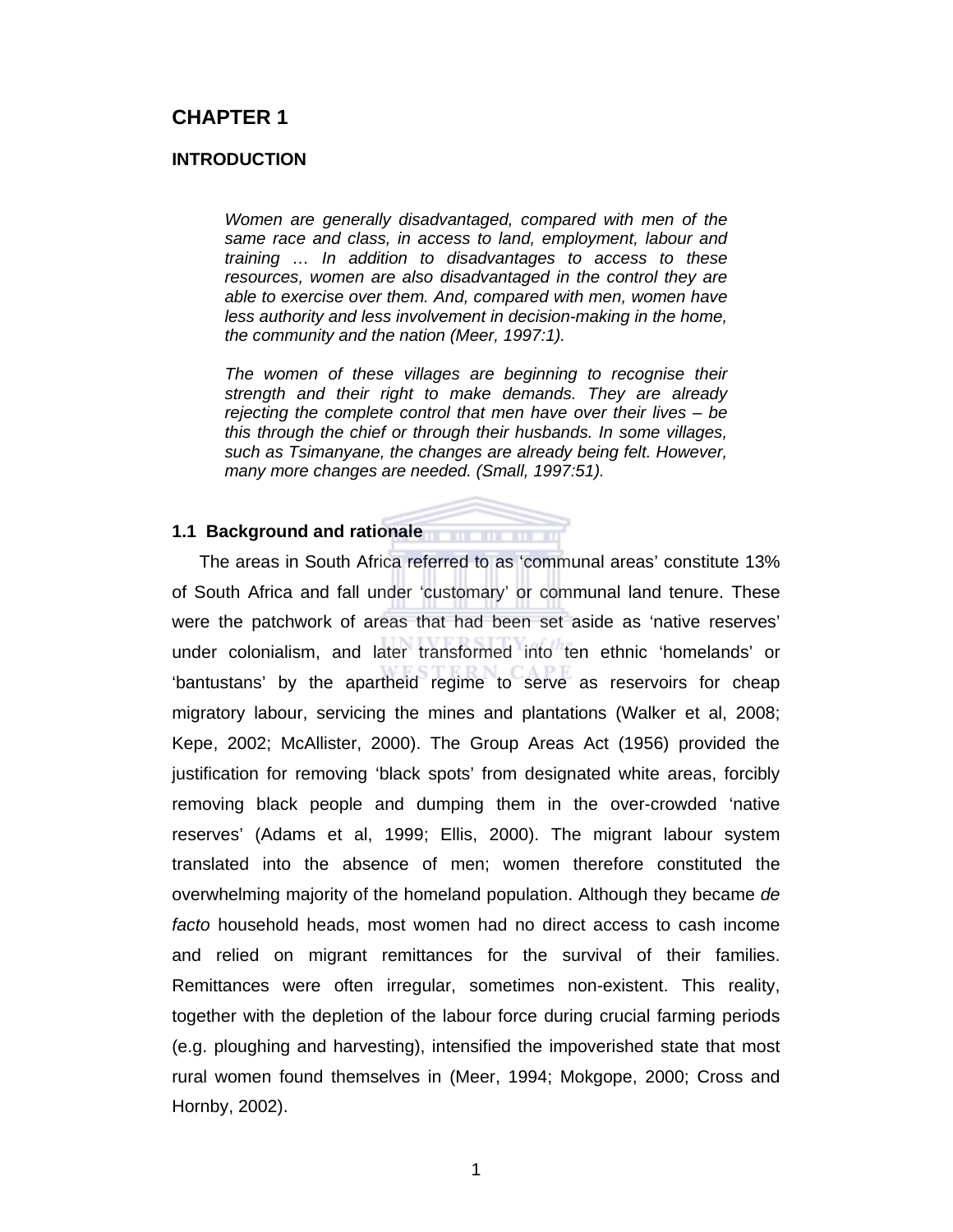# CHAPTER 1

## INTRODUCTION

> *Women are generally disadvantaged, compared with men of the same race and class, in access to land, employment, labour and training … In addition to disadvantages to access to these resources, women are also disadvantaged in the control they are able to exercise over them. And, compared with men, women have less authority and less involvement in decision-making in the home, the community and the nation (Meer, 1997:1).*

> *The women of these villages are beginning to recognise their strength and their right to make demands. They are already rejecting the complete control that men have over their lives – be this through the chief or through their husbands. In some villages, such as Tsimanyane, the changes are already being felt. However, many more changes are needed. (Small, 1997:51).*

### 1.1 Background and rationale

The areas in South Africa referred to as 'communal areas' constitute 13% of South Africa and fall under 'customary' or communal land tenure. These were the patchwork of areas that had been set aside as 'native reserves' under colonialism, and later transformed into ten ethnic 'homelands' or 'bantustans' by the apartheid regime to serve as reservoirs for cheap migratory labour, servicing the mines and plantations (Walker et al, 2008; Kepe, 2002; McAllister, 2000). The Group Areas Act (1956) provided the justification for removing 'black spots' from designated white areas, forcibly removing black people and dumping them in the over-crowded 'native reserves' (Adams et al, 1999; Ellis, 2000). The migrant labour system translated into the absence of men; women therefore constituted the overwhelming majority of the homeland population. Although they became *de facto* household heads, most women had no direct access to cash income and relied on migrant remittances for the survival of their families. Remittances were often irregular, sometimes non-existent. This reality, together with the depletion of the labour force during crucial farming periods (e.g. ploughing and harvesting), intensified the impoverished state that most rural women found themselves in (Meer, 1994; Mokgope, 2000; Cross and Hornby, 2002).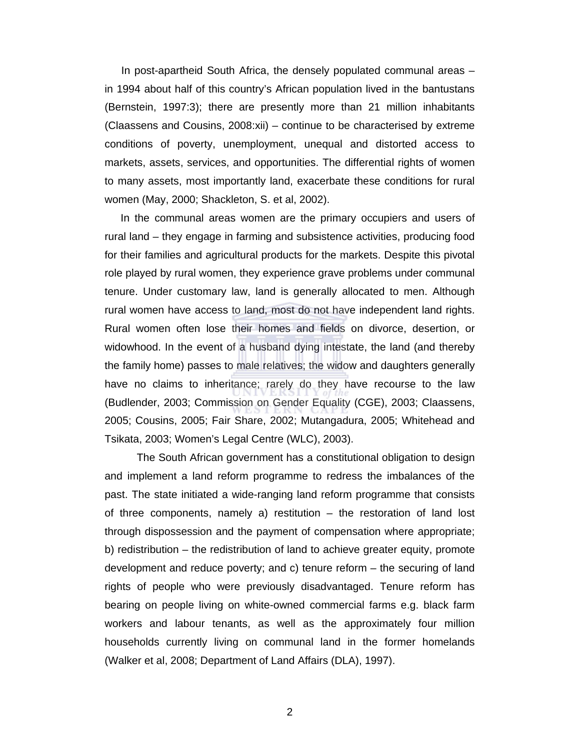In post-apartheid South Africa, the densely populated communal areas – in 1994 about half of this country's African population lived in the bantustans (Bernstein, 1997:3); there are presently more than 21 million inhabitants (Claassens and Cousins, 2008:xii) – continue to be characterised by extreme conditions of poverty, unemployment, unequal and distorted access to markets, assets, services, and opportunities. The differential rights of women to many assets, most importantly land, exacerbate these conditions for rural women (May, 2000; Shackleton, S. et al, 2002).

In the communal areas women are the primary occupiers and users of rural land – they engage in farming and subsistence activities, producing food for their families and agricultural products for the markets. Despite this pivotal role played by rural women, they experience grave problems under communal tenure. Under customary law, land is generally allocated to men. Although rural women have access to land, most do not have independent land rights. Rural women often lose their homes and fields on divorce, desertion, or widowhood. In the event of a husband dying intestate, the land (and thereby the family home) passes to male relatives; the widow and daughters generally have no claims to inheritance; rarely do they have recourse to the law (Budlender, 2003; Commission on Gender Equality (CGE), 2003; Claassens, 2005; Cousins, 2005; Fair Share, 2002; Mutangadura, 2005; Whitehead and Tsikata, 2003; Women's Legal Centre (WLC), 2003).

The South African government has a constitutional obligation to design and implement a land reform programme to redress the imbalances of the past. The state initiated a wide-ranging land reform programme that consists of three components, namely a) restitution – the restoration of land lost through dispossession and the payment of compensation where appropriate; b) redistribution – the redistribution of land to achieve greater equity, promote development and reduce poverty; and c) tenure reform – the securing of land rights of people who were previously disadvantaged. Tenure reform has bearing on people living on white-owned commercial farms e.g. black farm workers and labour tenants, as well as the approximately four million households currently living on communal land in the former homelands (Walker et al, 2008; Department of Land Affairs (DLA), 1997).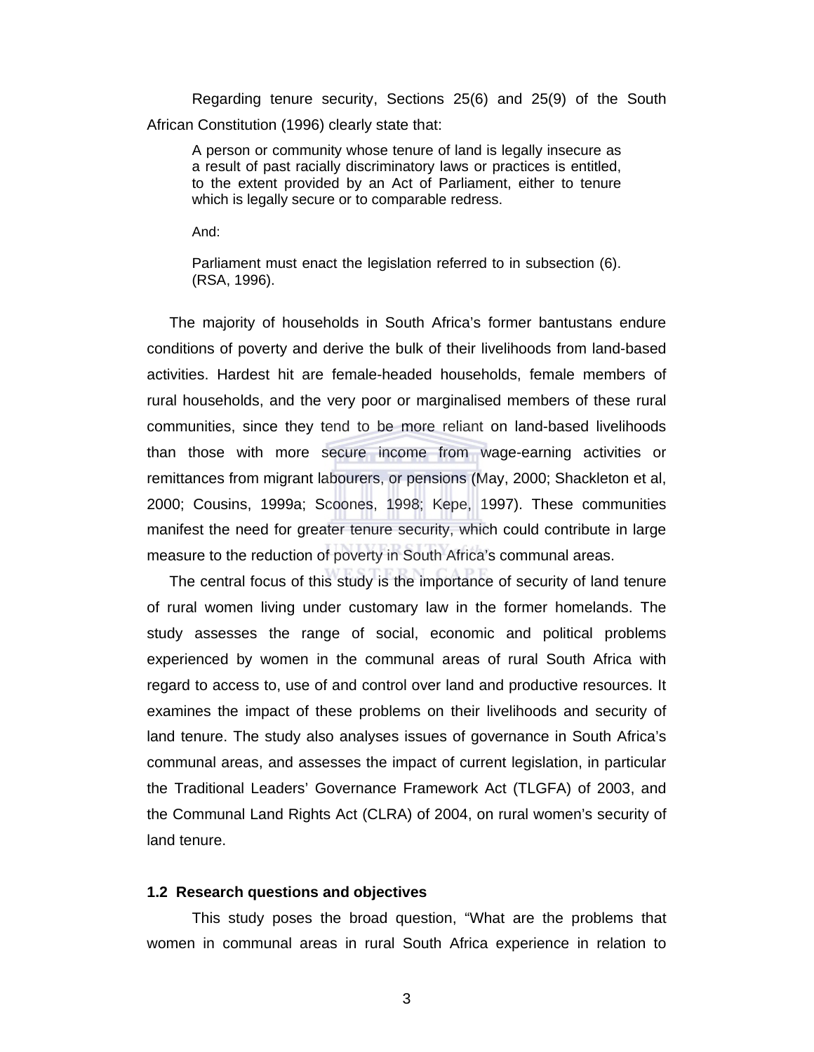Regarding tenure security, Sections 25(6) and 25(9) of the South African Constitution (1996) clearly state that:

> A person or community whose tenure of land is legally insecure as a result of past racially discriminatory laws or practices is entitled, to the extent provided by an Act of Parliament, either to tenure which is legally secure or to comparable redress.
>
> And:
>
> Parliament must enact the legislation referred to in subsection (6). (RSA, 1996).

The majority of households in South Africa's former bantustans endure conditions of poverty and derive the bulk of their livelihoods from land-based activities. Hardest hit are female-headed households, female members of rural households, and the very poor or marginalised members of these rural communities, since they tend to be more reliant on land-based livelihoods than those with more secure income from wage-earning activities or remittances from migrant labourers, or pensions (May, 2000; Shackleton et al, 2000; Cousins, 1999a; Scoones, 1998; Kepe, 1997). These communities manifest the need for greater tenure security, which could contribute in large measure to the reduction of poverty in South Africa's communal areas.

The central focus of this study is the importance of security of land tenure of rural women living under customary law in the former homelands. The study assesses the range of social, economic and political problems experienced by women in the communal areas of rural South Africa with regard to access to, use of and control over land and productive resources. It examines the impact of these problems on their livelihoods and security of land tenure. The study also analyses issues of governance in South Africa's communal areas, and assesses the impact of current legislation, in particular the Traditional Leaders' Governance Framework Act (TLGFA) of 2003, and the Communal Land Rights Act (CLRA) of 2004, on rural women's security of land tenure.

### 1.2 Research questions and objectives

This study poses the broad question, "What are the problems that women in communal areas in rural South Africa experience in relation to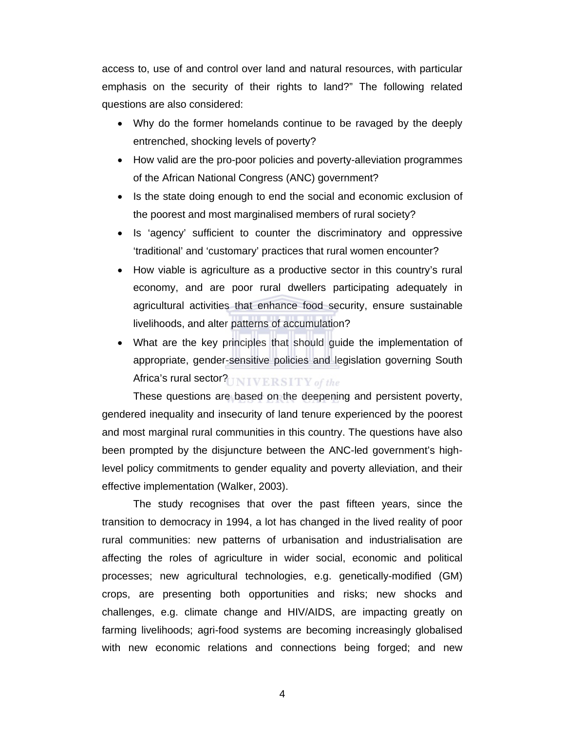access to, use of and control over land and natural resources, with particular emphasis on the security of their rights to land?" The following related questions are also considered:

- Why do the former homelands continue to be ravaged by the deeply entrenched, shocking levels of poverty?
- How valid are the pro-poor policies and poverty-alleviation programmes of the African National Congress (ANC) government?
- Is the state doing enough to end the social and economic exclusion of the poorest and most marginalised members of rural society?
- Is 'agency' sufficient to counter the discriminatory and oppressive 'traditional' and 'customary' practices that rural women encounter?
- How viable is agriculture as a productive sector in this country's rural economy, and are poor rural dwellers participating adequately in agricultural activities that enhance food security, ensure sustainable livelihoods, and alter patterns of accumulation?
- What are the key principles that should guide the implementation of appropriate, gender-sensitive policies and legislation governing South Africa's rural sector?

These questions are based on the deepening and persistent poverty, gendered inequality and insecurity of land tenure experienced by the poorest and most marginal rural communities in this country. The questions have also been prompted by the disjuncture between the ANC-led government's high-level policy commitments to gender equality and poverty alleviation, and their effective implementation (Walker, 2003).

The study recognises that over the past fifteen years, since the transition to democracy in 1994, a lot has changed in the lived reality of poor rural communities: new patterns of urbanisation and industrialisation are affecting the roles of agriculture in wider social, economic and political processes; new agricultural technologies, e.g. genetically-modified (GM) crops, are presenting both opportunities and risks; new shocks and challenges, e.g. climate change and HIV/AIDS, are impacting greatly on farming livelihoods; agri-food systems are becoming increasingly globalised with new economic relations and connections being forged; and new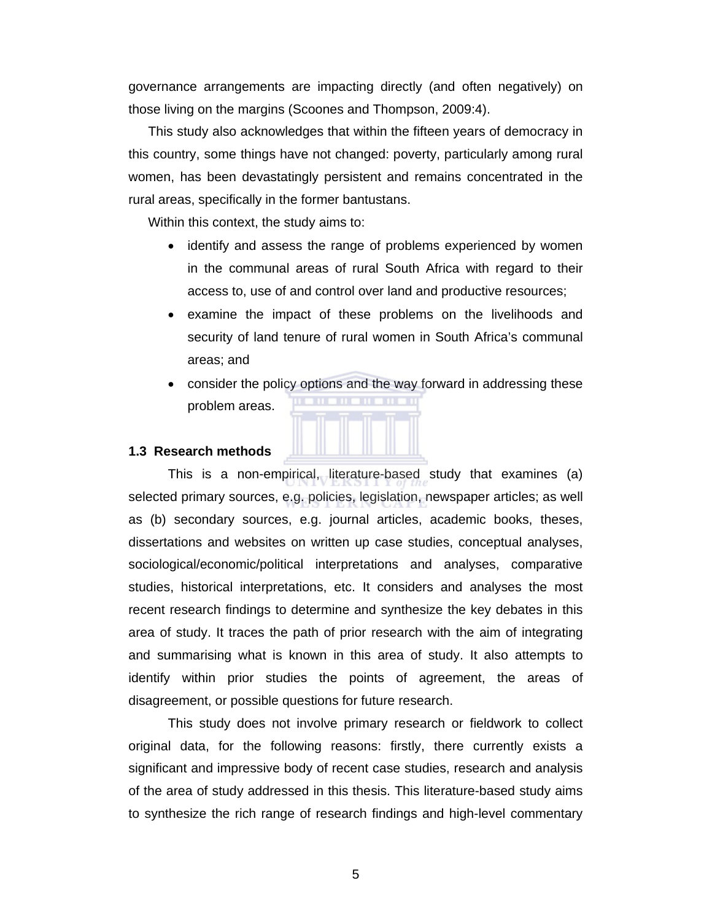governance arrangements are impacting directly (and often negatively) on those living on the margins (Scoones and Thompson, 2009:4).

This study also acknowledges that within the fifteen years of democracy in this country, some things have not changed: poverty, particularly among rural women, has been devastatingly persistent and remains concentrated in the rural areas, specifically in the former bantustans.

Within this context, the study aims to:

- identify and assess the range of problems experienced by women in the communal areas of rural South Africa with regard to their access to, use of and control over land and productive resources;
- examine the impact of these problems on the livelihoods and security of land tenure of rural women in South Africa's communal areas; and
- consider the policy options and the way forward in addressing these problem areas.

### 1.3 Research methods

This is a non-empirical, literature-based study that examines (a) selected primary sources, e.g. policies, legislation, newspaper articles; as well as (b) secondary sources, e.g. journal articles, academic books, theses, dissertations and websites on written up case studies, conceptual analyses, sociological/economic/political interpretations and analyses, comparative studies, historical interpretations, etc. It considers and analyses the most recent research findings to determine and synthesize the key debates in this area of study. It traces the path of prior research with the aim of integrating and summarising what is known in this area of study. It also attempts to identify within prior studies the points of agreement, the areas of disagreement, or possible questions for future research.

This study does not involve primary research or fieldwork to collect original data, for the following reasons: firstly, there currently exists a significant and impressive body of recent case studies, research and analysis of the area of study addressed in this thesis. This literature-based study aims to synthesize the rich range of research findings and high-level commentary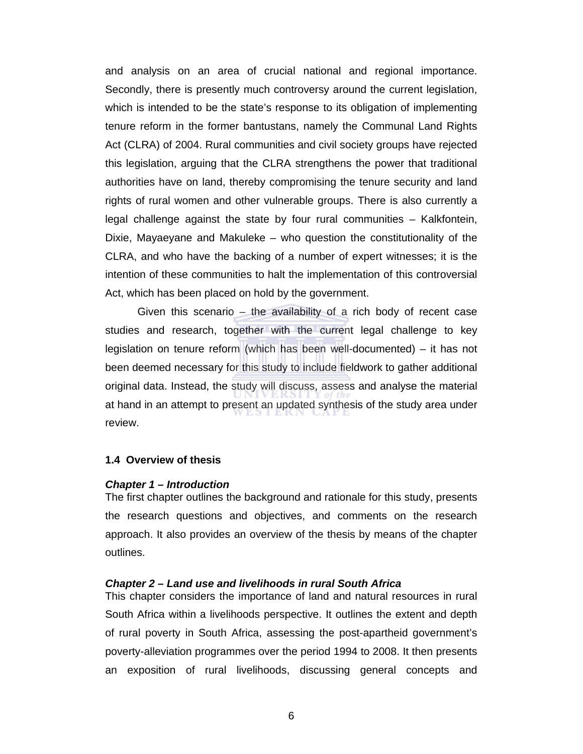and analysis on an area of crucial national and regional importance. Secondly, there is presently much controversy around the current legislation, which is intended to be the state's response to its obligation of implementing tenure reform in the former bantustans, namely the Communal Land Rights Act (CLRA) of 2004. Rural communities and civil society groups have rejected this legislation, arguing that the CLRA strengthens the power that traditional authorities have on land, thereby compromising the tenure security and land rights of rural women and other vulnerable groups. There is also currently a legal challenge against the state by four rural communities – Kalkfontein, Dixie, Mayaeyane and Makuleke – who question the constitutionality of the CLRA, and who have the backing of a number of expert witnesses; it is the intention of these communities to halt the implementation of this controversial Act, which has been placed on hold by the government.

Given this scenario – the availability of a rich body of recent case studies and research, together with the current legal challenge to key legislation on tenure reform (which has been well-documented) – it has not been deemed necessary for this study to include fieldwork to gather additional original data. Instead, the study will discuss, assess and analyse the material at hand in an attempt to present an updated synthesis of the study area under review.

### 1.4 Overview of thesis

***Chapter 1 – Introduction***

The first chapter outlines the background and rationale for this study, presents the research questions and objectives, and comments on the research approach. It also provides an overview of the thesis by means of the chapter outlines.

***Chapter 2 – Land use and livelihoods in rural South Africa***

This chapter considers the importance of land and natural resources in rural South Africa within a livelihoods perspective. It outlines the extent and depth of rural poverty in South Africa, assessing the post-apartheid government's poverty-alleviation programmes over the period 1994 to 2008. It then presents an exposition of rural livelihoods, discussing general concepts and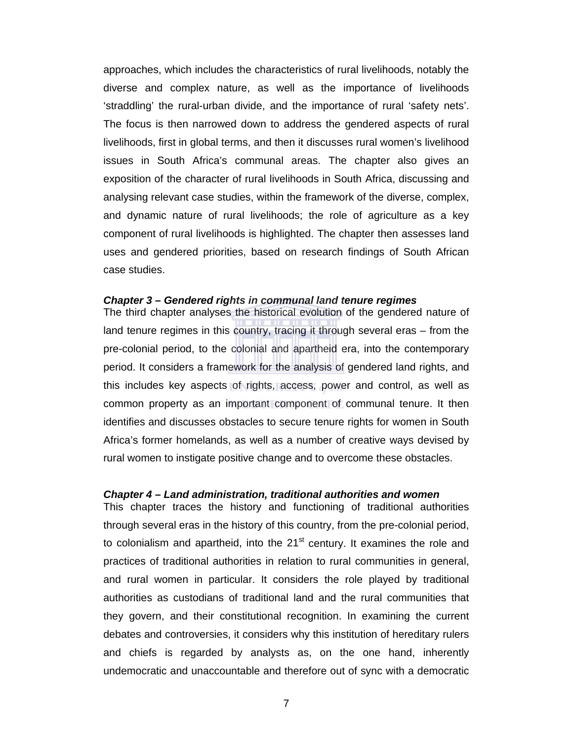approaches, which includes the characteristics of rural livelihoods, notably the diverse and complex nature, as well as the importance of livelihoods 'straddling' the rural-urban divide, and the importance of rural 'safety nets'. The focus is then narrowed down to address the gendered aspects of rural livelihoods, first in global terms, and then it discusses rural women's livelihood issues in South Africa's communal areas. The chapter also gives an exposition of the character of rural livelihoods in South Africa, discussing and analysing relevant case studies, within the framework of the diverse, complex, and dynamic nature of rural livelihoods; the role of agriculture as a key component of rural livelihoods is highlighted. The chapter then assesses land uses and gendered priorities, based on research findings of South African case studies.

***Chapter 3 – Gendered rights in communal land tenure regimes***

The third chapter analyses the historical evolution of the gendered nature of land tenure regimes in this country, tracing it through several eras – from the pre-colonial period, to the colonial and apartheid era, into the contemporary period. It considers a framework for the analysis of gendered land rights, and this includes key aspects of rights, access, power and control, as well as common property as an important component of communal tenure. It then identifies and discusses obstacles to secure tenure rights for women in South Africa's former homelands, as well as a number of creative ways devised by rural women to instigate positive change and to overcome these obstacles.

***Chapter 4 – Land administration, traditional authorities and women***

This chapter traces the history and functioning of traditional authorities through several eras in the history of this country, from the pre-colonial period, to colonialism and apartheid, into the 21st century. It examines the role and practices of traditional authorities in relation to rural communities in general, and rural women in particular. It considers the role played by traditional authorities as custodians of traditional land and the rural communities that they govern, and their constitutional recognition. In examining the current debates and controversies, it considers why this institution of hereditary rulers and chiefs is regarded by analysts as, on the one hand, inherently undemocratic and unaccountable and therefore out of sync with a democratic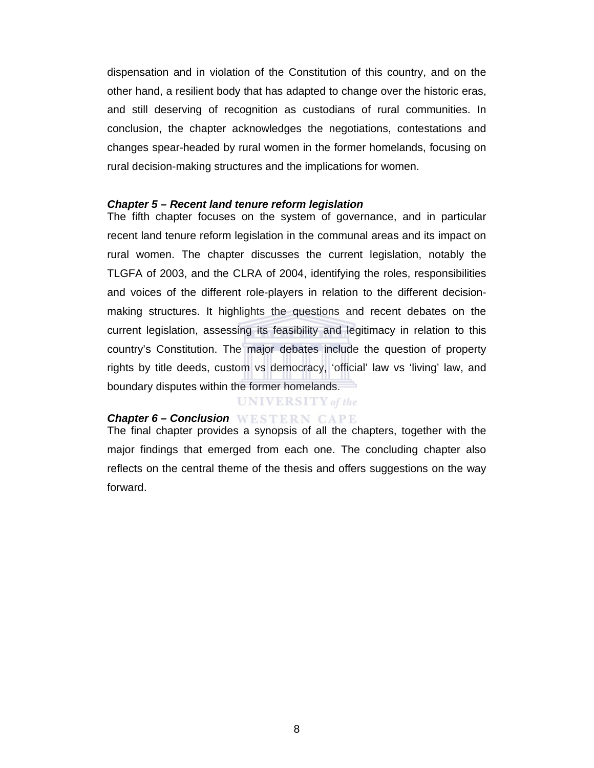dispensation and in violation of the Constitution of this country, and on the other hand, a resilient body that has adapted to change over the historic eras, and still deserving of recognition as custodians of rural communities. In conclusion, the chapter acknowledges the negotiations, contestations and changes spear-headed by rural women in the former homelands, focusing on rural decision-making structures and the implications for women.

***Chapter 5 – Recent land tenure reform legislation***

The fifth chapter focuses on the system of governance, and in particular recent land tenure reform legislation in the communal areas and its impact on rural women. The chapter discusses the current legislation, notably the TLGFA of 2003, and the CLRA of 2004, identifying the roles, responsibilities and voices of the different role-players in relation to the different decision-making structures. It highlights the questions and recent debates on the current legislation, assessing its feasibility and legitimacy in relation to this country's Constitution. The major debates include the question of property rights by title deeds, custom vs democracy, 'official' law vs 'living' law, and boundary disputes within the former homelands.

***Chapter 6 – Conclusion***

The final chapter provides a synopsis of all the chapters, together with the major findings that emerged from each one. The concluding chapter also reflects on the central theme of the thesis and offers suggestions on the way forward.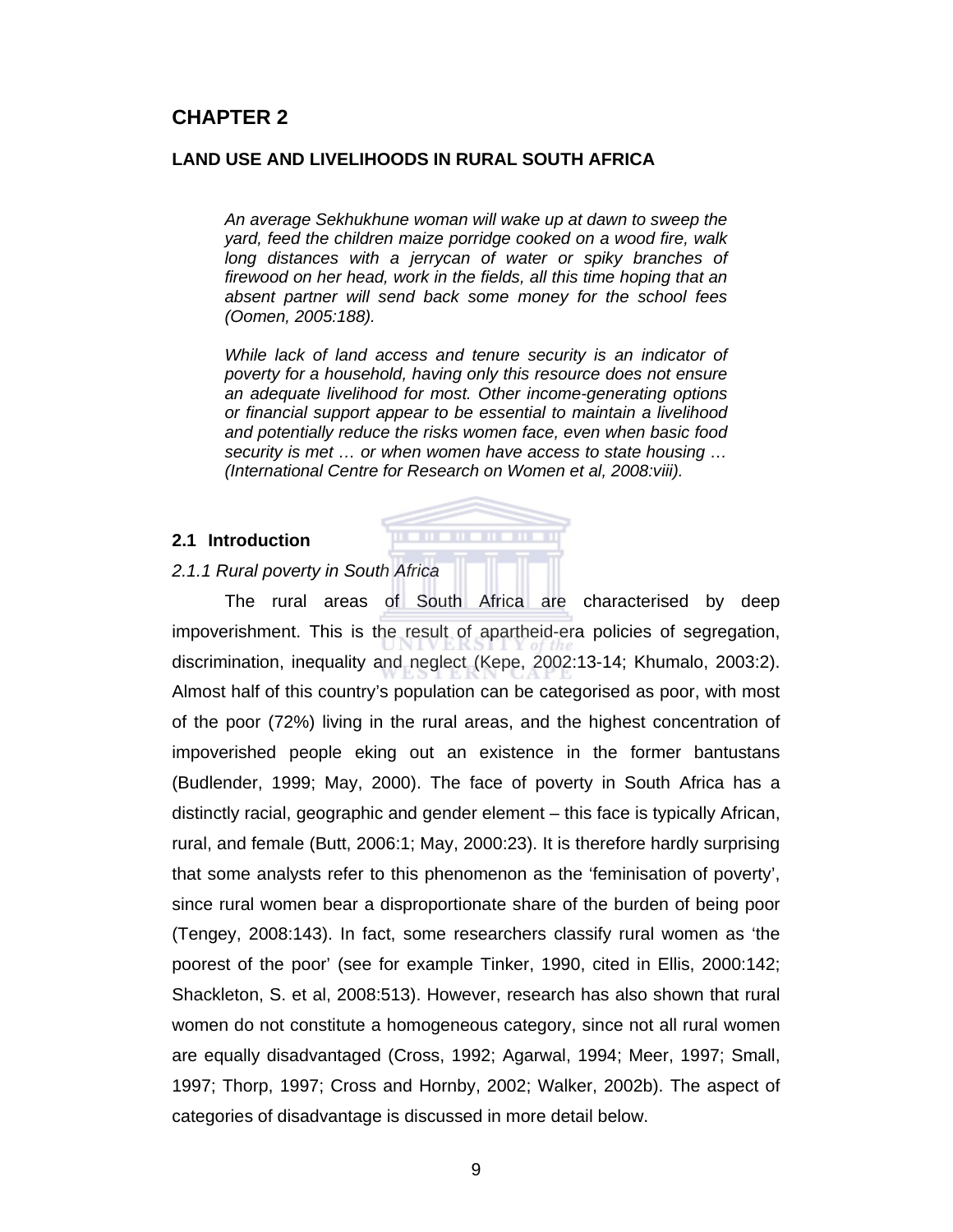# CHAPTER 2

## LAND USE AND LIVELIHOODS IN RURAL SOUTH AFRICA

> *An average Sekhukhune woman will wake up at dawn to sweep the yard, feed the children maize porridge cooked on a wood fire, walk long distances with a jerrycan of water or spiky branches of firewood on her head, work in the fields, all this time hoping that an absent partner will send back some money for the school fees (Oomen, 2005:188).*
>
> *While lack of land access and tenure security is an indicator of poverty for a household, having only this resource does not ensure an adequate livelihood for most. Other income-generating options or financial support appear to be essential to maintain a livelihood and potentially reduce the risks women face, even when basic food security is met … or when women have access to state housing … (International Centre for Research on Women et al, 2008:viii).*

### 2.1 Introduction

#### *2.1.1 Rural poverty in South Africa*

The rural areas of South Africa are characterised by deep impoverishment. This is the result of apartheid-era policies of segregation, discrimination, inequality and neglect (Kepe, 2002:13-14; Khumalo, 2003:2). Almost half of this country's population can be categorised as poor, with most of the poor (72%) living in the rural areas, and the highest concentration of impoverished people eking out an existence in the former bantustans (Budlender, 1999; May, 2000). The face of poverty in South Africa has a distinctly racial, geographic and gender element – this face is typically African, rural, and female (Butt, 2006:1; May, 2000:23). It is therefore hardly surprising that some analysts refer to this phenomenon as the 'feminisation of poverty', since rural women bear a disproportionate share of the burden of being poor (Tengey, 2008:143). In fact, some researchers classify rural women as 'the poorest of the poor' (see for example Tinker, 1990, cited in Ellis, 2000:142; Shackleton, S. et al, 2008:513). However, research has also shown that rural women do not constitute a homogeneous category, since not all rural women are equally disadvantaged (Cross, 1992; Agarwal, 1994; Meer, 1997; Small, 1997; Thorp, 1997; Cross and Hornby, 2002; Walker, 2002b). The aspect of categories of disadvantage is discussed in more detail below.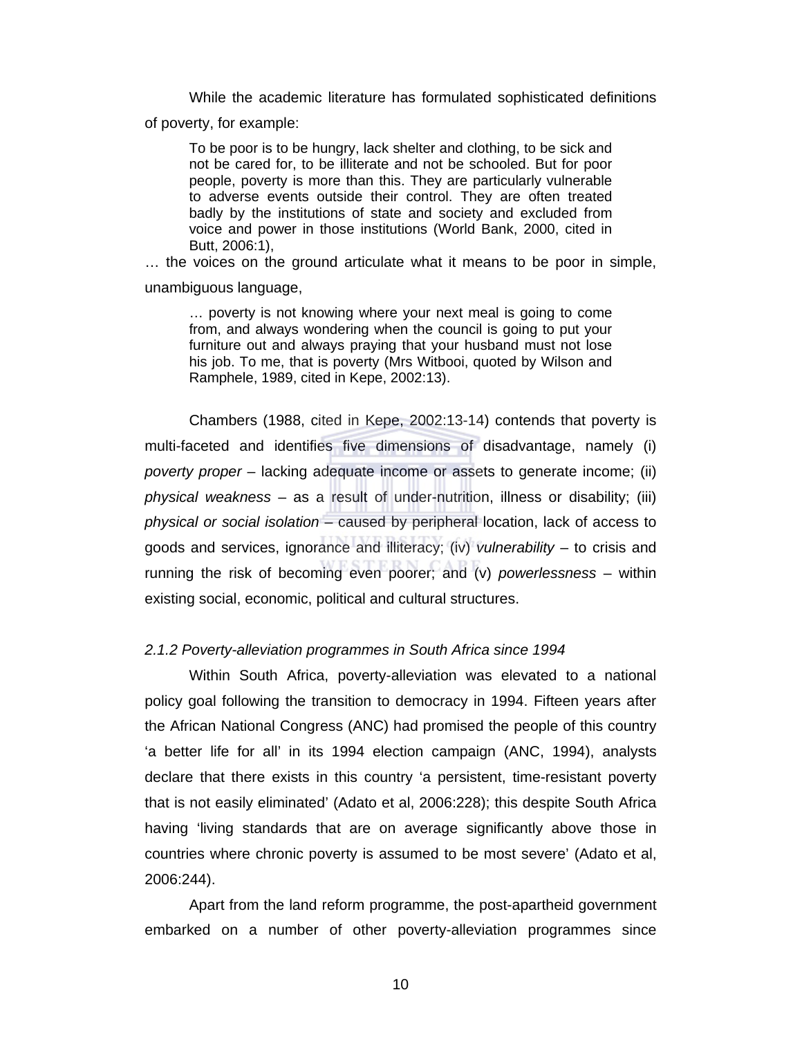While the academic literature has formulated sophisticated definitions of poverty, for example:

> To be poor is to be hungry, lack shelter and clothing, to be sick and not be cared for, to be illiterate and not be schooled. But for poor people, poverty is more than this. They are particularly vulnerable to adverse events outside their control. They are often treated badly by the institutions of state and society and excluded from voice and power in those institutions (World Bank, 2000, cited in Butt, 2006:1),

… the voices on the ground articulate what it means to be poor in simple, unambiguous language,

> … poverty is not knowing where your next meal is going to come from, and always wondering when the council is going to put your furniture out and always praying that your husband must not lose his job. To me, that is poverty (Mrs Witbooi, quoted by Wilson and Ramphele, 1989, cited in Kepe, 2002:13).

Chambers (1988, cited in Kepe, 2002:13-14) contends that poverty is multi-faceted and identifies five dimensions of disadvantage, namely (i) *poverty proper* – lacking adequate income or assets to generate income; (ii) *physical weakness* – as a result of under-nutrition, illness or disability; (iii) *physical or social isolation* – caused by peripheral location, lack of access to goods and services, ignorance and illiteracy; (iv) *vulnerability* – to crisis and running the risk of becoming even poorer; and (v) *powerlessness* – within existing social, economic, political and cultural structures.

*2.1.2 Poverty-alleviation programmes in South Africa since 1994*

Within South Africa, poverty-alleviation was elevated to a national policy goal following the transition to democracy in 1994. Fifteen years after the African National Congress (ANC) had promised the people of this country 'a better life for all' in its 1994 election campaign (ANC, 1994), analysts declare that there exists in this country 'a persistent, time-resistant poverty that is not easily eliminated' (Adato et al, 2006:228); this despite South Africa having 'living standards that are on average significantly above those in countries where chronic poverty is assumed to be most severe' (Adato et al, 2006:244).

Apart from the land reform programme, the post-apartheid government embarked on a number of other poverty-alleviation programmes since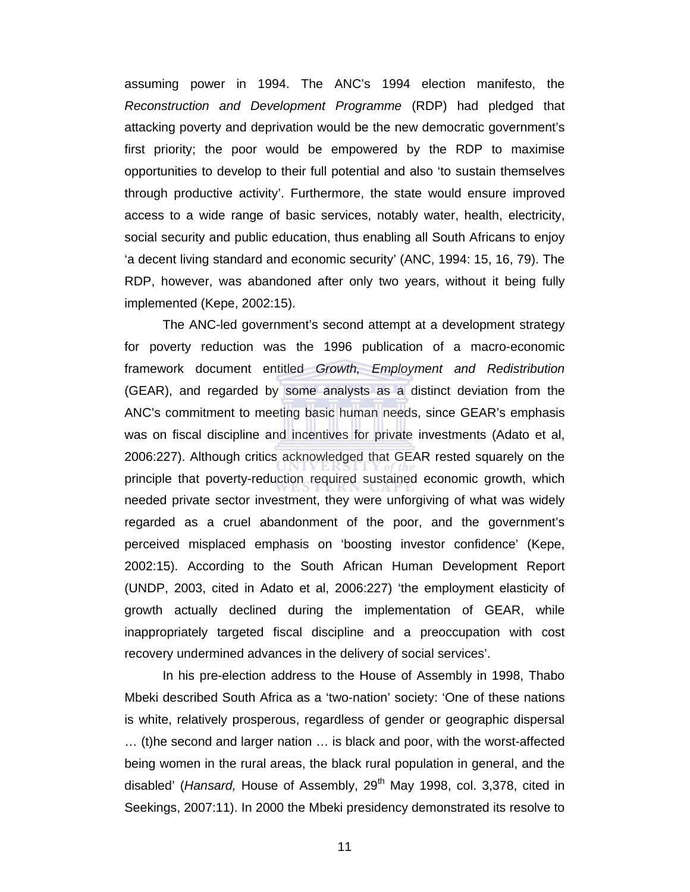assuming power in 1994. The ANC's 1994 election manifesto, the *Reconstruction and Development Programme* (RDP) had pledged that attacking poverty and deprivation would be the new democratic government's first priority; the poor would be empowered by the RDP to maximise opportunities to develop to their full potential and also 'to sustain themselves through productive activity'. Furthermore, the state would ensure improved access to a wide range of basic services, notably water, health, electricity, social security and public education, thus enabling all South Africans to enjoy 'a decent living standard and economic security' (ANC, 1994: 15, 16, 79). The RDP, however, was abandoned after only two years, without it being fully implemented (Kepe, 2002:15).

The ANC-led government's second attempt at a development strategy for poverty reduction was the 1996 publication of a macro-economic framework document entitled *Growth, Employment and Redistribution* (GEAR), and regarded by some analysts as a distinct deviation from the ANC's commitment to meeting basic human needs, since GEAR's emphasis was on fiscal discipline and incentives for private investments (Adato et al, 2006:227). Although critics acknowledged that GEAR rested squarely on the principle that poverty-reduction required sustained economic growth, which needed private sector investment, they were unforgiving of what was widely regarded as a cruel abandonment of the poor, and the government's perceived misplaced emphasis on 'boosting investor confidence' (Kepe, 2002:15). According to the South African Human Development Report (UNDP, 2003, cited in Adato et al, 2006:227) 'the employment elasticity of growth actually declined during the implementation of GEAR, while inappropriately targeted fiscal discipline and a preoccupation with cost recovery undermined advances in the delivery of social services'.

In his pre-election address to the House of Assembly in 1998, Thabo Mbeki described South Africa as a 'two-nation' society: 'One of these nations is white, relatively prosperous, regardless of gender or geographic dispersal … (t)he second and larger nation … is black and poor, with the worst-affected being women in the rural areas, the black rural population in general, and the disabled' (*Hansard,* House of Assembly, 29th May 1998, col. 3,378, cited in Seekings, 2007:11). In 2000 the Mbeki presidency demonstrated its resolve to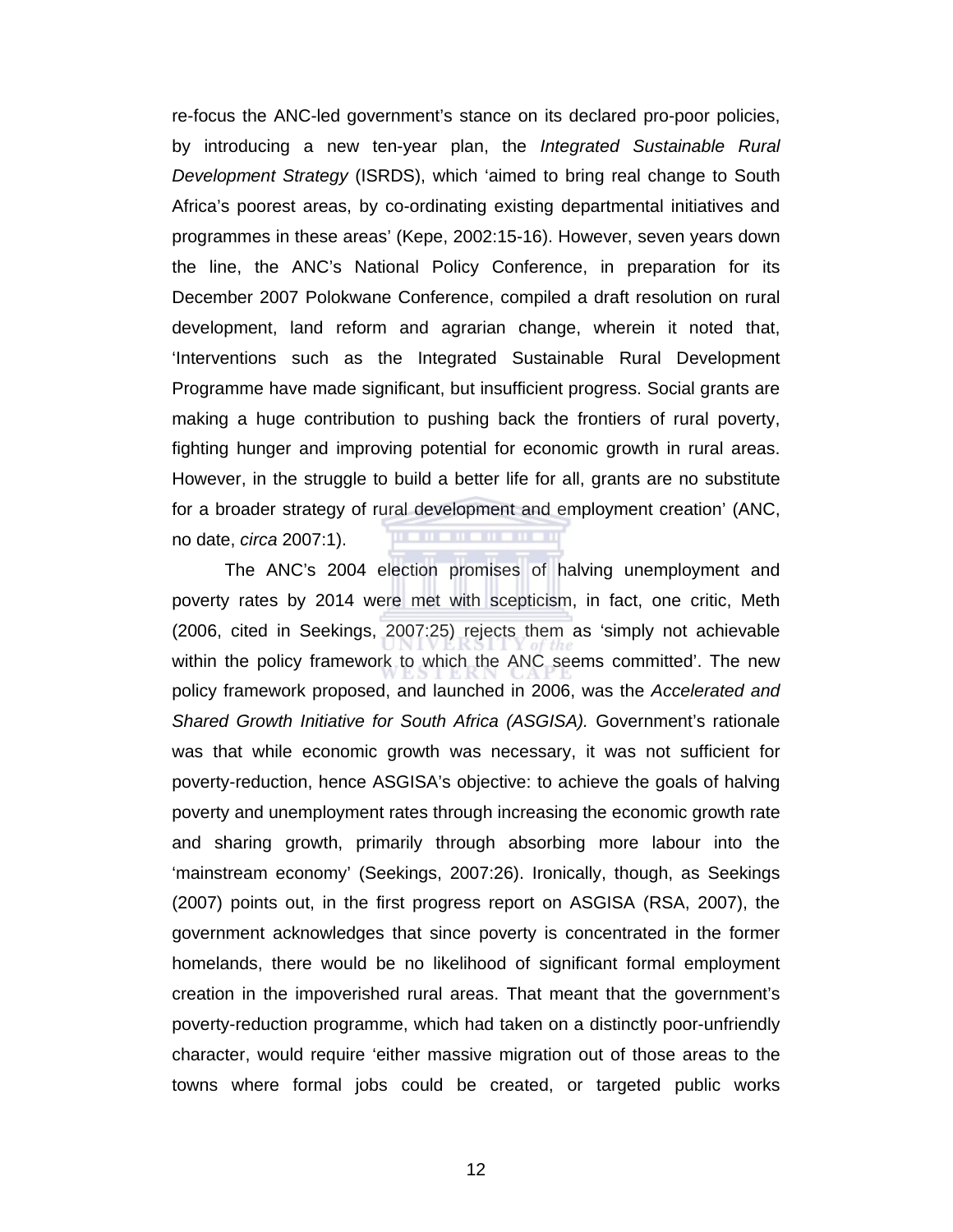re-focus the ANC-led government's stance on its declared pro-poor policies, by introducing a new ten-year plan, the *Integrated Sustainable Rural Development Strategy* (ISRDS), which 'aimed to bring real change to South Africa's poorest areas, by co-ordinating existing departmental initiatives and programmes in these areas' (Kepe, 2002:15-16). However, seven years down the line, the ANC's National Policy Conference, in preparation for its December 2007 Polokwane Conference, compiled a draft resolution on rural development, land reform and agrarian change, wherein it noted that, 'Interventions such as the Integrated Sustainable Rural Development Programme have made significant, but insufficient progress. Social grants are making a huge contribution to pushing back the frontiers of rural poverty, fighting hunger and improving potential for economic growth in rural areas. However, in the struggle to build a better life for all, grants are no substitute for a broader strategy of rural development and employment creation' (ANC, no date, *circa* 2007:1).

The ANC's 2004 election promises of halving unemployment and poverty rates by 2014 were met with scepticism, in fact, one critic, Meth (2006, cited in Seekings, 2007:25) rejects them as 'simply not achievable within the policy framework to which the ANC seems committed'. The new policy framework proposed, and launched in 2006, was the *Accelerated and Shared Growth Initiative for South Africa (ASGISA).* Government's rationale was that while economic growth was necessary, it was not sufficient for poverty-reduction, hence ASGISA's objective: to achieve the goals of halving poverty and unemployment rates through increasing the economic growth rate and sharing growth, primarily through absorbing more labour into the 'mainstream economy' (Seekings, 2007:26). Ironically, though, as Seekings (2007) points out, in the first progress report on ASGISA (RSA, 2007), the government acknowledges that since poverty is concentrated in the former homelands, there would be no likelihood of significant formal employment creation in the impoverished rural areas. That meant that the government's poverty-reduction programme, which had taken on a distinctly poor-unfriendly character, would require 'either massive migration out of those areas to the towns where formal jobs could be created, or targeted public works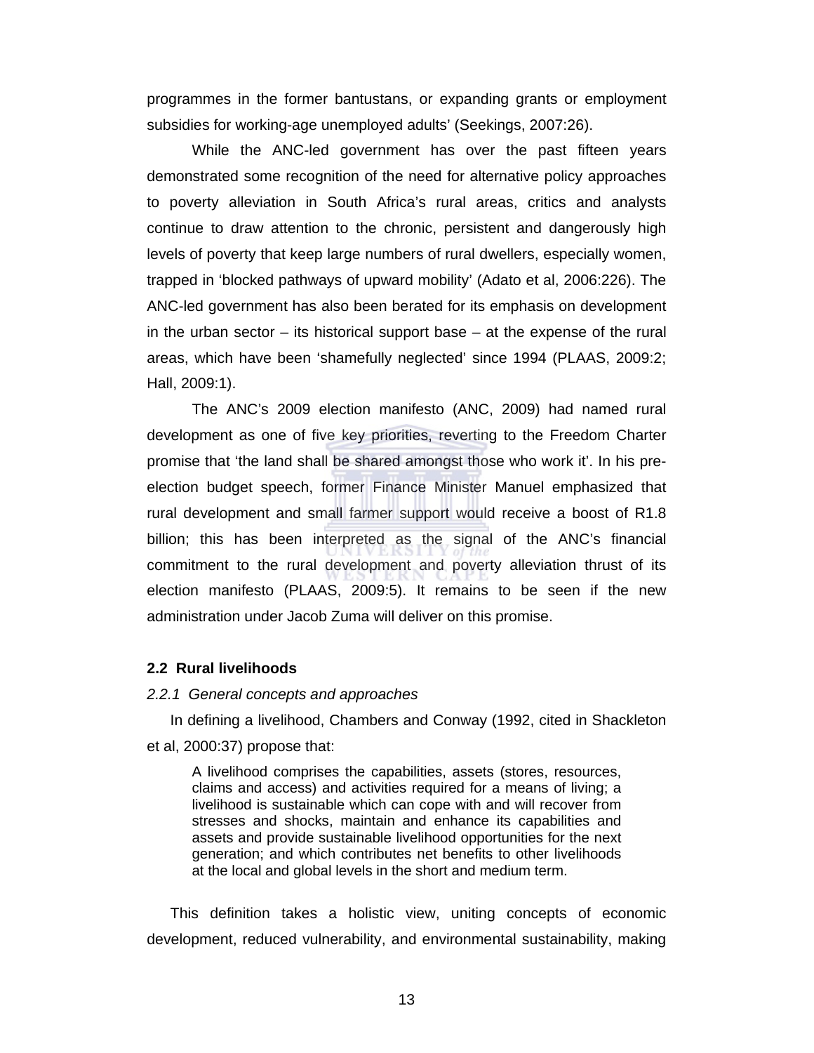programmes in the former bantustans, or expanding grants or employment subsidies for working-age unemployed adults' (Seekings, 2007:26).

While the ANC-led government has over the past fifteen years demonstrated some recognition of the need for alternative policy approaches to poverty alleviation in South Africa's rural areas, critics and analysts continue to draw attention to the chronic, persistent and dangerously high levels of poverty that keep large numbers of rural dwellers, especially women, trapped in 'blocked pathways of upward mobility' (Adato et al, 2006:226). The ANC-led government has also been berated for its emphasis on development in the urban sector – its historical support base – at the expense of the rural areas, which have been 'shamefully neglected' since 1994 (PLAAS, 2009:2; Hall, 2009:1).

The ANC's 2009 election manifesto (ANC, 2009) had named rural development as one of five key priorities, reverting to the Freedom Charter promise that 'the land shall be shared amongst those who work it'. In his pre-election budget speech, former Finance Minister Manuel emphasized that rural development and small farmer support would receive a boost of R1.8 billion; this has been interpreted as the signal of the ANC's financial commitment to the rural development and poverty alleviation thrust of its election manifesto (PLAAS, 2009:5). It remains to be seen if the new administration under Jacob Zuma will deliver on this promise.

## 2.2 Rural livelihoods

### *2.2.1 General concepts and approaches*

In defining a livelihood, Chambers and Conway (1992, cited in Shackleton et al, 2000:37) propose that:

> A livelihood comprises the capabilities, assets (stores, resources, claims and access) and activities required for a means of living; a livelihood is sustainable which can cope with and will recover from stresses and shocks, maintain and enhance its capabilities and assets and provide sustainable livelihood opportunities for the next generation; and which contributes net benefits to other livelihoods at the local and global levels in the short and medium term.

This definition takes a holistic view, uniting concepts of economic development, reduced vulnerability, and environmental sustainability, making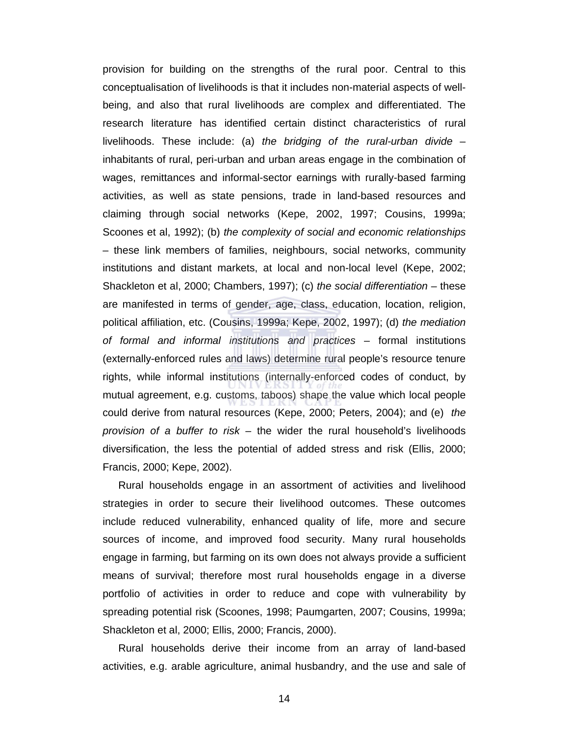provision for building on the strengths of the rural poor. Central to this conceptualisation of livelihoods is that it includes non-material aspects of well-being, and also that rural livelihoods are complex and differentiated. The research literature has identified certain distinct characteristics of rural livelihoods. These include: (a) *the bridging of the rural-urban divide* – inhabitants of rural, peri-urban and urban areas engage in the combination of wages, remittances and informal-sector earnings with rurally-based farming activities, as well as state pensions, trade in land-based resources and claiming through social networks (Kepe, 2002, 1997; Cousins, 1999a; Scoones et al, 1992); (b) *the complexity of social and economic relationships* – these link members of families, neighbours, social networks, community institutions and distant markets, at local and non-local level (Kepe, 2002; Shackleton et al, 2000; Chambers, 1997); (c) *the social differentiation* – these are manifested in terms of gender, age, class, education, location, religion, political affiliation, etc. (Cousins, 1999a; Kepe, 2002, 1997); (d) *the mediation of formal and informal institutions and practices* – formal institutions (externally-enforced rules and laws) determine rural people's resource tenure rights, while informal institutions (internally-enforced codes of conduct, by mutual agreement, e.g. customs, taboos) shape the value which local people could derive from natural resources (Kepe, 2000; Peters, 2004); and (e) *the provision of a buffer to risk* – the wider the rural household's livelihoods diversification, the less the potential of added stress and risk (Ellis, 2000; Francis, 2000; Kepe, 2002).

Rural households engage in an assortment of activities and livelihood strategies in order to secure their livelihood outcomes. These outcomes include reduced vulnerability, enhanced quality of life, more and secure sources of income, and improved food security. Many rural households engage in farming, but farming on its own does not always provide a sufficient means of survival; therefore most rural households engage in a diverse portfolio of activities in order to reduce and cope with vulnerability by spreading potential risk (Scoones, 1998; Paumgarten, 2007; Cousins, 1999a; Shackleton et al, 2000; Ellis, 2000; Francis, 2000).

Rural households derive their income from an array of land-based activities, e.g. arable agriculture, animal husbandry, and the use and sale of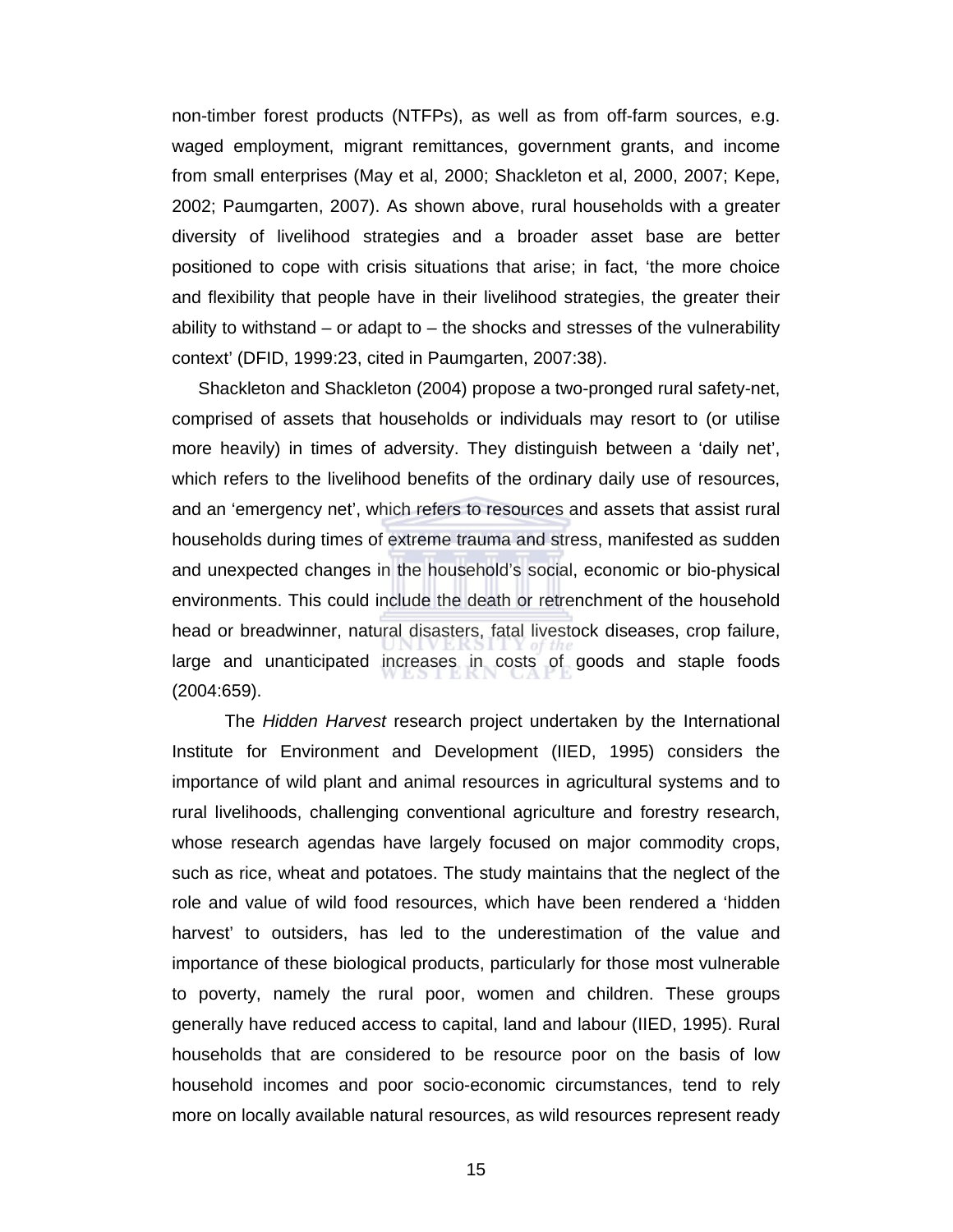non-timber forest products (NTFPs), as well as from off-farm sources, e.g. waged employment, migrant remittances, government grants, and income from small enterprises (May et al, 2000; Shackleton et al, 2000, 2007; Kepe, 2002; Paumgarten, 2007). As shown above, rural households with a greater diversity of livelihood strategies and a broader asset base are better positioned to cope with crisis situations that arise; in fact, 'the more choice and flexibility that people have in their livelihood strategies, the greater their ability to withstand – or adapt to – the shocks and stresses of the vulnerability context' (DFID, 1999:23, cited in Paumgarten, 2007:38).

Shackleton and Shackleton (2004) propose a two-pronged rural safety-net, comprised of assets that households or individuals may resort to (or utilise more heavily) in times of adversity. They distinguish between a 'daily net', which refers to the livelihood benefits of the ordinary daily use of resources, and an 'emergency net', which refers to resources and assets that assist rural households during times of extreme trauma and stress, manifested as sudden and unexpected changes in the household's social, economic or bio-physical environments. This could include the death or retrenchment of the household head or breadwinner, natural disasters, fatal livestock diseases, crop failure, large and unanticipated increases in costs of goods and staple foods (2004:659).

The *Hidden Harvest* research project undertaken by the International Institute for Environment and Development (IIED, 1995) considers the importance of wild plant and animal resources in agricultural systems and to rural livelihoods, challenging conventional agriculture and forestry research, whose research agendas have largely focused on major commodity crops, such as rice, wheat and potatoes. The study maintains that the neglect of the role and value of wild food resources, which have been rendered a 'hidden harvest' to outsiders, has led to the underestimation of the value and importance of these biological products, particularly for those most vulnerable to poverty, namely the rural poor, women and children. These groups generally have reduced access to capital, land and labour (IIED, 1995). Rural households that are considered to be resource poor on the basis of low household incomes and poor socio-economic circumstances, tend to rely more on locally available natural resources, as wild resources represent ready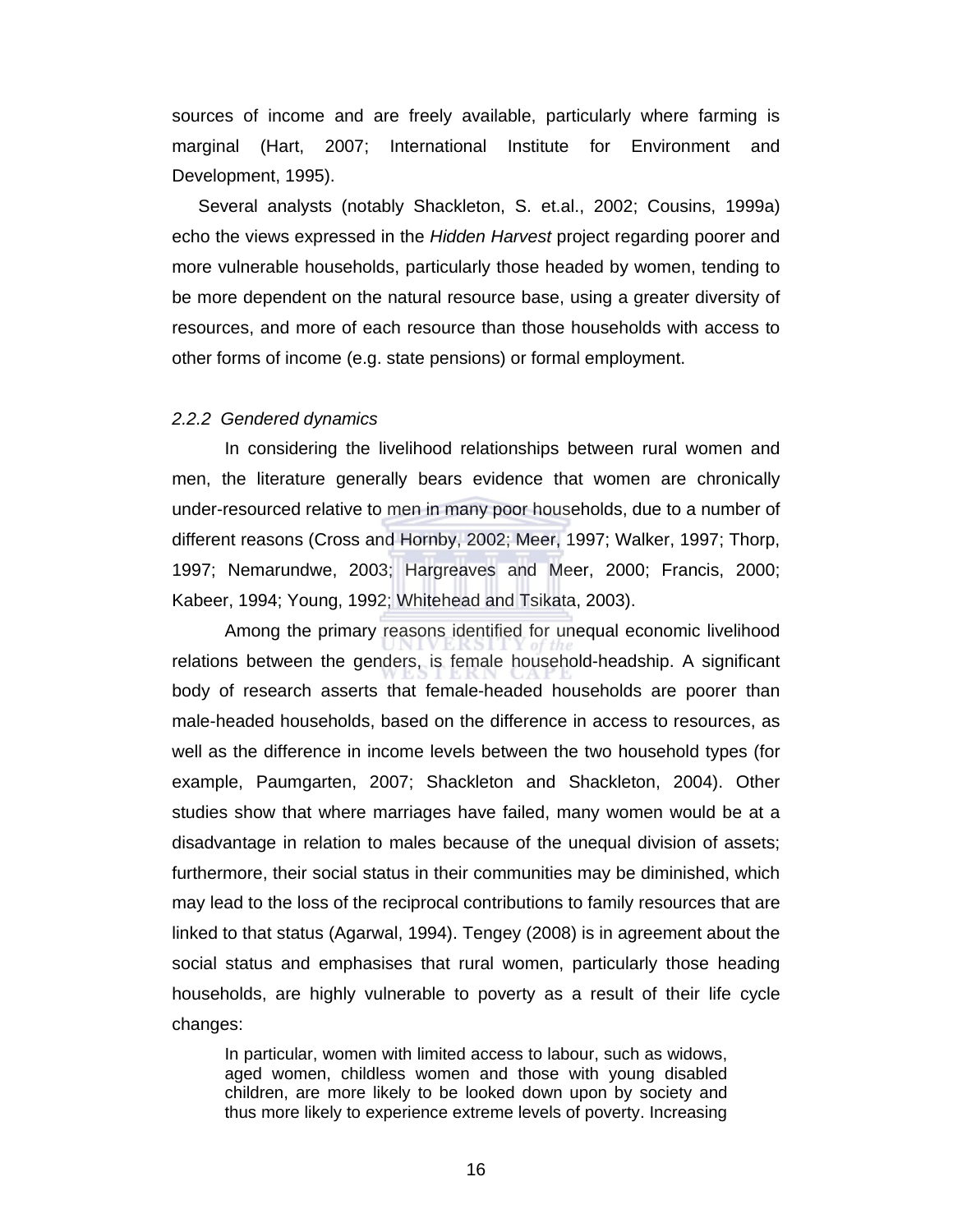sources of income and are freely available, particularly where farming is marginal (Hart, 2007; International Institute for Environment and Development, 1995).

Several analysts (notably Shackleton, S. et.al., 2002; Cousins, 1999a) echo the views expressed in the *Hidden Harvest* project regarding poorer and more vulnerable households, particularly those headed by women, tending to be more dependent on the natural resource base, using a greater diversity of resources, and more of each resource than those households with access to other forms of income (e.g. state pensions) or formal employment.

*2.2.2 Gendered dynamics*

In considering the livelihood relationships between rural women and men, the literature generally bears evidence that women are chronically under-resourced relative to men in many poor households, due to a number of different reasons (Cross and Hornby, 2002; Meer, 1997; Walker, 1997; Thorp, 1997; Nemarundwe, 2003; Hargreaves and Meer, 2000; Francis, 2000; Kabeer, 1994; Young, 1992; Whitehead and Tsikata, 2003).

Among the primary reasons identified for unequal economic livelihood relations between the genders, is female household-headship. A significant body of research asserts that female-headed households are poorer than male-headed households, based on the difference in access to resources, as well as the difference in income levels between the two household types (for example, Paumgarten, 2007; Shackleton and Shackleton, 2004). Other studies show that where marriages have failed, many women would be at a disadvantage in relation to males because of the unequal division of assets; furthermore, their social status in their communities may be diminished, which may lead to the loss of the reciprocal contributions to family resources that are linked to that status (Agarwal, 1994). Tengey (2008) is in agreement about the social status and emphasises that rural women, particularly those heading households, are highly vulnerable to poverty as a result of their life cycle changes:

> In particular, women with limited access to labour, such as widows, aged women, childless women and those with young disabled children, are more likely to be looked down upon by society and thus more likely to experience extreme levels of poverty. Increasing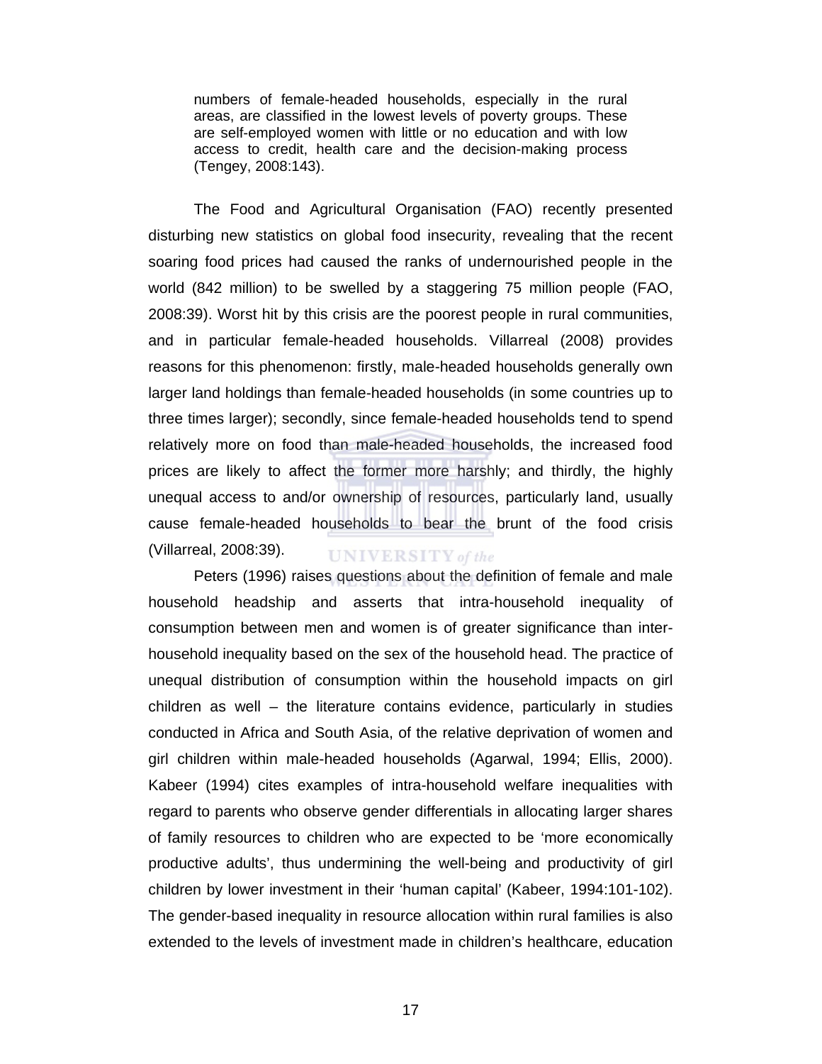> numbers of female-headed households, especially in the rural areas, are classified in the lowest levels of poverty groups. These are self-employed women with little or no education and with low access to credit, health care and the decision-making process (Tengey, 2008:143).

The Food and Agricultural Organisation (FAO) recently presented disturbing new statistics on global food insecurity, revealing that the recent soaring food prices had caused the ranks of undernourished people in the world (842 million) to be swelled by a staggering 75 million people (FAO, 2008:39). Worst hit by this crisis are the poorest people in rural communities, and in particular female-headed households. Villarreal (2008) provides reasons for this phenomenon: firstly, male-headed households generally own larger land holdings than female-headed households (in some countries up to three times larger); secondly, since female-headed households tend to spend relatively more on food than male-headed households, the increased food prices are likely to affect the former more harshly; and thirdly, the highly unequal access to and/or ownership of resources, particularly land, usually cause female-headed households to bear the brunt of the food crisis (Villarreal, 2008:39).

Peters (1996) raises questions about the definition of female and male household headship and asserts that intra-household inequality of consumption between men and women is of greater significance than inter-household inequality based on the sex of the household head. The practice of unequal distribution of consumption within the household impacts on girl children as well – the literature contains evidence, particularly in studies conducted in Africa and South Asia, of the relative deprivation of women and girl children within male-headed households (Agarwal, 1994; Ellis, 2000). Kabeer (1994) cites examples of intra-household welfare inequalities with regard to parents who observe gender differentials in allocating larger shares of family resources to children who are expected to be 'more economically productive adults', thus undermining the well-being and productivity of girl children by lower investment in their 'human capital' (Kabeer, 1994:101-102). The gender-based inequality in resource allocation within rural families is also extended to the levels of investment made in children's healthcare, education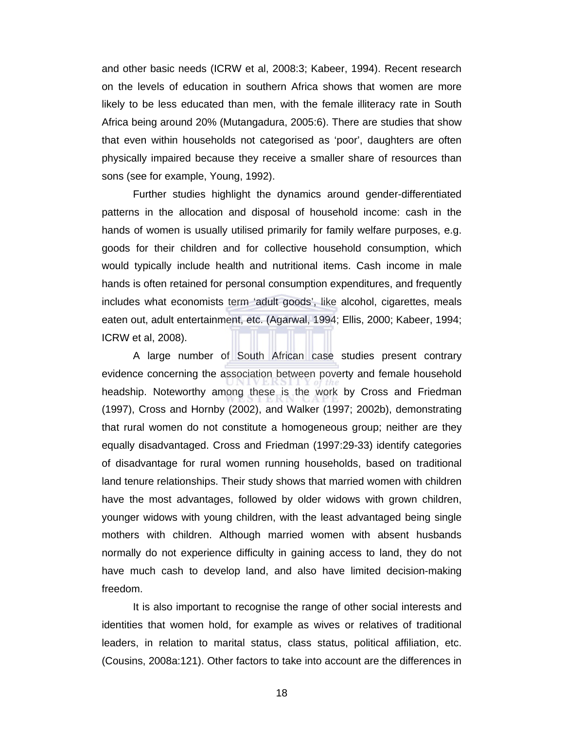and other basic needs (ICRW et al, 2008:3; Kabeer, 1994). Recent research on the levels of education in southern Africa shows that women are more likely to be less educated than men, with the female illiteracy rate in South Africa being around 20% (Mutangadura, 2005:6). There are studies that show that even within households not categorised as 'poor', daughters are often physically impaired because they receive a smaller share of resources than sons (see for example, Young, 1992).

Further studies highlight the dynamics around gender-differentiated patterns in the allocation and disposal of household income: cash in the hands of women is usually utilised primarily for family welfare purposes, e.g. goods for their children and for collective household consumption, which would typically include health and nutritional items. Cash income in male hands is often retained for personal consumption expenditures, and frequently includes what economists term 'adult goods', like alcohol, cigarettes, meals eaten out, adult entertainment, etc. (Agarwal, 1994; Ellis, 2000; Kabeer, 1994; ICRW et al, 2008).

A large number of South African case studies present contrary evidence concerning the association between poverty and female household headship. Noteworthy among these is the work by Cross and Friedman (1997), Cross and Hornby (2002), and Walker (1997; 2002b), demonstrating that rural women do not constitute a homogeneous group; neither are they equally disadvantaged. Cross and Friedman (1997:29-33) identify categories of disadvantage for rural women running households, based on traditional land tenure relationships. Their study shows that married women with children have the most advantages, followed by older widows with grown children, younger widows with young children, with the least advantaged being single mothers with children. Although married women with absent husbands normally do not experience difficulty in gaining access to land, they do not have much cash to develop land, and also have limited decision-making freedom.

It is also important to recognise the range of other social interests and identities that women hold, for example as wives or relatives of traditional leaders, in relation to marital status, class status, political affiliation, etc. (Cousins, 2008a:121). Other factors to take into account are the differences in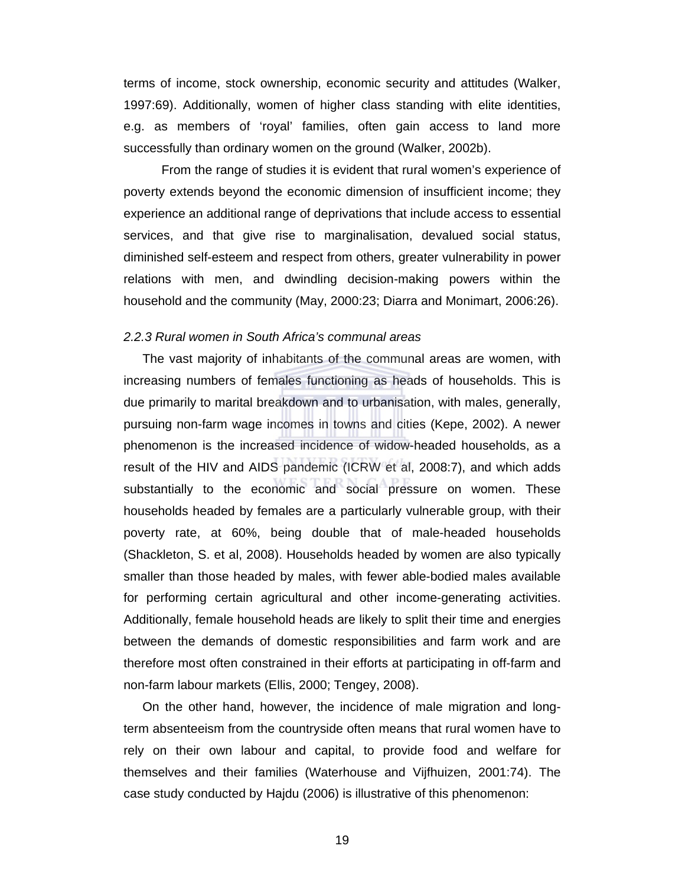terms of income, stock ownership, economic security and attitudes (Walker, 1997:69). Additionally, women of higher class standing with elite identities, e.g. as members of 'royal' families, often gain access to land more successfully than ordinary women on the ground (Walker, 2002b).

From the range of studies it is evident that rural women's experience of poverty extends beyond the economic dimension of insufficient income; they experience an additional range of deprivations that include access to essential services, and that give rise to marginalisation, devalued social status, diminished self-esteem and respect from others, greater vulnerability in power relations with men, and dwindling decision-making powers within the household and the community (May, 2000:23; Diarra and Monimart, 2006:26).

### *2.2.3 Rural women in South Africa's communal areas*

The vast majority of inhabitants of the communal areas are women, with increasing numbers of females functioning as heads of households. This is due primarily to marital breakdown and to urbanisation, with males, generally, pursuing non-farm wage incomes in towns and cities (Kepe, 2002). A newer phenomenon is the increased incidence of widow-headed households, as a result of the HIV and AIDS pandemic (ICRW et al, 2008:7), and which adds substantially to the economic and social pressure on women. These households headed by females are a particularly vulnerable group, with their poverty rate, at 60%, being double that of male-headed households (Shackleton, S. et al, 2008). Households headed by women are also typically smaller than those headed by males, with fewer able-bodied males available for performing certain agricultural and other income-generating activities. Additionally, female household heads are likely to split their time and energies between the demands of domestic responsibilities and farm work and are therefore most often constrained in their efforts at participating in off-farm and non-farm labour markets (Ellis, 2000; Tengey, 2008).

On the other hand, however, the incidence of male migration and long-term absenteeism from the countryside often means that rural women have to rely on their own labour and capital, to provide food and welfare for themselves and their families (Waterhouse and Vijfhuizen, 2001:74). The case study conducted by Hajdu (2006) is illustrative of this phenomenon: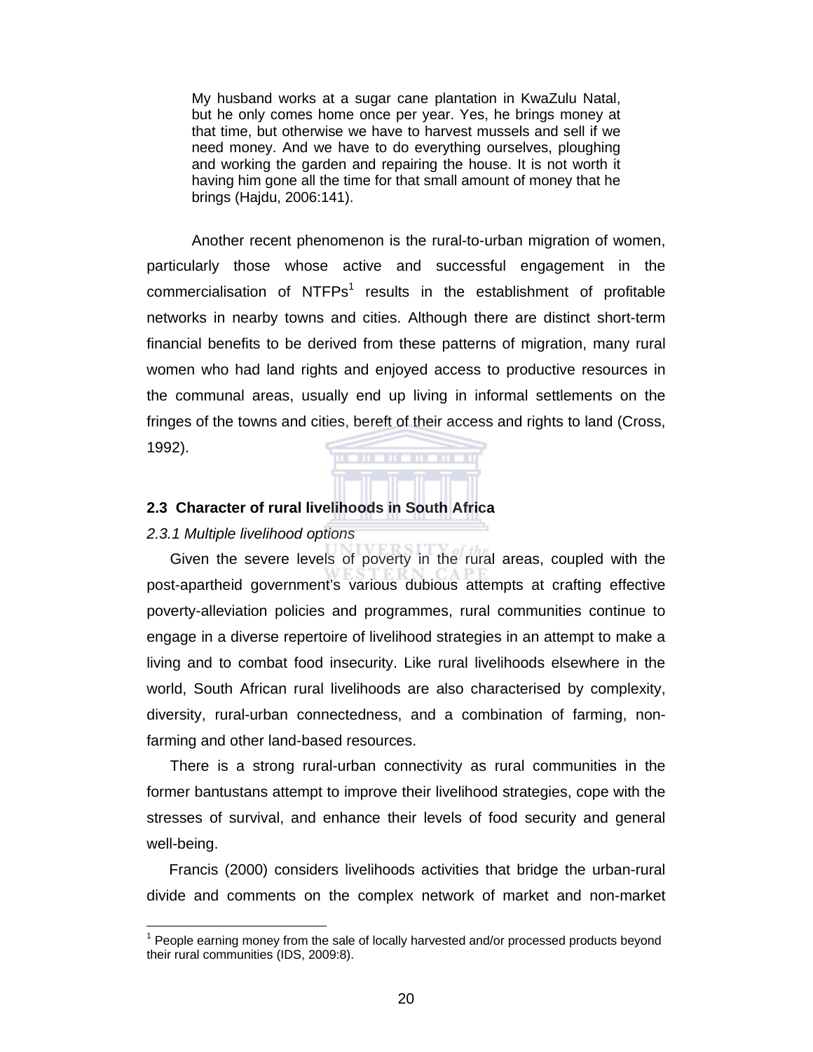> My husband works at a sugar cane plantation in KwaZulu Natal, but he only comes home once per year. Yes, he brings money at that time, but otherwise we have to harvest mussels and sell if we need money. And we have to do everything ourselves, ploughing and working the garden and repairing the house. It is not worth it having him gone all the time for that small amount of money that he brings (Hajdu, 2006:141).

Another recent phenomenon is the rural-to-urban migration of women, particularly those whose active and successful engagement in the commercialisation of NTFPs[1] results in the establishment of profitable networks in nearby towns and cities. Although there are distinct short-term financial benefits to be derived from these patterns of migration, many rural women who had land rights and enjoyed access to productive resources in the communal areas, usually end up living in informal settlements on the fringes of the towns and cities, bereft of their access and rights to land (Cross, 1992).

## 2.3 Character of rural livelihoods in South Africa

### *2.3.1 Multiple livelihood options*

Given the severe levels of poverty in the rural areas, coupled with the post-apartheid government's various dubious attempts at crafting effective poverty-alleviation policies and programmes, rural communities continue to engage in a diverse repertoire of livelihood strategies in an attempt to make a living and to combat food insecurity. Like rural livelihoods elsewhere in the world, South African rural livelihoods are also characterised by complexity, diversity, rural-urban connectedness, and a combination of farming, non-farming and other land-based resources.

There is a strong rural-urban connectivity as rural communities in the former bantustans attempt to improve their livelihood strategies, cope with the stresses of survival, and enhance their levels of food security and general well-being.

Francis (2000) considers livelihoods activities that bridge the urban-rural divide and comments on the complex network of market and non-market

[1] People earning money from the sale of locally harvested and/or processed products beyond their rural communities (IDS, 2009:8).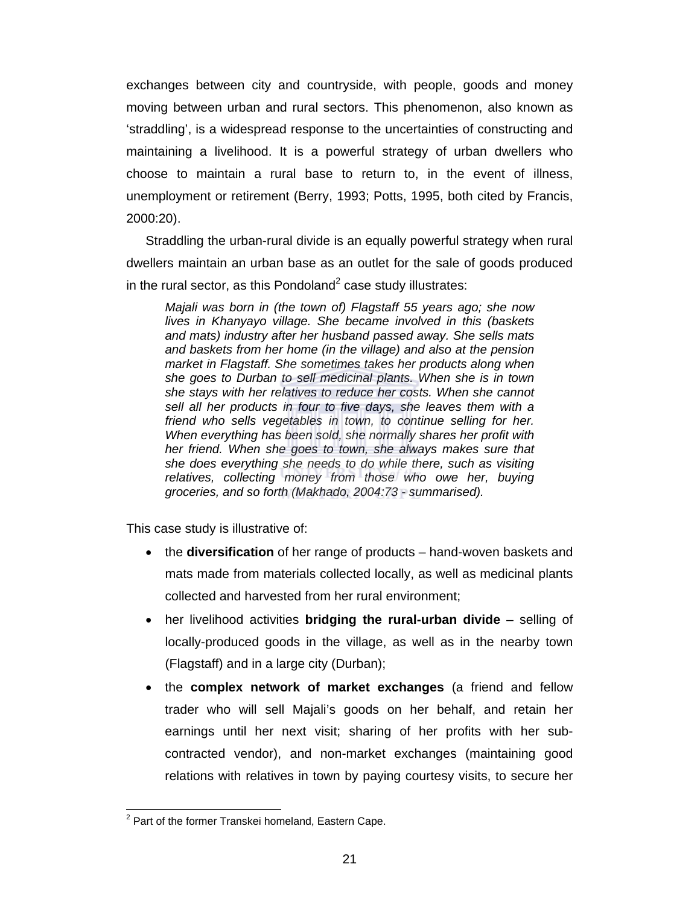exchanges between city and countryside, with people, goods and money moving between urban and rural sectors. This phenomenon, also known as 'straddling', is a widespread response to the uncertainties of constructing and maintaining a livelihood. It is a powerful strategy of urban dwellers who choose to maintain a rural base to return to, in the event of illness, unemployment or retirement (Berry, 1993; Potts, 1995, both cited by Francis, 2000:20).

Straddling the urban-rural divide is an equally powerful strategy when rural dwellers maintain an urban base as an outlet for the sale of goods produced in the rural sector, as this Pondoland[2] case study illustrates:

> *Majali was born in (the town of) Flagstaff 55 years ago; she now lives in Khanyayo village. She became involved in this (baskets and mats) industry after her husband passed away. She sells mats and baskets from her home (in the village) and also at the pension market in Flagstaff. She sometimes takes her products along when she goes to Durban to sell medicinal plants. When she is in town she stays with her relatives to reduce her costs. When she cannot sell all her products in four to five days, she leaves them with a friend who sells vegetables in town, to continue selling for her. When everything has been sold, she normally shares her profit with her friend. When she goes to town, she always makes sure that she does everything she needs to do while there, such as visiting relatives, collecting money from those who owe her, buying groceries, and so forth (Makhado, 2004:73 - summarised).*

This case study is illustrative of:

- the **diversification** of her range of products – hand-woven baskets and mats made from materials collected locally, as well as medicinal plants collected and harvested from her rural environment;
- her livelihood activities **bridging the rural-urban divide** – selling of locally-produced goods in the village, as well as in the nearby town (Flagstaff) and in a large city (Durban);
- the **complex network of market exchanges** (a friend and fellow trader who will sell Majali's goods on her behalf, and retain her earnings until her next visit; sharing of her profits with her sub-contracted vendor), and non-market exchanges (maintaining good relations with relatives in town by paying courtesy visits, to secure her

[2] Part of the former Transkei homeland, Eastern Cape.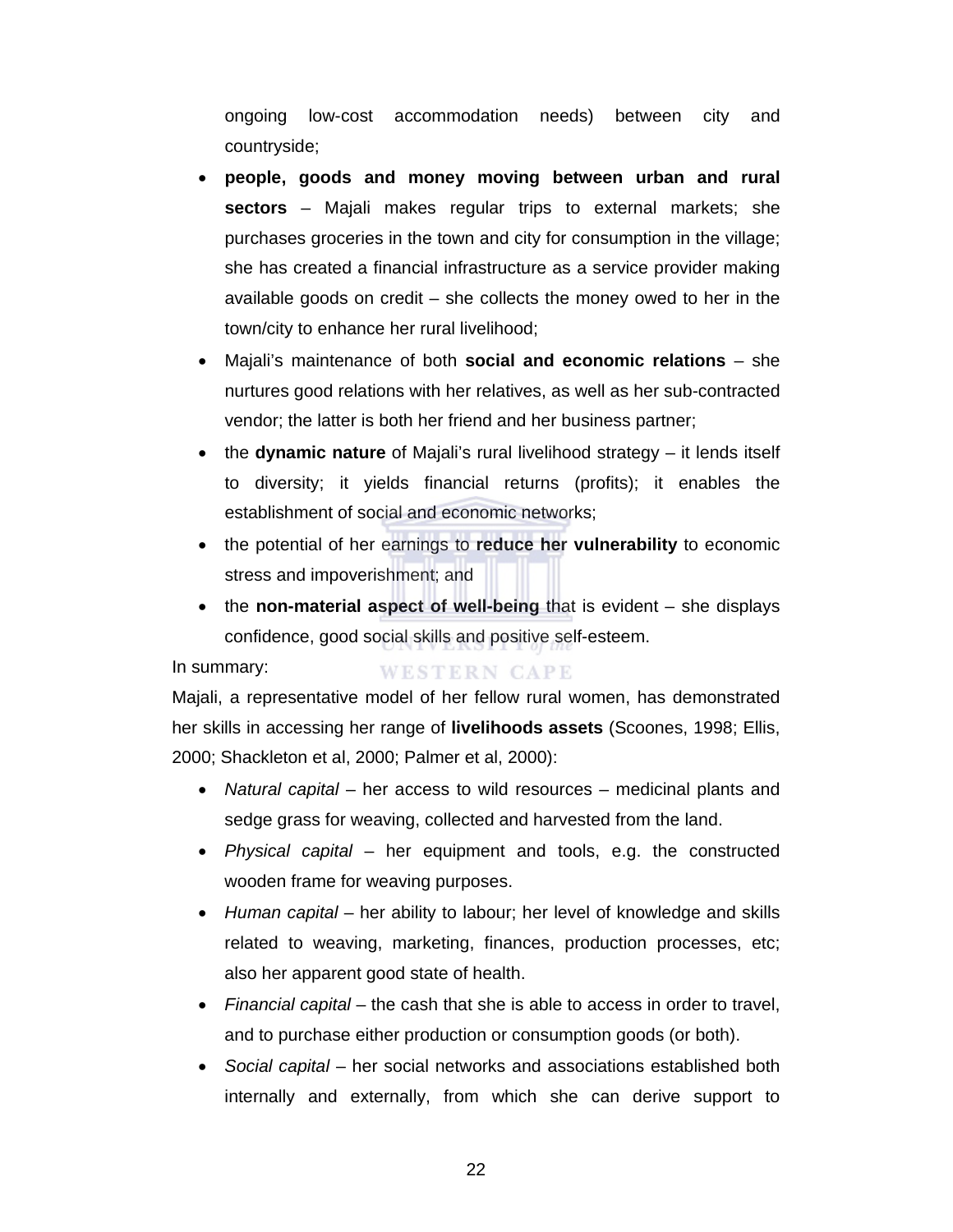ongoing low-cost accommodation needs) between city and countryside;

- **people, goods and money moving between urban and rural sectors** – Majali makes regular trips to external markets; she purchases groceries in the town and city for consumption in the village; she has created a financial infrastructure as a service provider making available goods on credit – she collects the money owed to her in the town/city to enhance her rural livelihood;
- Majali's maintenance of both **social and economic relations** – she nurtures good relations with her relatives, as well as her sub-contracted vendor; the latter is both her friend and her business partner;
- the **dynamic nature** of Majali's rural livelihood strategy – it lends itself to diversity; it yields financial returns (profits); it enables the establishment of social and economic networks;
- the potential of her earnings to **reduce her vulnerability** to economic stress and impoverishment; and
- the **non-material aspect of well-being** that is evident – she displays confidence, good social skills and positive self-esteem.

In summary:

Majali, a representative model of her fellow rural women, has demonstrated her skills in accessing her range of **livelihoods assets** (Scoones, 1998; Ellis, 2000; Shackleton et al, 2000; Palmer et al, 2000):

- *Natural capital* – her access to wild resources – medicinal plants and sedge grass for weaving, collected and harvested from the land.
- *Physical capital* – her equipment and tools, e.g. the constructed wooden frame for weaving purposes.
- *Human capital* – her ability to labour; her level of knowledge and skills related to weaving, marketing, finances, production processes, etc; also her apparent good state of health.
- *Financial capital* – the cash that she is able to access in order to travel, and to purchase either production or consumption goods (or both).
- *Social capital* – her social networks and associations established both internally and externally, from which she can derive support to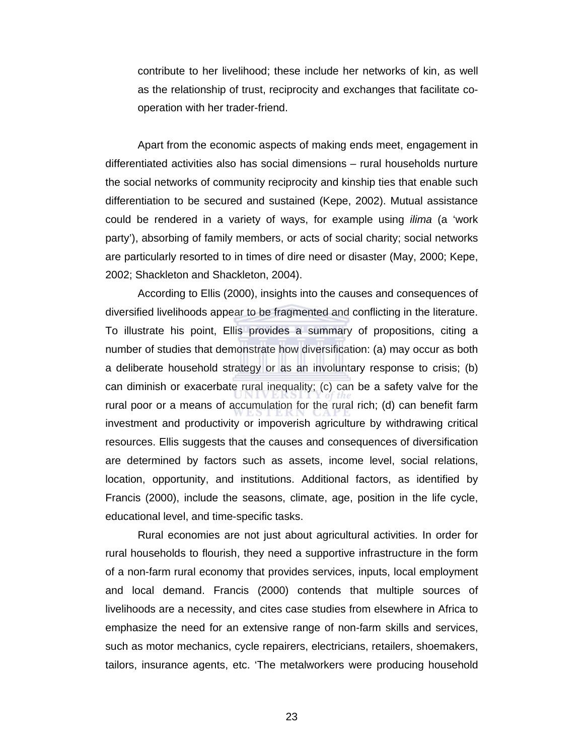contribute to her livelihood; these include her networks of kin, as well as the relationship of trust, reciprocity and exchanges that facilitate co-operation with her trader-friend.

Apart from the economic aspects of making ends meet, engagement in differentiated activities also has social dimensions – rural households nurture the social networks of community reciprocity and kinship ties that enable such differentiation to be secured and sustained (Kepe, 2002). Mutual assistance could be rendered in a variety of ways, for example using *ilima* (a 'work party'), absorbing of family members, or acts of social charity; social networks are particularly resorted to in times of dire need or disaster (May, 2000; Kepe, 2002; Shackleton and Shackleton, 2004).

According to Ellis (2000), insights into the causes and consequences of diversified livelihoods appear to be fragmented and conflicting in the literature. To illustrate his point, Ellis provides a summary of propositions, citing a number of studies that demonstrate how diversification: (a) may occur as both a deliberate household strategy or as an involuntary response to crisis; (b) can diminish or exacerbate rural inequality; (c) can be a safety valve for the rural poor or a means of accumulation for the rural rich; (d) can benefit farm investment and productivity or impoverish agriculture by withdrawing critical resources. Ellis suggests that the causes and consequences of diversification are determined by factors such as assets, income level, social relations, location, opportunity, and institutions. Additional factors, as identified by Francis (2000), include the seasons, climate, age, position in the life cycle, educational level, and time-specific tasks.

Rural economies are not just about agricultural activities. In order for rural households to flourish, they need a supportive infrastructure in the form of a non-farm rural economy that provides services, inputs, local employment and local demand. Francis (2000) contends that multiple sources of livelihoods are a necessity, and cites case studies from elsewhere in Africa to emphasize the need for an extensive range of non-farm skills and services, such as motor mechanics, cycle repairers, electricians, retailers, shoemakers, tailors, insurance agents, etc. 'The metalworkers were producing household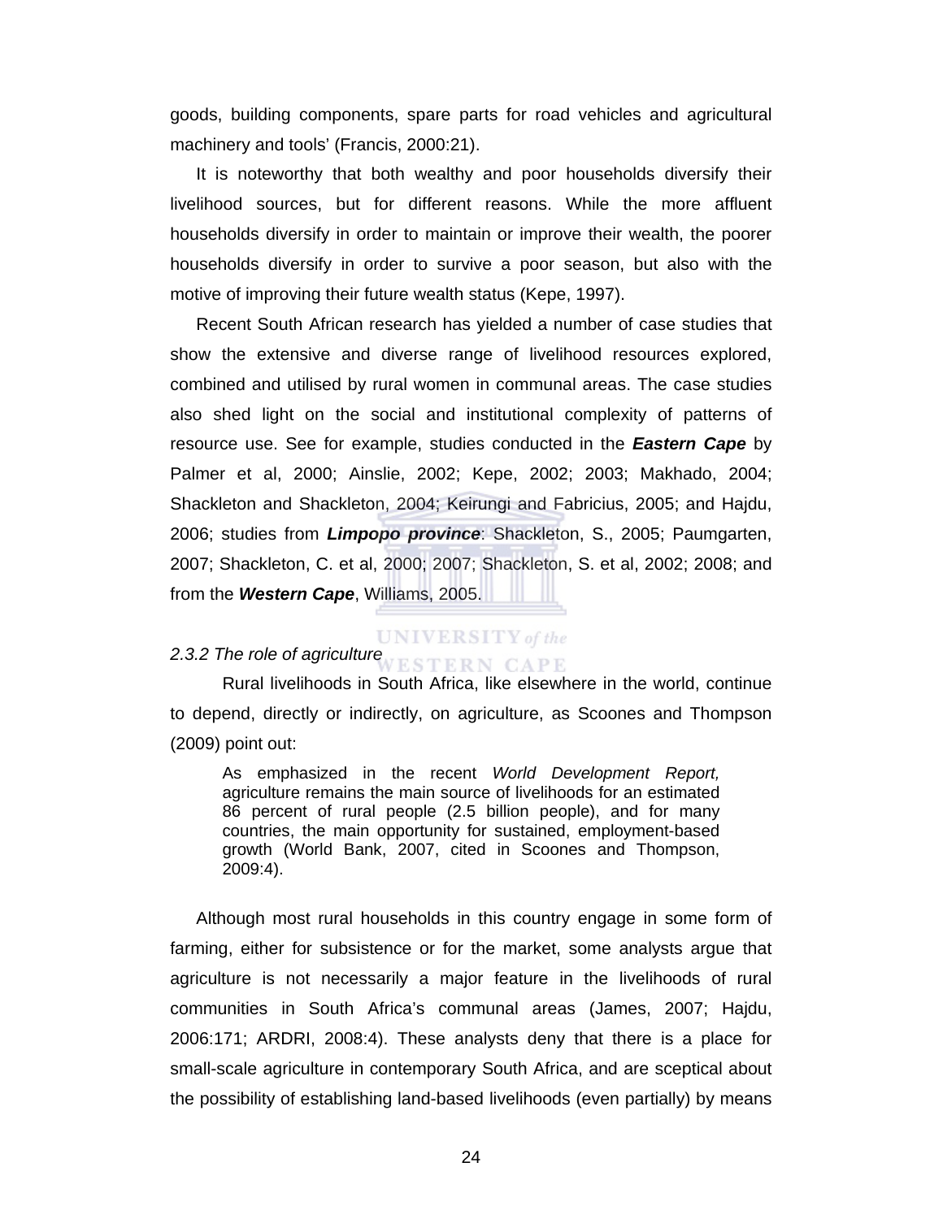goods, building components, spare parts for road vehicles and agricultural machinery and tools' (Francis, 2000:21).

It is noteworthy that both wealthy and poor households diversify their livelihood sources, but for different reasons. While the more affluent households diversify in order to maintain or improve their wealth, the poorer households diversify in order to survive a poor season, but also with the motive of improving their future wealth status (Kepe, 1997).

Recent South African research has yielded a number of case studies that show the extensive and diverse range of livelihood resources explored, combined and utilised by rural women in communal areas. The case studies also shed light on the social and institutional complexity of patterns of resource use. See for example, studies conducted in the ***Eastern Cape*** by Palmer et al, 2000; Ainslie, 2002; Kepe, 2002; 2003; Makhado, 2004; Shackleton and Shackleton, 2004; Keirungi and Fabricius, 2005; and Hajdu, 2006; studies from ***Limpopo province***: Shackleton, S., 2005; Paumgarten, 2007; Shackleton, C. et al, 2000; 2007; Shackleton, S. et al, 2002; 2008; and from the ***Western Cape***, Williams, 2005.

### *2.3.2 The role of agriculture*

Rural livelihoods in South Africa, like elsewhere in the world, continue to depend, directly or indirectly, on agriculture, as Scoones and Thompson (2009) point out:

> As emphasized in the recent *World Development Report,* agriculture remains the main source of livelihoods for an estimated 86 percent of rural people (2.5 billion people), and for many countries, the main opportunity for sustained, employment-based growth (World Bank, 2007, cited in Scoones and Thompson, 2009:4).

Although most rural households in this country engage in some form of farming, either for subsistence or for the market, some analysts argue that agriculture is not necessarily a major feature in the livelihoods of rural communities in South Africa's communal areas (James, 2007; Hajdu, 2006:171; ARDRI, 2008:4). These analysts deny that there is a place for small-scale agriculture in contemporary South Africa, and are sceptical about the possibility of establishing land-based livelihoods (even partially) by means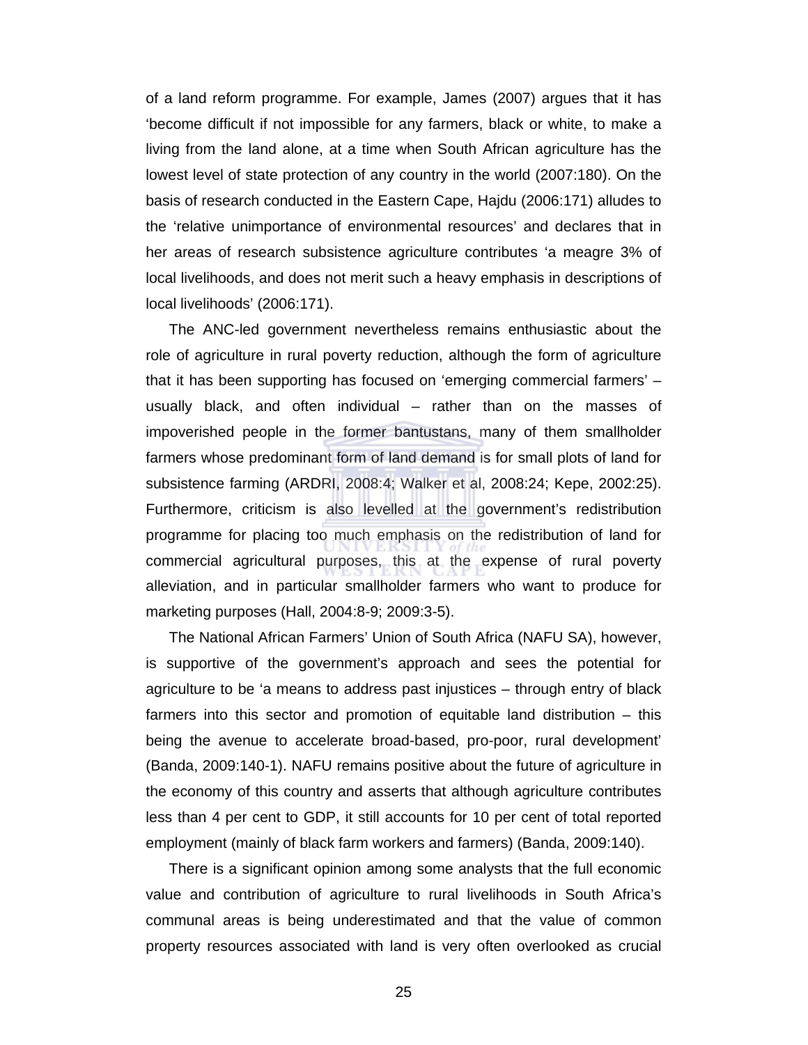of a land reform programme. For example, James (2007) argues that it has ‘become difficult if not impossible for any farmers, black or white, to make a living from the land alone, at a time when South African agriculture has the lowest level of state protection of any country in the world (2007:180). On the basis of research conducted in the Eastern Cape, Hajdu (2006:171) alludes to the ‘relative unimportance of environmental resources’ and declares that in her areas of research subsistence agriculture contributes ‘a meagre 3% of local livelihoods, and does not merit such a heavy emphasis in descriptions of local livelihoods’ (2006:171).

The ANC-led government nevertheless remains enthusiastic about the role of agriculture in rural poverty reduction, although the form of agriculture that it has been supporting has focused on ‘emerging commercial farmers’ – usually black, and often individual – rather than on the masses of impoverished people in the former bantustans, many of them smallholder farmers whose predominant form of land demand is for small plots of land for subsistence farming (ARDRI, 2008:4; Walker et al, 2008:24; Kepe, 2002:25). Furthermore, criticism is also levelled at the government’s redistribution programme for placing too much emphasis on the redistribution of land for commercial agricultural purposes, this at the expense of rural poverty alleviation, and in particular smallholder farmers who want to produce for marketing purposes (Hall, 2004:8-9; 2009:3-5).

The National African Farmers’ Union of South Africa (NAFU SA), however, is supportive of the government’s approach and sees the potential for agriculture to be ‘a means to address past injustices – through entry of black farmers into this sector and promotion of equitable land distribution – this being the avenue to accelerate broad-based, pro-poor, rural development’ (Banda, 2009:140-1). NAFU remains positive about the future of agriculture in the economy of this country and asserts that although agriculture contributes less than 4 per cent to GDP, it still accounts for 10 per cent of total reported employment (mainly of black farm workers and farmers) (Banda, 2009:140).

There is a significant opinion among some analysts that the full economic value and contribution of agriculture to rural livelihoods in South Africa’s communal areas is being underestimated and that the value of common property resources associated with land is very often overlooked as crucial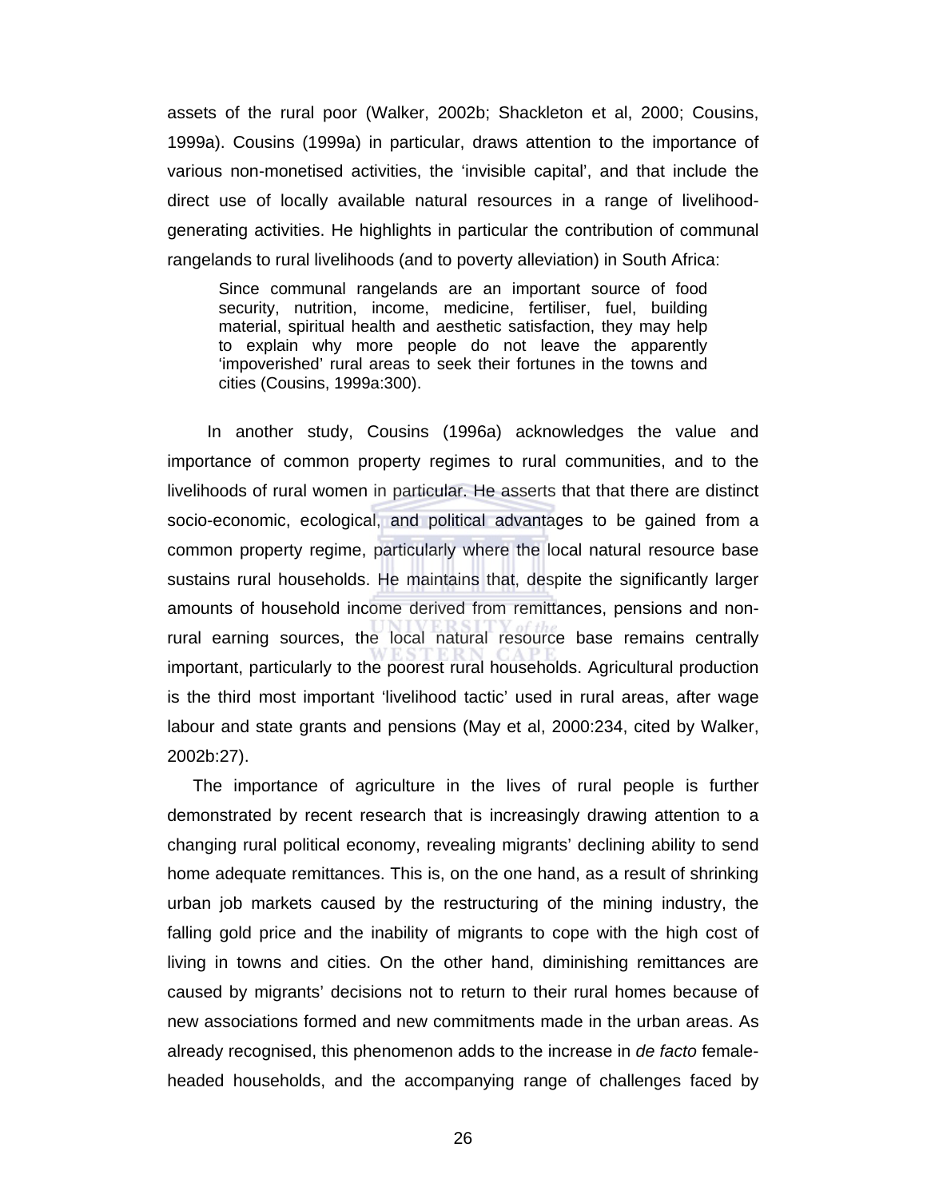assets of the rural poor (Walker, 2002b; Shackleton et al, 2000; Cousins, 1999a). Cousins (1999a) in particular, draws attention to the importance of various non-monetised activities, the 'invisible capital', and that include the direct use of locally available natural resources in a range of livelihood-generating activities. He highlights in particular the contribution of communal rangelands to rural livelihoods (and to poverty alleviation) in South Africa:

> Since communal rangelands are an important source of food security, nutrition, income, medicine, fertiliser, fuel, building material, spiritual health and aesthetic satisfaction, they may help to explain why more people do not leave the apparently 'impoverished' rural areas to seek their fortunes in the towns and cities (Cousins, 1999a:300).

In another study, Cousins (1996a) acknowledges the value and importance of common property regimes to rural communities, and to the livelihoods of rural women in particular. He asserts that that there are distinct socio-economic, ecological, and political advantages to be gained from a common property regime, particularly where the local natural resource base sustains rural households. He maintains that, despite the significantly larger amounts of household income derived from remittances, pensions and non-rural earning sources, the local natural resource base remains centrally important, particularly to the poorest rural households. Agricultural production is the third most important 'livelihood tactic' used in rural areas, after wage labour and state grants and pensions (May et al, 2000:234, cited by Walker, 2002b:27).

The importance of agriculture in the lives of rural people is further demonstrated by recent research that is increasingly drawing attention to a changing rural political economy, revealing migrants' declining ability to send home adequate remittances. This is, on the one hand, as a result of shrinking urban job markets caused by the restructuring of the mining industry, the falling gold price and the inability of migrants to cope with the high cost of living in towns and cities. On the other hand, diminishing remittances are caused by migrants' decisions not to return to their rural homes because of new associations formed and new commitments made in the urban areas. As already recognised, this phenomenon adds to the increase in *de facto* female-headed households, and the accompanying range of challenges faced by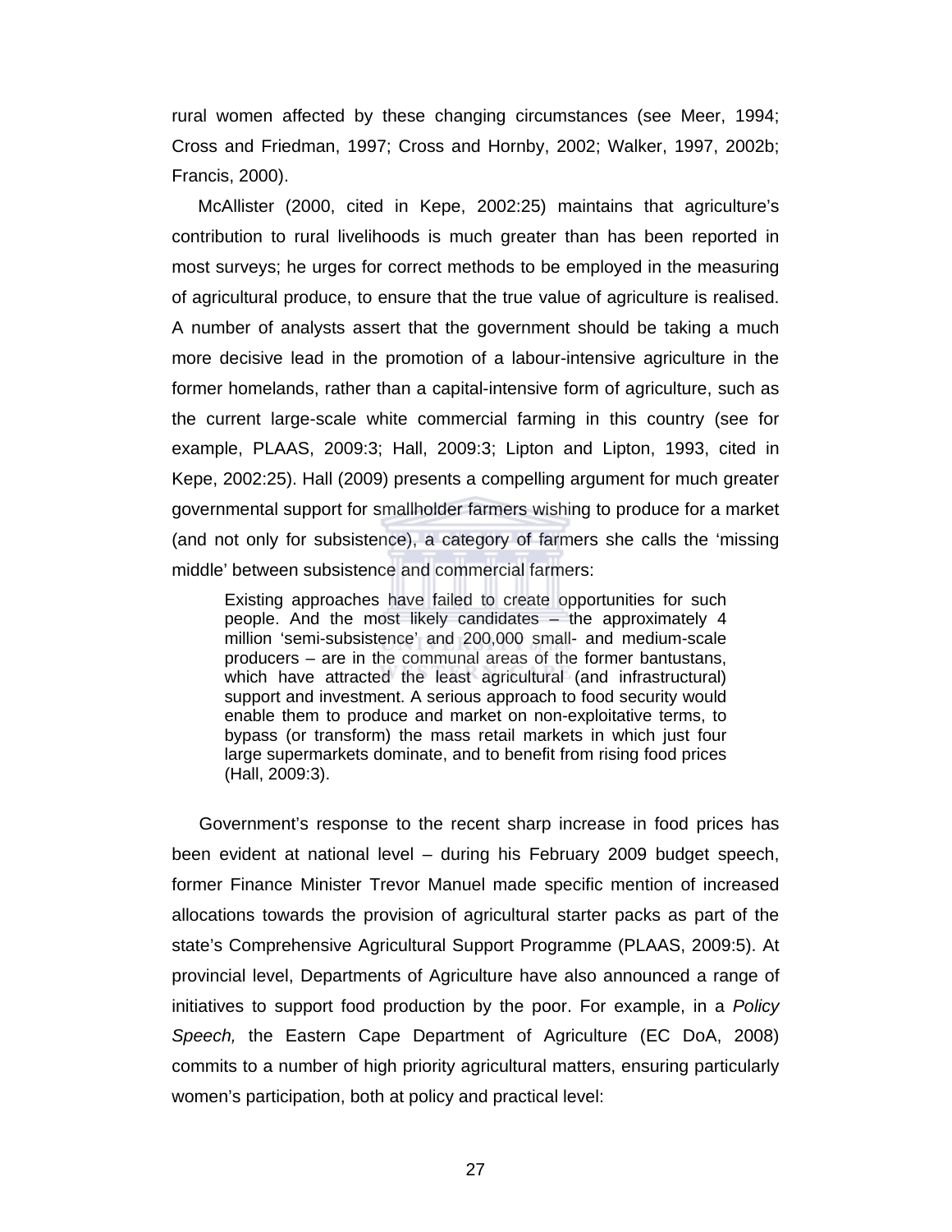rural women affected by these changing circumstances (see Meer, 1994; Cross and Friedman, 1997; Cross and Hornby, 2002; Walker, 1997, 2002b; Francis, 2000).

McAllister (2000, cited in Kepe, 2002:25) maintains that agriculture's contribution to rural livelihoods is much greater than has been reported in most surveys; he urges for correct methods to be employed in the measuring of agricultural produce, to ensure that the true value of agriculture is realised. A number of analysts assert that the government should be taking a much more decisive lead in the promotion of a labour-intensive agriculture in the former homelands, rather than a capital-intensive form of agriculture, such as the current large-scale white commercial farming in this country (see for example, PLAAS, 2009:3; Hall, 2009:3; Lipton and Lipton, 1993, cited in Kepe, 2002:25). Hall (2009) presents a compelling argument for much greater governmental support for smallholder farmers wishing to produce for a market (and not only for subsistence), a category of farmers she calls the 'missing middle' between subsistence and commercial farmers:

> Existing approaches have failed to create opportunities for such people. And the most likely candidates – the approximately 4 million 'semi-subsistence' and 200,000 small- and medium-scale producers – are in the communal areas of the former bantustans, which have attracted the least agricultural (and infrastructural) support and investment. A serious approach to food security would enable them to produce and market on non-exploitative terms, to bypass (or transform) the mass retail markets in which just four large supermarkets dominate, and to benefit from rising food prices (Hall, 2009:3).

Government's response to the recent sharp increase in food prices has been evident at national level – during his February 2009 budget speech, former Finance Minister Trevor Manuel made specific mention of increased allocations towards the provision of agricultural starter packs as part of the state's Comprehensive Agricultural Support Programme (PLAAS, 2009:5). At provincial level, Departments of Agriculture have also announced a range of initiatives to support food production by the poor. For example, in a *Policy Speech,* the Eastern Cape Department of Agriculture (EC DoA, 2008) commits to a number of high priority agricultural matters, ensuring particularly women's participation, both at policy and practical level: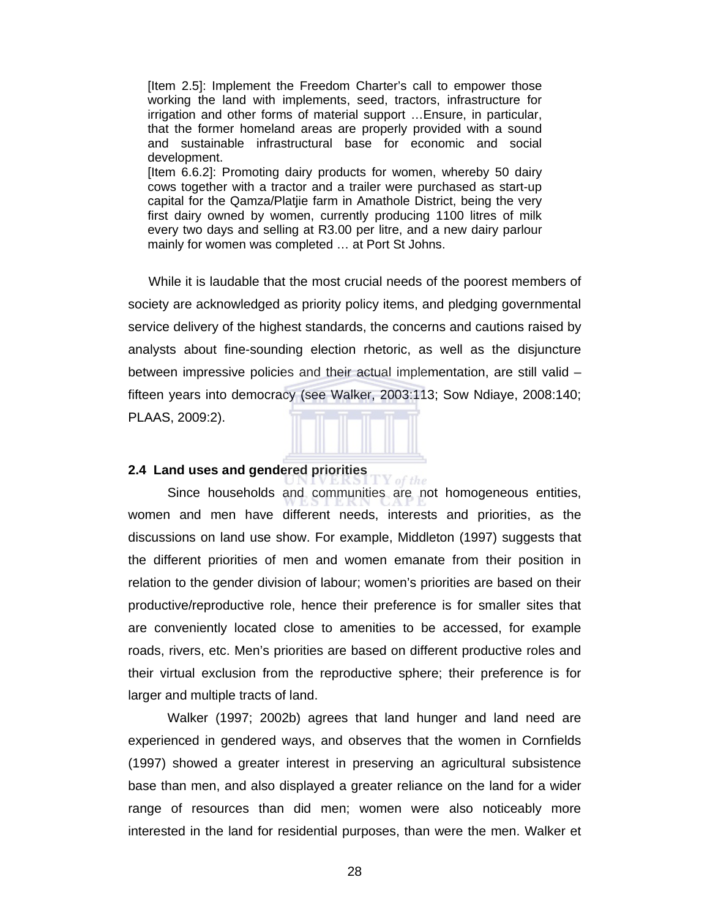> [Item 2.5]: Implement the Freedom Charter's call to empower those working the land with implements, seed, tractors, infrastructure for irrigation and other forms of material support …Ensure, in particular, that the former homeland areas are properly provided with a sound and sustainable infrastructural base for economic and social development.
>
> [Item 6.6.2]: Promoting dairy products for women, whereby 50 dairy cows together with a tractor and a trailer were purchased as start-up capital for the Qamza/Platjie farm in Amathole District, being the very first dairy owned by women, currently producing 1100 litres of milk every two days and selling at R3.00 per litre, and a new dairy parlour mainly for women was completed … at Port St Johns.

While it is laudable that the most crucial needs of the poorest members of society are acknowledged as priority policy items, and pledging governmental service delivery of the highest standards, the concerns and cautions raised by analysts about fine-sounding election rhetoric, as well as the disjuncture between impressive policies and their actual implementation, are still valid – fifteen years into democracy (see Walker, 2003:113; Sow Ndiaye, 2008:140; PLAAS, 2009:2).

### 2.4 Land uses and gendered priorities

Since households and communities are not homogeneous entities, women and men have different needs, interests and priorities, as the discussions on land use show. For example, Middleton (1997) suggests that the different priorities of men and women emanate from their position in relation to the gender division of labour; women's priorities are based on their productive/reproductive role, hence their preference is for smaller sites that are conveniently located close to amenities to be accessed, for example roads, rivers, etc. Men's priorities are based on different productive roles and their virtual exclusion from the reproductive sphere; their preference is for larger and multiple tracts of land.

Walker (1997; 2002b) agrees that land hunger and land need are experienced in gendered ways, and observes that the women in Cornfields (1997) showed a greater interest in preserving an agricultural subsistence base than men, and also displayed a greater reliance on the land for a wider range of resources than did men; women were also noticeably more interested in the land for residential purposes, than were the men. Walker et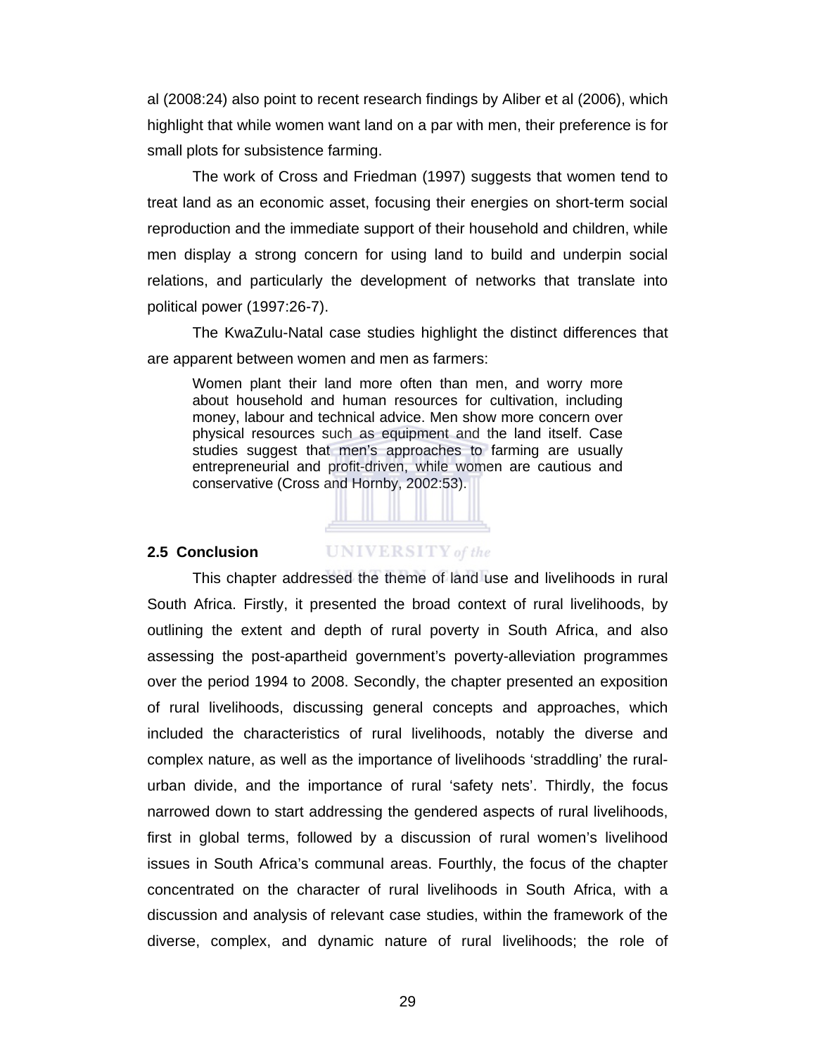al (2008:24) also point to recent research findings by Aliber et al (2006), which highlight that while women want land on a par with men, their preference is for small plots for subsistence farming.

The work of Cross and Friedman (1997) suggests that women tend to treat land as an economic asset, focusing their energies on short-term social reproduction and the immediate support of their household and children, while men display a strong concern for using land to build and underpin social relations, and particularly the development of networks that translate into political power (1997:26-7).

The KwaZulu-Natal case studies highlight the distinct differences that are apparent between women and men as farmers:

> Women plant their land more often than men, and worry more about household and human resources for cultivation, including money, labour and technical advice. Men show more concern over physical resources such as equipment and the land itself. Case studies suggest that men's approaches to farming are usually entrepreneurial and profit-driven, while women are cautious and conservative (Cross and Hornby, 2002:53).

## 2.5 Conclusion

This chapter addressed the theme of land use and livelihoods in rural South Africa. Firstly, it presented the broad context of rural livelihoods, by outlining the extent and depth of rural poverty in South Africa, and also assessing the post-apartheid government's poverty-alleviation programmes over the period 1994 to 2008. Secondly, the chapter presented an exposition of rural livelihoods, discussing general concepts and approaches, which included the characteristics of rural livelihoods, notably the diverse and complex nature, as well as the importance of livelihoods 'straddling' the rural-urban divide, and the importance of rural 'safety nets'. Thirdly, the focus narrowed down to start addressing the gendered aspects of rural livelihoods, first in global terms, followed by a discussion of rural women's livelihood issues in South Africa's communal areas. Fourthly, the focus of the chapter concentrated on the character of rural livelihoods in South Africa, with a discussion and analysis of relevant case studies, within the framework of the diverse, complex, and dynamic nature of rural livelihoods; the role of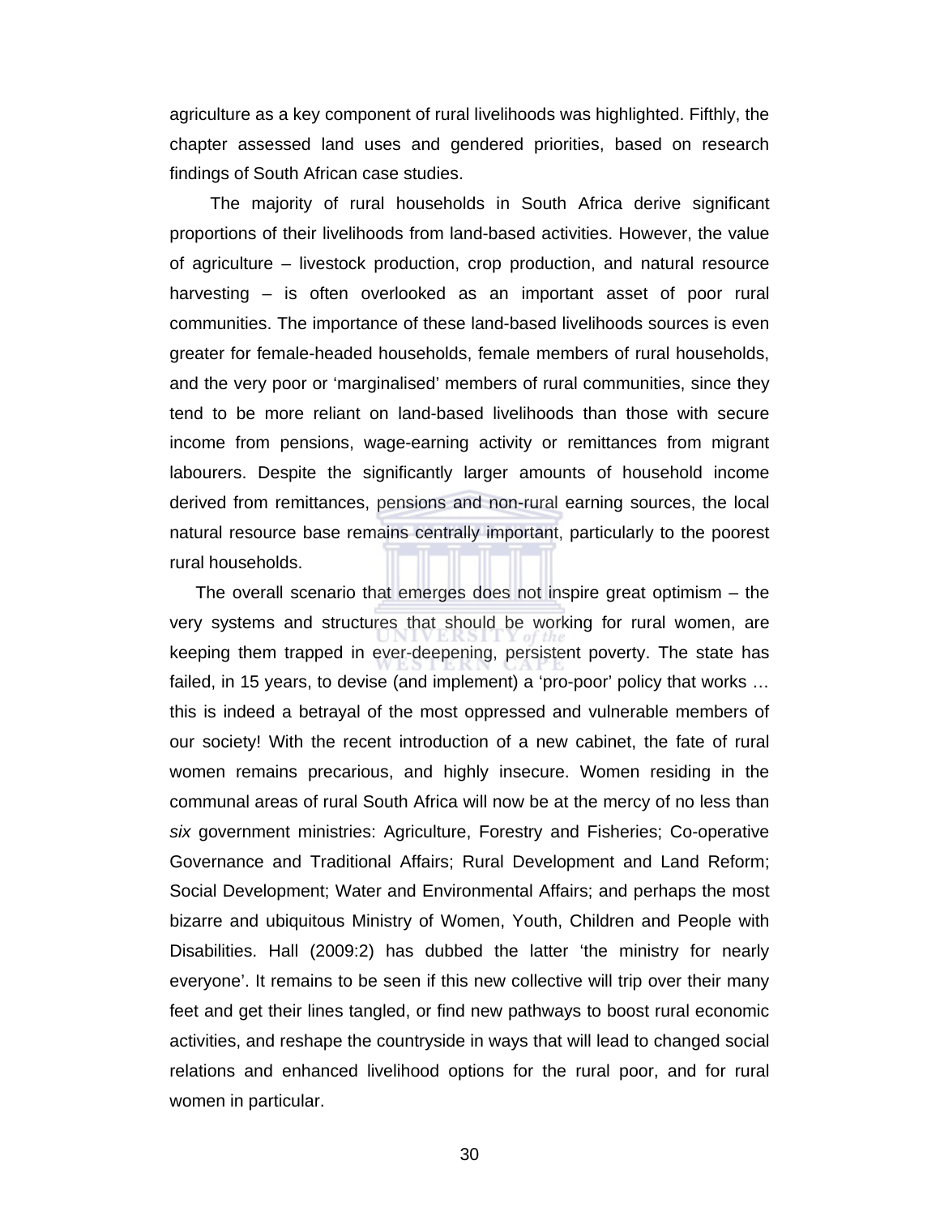agriculture as a key component of rural livelihoods was highlighted. Fifthly, the chapter assessed land uses and gendered priorities, based on research findings of South African case studies.

The majority of rural households in South Africa derive significant proportions of their livelihoods from land-based activities. However, the value of agriculture – livestock production, crop production, and natural resource harvesting – is often overlooked as an important asset of poor rural communities. The importance of these land-based livelihoods sources is even greater for female-headed households, female members of rural households, and the very poor or 'marginalised' members of rural communities, since they tend to be more reliant on land-based livelihoods than those with secure income from pensions, wage-earning activity or remittances from migrant labourers. Despite the significantly larger amounts of household income derived from remittances, pensions and non-rural earning sources, the local natural resource base remains centrally important, particularly to the poorest rural households.

The overall scenario that emerges does not inspire great optimism – the very systems and structures that should be working for rural women, are keeping them trapped in ever-deepening, persistent poverty. The state has failed, in 15 years, to devise (and implement) a 'pro-poor' policy that works … this is indeed a betrayal of the most oppressed and vulnerable members of our society! With the recent introduction of a new cabinet, the fate of rural women remains precarious, and highly insecure. Women residing in the communal areas of rural South Africa will now be at the mercy of no less than *six* government ministries: Agriculture, Forestry and Fisheries; Co-operative Governance and Traditional Affairs; Rural Development and Land Reform; Social Development; Water and Environmental Affairs; and perhaps the most bizarre and ubiquitous Ministry of Women, Youth, Children and People with Disabilities. Hall (2009:2) has dubbed the latter 'the ministry for nearly everyone'. It remains to be seen if this new collective will trip over their many feet and get their lines tangled, or find new pathways to boost rural economic activities, and reshape the countryside in ways that will lead to changed social relations and enhanced livelihood options for the rural poor, and for rural women in particular.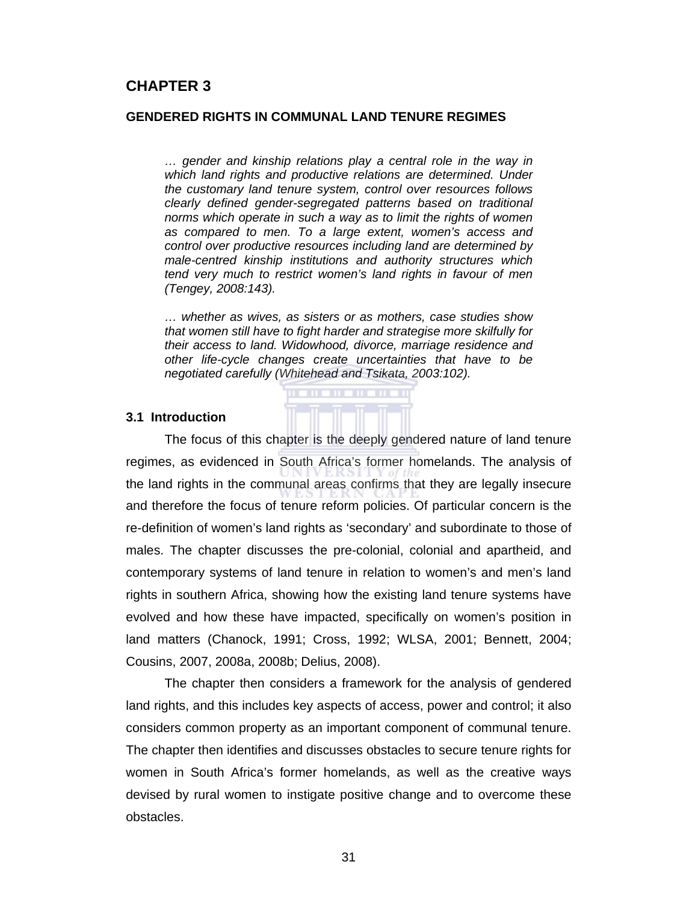# CHAPTER 3

## GENDERED RIGHTS IN COMMUNAL LAND TENURE REGIMES

> *… gender and kinship relations play a central role in the way in which land rights and productive relations are determined. Under the customary land tenure system, control over resources follows clearly defined gender-segregated patterns based on traditional norms which operate in such a way as to limit the rights of women as compared to men. To a large extent, women's access and control over productive resources including land are determined by male-centred kinship institutions and authority structures which tend very much to restrict women's land rights in favour of men (Tengey, 2008:143).*

> *… whether as wives, as sisters or as mothers, case studies show that women still have to fight harder and strategise more skilfully for their access to land. Widowhood, divorce, marriage residence and other life-cycle changes create uncertainties that have to be negotiated carefully (Whitehead and Tsikata, 2003:102).*

### 3.1 Introduction

The focus of this chapter is the deeply gendered nature of land tenure regimes, as evidenced in South Africa's former homelands. The analysis of the land rights in the communal areas confirms that they are legally insecure and therefore the focus of tenure reform policies. Of particular concern is the re-definition of women's land rights as 'secondary' and subordinate to those of males. The chapter discusses the pre-colonial, colonial and apartheid, and contemporary systems of land tenure in relation to women's and men's land rights in southern Africa, showing how the existing land tenure systems have evolved and how these have impacted, specifically on women's position in land matters (Chanock, 1991; Cross, 1992; WLSA, 2001; Bennett, 2004; Cousins, 2007, 2008a, 2008b; Delius, 2008).

The chapter then considers a framework for the analysis of gendered land rights, and this includes key aspects of access, power and control; it also considers common property as an important component of communal tenure. The chapter then identifies and discusses obstacles to secure tenure rights for women in South Africa's former homelands, as well as the creative ways devised by rural women to instigate positive change and to overcome these obstacles.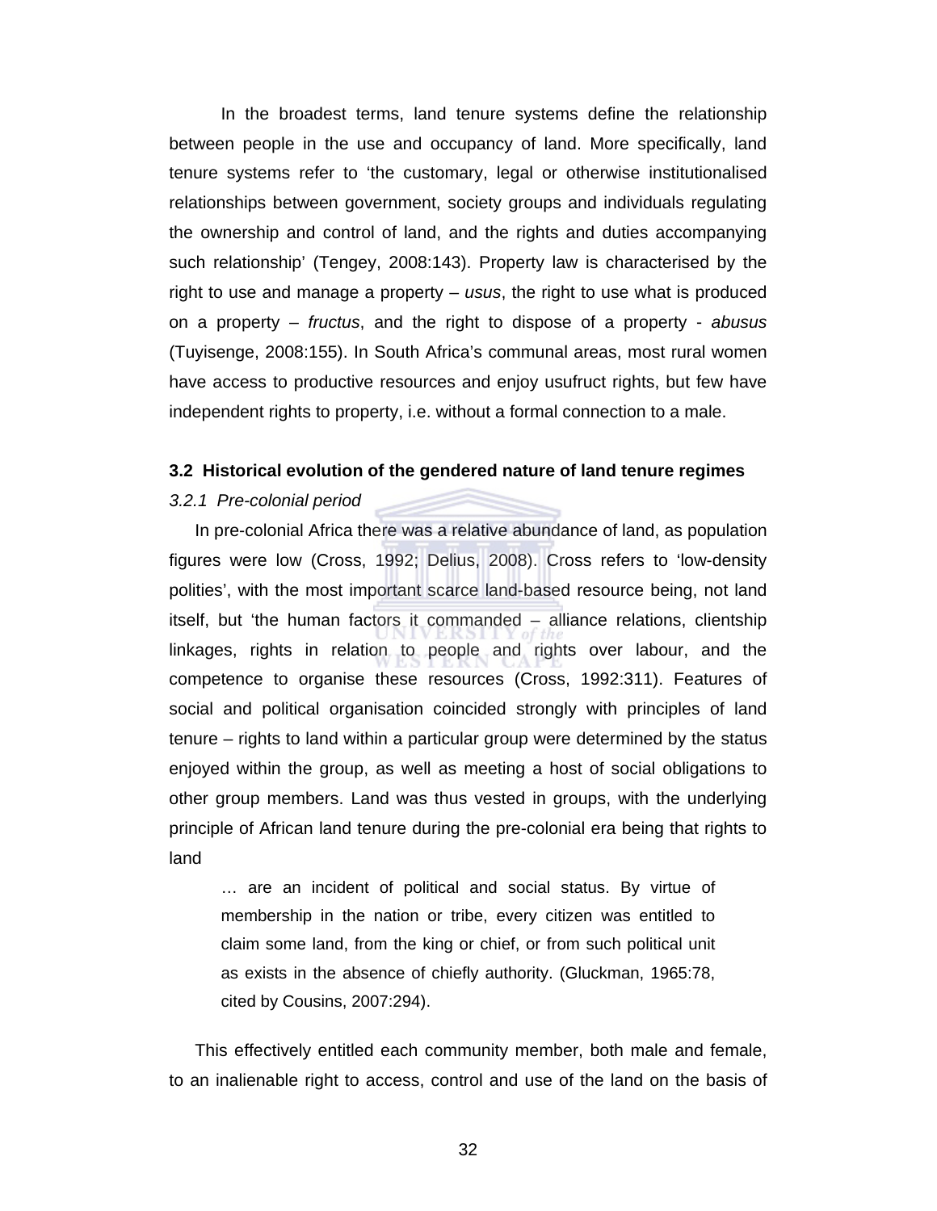In the broadest terms, land tenure systems define the relationship between people in the use and occupancy of land. More specifically, land tenure systems refer to 'the customary, legal or otherwise institutionalised relationships between government, society groups and individuals regulating the ownership and control of land, and the rights and duties accompanying such relationship' (Tengey, 2008:143). Property law is characterised by the right to use and manage a property – *usus*, the right to use what is produced on a property – *fructus*, and the right to dispose of a property - *abusus* (Tuyisenge, 2008:155). In South Africa's communal areas, most rural women have access to productive resources and enjoy usufruct rights, but few have independent rights to property, i.e. without a formal connection to a male.

### 3.2 Historical evolution of the gendered nature of land tenure regimes

#### *3.2.1 Pre-colonial period*

In pre-colonial Africa there was a relative abundance of land, as population figures were low (Cross, 1992; Delius, 2008). Cross refers to 'low-density polities', with the most important scarce land-based resource being, not land itself, but 'the human factors it commanded – alliance relations, clientship linkages, rights in relation to people and rights over labour, and the competence to organise these resources (Cross, 1992:311). Features of social and political organisation coincided strongly with principles of land tenure – rights to land within a particular group were determined by the status enjoyed within the group, as well as meeting a host of social obligations to other group members. Land was thus vested in groups, with the underlying principle of African land tenure during the pre-colonial era being that rights to land

> … are an incident of political and social status. By virtue of membership in the nation or tribe, every citizen was entitled to claim some land, from the king or chief, or from such political unit as exists in the absence of chiefly authority. (Gluckman, 1965:78, cited by Cousins, 2007:294).

This effectively entitled each community member, both male and female, to an inalienable right to access, control and use of the land on the basis of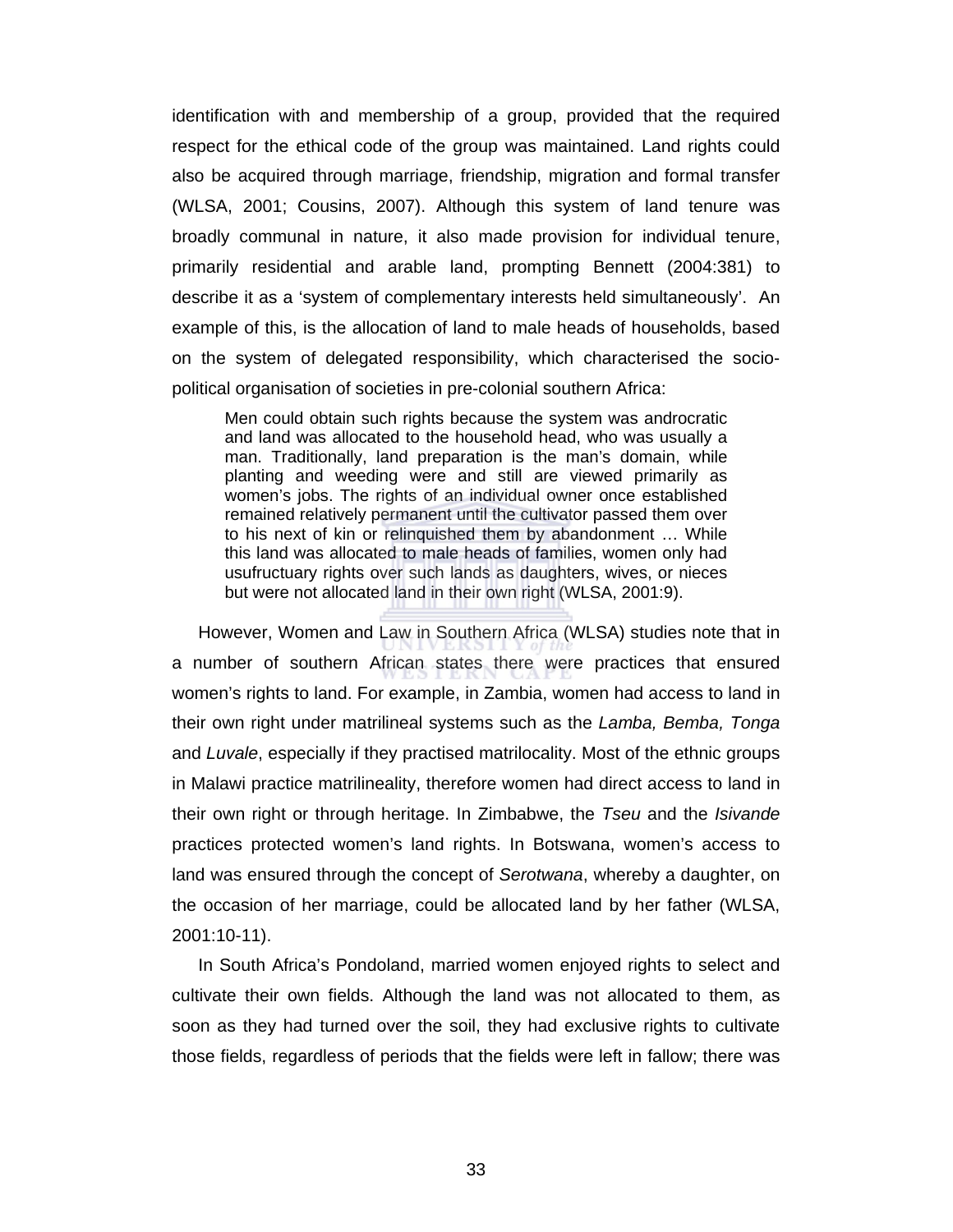identification with and membership of a group, provided that the required respect for the ethical code of the group was maintained. Land rights could also be acquired through marriage, friendship, migration and formal transfer (WLSA, 2001; Cousins, 2007). Although this system of land tenure was broadly communal in nature, it also made provision for individual tenure, primarily residential and arable land, prompting Bennett (2004:381) to describe it as a 'system of complementary interests held simultaneously'. An example of this, is the allocation of land to male heads of households, based on the system of delegated responsibility, which characterised the socio-political organisation of societies in pre-colonial southern Africa:

> Men could obtain such rights because the system was androcratic and land was allocated to the household head, who was usually a man. Traditionally, land preparation is the man's domain, while planting and weeding were and still are viewed primarily as women's jobs. The rights of an individual owner once established remained relatively permanent until the cultivator passed them over to his next of kin or relinquished them by abandonment … While this land was allocated to male heads of families, women only had usufructuary rights over such lands as daughters, wives, or nieces but were not allocated land in their own right (WLSA, 2001:9).

However, Women and Law in Southern Africa (WLSA) studies note that in a number of southern African states there were practices that ensured women's rights to land. For example, in Zambia, women had access to land in their own right under matrilineal systems such as the *Lamba, Bemba, Tonga* and *Luvale*, especially if they practised matrilocality. Most of the ethnic groups in Malawi practice matrilineality, therefore women had direct access to land in their own right or through heritage. In Zimbabwe, the *Tseu* and the *Isivande* practices protected women's land rights. In Botswana, women's access to land was ensured through the concept of *Serotwana*, whereby a daughter, on the occasion of her marriage, could be allocated land by her father (WLSA, 2001:10-11).

In South Africa's Pondoland, married women enjoyed rights to select and cultivate their own fields. Although the land was not allocated to them, as soon as they had turned over the soil, they had exclusive rights to cultivate those fields, regardless of periods that the fields were left in fallow; there was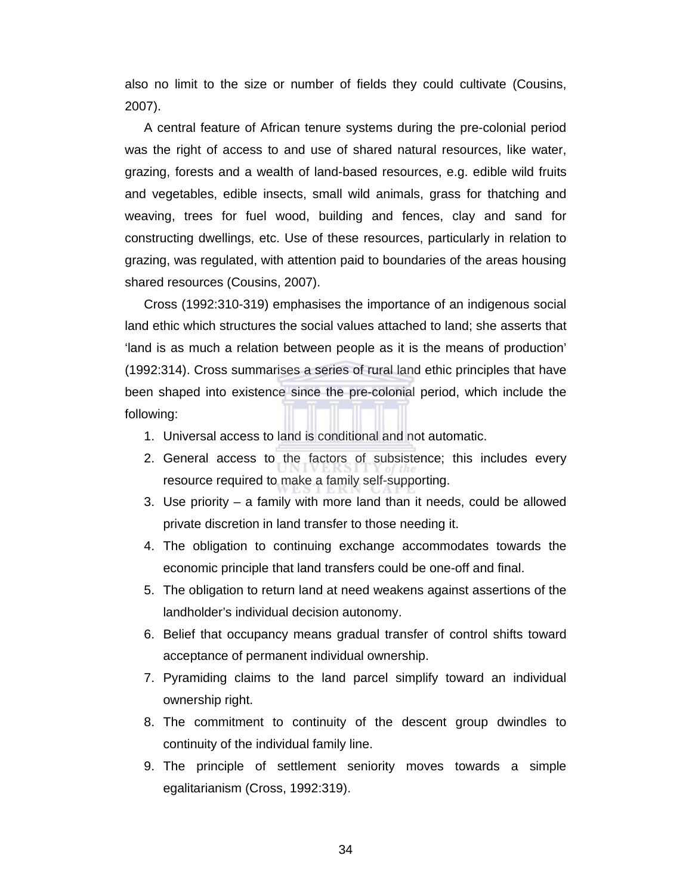also no limit to the size or number of fields they could cultivate (Cousins, 2007).

A central feature of African tenure systems during the pre-colonial period was the right of access to and use of shared natural resources, like water, grazing, forests and a wealth of land-based resources, e.g. edible wild fruits and vegetables, edible insects, small wild animals, grass for thatching and weaving, trees for fuel wood, building and fences, clay and sand for constructing dwellings, etc. Use of these resources, particularly in relation to grazing, was regulated, with attention paid to boundaries of the areas housing shared resources (Cousins, 2007).

Cross (1992:310-319) emphasises the importance of an indigenous social land ethic which structures the social values attached to land; she asserts that 'land is as much a relation between people as it is the means of production' (1992:314). Cross summarises a series of rural land ethic principles that have been shaped into existence since the pre-colonial period, which include the following:

1. Universal access to land is conditional and not automatic.
2. General access to the factors of subsistence; this includes every resource required to make a family self-supporting.
3. Use priority – a family with more land than it needs, could be allowed private discretion in land transfer to those needing it.
4. The obligation to continuing exchange accommodates towards the economic principle that land transfers could be one-off and final.
5. The obligation to return land at need weakens against assertions of the landholder's individual decision autonomy.
6. Belief that occupancy means gradual transfer of control shifts toward acceptance of permanent individual ownership.
7. Pyramiding claims to the land parcel simplify toward an individual ownership right.
8. The commitment to continuity of the descent group dwindles to continuity of the individual family line.
9. The principle of settlement seniority moves towards a simple egalitarianism (Cross, 1992:319).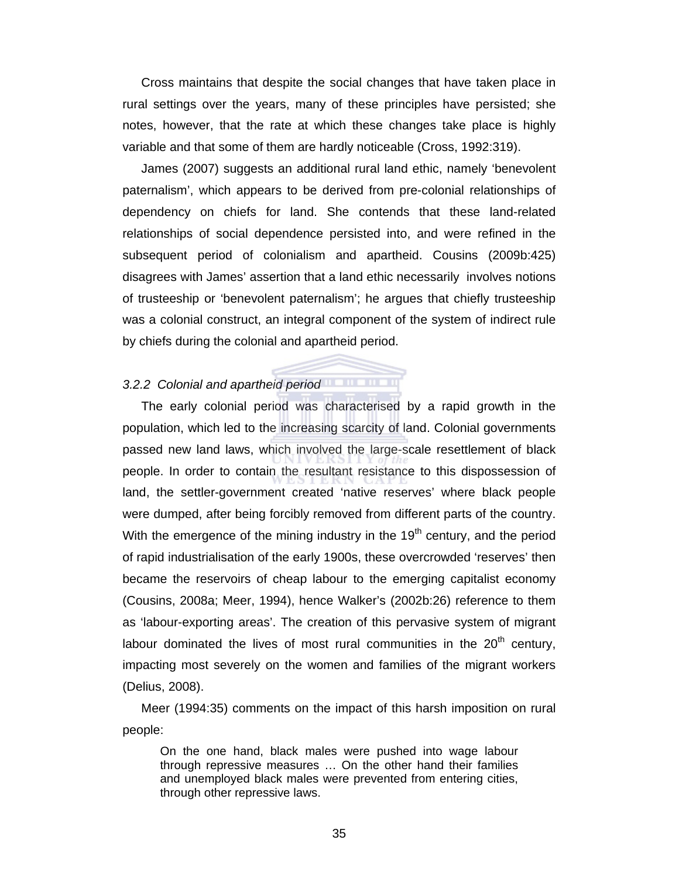Cross maintains that despite the social changes that have taken place in rural settings over the years, many of these principles have persisted; she notes, however, that the rate at which these changes take place is highly variable and that some of them are hardly noticeable (Cross, 1992:319).

James (2007) suggests an additional rural land ethic, namely 'benevolent paternalism', which appears to be derived from pre-colonial relationships of dependency on chiefs for land. She contends that these land-related relationships of social dependence persisted into, and were refined in the subsequent period of colonialism and apartheid. Cousins (2009b:425) disagrees with James' assertion that a land ethic necessarily involves notions of trusteeship or 'benevolent paternalism'; he argues that chiefly trusteeship was a colonial construct, an integral component of the system of indirect rule by chiefs during the colonial and apartheid period.

### *3.2.2 Colonial and apartheid period*

The early colonial period was characterised by a rapid growth in the population, which led to the increasing scarcity of land. Colonial governments passed new land laws, which involved the large-scale resettlement of black people. In order to contain the resultant resistance to this dispossession of land, the settler-government created 'native reserves' where black people were dumped, after being forcibly removed from different parts of the country. With the emergence of the mining industry in the 19th century, and the period of rapid industrialisation of the early 1900s, these overcrowded 'reserves' then became the reservoirs of cheap labour to the emerging capitalist economy (Cousins, 2008a; Meer, 1994), hence Walker's (2002b:26) reference to them as 'labour-exporting areas'. The creation of this pervasive system of migrant labour dominated the lives of most rural communities in the 20th century, impacting most severely on the women and families of the migrant workers (Delius, 2008).

Meer (1994:35) comments on the impact of this harsh imposition on rural people:

> On the one hand, black males were pushed into wage labour through repressive measures … On the other hand their families and unemployed black males were prevented from entering cities, through other repressive laws.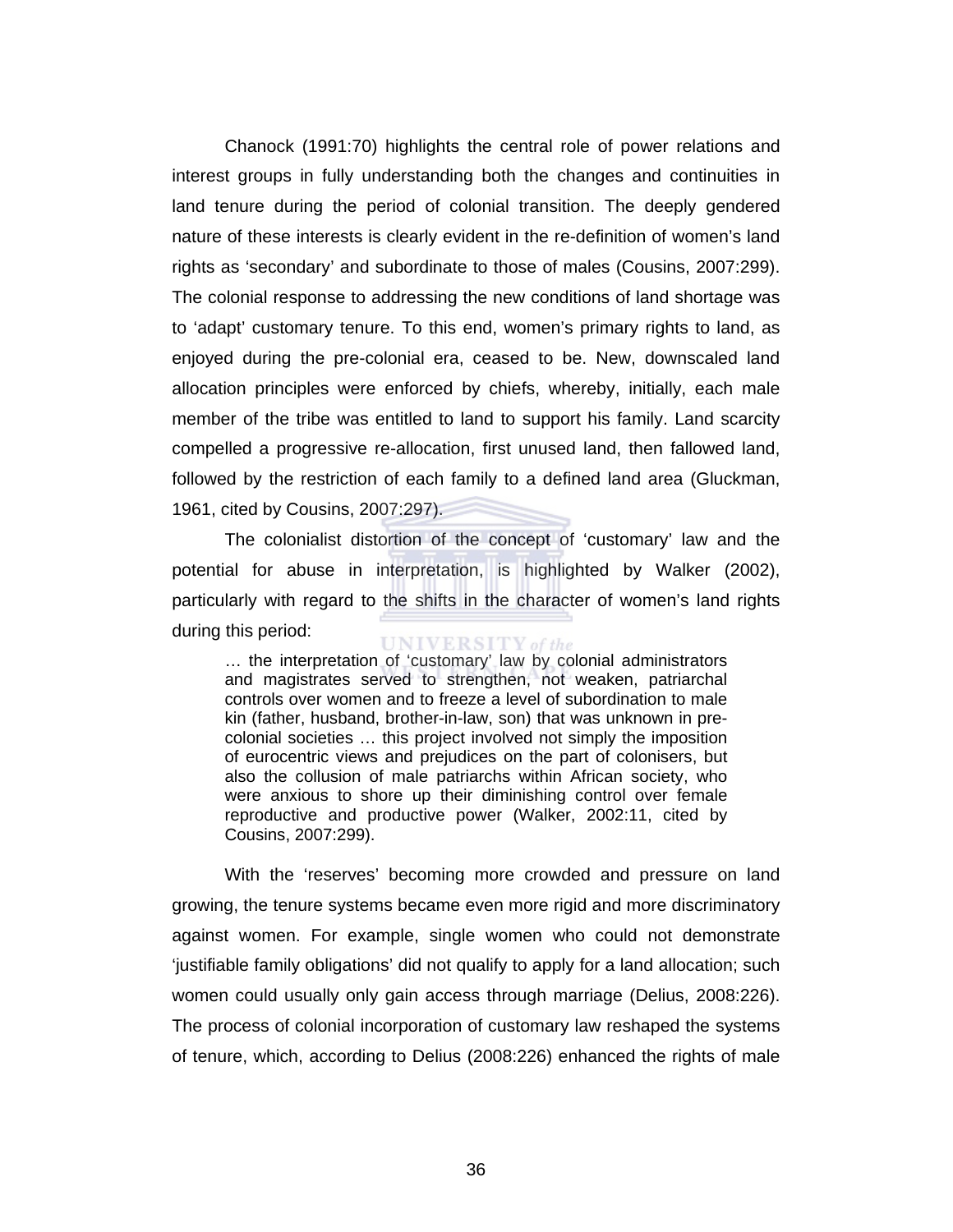Chanock (1991:70) highlights the central role of power relations and interest groups in fully understanding both the changes and continuities in land tenure during the period of colonial transition. The deeply gendered nature of these interests is clearly evident in the re-definition of women's land rights as 'secondary' and subordinate to those of males (Cousins, 2007:299). The colonial response to addressing the new conditions of land shortage was to 'adapt' customary tenure. To this end, women's primary rights to land, as enjoyed during the pre-colonial era, ceased to be. New, downscaled land allocation principles were enforced by chiefs, whereby, initially, each male member of the tribe was entitled to land to support his family. Land scarcity compelled a progressive re-allocation, first unused land, then fallowed land, followed by the restriction of each family to a defined land area (Gluckman, 1961, cited by Cousins, 2007:297).

The colonialist distortion of the concept of 'customary' law and the potential for abuse in interpretation, is highlighted by Walker (2002), particularly with regard to the shifts in the character of women's land rights during this period:

> … the interpretation of 'customary' law by colonial administrators and magistrates served to strengthen, not weaken, patriarchal controls over women and to freeze a level of subordination to male kin (father, husband, brother-in-law, son) that was unknown in pre-colonial societies … this project involved not simply the imposition of eurocentric views and prejudices on the part of colonisers, but also the collusion of male patriarchs within African society, who were anxious to shore up their diminishing control over female reproductive and productive power (Walker, 2002:11, cited by Cousins, 2007:299).

With the 'reserves' becoming more crowded and pressure on land growing, the tenure systems became even more rigid and more discriminatory against women. For example, single women who could not demonstrate 'justifiable family obligations' did not qualify to apply for a land allocation; such women could usually only gain access through marriage (Delius, 2008:226). The process of colonial incorporation of customary law reshaped the systems of tenure, which, according to Delius (2008:226) enhanced the rights of male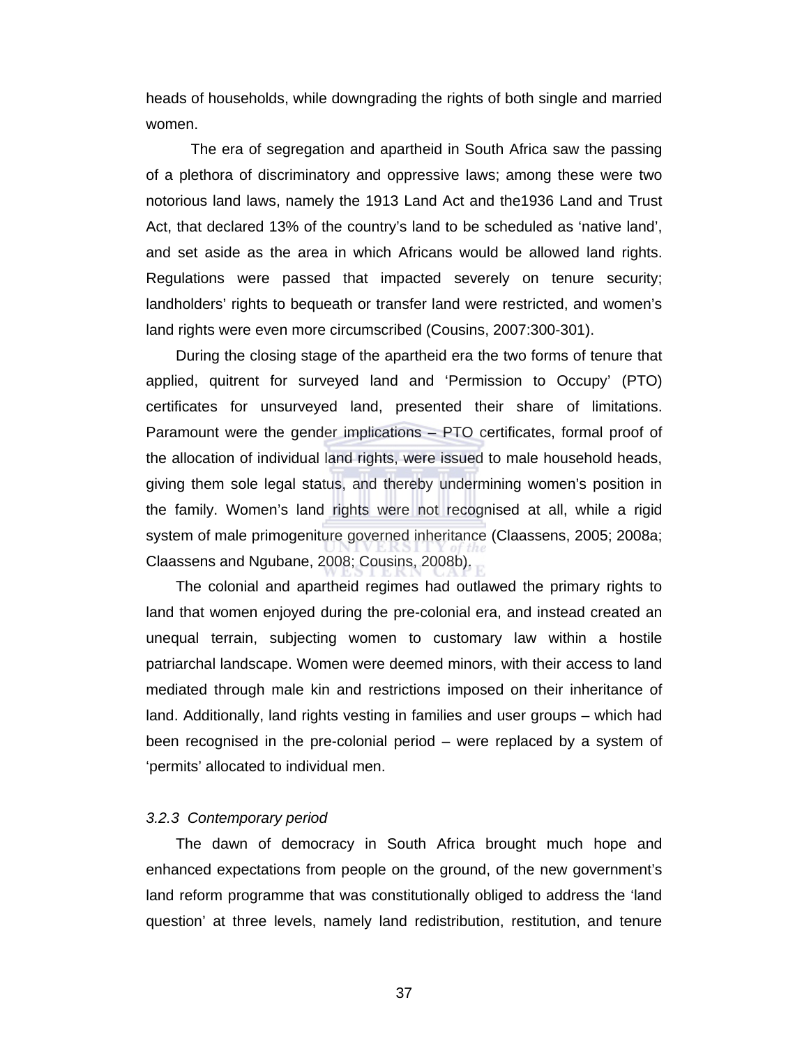heads of households, while downgrading the rights of both single and married women.

The era of segregation and apartheid in South Africa saw the passing of a plethora of discriminatory and oppressive laws; among these were two notorious land laws, namely the 1913 Land Act and the1936 Land and Trust Act, that declared 13% of the country's land to be scheduled as 'native land', and set aside as the area in which Africans would be allowed land rights. Regulations were passed that impacted severely on tenure security; landholders' rights to bequeath or transfer land were restricted, and women's land rights were even more circumscribed (Cousins, 2007:300-301).

During the closing stage of the apartheid era the two forms of tenure that applied, quitrent for surveyed land and 'Permission to Occupy' (PTO) certificates for unsurveyed land, presented their share of limitations. Paramount were the gender implications – PTO certificates, formal proof of the allocation of individual land rights, were issued to male household heads, giving them sole legal status, and thereby undermining women's position in the family. Women's land rights were not recognised at all, while a rigid system of male primogeniture governed inheritance (Claassens, 2005; 2008a; Claassens and Ngubane, 2008; Cousins, 2008b).

The colonial and apartheid regimes had outlawed the primary rights to land that women enjoyed during the pre-colonial era, and instead created an unequal terrain, subjecting women to customary law within a hostile patriarchal landscape. Women were deemed minors, with their access to land mediated through male kin and restrictions imposed on their inheritance of land. Additionally, land rights vesting in families and user groups – which had been recognised in the pre-colonial period – were replaced by a system of 'permits' allocated to individual men.

#### *3.2.3 Contemporary period*

The dawn of democracy in South Africa brought much hope and enhanced expectations from people on the ground, of the new government's land reform programme that was constitutionally obliged to address the 'land question' at three levels, namely land redistribution, restitution, and tenure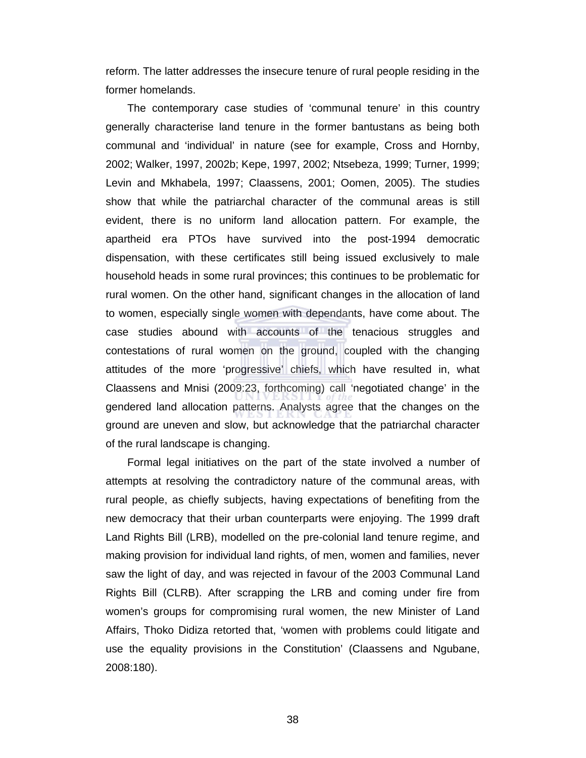reform. The latter addresses the insecure tenure of rural people residing in the former homelands.

The contemporary case studies of 'communal tenure' in this country generally characterise land tenure in the former bantustans as being both communal and 'individual' in nature (see for example, Cross and Hornby, 2002; Walker, 1997, 2002b; Kepe, 1997, 2002; Ntsebeza, 1999; Turner, 1999; Levin and Mkhabela, 1997; Claassens, 2001; Oomen, 2005). The studies show that while the patriarchal character of the communal areas is still evident, there is no uniform land allocation pattern. For example, the apartheid era PTOs have survived into the post-1994 democratic dispensation, with these certificates still being issued exclusively to male household heads in some rural provinces; this continues to be problematic for rural women. On the other hand, significant changes in the allocation of land to women, especially single women with dependants, have come about. The case studies abound with accounts of the tenacious struggles and contestations of rural women on the ground, coupled with the changing attitudes of the more 'progressive' chiefs, which have resulted in, what Claassens and Mnisi (2009:23, forthcoming) call 'negotiated change' in the gendered land allocation patterns. Analysts agree that the changes on the ground are uneven and slow, but acknowledge that the patriarchal character of the rural landscape is changing.

Formal legal initiatives on the part of the state involved a number of attempts at resolving the contradictory nature of the communal areas, with rural people, as chiefly subjects, having expectations of benefiting from the new democracy that their urban counterparts were enjoying. The 1999 draft Land Rights Bill (LRB), modelled on the pre-colonial land tenure regime, and making provision for individual land rights, of men, women and families, never saw the light of day, and was rejected in favour of the 2003 Communal Land Rights Bill (CLRB). After scrapping the LRB and coming under fire from women's groups for compromising rural women, the new Minister of Land Affairs, Thoko Didiza retorted that, 'women with problems could litigate and use the equality provisions in the Constitution' (Claassens and Ngubane, 2008:180).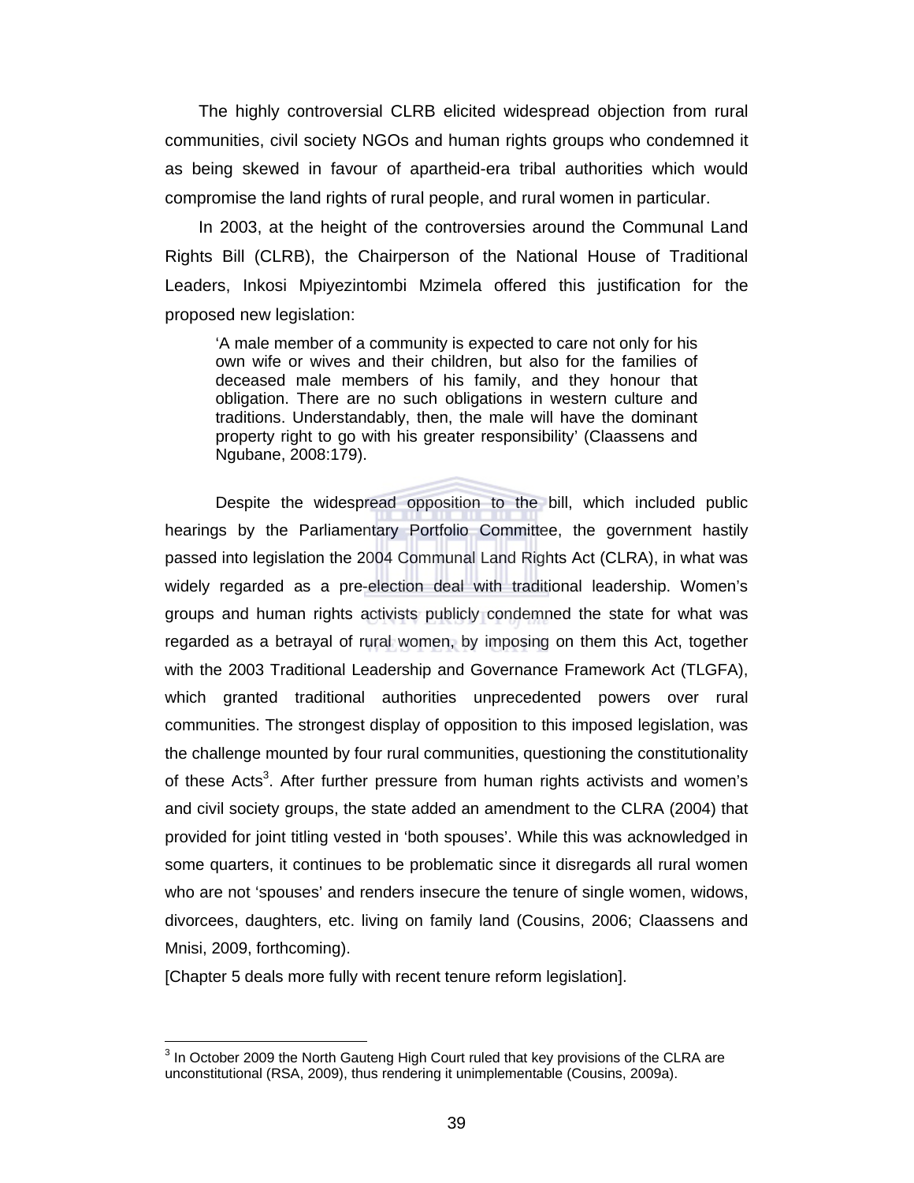The highly controversial CLRB elicited widespread objection from rural communities, civil society NGOs and human rights groups who condemned it as being skewed in favour of apartheid-era tribal authorities which would compromise the land rights of rural people, and rural women in particular.

In 2003, at the height of the controversies around the Communal Land Rights Bill (CLRB), the Chairperson of the National House of Traditional Leaders, Inkosi Mpiyezintombi Mzimela offered this justification for the proposed new legislation:

> 'A male member of a community is expected to care not only for his own wife or wives and their children, but also for the families of deceased male members of his family, and they honour that obligation. There are no such obligations in western culture and traditions. Understandably, then, the male will have the dominant property right to go with his greater responsibility' (Claassens and Ngubane, 2008:179).

Despite the widespread opposition to the bill, which included public hearings by the Parliamentary Portfolio Committee, the government hastily passed into legislation the 2004 Communal Land Rights Act (CLRA), in what was widely regarded as a pre-election deal with traditional leadership. Women's groups and human rights activists publicly condemned the state for what was regarded as a betrayal of rural women, by imposing on them this Act, together with the 2003 Traditional Leadership and Governance Framework Act (TLGFA), which granted traditional authorities unprecedented powers over rural communities. The strongest display of opposition to this imposed legislation, was the challenge mounted by four rural communities, questioning the constitutionality of these Acts[3]. After further pressure from human rights activists and women's and civil society groups, the state added an amendment to the CLRA (2004) that provided for joint titling vested in 'both spouses'. While this was acknowledged in some quarters, it continues to be problematic since it disregards all rural women who are not 'spouses' and renders insecure the tenure of single women, widows, divorcees, daughters, etc. living on family land (Cousins, 2006; Claassens and Mnisi, 2009, forthcoming).

[Chapter 5 deals more fully with recent tenure reform legislation].

---

[3] In October 2009 the North Gauteng High Court ruled that key provisions of the CLRA are unconstitutional (RSA, 2009), thus rendering it unimplementable (Cousins, 2009a).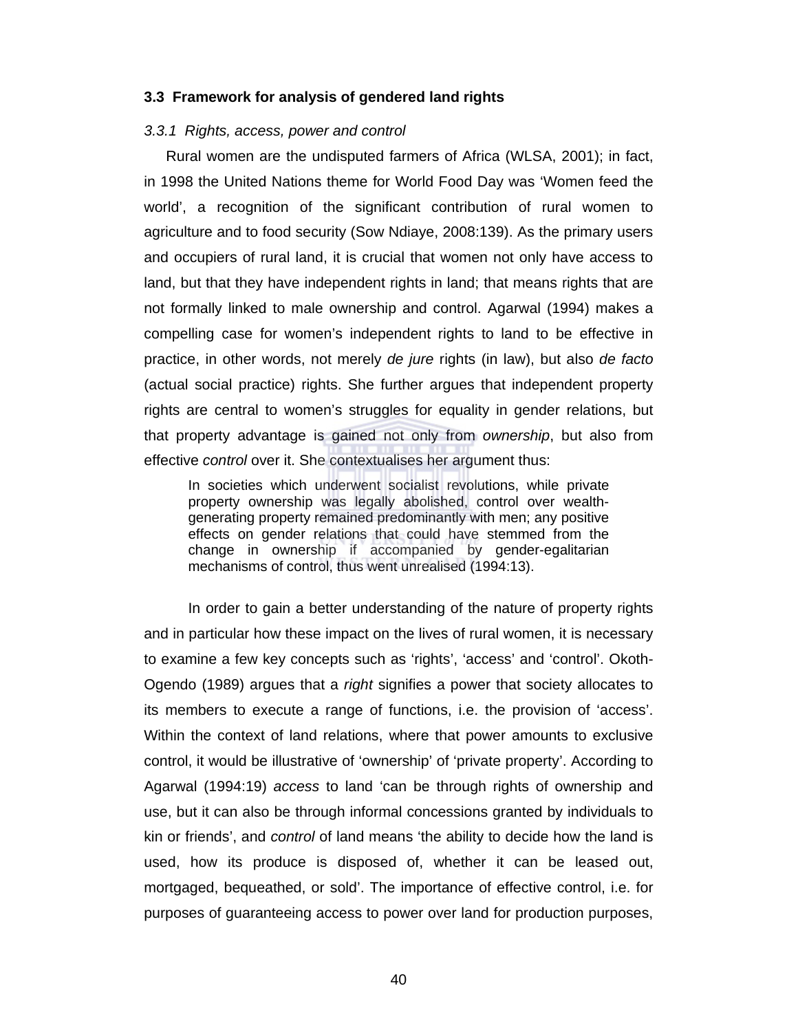## 3.3 Framework for analysis of gendered land rights

### *3.3.1 Rights, access, power and control*

Rural women are the undisputed farmers of Africa (WLSA, 2001); in fact, in 1998 the United Nations theme for World Food Day was 'Women feed the world', a recognition of the significant contribution of rural women to agriculture and to food security (Sow Ndiaye, 2008:139). As the primary users and occupiers of rural land, it is crucial that women not only have access to land, but that they have independent rights in land; that means rights that are not formally linked to male ownership and control. Agarwal (1994) makes a compelling case for women's independent rights to land to be effective in practice, in other words, not merely *de jure* rights (in law), but also *de facto* (actual social practice) rights. She further argues that independent property rights are central to women's struggles for equality in gender relations, but that property advantage is gained not only from *ownership*, but also from effective *control* over it. She contextualises her argument thus:

> In societies which underwent socialist revolutions, while private property ownership was legally abolished, control over wealth-generating property remained predominantly with men; any positive effects on gender relations that could have stemmed from the change in ownership if accompanied by gender-egalitarian mechanisms of control, thus went unrealised (1994:13).

In order to gain a better understanding of the nature of property rights and in particular how these impact on the lives of rural women, it is necessary to examine a few key concepts such as 'rights', 'access' and 'control'. Okoth-Ogendo (1989) argues that a *right* signifies a power that society allocates to its members to execute a range of functions, i.e. the provision of 'access'. Within the context of land relations, where that power amounts to exclusive control, it would be illustrative of 'ownership' of 'private property'. According to Agarwal (1994:19) *access* to land 'can be through rights of ownership and use, but it can also be through informal concessions granted by individuals to kin or friends', and *control* of land means 'the ability to decide how the land is used, how its produce is disposed of, whether it can be leased out, mortgaged, bequeathed, or sold'. The importance of effective control, i.e. for purposes of guaranteeing access to power over land for production purposes,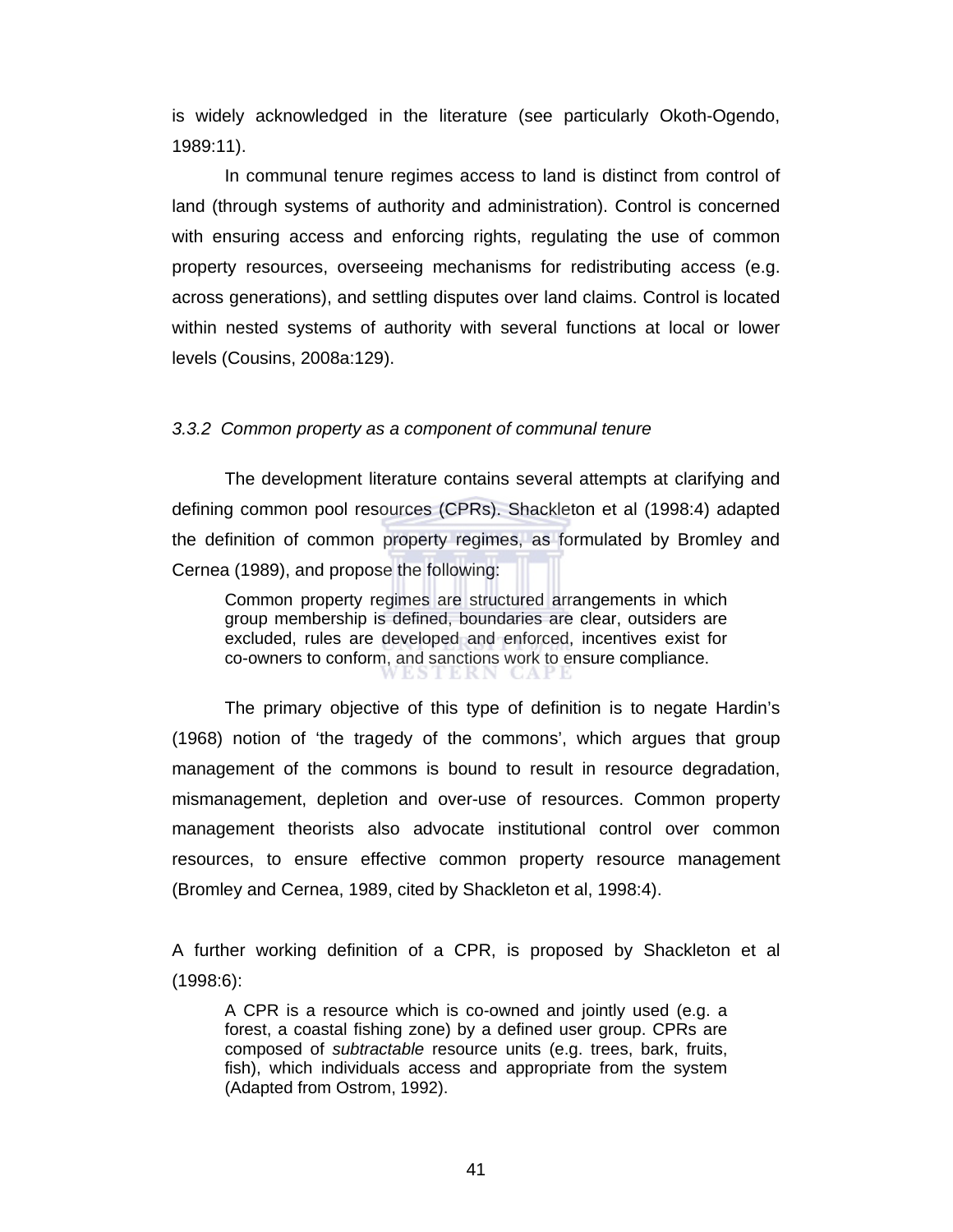is widely acknowledged in the literature (see particularly Okoth-Ogendo, 1989:11).

In communal tenure regimes access to land is distinct from control of land (through systems of authority and administration). Control is concerned with ensuring access and enforcing rights, regulating the use of common property resources, overseeing mechanisms for redistributing access (e.g. across generations), and settling disputes over land claims. Control is located within nested systems of authority with several functions at local or lower levels (Cousins, 2008a:129).

### *3.3.2 Common property as a component of communal tenure*

The development literature contains several attempts at clarifying and defining common pool resources (CPRs). Shackleton et al (1998:4) adapted the definition of common property regimes, as formulated by Bromley and Cernea (1989), and propose the following:

> Common property regimes are structured arrangements in which group membership is defined, boundaries are clear, outsiders are excluded, rules are developed and enforced, incentives exist for co-owners to conform, and sanctions work to ensure compliance.

The primary objective of this type of definition is to negate Hardin's (1968) notion of 'the tragedy of the commons', which argues that group management of the commons is bound to result in resource degradation, mismanagement, depletion and over-use of resources. Common property management theorists also advocate institutional control over common resources, to ensure effective common property resource management (Bromley and Cernea, 1989, cited by Shackleton et al, 1998:4).

A further working definition of a CPR, is proposed by Shackleton et al (1998:6):

> A CPR is a resource which is co-owned and jointly used (e.g. a forest, a coastal fishing zone) by a defined user group. CPRs are composed of *subtractable* resource units (e.g. trees, bark, fruits, fish), which individuals access and appropriate from the system (Adapted from Ostrom, 1992).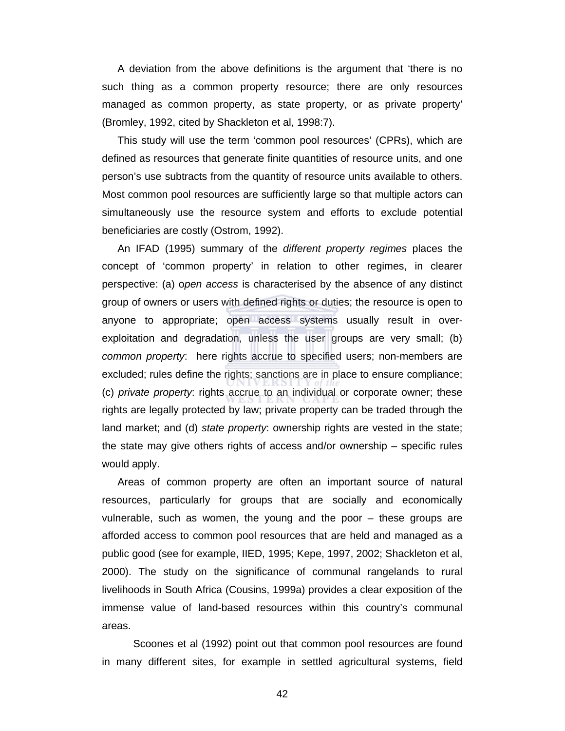A deviation from the above definitions is the argument that 'there is no such thing as a common property resource; there are only resources managed as common property, as state property, or as private property' (Bromley, 1992, cited by Shackleton et al, 1998:7).

This study will use the term 'common pool resources' (CPRs), which are defined as resources that generate finite quantities of resource units, and one person's use subtracts from the quantity of resource units available to others. Most common pool resources are sufficiently large so that multiple actors can simultaneously use the resource system and efforts to exclude potential beneficiaries are costly (Ostrom, 1992).

An IFAD (1995) summary of the *different property regimes* places the concept of 'common property' in relation to other regimes, in clearer perspective: (a) o*pen access* is characterised by the absence of any distinct group of owners or users with defined rights or duties; the resource is open to anyone to appropriate; open access systems usually result in over-exploitation and degradation, unless the user groups are very small; (b) *common property*: here rights accrue to specified users; non-members are excluded; rules define the rights; sanctions are in place to ensure compliance; (c) *private property*: rights accrue to an individual or corporate owner; these rights are legally protected by law; private property can be traded through the land market; and (d) *state property*: ownership rights are vested in the state; the state may give others rights of access and/or ownership – specific rules would apply.

Areas of common property are often an important source of natural resources, particularly for groups that are socially and economically vulnerable, such as women, the young and the poor – these groups are afforded access to common pool resources that are held and managed as a public good (see for example, IIED, 1995; Kepe, 1997, 2002; Shackleton et al, 2000). The study on the significance of communal rangelands to rural livelihoods in South Africa (Cousins, 1999a) provides a clear exposition of the immense value of land-based resources within this country's communal areas.

Scoones et al (1992) point out that common pool resources are found in many different sites, for example in settled agricultural systems, field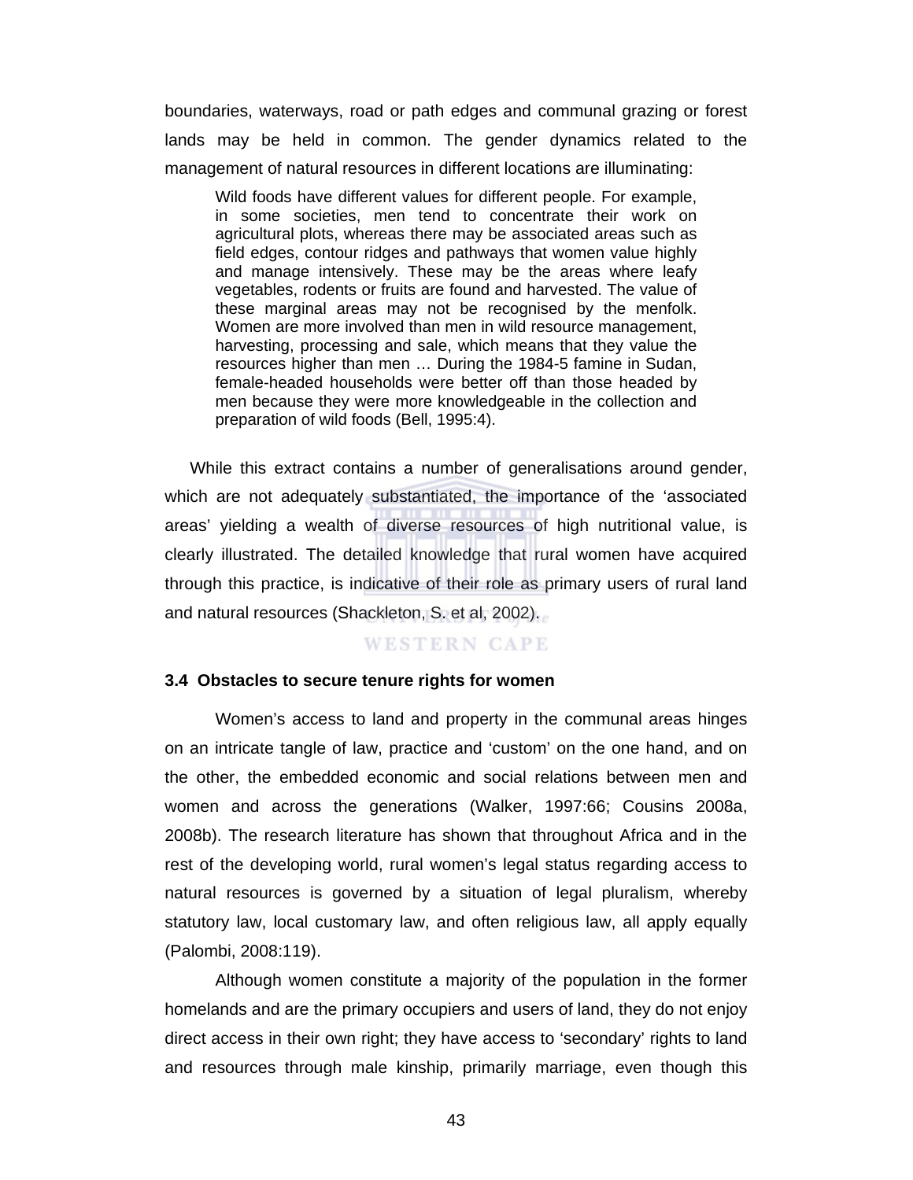boundaries, waterways, road or path edges and communal grazing or forest lands may be held in common. The gender dynamics related to the management of natural resources in different locations are illuminating:

> Wild foods have different values for different people. For example, in some societies, men tend to concentrate their work on agricultural plots, whereas there may be associated areas such as field edges, contour ridges and pathways that women value highly and manage intensively. These may be the areas where leafy vegetables, rodents or fruits are found and harvested. The value of these marginal areas may not be recognised by the menfolk. Women are more involved than men in wild resource management, harvesting, processing and sale, which means that they value the resources higher than men … During the 1984-5 famine in Sudan, female-headed households were better off than those headed by men because they were more knowledgeable in the collection and preparation of wild foods (Bell, 1995:4).

While this extract contains a number of generalisations around gender, which are not adequately substantiated, the importance of the 'associated areas' yielding a wealth of diverse resources of high nutritional value, is clearly illustrated. The detailed knowledge that rural women have acquired through this practice, is indicative of their role as primary users of rural land and natural resources (Shackleton, S. et al, 2002).

### 3.4 Obstacles to secure tenure rights for women

Women's access to land and property in the communal areas hinges on an intricate tangle of law, practice and 'custom' on the one hand, and on the other, the embedded economic and social relations between men and women and across the generations (Walker, 1997:66; Cousins 2008a, 2008b). The research literature has shown that throughout Africa and in the rest of the developing world, rural women's legal status regarding access to natural resources is governed by a situation of legal pluralism, whereby statutory law, local customary law, and often religious law, all apply equally (Palombi, 2008:119).

Although women constitute a majority of the population in the former homelands and are the primary occupiers and users of land, they do not enjoy direct access in their own right; they have access to 'secondary' rights to land and resources through male kinship, primarily marriage, even though this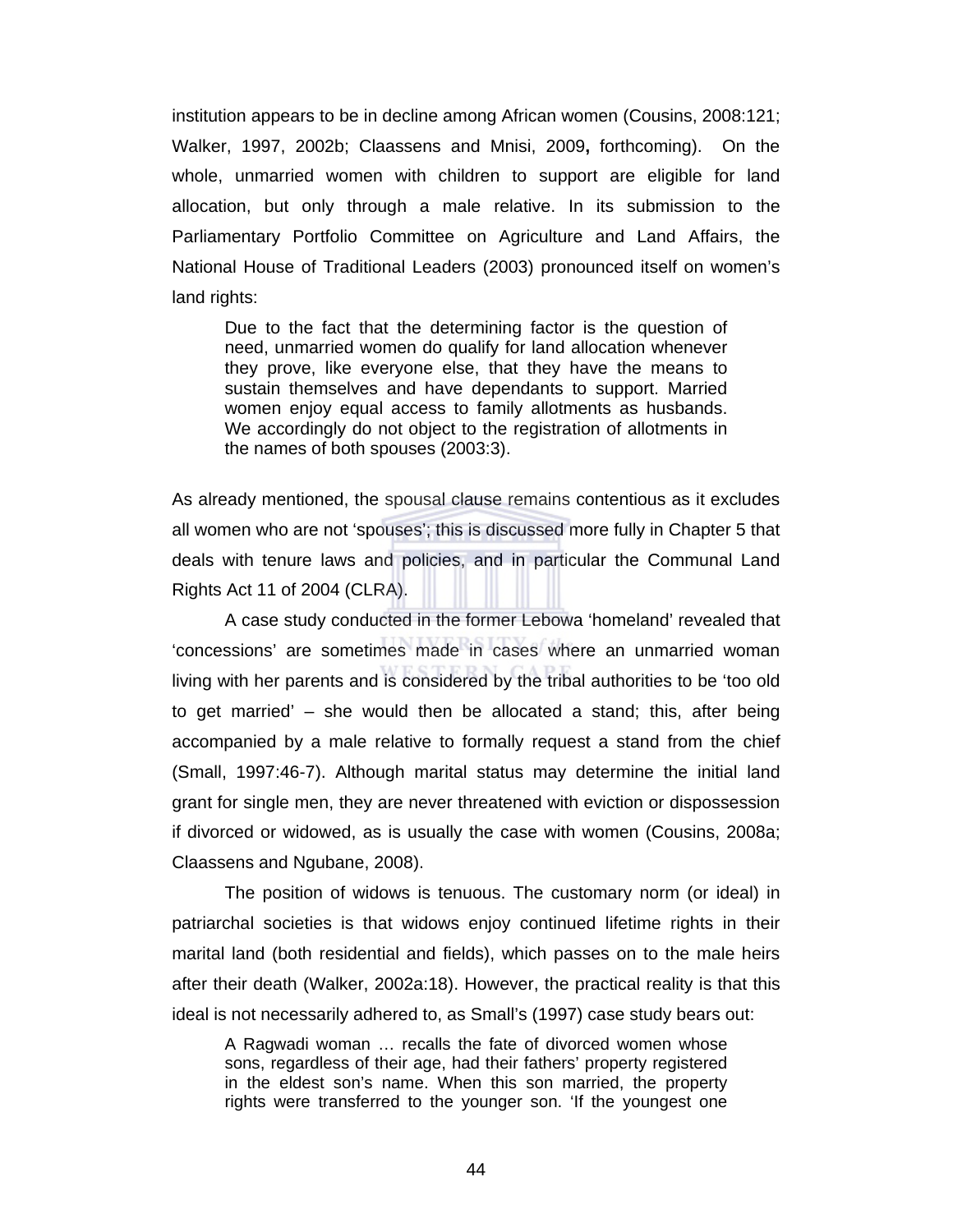institution appears to be in decline among African women (Cousins, 2008:121; Walker, 1997, 2002b; Claassens and Mnisi, 2009**,** forthcoming). On the whole, unmarried women with children to support are eligible for land allocation, but only through a male relative. In its submission to the Parliamentary Portfolio Committee on Agriculture and Land Affairs, the National House of Traditional Leaders (2003) pronounced itself on women's land rights:

> Due to the fact that the determining factor is the question of need, unmarried women do qualify for land allocation whenever they prove, like everyone else, that they have the means to sustain themselves and have dependants to support. Married women enjoy equal access to family allotments as husbands. We accordingly do not object to the registration of allotments in the names of both spouses (2003:3).

As already mentioned, the spousal clause remains contentious as it excludes all women who are not 'spouses'; this is discussed more fully in Chapter 5 that deals with tenure laws and policies, and in particular the Communal Land Rights Act 11 of 2004 (CLRA).

A case study conducted in the former Lebowa 'homeland' revealed that 'concessions' are sometimes made in cases where an unmarried woman living with her parents and is considered by the tribal authorities to be 'too old to get married' – she would then be allocated a stand; this, after being accompanied by a male relative to formally request a stand from the chief (Small, 1997:46-7). Although marital status may determine the initial land grant for single men, they are never threatened with eviction or dispossession if divorced or widowed, as is usually the case with women (Cousins, 2008a; Claassens and Ngubane, 2008).

The position of widows is tenuous. The customary norm (or ideal) in patriarchal societies is that widows enjoy continued lifetime rights in their marital land (both residential and fields), which passes on to the male heirs after their death (Walker, 2002a:18). However, the practical reality is that this ideal is not necessarily adhered to, as Small's (1997) case study bears out:

> A Ragwadi woman … recalls the fate of divorced women whose sons, regardless of their age, had their fathers' property registered in the eldest son's name. When this son married, the property rights were transferred to the younger son. 'If the youngest one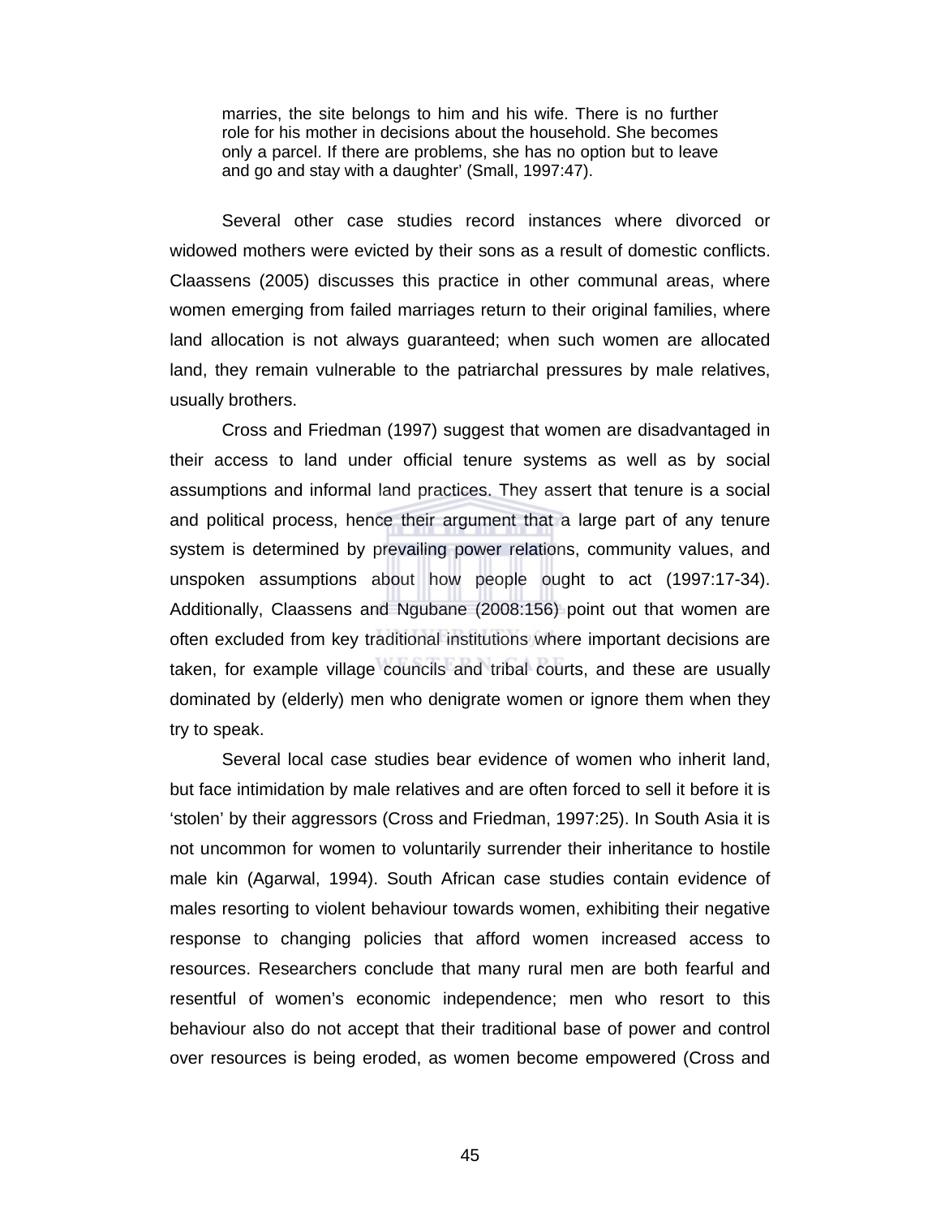> marries, the site belongs to him and his wife. There is no further role for his mother in decisions about the household. She becomes only a parcel. If there are problems, she has no option but to leave and go and stay with a daughter' (Small, 1997:47).

Several other case studies record instances where divorced or widowed mothers were evicted by their sons as a result of domestic conflicts. Claassens (2005) discusses this practice in other communal areas, where women emerging from failed marriages return to their original families, where land allocation is not always guaranteed; when such women are allocated land, they remain vulnerable to the patriarchal pressures by male relatives, usually brothers.

Cross and Friedman (1997) suggest that women are disadvantaged in their access to land under official tenure systems as well as by social assumptions and informal land practices. They assert that tenure is a social and political process, hence their argument that a large part of any tenure system is determined by prevailing power relations, community values, and unspoken assumptions about how people ought to act (1997:17-34). Additionally, Claassens and Ngubane (2008:156) point out that women are often excluded from key traditional institutions where important decisions are taken, for example village councils and tribal courts, and these are usually dominated by (elderly) men who denigrate women or ignore them when they try to speak.

Several local case studies bear evidence of women who inherit land, but face intimidation by male relatives and are often forced to sell it before it is 'stolen' by their aggressors (Cross and Friedman, 1997:25). In South Asia it is not uncommon for women to voluntarily surrender their inheritance to hostile male kin (Agarwal, 1994). South African case studies contain evidence of males resorting to violent behaviour towards women, exhibiting their negative response to changing policies that afford women increased access to resources. Researchers conclude that many rural men are both fearful and resentful of women's economic independence; men who resort to this behaviour also do not accept that their traditional base of power and control over resources is being eroded, as women become empowered (Cross and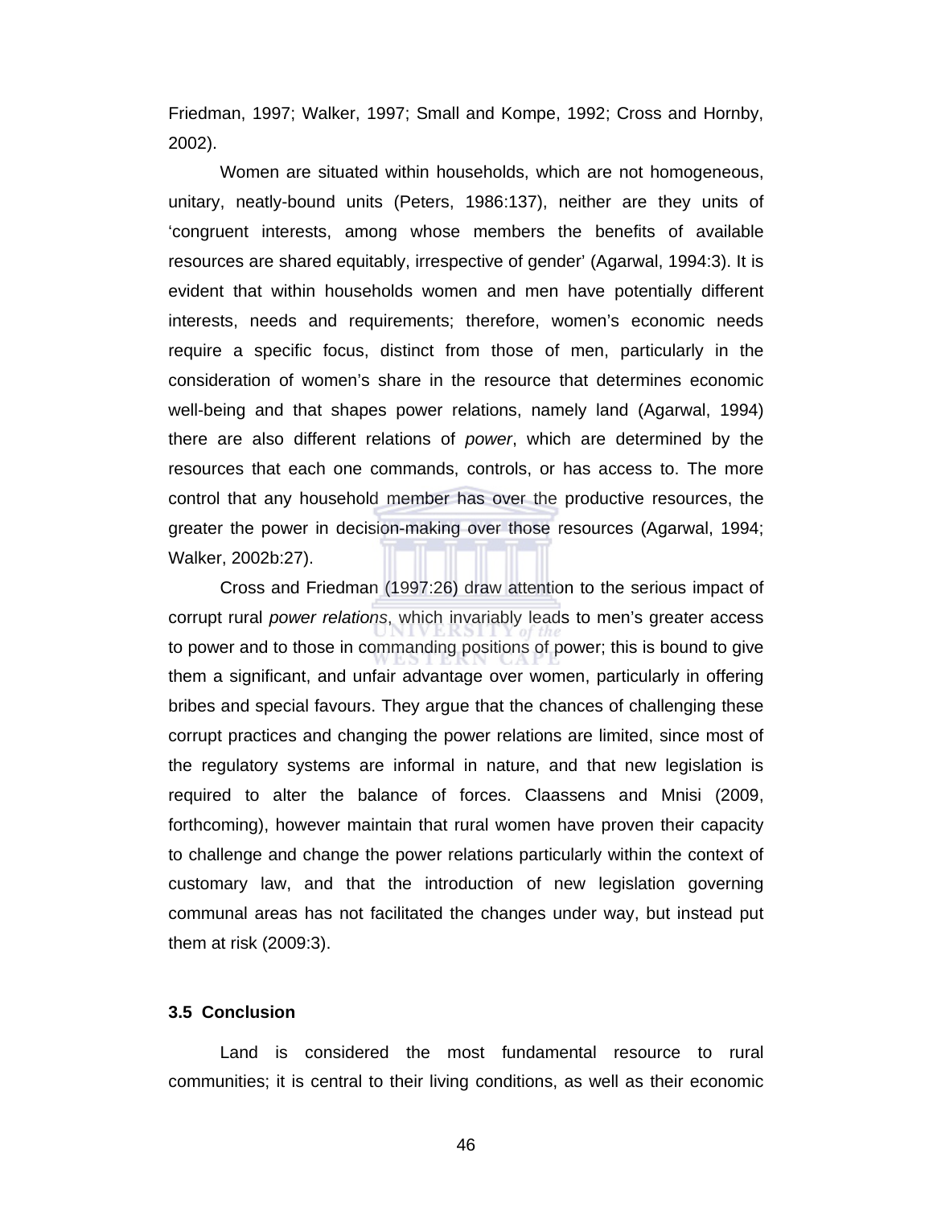Friedman, 1997; Walker, 1997; Small and Kompe, 1992; Cross and Hornby, 2002).

Women are situated within households, which are not homogeneous, unitary, neatly-bound units (Peters, 1986:137), neither are they units of 'congruent interests, among whose members the benefits of available resources are shared equitably, irrespective of gender' (Agarwal, 1994:3). It is evident that within households women and men have potentially different interests, needs and requirements; therefore, women's economic needs require a specific focus, distinct from those of men, particularly in the consideration of women's share in the resource that determines economic well-being and that shapes power relations, namely land (Agarwal, 1994) there are also different relations of *power*, which are determined by the resources that each one commands, controls, or has access to. The more control that any household member has over the productive resources, the greater the power in decision-making over those resources (Agarwal, 1994; Walker, 2002b:27).

Cross and Friedman (1997:26) draw attention to the serious impact of corrupt rural *power relations*, which invariably leads to men's greater access to power and to those in commanding positions of power; this is bound to give them a significant, and unfair advantage over women, particularly in offering bribes and special favours. They argue that the chances of challenging these corrupt practices and changing the power relations are limited, since most of the regulatory systems are informal in nature, and that new legislation is required to alter the balance of forces. Claassens and Mnisi (2009, forthcoming), however maintain that rural women have proven their capacity to challenge and change the power relations particularly within the context of customary law, and that the introduction of new legislation governing communal areas has not facilitated the changes under way, but instead put them at risk (2009:3).

### 3.5 Conclusion

Land is considered the most fundamental resource to rural communities; it is central to their living conditions, as well as their economic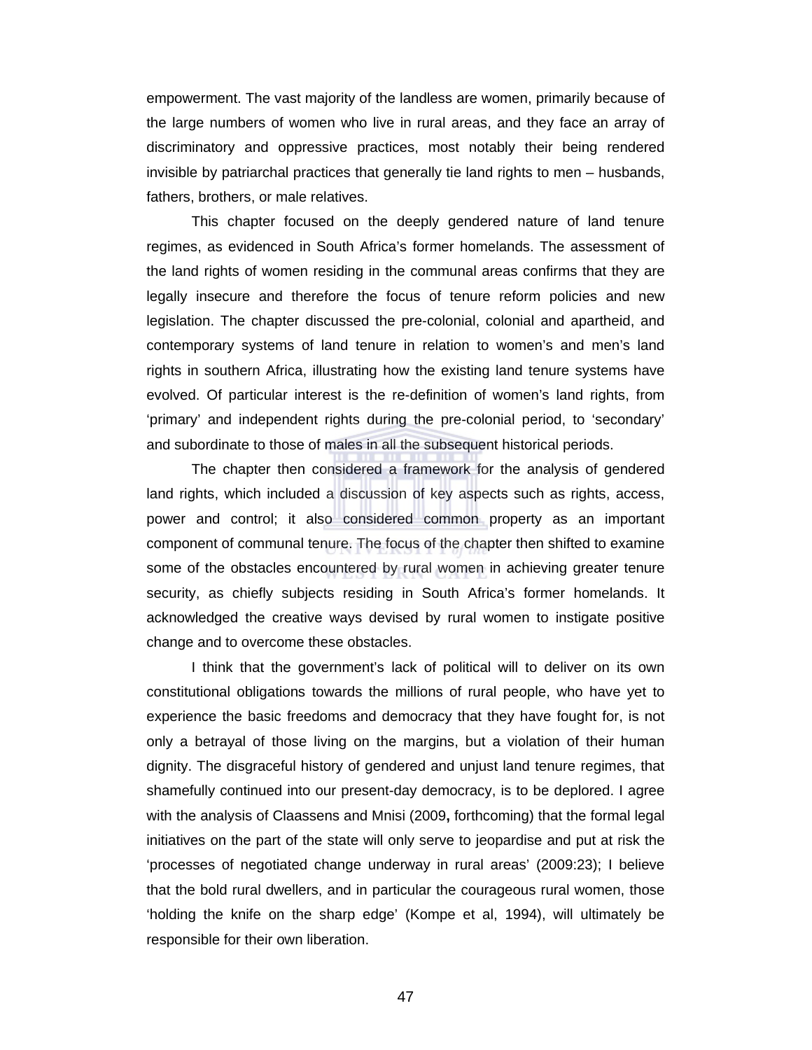empowerment. The vast majority of the landless are women, primarily because of the large numbers of women who live in rural areas, and they face an array of discriminatory and oppressive practices, most notably their being rendered invisible by patriarchal practices that generally tie land rights to men – husbands, fathers, brothers, or male relatives.

This chapter focused on the deeply gendered nature of land tenure regimes, as evidenced in South Africa's former homelands. The assessment of the land rights of women residing in the communal areas confirms that they are legally insecure and therefore the focus of tenure reform policies and new legislation. The chapter discussed the pre-colonial, colonial and apartheid, and contemporary systems of land tenure in relation to women's and men's land rights in southern Africa, illustrating how the existing land tenure systems have evolved. Of particular interest is the re-definition of women's land rights, from 'primary' and independent rights during the pre-colonial period, to 'secondary' and subordinate to those of males in all the subsequent historical periods.

The chapter then considered a framework for the analysis of gendered land rights, which included a discussion of key aspects such as rights, access, power and control; it also considered common property as an important component of communal tenure. The focus of the chapter then shifted to examine some of the obstacles encountered by rural women in achieving greater tenure security, as chiefly subjects residing in South Africa's former homelands. It acknowledged the creative ways devised by rural women to instigate positive change and to overcome these obstacles.

I think that the government's lack of political will to deliver on its own constitutional obligations towards the millions of rural people, who have yet to experience the basic freedoms and democracy that they have fought for, is not only a betrayal of those living on the margins, but a violation of their human dignity. The disgraceful history of gendered and unjust land tenure regimes, that shamefully continued into our present-day democracy, is to be deplored. I agree with the analysis of Claassens and Mnisi (2009**,** forthcoming) that the formal legal initiatives on the part of the state will only serve to jeopardise and put at risk the 'processes of negotiated change underway in rural areas' (2009:23); I believe that the bold rural dwellers, and in particular the courageous rural women, those 'holding the knife on the sharp edge' (Kompe et al, 1994), will ultimately be responsible for their own liberation.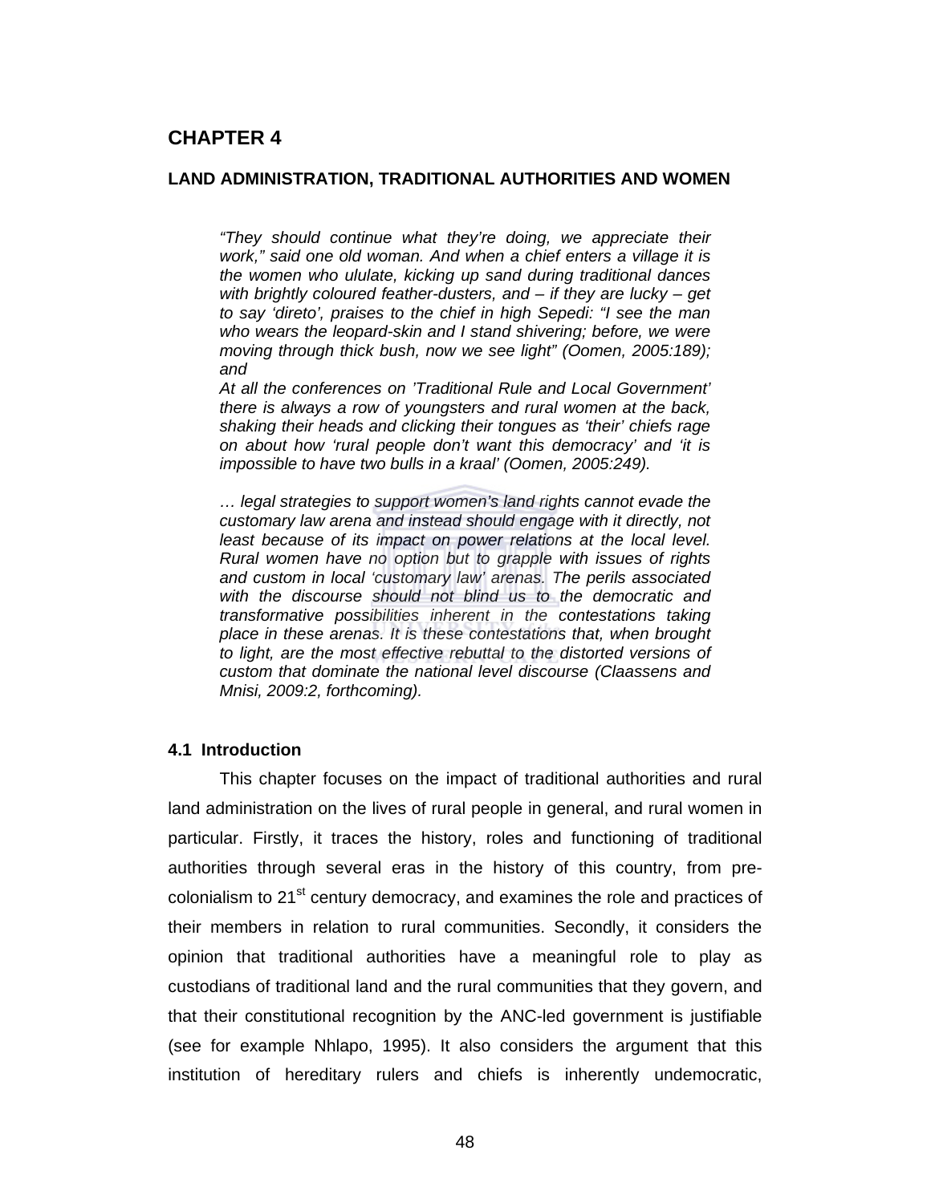# CHAPTER 4

## LAND ADMINISTRATION, TRADITIONAL AUTHORITIES AND WOMEN

> *"They should continue what they're doing, we appreciate their work," said one old woman. And when a chief enters a village it is the women who ululate, kicking up sand during traditional dances with brightly coloured feather-dusters, and – if they are lucky – get to say 'direto', praises to the chief in high Sepedi: "I see the man who wears the leopard-skin and I stand shivering; before, we were moving through thick bush, now we see light" (Oomen, 2005:189); and*
>
> *At all the conferences on 'Traditional Rule and Local Government' there is always a row of youngsters and rural women at the back, shaking their heads and clicking their tongues as 'their' chiefs rage on about how 'rural people don't want this democracy' and 'it is impossible to have two bulls in a kraal' (Oomen, 2005:249).*
>
> *… legal strategies to support women's land rights cannot evade the customary law arena and instead should engage with it directly, not least because of its impact on power relations at the local level. Rural women have no option but to grapple with issues of rights and custom in local 'customary law' arenas. The perils associated with the discourse should not blind us to the democratic and transformative possibilities inherent in the contestations taking place in these arenas. It is these contestations that, when brought to light, are the most effective rebuttal to the distorted versions of custom that dominate the national level discourse (Claassens and Mnisi, 2009:2, forthcoming).*

### 4.1 Introduction

This chapter focuses on the impact of traditional authorities and rural land administration on the lives of rural people in general, and rural women in particular. Firstly, it traces the history, roles and functioning of traditional authorities through several eras in the history of this country, from pre-colonialism to 21st century democracy, and examines the role and practices of their members in relation to rural communities. Secondly, it considers the opinion that traditional authorities have a meaningful role to play as custodians of traditional land and the rural communities that they govern, and that their constitutional recognition by the ANC-led government is justifiable (see for example Nhlapo, 1995). It also considers the argument that this institution of hereditary rulers and chiefs is inherently undemocratic,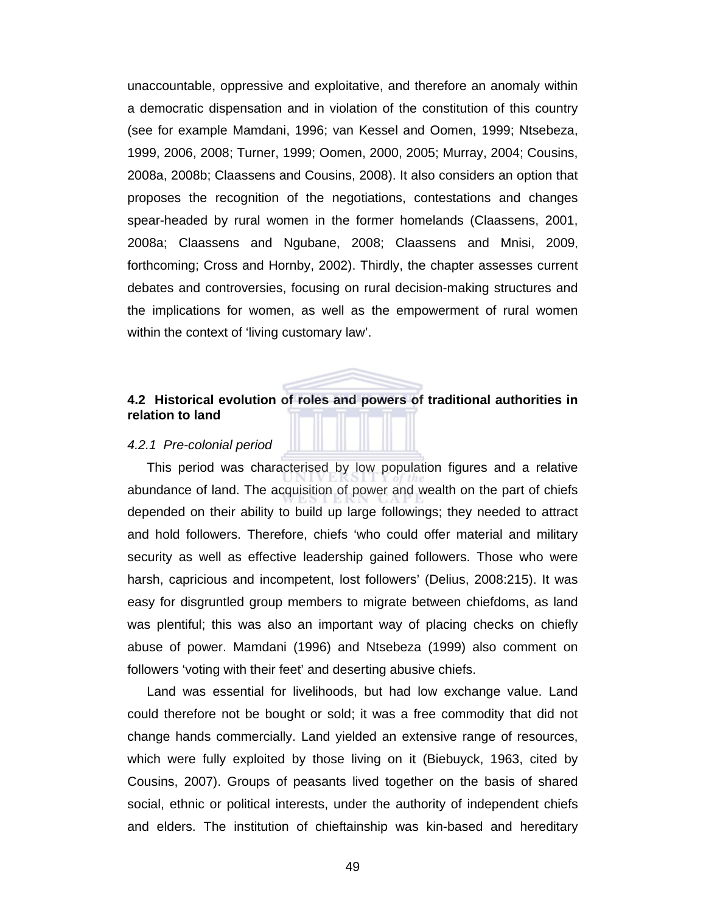unaccountable, oppressive and exploitative, and therefore an anomaly within a democratic dispensation and in violation of the constitution of this country (see for example Mamdani, 1996; van Kessel and Oomen, 1999; Ntsebeza, 1999, 2006, 2008; Turner, 1999; Oomen, 2000, 2005; Murray, 2004; Cousins, 2008a, 2008b; Claassens and Cousins, 2008). It also considers an option that proposes the recognition of the negotiations, contestations and changes spear-headed by rural women in the former homelands (Claassens, 2001, 2008a; Claassens and Ngubane, 2008; Claassens and Mnisi, 2009, forthcoming; Cross and Hornby, 2002). Thirdly, the chapter assesses current debates and controversies, focusing on rural decision-making structures and the implications for women, as well as the empowerment of rural women within the context of 'living customary law'.

## 4.2 Historical evolution of roles and powers of traditional authorities in relation to land

### *4.2.1 Pre-colonial period*

This period was characterised by low population figures and a relative abundance of land. The acquisition of power and wealth on the part of chiefs depended on their ability to build up large followings; they needed to attract and hold followers. Therefore, chiefs 'who could offer material and military security as well as effective leadership gained followers. Those who were harsh, capricious and incompetent, lost followers' (Delius, 2008:215). It was easy for disgruntled group members to migrate between chiefdoms, as land was plentiful; this was also an important way of placing checks on chiefly abuse of power. Mamdani (1996) and Ntsebeza (1999) also comment on followers 'voting with their feet' and deserting abusive chiefs.

Land was essential for livelihoods, but had low exchange value. Land could therefore not be bought or sold; it was a free commodity that did not change hands commercially. Land yielded an extensive range of resources, which were fully exploited by those living on it (Biebuyck, 1963, cited by Cousins, 2007). Groups of peasants lived together on the basis of shared social, ethnic or political interests, under the authority of independent chiefs and elders. The institution of chieftainship was kin-based and hereditary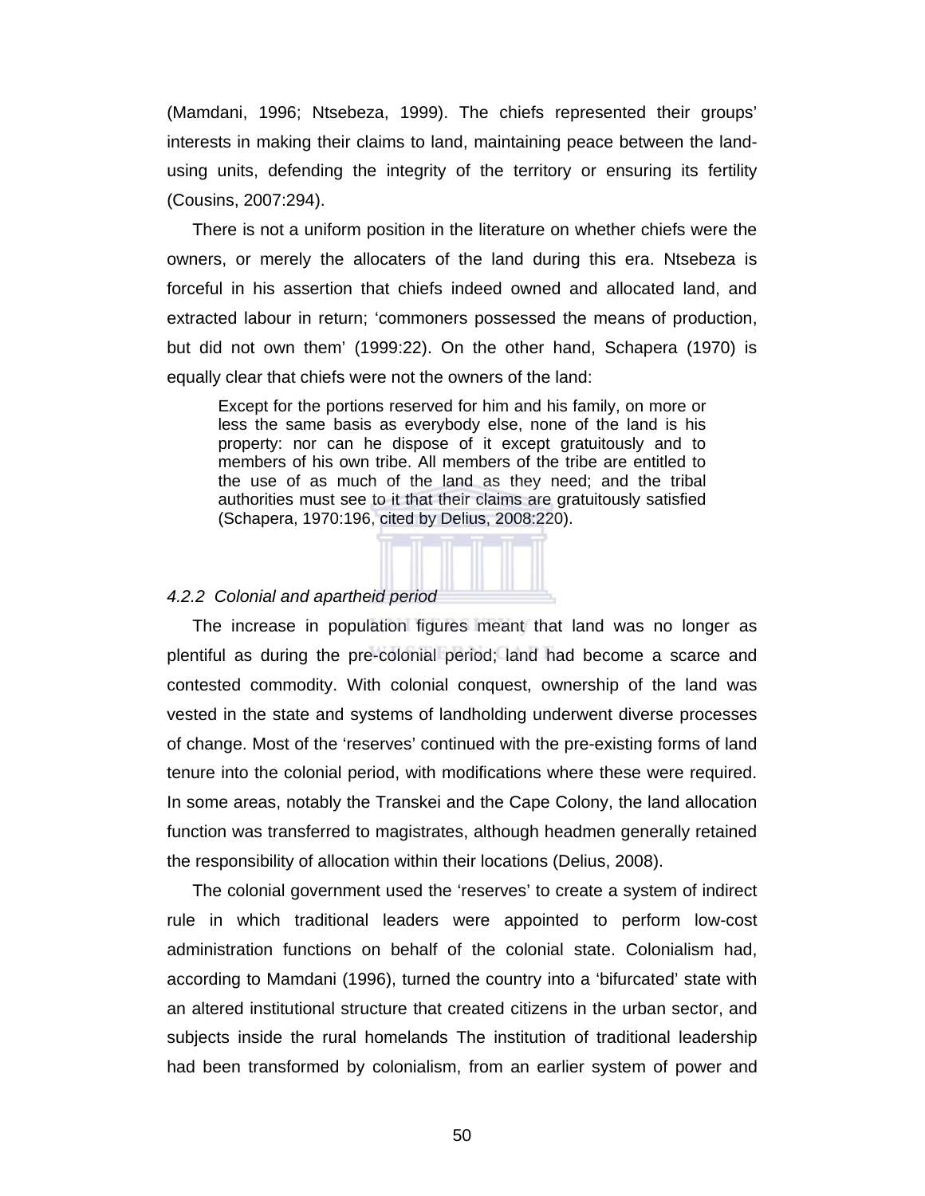(Mamdani, 1996; Ntsebeza, 1999). The chiefs represented their groups' interests in making their claims to land, maintaining peace between the land-using units, defending the integrity of the territory or ensuring its fertility (Cousins, 2007:294).

There is not a uniform position in the literature on whether chiefs were the owners, or merely the allocaters of the land during this era. Ntsebeza is forceful in his assertion that chiefs indeed owned and allocated land, and extracted labour in return; 'commoners possessed the means of production, but did not own them' (1999:22). On the other hand, Schapera (1970) is equally clear that chiefs were not the owners of the land:

> Except for the portions reserved for him and his family, on more or less the same basis as everybody else, none of the land is his property: nor can he dispose of it except gratuitously and to members of his own tribe. All members of the tribe are entitled to the use of as much of the land as they need; and the tribal authorities must see to it that their claims are gratuitously satisfied (Schapera, 1970:196, cited by Delius, 2008:220).

### *4.2.2 Colonial and apartheid period*

The increase in population figures meant that land was no longer as plentiful as during the pre-colonial period; land had become a scarce and contested commodity. With colonial conquest, ownership of the land was vested in the state and systems of landholding underwent diverse processes of change. Most of the 'reserves' continued with the pre-existing forms of land tenure into the colonial period, with modifications where these were required. In some areas, notably the Transkei and the Cape Colony, the land allocation function was transferred to magistrates, although headmen generally retained the responsibility of allocation within their locations (Delius, 2008).

The colonial government used the 'reserves' to create a system of indirect rule in which traditional leaders were appointed to perform low-cost administration functions on behalf of the colonial state. Colonialism had, according to Mamdani (1996), turned the country into a 'bifurcated' state with an altered institutional structure that created citizens in the urban sector, and subjects inside the rural homelands The institution of traditional leadership had been transformed by colonialism, from an earlier system of power and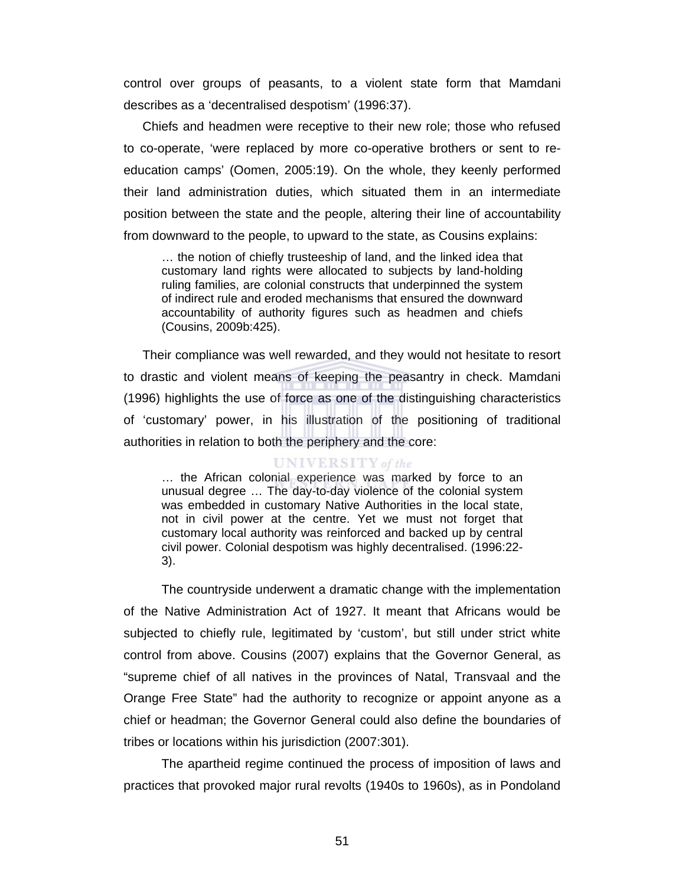control over groups of peasants, to a violent state form that Mamdani describes as a 'decentralised despotism' (1996:37).

Chiefs and headmen were receptive to their new role; those who refused to co-operate, 'were replaced by more co-operative brothers or sent to re-education camps' (Oomen, 2005:19). On the whole, they keenly performed their land administration duties, which situated them in an intermediate position between the state and the people, altering their line of accountability from downward to the people, to upward to the state, as Cousins explains:

> … the notion of chiefly trusteeship of land, and the linked idea that customary land rights were allocated to subjects by land-holding ruling families, are colonial constructs that underpinned the system of indirect rule and eroded mechanisms that ensured the downward accountability of authority figures such as headmen and chiefs (Cousins, 2009b:425).

Their compliance was well rewarded, and they would not hesitate to resort to drastic and violent means of keeping the peasantry in check. Mamdani (1996) highlights the use of force as one of the distinguishing characteristics of 'customary' power, in his illustration of the positioning of traditional authorities in relation to both the periphery and the core:

> … the African colonial experience was marked by force to an unusual degree … The day-to-day violence of the colonial system was embedded in customary Native Authorities in the local state, not in civil power at the centre. Yet we must not forget that customary local authority was reinforced and backed up by central civil power. Colonial despotism was highly decentralised. (1996:22-3).

The countryside underwent a dramatic change with the implementation of the Native Administration Act of 1927. It meant that Africans would be subjected to chiefly rule, legitimated by 'custom', but still under strict white control from above. Cousins (2007) explains that the Governor General, as "supreme chief of all natives in the provinces of Natal, Transvaal and the Orange Free State" had the authority to recognize or appoint anyone as a chief or headman; the Governor General could also define the boundaries of tribes or locations within his jurisdiction (2007:301).

The apartheid regime continued the process of imposition of laws and practices that provoked major rural revolts (1940s to 1960s), as in Pondoland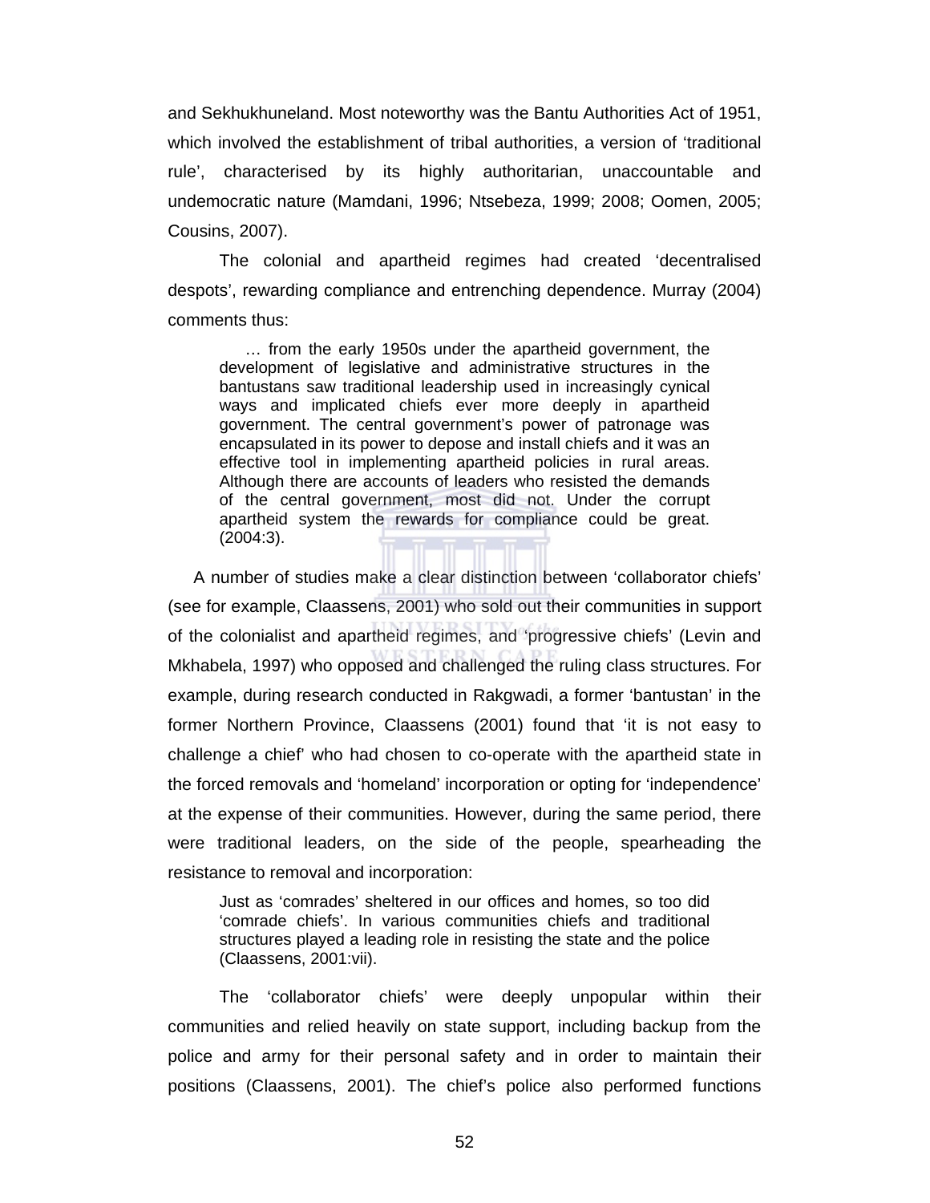and Sekhukhuneland. Most noteworthy was the Bantu Authorities Act of 1951, which involved the establishment of tribal authorities, a version of 'traditional rule', characterised by its highly authoritarian, unaccountable and undemocratic nature (Mamdani, 1996; Ntsebeza, 1999; 2008; Oomen, 2005; Cousins, 2007).

The colonial and apartheid regimes had created 'decentralised despots', rewarding compliance and entrenching dependence. Murray (2004) comments thus:

> … from the early 1950s under the apartheid government, the development of legislative and administrative structures in the bantustans saw traditional leadership used in increasingly cynical ways and implicated chiefs ever more deeply in apartheid government. The central government's power of patronage was encapsulated in its power to depose and install chiefs and it was an effective tool in implementing apartheid policies in rural areas. Although there are accounts of leaders who resisted the demands of the central government, most did not. Under the corrupt apartheid system the rewards for compliance could be great. (2004:3).

A number of studies make a clear distinction between 'collaborator chiefs' (see for example, Claassens, 2001) who sold out their communities in support of the colonialist and apartheid regimes, and 'progressive chiefs' (Levin and Mkhabela, 1997) who opposed and challenged the ruling class structures. For example, during research conducted in Rakgwadi, a former 'bantustan' in the former Northern Province, Claassens (2001) found that 'it is not easy to challenge a chief' who had chosen to co-operate with the apartheid state in the forced removals and 'homeland' incorporation or opting for 'independence' at the expense of their communities. However, during the same period, there were traditional leaders, on the side of the people, spearheading the resistance to removal and incorporation:

> Just as 'comrades' sheltered in our offices and homes, so too did 'comrade chiefs'. In various communities chiefs and traditional structures played a leading role in resisting the state and the police (Claassens, 2001:vii).

The 'collaborator chiefs' were deeply unpopular within their communities and relied heavily on state support, including backup from the police and army for their personal safety and in order to maintain their positions (Claassens, 2001). The chief's police also performed functions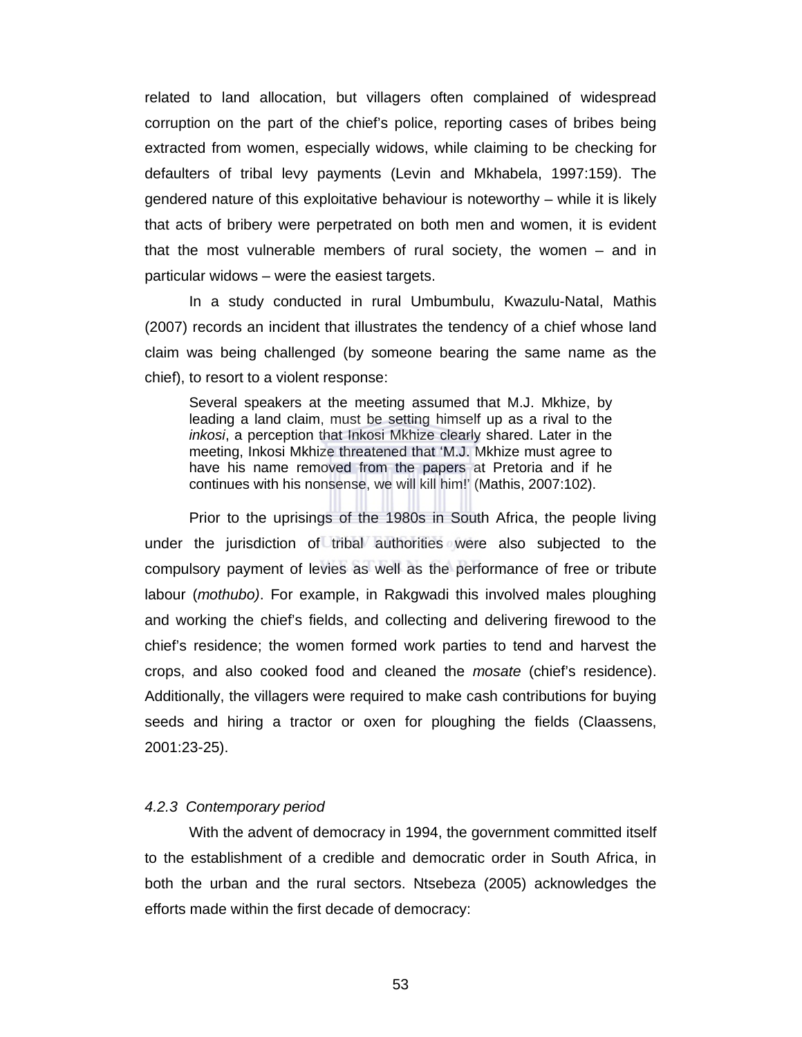related to land allocation, but villagers often complained of widespread corruption on the part of the chief's police, reporting cases of bribes being extracted from women, especially widows, while claiming to be checking for defaulters of tribal levy payments (Levin and Mkhabela, 1997:159). The gendered nature of this exploitative behaviour is noteworthy – while it is likely that acts of bribery were perpetrated on both men and women, it is evident that the most vulnerable members of rural society, the women – and in particular widows – were the easiest targets.

In a study conducted in rural Umbumbulu, Kwazulu-Natal, Mathis (2007) records an incident that illustrates the tendency of a chief whose land claim was being challenged (by someone bearing the same name as the chief), to resort to a violent response:

> Several speakers at the meeting assumed that M.J. Mkhize, by leading a land claim, must be setting himself up as a rival to the *inkosi*, a perception that Inkosi Mkhize clearly shared. Later in the meeting, Inkosi Mkhize threatened that 'M.J. Mkhize must agree to have his name removed from the papers at Pretoria and if he continues with his nonsense, we will kill him!' (Mathis, 2007:102).

Prior to the uprisings of the 1980s in South Africa, the people living under the jurisdiction of tribal authorities were also subjected to the compulsory payment of levies as well as the performance of free or tribute labour (*mothubo)*. For example, in Rakgwadi this involved males ploughing and working the chief's fields, and collecting and delivering firewood to the chief's residence; the women formed work parties to tend and harvest the crops, and also cooked food and cleaned the *mosate* (chief's residence). Additionally, the villagers were required to make cash contributions for buying seeds and hiring a tractor or oxen for ploughing the fields (Claassens, 2001:23-25).

#### *4.2.3 Contemporary period*

With the advent of democracy in 1994, the government committed itself to the establishment of a credible and democratic order in South Africa, in both the urban and the rural sectors. Ntsebeza (2005) acknowledges the efforts made within the first decade of democracy: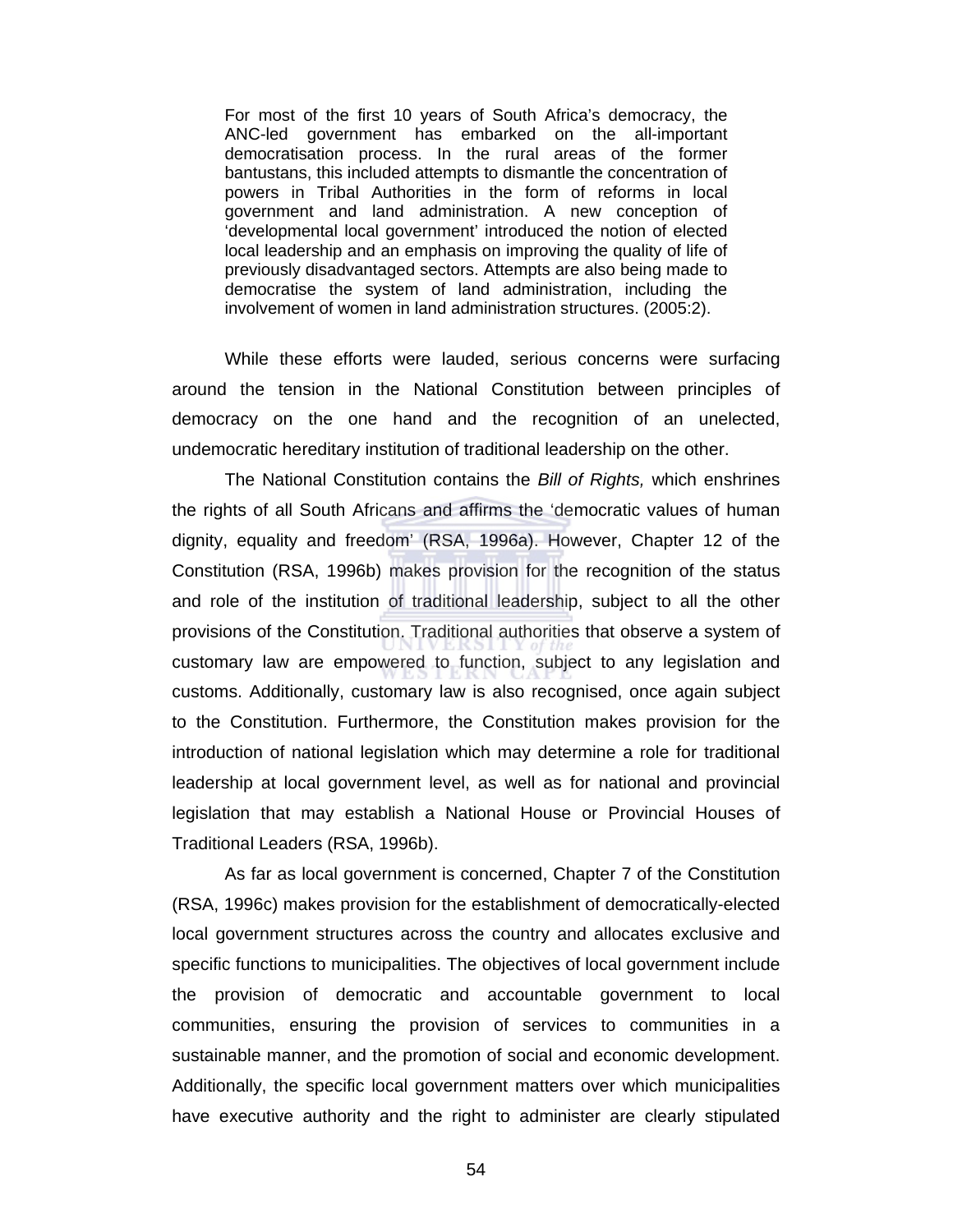> For most of the first 10 years of South Africa's democracy, the ANC-led government has embarked on the all-important democratisation process. In the rural areas of the former bantustans, this included attempts to dismantle the concentration of powers in Tribal Authorities in the form of reforms in local government and land administration. A new conception of 'developmental local government' introduced the notion of elected local leadership and an emphasis on improving the quality of life of previously disadvantaged sectors. Attempts are also being made to democratise the system of land administration, including the involvement of women in land administration structures. (2005:2).

While these efforts were lauded, serious concerns were surfacing around the tension in the National Constitution between principles of democracy on the one hand and the recognition of an unelected, undemocratic hereditary institution of traditional leadership on the other.

The National Constitution contains the *Bill of Rights,* which enshrines the rights of all South Africans and affirms the 'democratic values of human dignity, equality and freedom' (RSA, 1996a). However, Chapter 12 of the Constitution (RSA, 1996b) makes provision for the recognition of the status and role of the institution of traditional leadership, subject to all the other provisions of the Constitution. Traditional authorities that observe a system of customary law are empowered to function, subject to any legislation and customs. Additionally, customary law is also recognised, once again subject to the Constitution. Furthermore, the Constitution makes provision for the introduction of national legislation which may determine a role for traditional leadership at local government level, as well as for national and provincial legislation that may establish a National House or Provincial Houses of Traditional Leaders (RSA, 1996b).

As far as local government is concerned, Chapter 7 of the Constitution (RSA, 1996c) makes provision for the establishment of democratically-elected local government structures across the country and allocates exclusive and specific functions to municipalities. The objectives of local government include the provision of democratic and accountable government to local communities, ensuring the provision of services to communities in a sustainable manner, and the promotion of social and economic development. Additionally, the specific local government matters over which municipalities have executive authority and the right to administer are clearly stipulated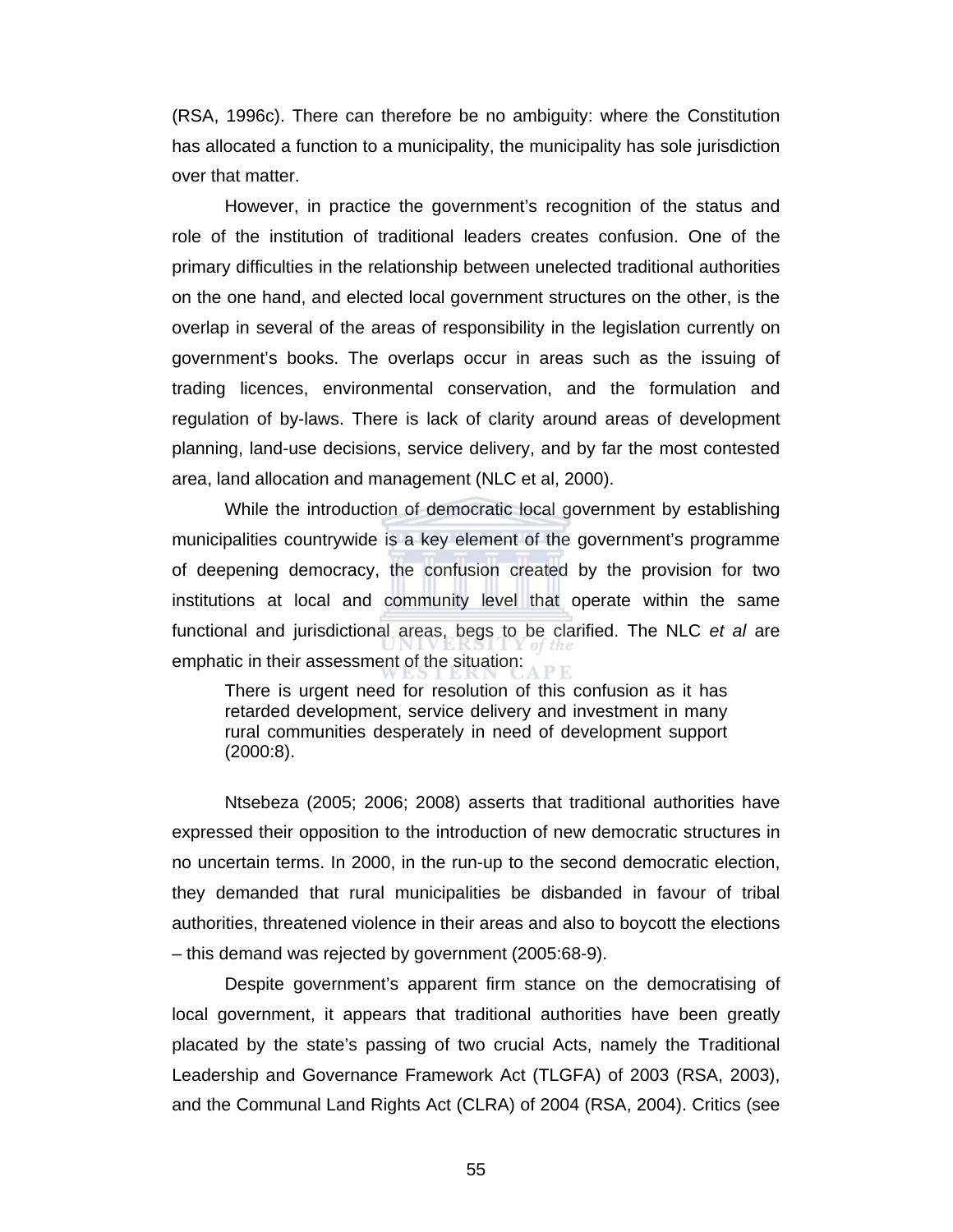(RSA, 1996c). There can therefore be no ambiguity: where the Constitution has allocated a function to a municipality, the municipality has sole jurisdiction over that matter.

However, in practice the government's recognition of the status and role of the institution of traditional leaders creates confusion. One of the primary difficulties in the relationship between unelected traditional authorities on the one hand, and elected local government structures on the other, is the overlap in several of the areas of responsibility in the legislation currently on government's books. The overlaps occur in areas such as the issuing of trading licences, environmental conservation, and the formulation and regulation of by-laws. There is lack of clarity around areas of development planning, land-use decisions, service delivery, and by far the most contested area, land allocation and management (NLC et al, 2000).

While the introduction of democratic local government by establishing municipalities countrywide is a key element of the government's programme of deepening democracy, the confusion created by the provision for two institutions at local and community level that operate within the same functional and jurisdictional areas, begs to be clarified. The NLC *et al* are emphatic in their assessment of the situation:

> There is urgent need for resolution of this confusion as it has retarded development, service delivery and investment in many rural communities desperately in need of development support (2000:8).

Ntsebeza (2005; 2006; 2008) asserts that traditional authorities have expressed their opposition to the introduction of new democratic structures in no uncertain terms. In 2000, in the run-up to the second democratic election, they demanded that rural municipalities be disbanded in favour of tribal authorities, threatened violence in their areas and also to boycott the elections – this demand was rejected by government (2005:68-9).

Despite government's apparent firm stance on the democratising of local government, it appears that traditional authorities have been greatly placated by the state's passing of two crucial Acts, namely the Traditional Leadership and Governance Framework Act (TLGFA) of 2003 (RSA, 2003), and the Communal Land Rights Act (CLRA) of 2004 (RSA, 2004). Critics (see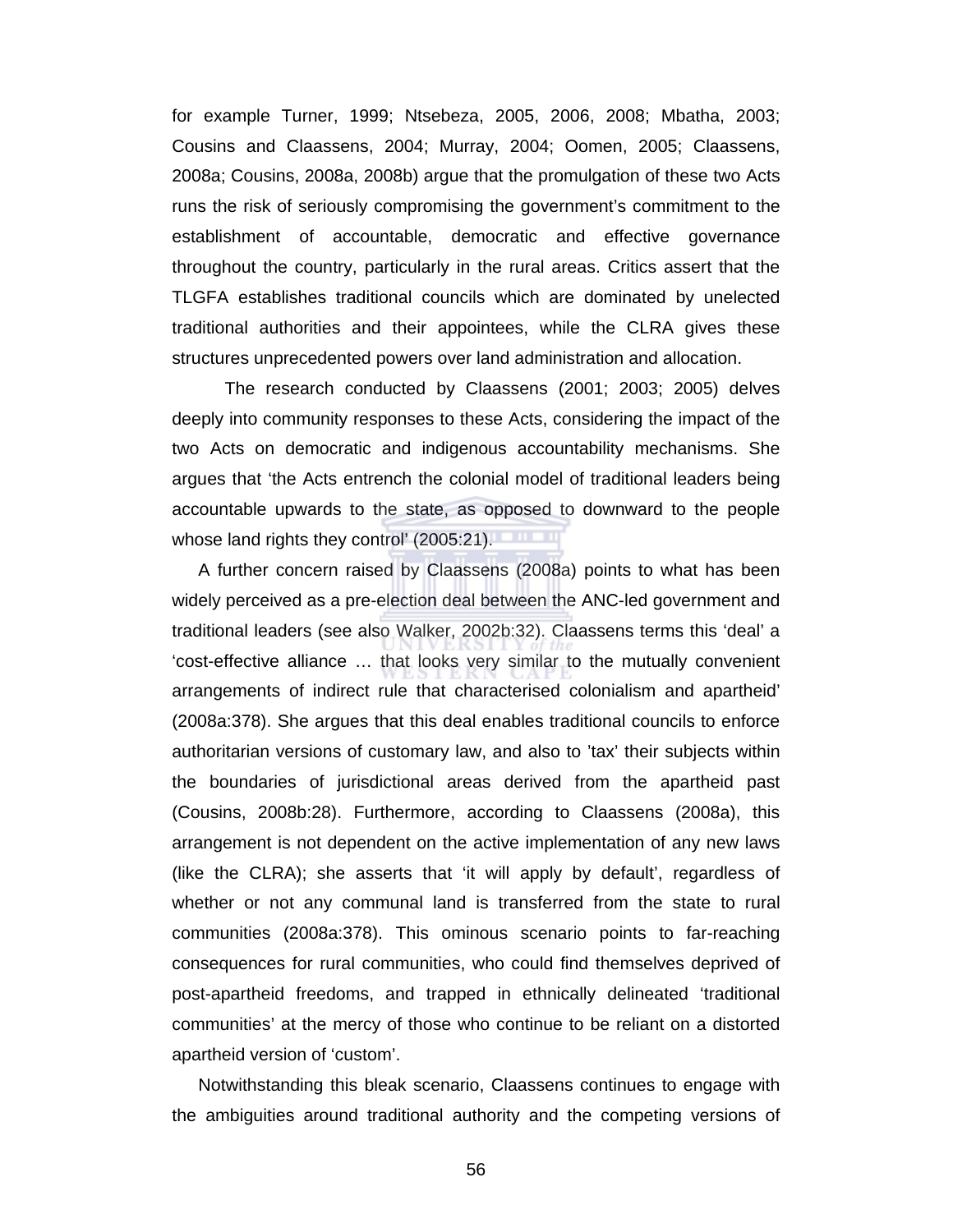for example Turner, 1999; Ntsebeza, 2005, 2006, 2008; Mbatha, 2003; Cousins and Claassens, 2004; Murray, 2004; Oomen, 2005; Claassens, 2008a; Cousins, 2008a, 2008b) argue that the promulgation of these two Acts runs the risk of seriously compromising the government's commitment to the establishment of accountable, democratic and effective governance throughout the country, particularly in the rural areas. Critics assert that the TLGFA establishes traditional councils which are dominated by unelected traditional authorities and their appointees, while the CLRA gives these structures unprecedented powers over land administration and allocation.

The research conducted by Claassens (2001; 2003; 2005) delves deeply into community responses to these Acts, considering the impact of the two Acts on democratic and indigenous accountability mechanisms. She argues that 'the Acts entrench the colonial model of traditional leaders being accountable upwards to the state, as opposed to downward to the people whose land rights they control' (2005:21).

A further concern raised by Claassens (2008a) points to what has been widely perceived as a pre-election deal between the ANC-led government and traditional leaders (see also Walker, 2002b:32). Claassens terms this 'deal' a 'cost-effective alliance … that looks very similar to the mutually convenient arrangements of indirect rule that characterised colonialism and apartheid' (2008a:378). She argues that this deal enables traditional councils to enforce authoritarian versions of customary law, and also to 'tax' their subjects within the boundaries of jurisdictional areas derived from the apartheid past (Cousins, 2008b:28). Furthermore, according to Claassens (2008a), this arrangement is not dependent on the active implementation of any new laws (like the CLRA); she asserts that 'it will apply by default', regardless of whether or not any communal land is transferred from the state to rural communities (2008a:378). This ominous scenario points to far-reaching consequences for rural communities, who could find themselves deprived of post-apartheid freedoms, and trapped in ethnically delineated 'traditional communities' at the mercy of those who continue to be reliant on a distorted apartheid version of 'custom'.

Notwithstanding this bleak scenario, Claassens continues to engage with the ambiguities around traditional authority and the competing versions of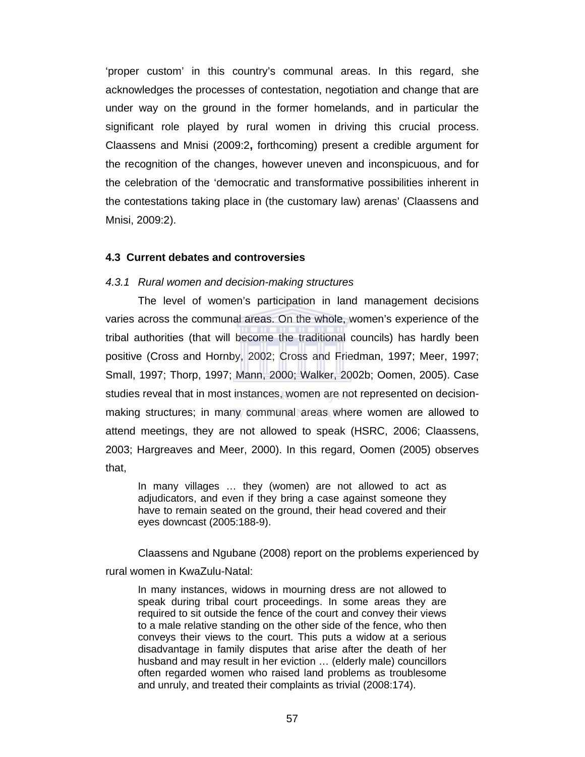'proper custom' in this country's communal areas. In this regard, she acknowledges the processes of contestation, negotiation and change that are under way on the ground in the former homelands, and in particular the significant role played by rural women in driving this crucial process. Claassens and Mnisi (2009:2**,** forthcoming) present a credible argument for the recognition of the changes, however uneven and inconspicuous, and for the celebration of the 'democratic and transformative possibilities inherent in the contestations taking place in (the customary law) arenas' (Claassens and Mnisi, 2009:2).

### 4.3 Current debates and controversies

*4.3.1 Rural women and decision-making structures*

The level of women's participation in land management decisions varies across the communal areas. On the whole, women's experience of the tribal authorities (that will become the traditional councils) has hardly been positive (Cross and Hornby, 2002; Cross and Friedman, 1997; Meer, 1997; Small, 1997; Thorp, 1997; Mann, 2000; Walker, 2002b; Oomen, 2005). Case studies reveal that in most instances, women are not represented on decision-making structures; in many communal areas where women are allowed to attend meetings, they are not allowed to speak (HSRC, 2006; Claassens, 2003; Hargreaves and Meer, 2000). In this regard, Oomen (2005) observes that,

> In many villages … they (women) are not allowed to act as adjudicators, and even if they bring a case against someone they have to remain seated on the ground, their head covered and their eyes downcast (2005:188-9).

Claassens and Ngubane (2008) report on the problems experienced by rural women in KwaZulu-Natal:

> In many instances, widows in mourning dress are not allowed to speak during tribal court proceedings. In some areas they are required to sit outside the fence of the court and convey their views to a male relative standing on the other side of the fence, who then conveys their views to the court. This puts a widow at a serious disadvantage in family disputes that arise after the death of her husband and may result in her eviction … (elderly male) councillors often regarded women who raised land problems as troublesome and unruly, and treated their complaints as trivial (2008:174).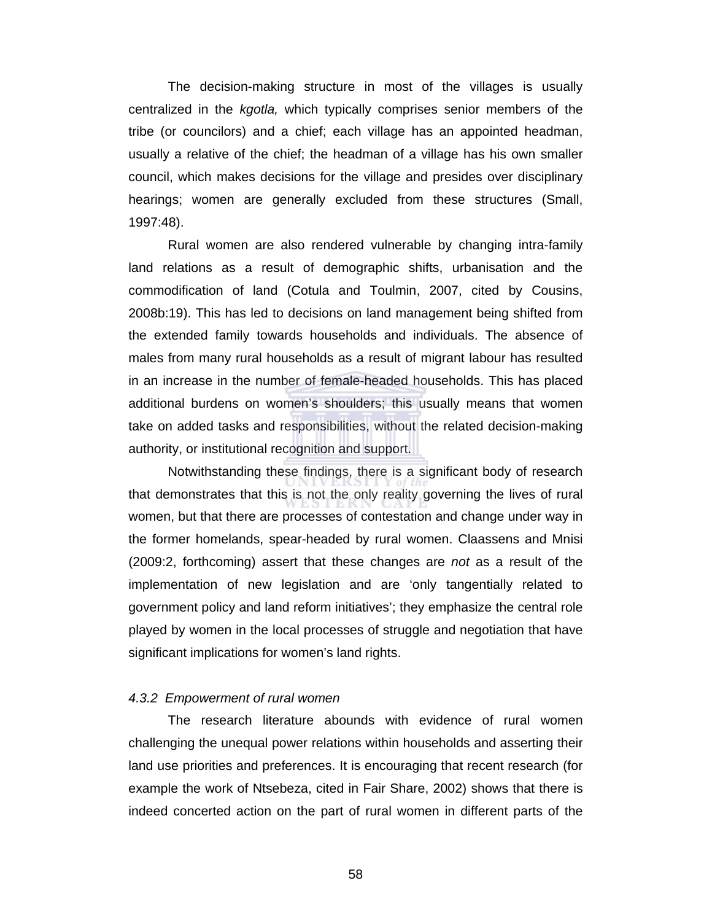The decision-making structure in most of the villages is usually centralized in the *kgotla,* which typically comprises senior members of the tribe (or councilors) and a chief; each village has an appointed headman, usually a relative of the chief; the headman of a village has his own smaller council, which makes decisions for the village and presides over disciplinary hearings; women are generally excluded from these structures (Small, 1997:48).

Rural women are also rendered vulnerable by changing intra-family land relations as a result of demographic shifts, urbanisation and the commodification of land (Cotula and Toulmin, 2007, cited by Cousins, 2008b:19). This has led to decisions on land management being shifted from the extended family towards households and individuals. The absence of males from many rural households as a result of migrant labour has resulted in an increase in the number of female-headed households. This has placed additional burdens on women's shoulders; this usually means that women take on added tasks and responsibilities, without the related decision-making authority, or institutional recognition and support.

Notwithstanding these findings, there is a significant body of research that demonstrates that this is not the only reality governing the lives of rural women, but that there are processes of contestation and change under way in the former homelands, spear-headed by rural women. Claassens and Mnisi (2009:2, forthcoming) assert that these changes are *not* as a result of the implementation of new legislation and are 'only tangentially related to government policy and land reform initiatives'; they emphasize the central role played by women in the local processes of struggle and negotiation that have significant implications for women's land rights.

#### *4.3.2 Empowerment of rural women*

The research literature abounds with evidence of rural women challenging the unequal power relations within households and asserting their land use priorities and preferences. It is encouraging that recent research (for example the work of Ntsebeza, cited in Fair Share, 2002) shows that there is indeed concerted action on the part of rural women in different parts of the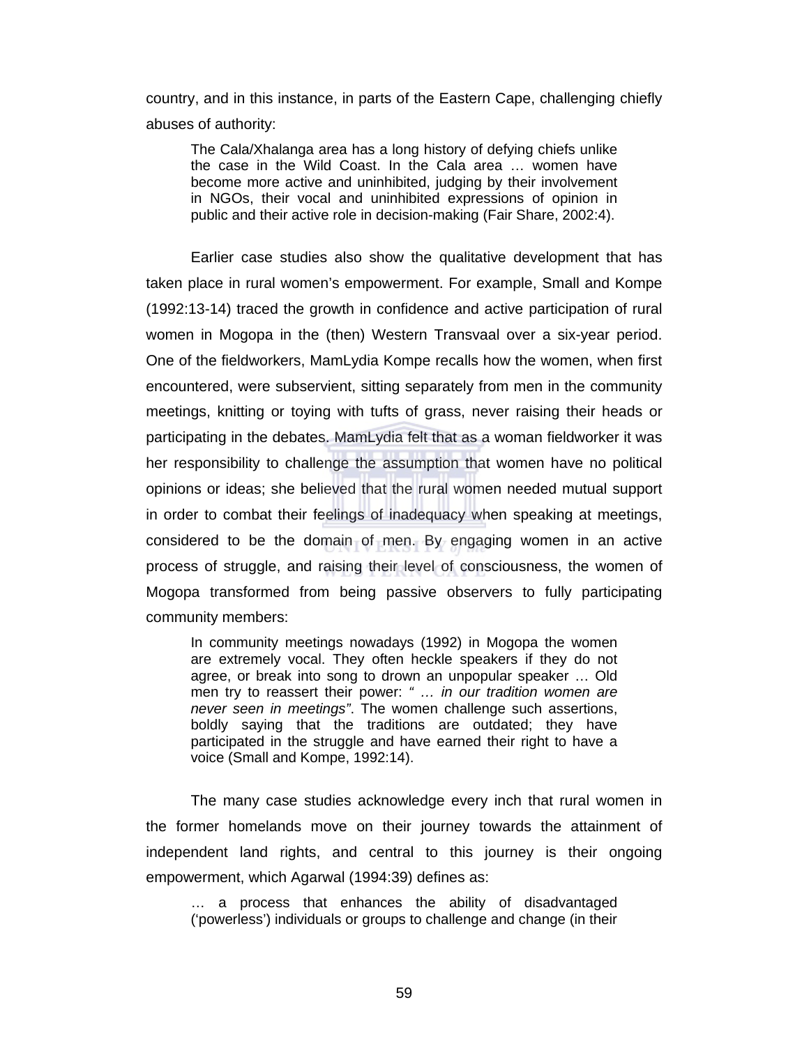country, and in this instance, in parts of the Eastern Cape, challenging chiefly abuses of authority:

> The Cala/Xhalanga area has a long history of defying chiefs unlike the case in the Wild Coast. In the Cala area … women have become more active and uninhibited, judging by their involvement in NGOs, their vocal and uninhibited expressions of opinion in public and their active role in decision-making (Fair Share, 2002:4).

Earlier case studies also show the qualitative development that has taken place in rural women's empowerment. For example, Small and Kompe (1992:13-14) traced the growth in confidence and active participation of rural women in Mogopa in the (then) Western Transvaal over a six-year period. One of the fieldworkers, MamLydia Kompe recalls how the women, when first encountered, were subservient, sitting separately from men in the community meetings, knitting or toying with tufts of grass, never raising their heads or participating in the debates. MamLydia felt that as a woman fieldworker it was her responsibility to challenge the assumption that women have no political opinions or ideas; she believed that the rural women needed mutual support in order to combat their feelings of inadequacy when speaking at meetings, considered to be the domain of men. By engaging women in an active process of struggle, and raising their level of consciousness, the women of Mogopa transformed from being passive observers to fully participating community members:

> In community meetings nowadays (1992) in Mogopa the women are extremely vocal. They often heckle speakers if they do not agree, or break into song to drown an unpopular speaker … Old men try to reassert their power: *" … in our tradition women are never seen in meetings"*. The women challenge such assertions, boldly saying that the traditions are outdated; they have participated in the struggle and have earned their right to have a voice (Small and Kompe, 1992:14).

The many case studies acknowledge every inch that rural women in the former homelands move on their journey towards the attainment of independent land rights, and central to this journey is their ongoing empowerment, which Agarwal (1994:39) defines as:

> … a process that enhances the ability of disadvantaged ('powerless') individuals or groups to challenge and change (in their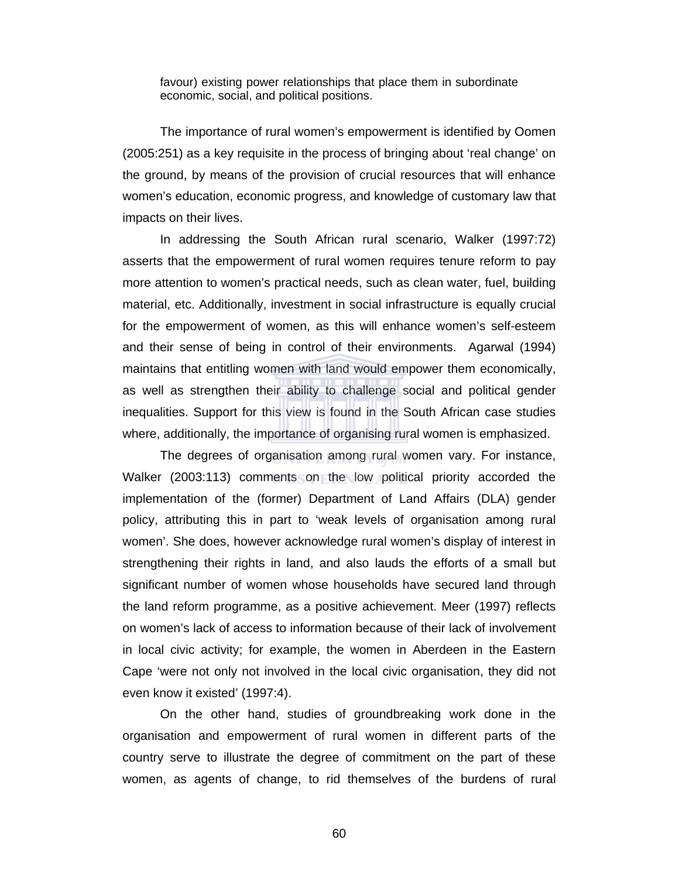favour) existing power relationships that place them in subordinate economic, social, and political positions.

The importance of rural women's empowerment is identified by Oomen (2005:251) as a key requisite in the process of bringing about 'real change' on the ground, by means of the provision of crucial resources that will enhance women's education, economic progress, and knowledge of customary law that impacts on their lives.

In addressing the South African rural scenario, Walker (1997:72) asserts that the empowerment of rural women requires tenure reform to pay more attention to women's practical needs, such as clean water, fuel, building material, etc. Additionally, investment in social infrastructure is equally crucial for the empowerment of women, as this will enhance women's self-esteem and their sense of being in control of their environments. Agarwal (1994) maintains that entitling women with land would empower them economically, as well as strengthen their ability to challenge social and political gender inequalities. Support for this view is found in the South African case studies where, additionally, the importance of organising rural women is emphasized.

The degrees of organisation among rural women vary. For instance, Walker (2003:113) comments on the low political priority accorded the implementation of the (former) Department of Land Affairs (DLA) gender policy, attributing this in part to 'weak levels of organisation among rural women'. She does, however acknowledge rural women's display of interest in strengthening their rights in land, and also lauds the efforts of a small but significant number of women whose households have secured land through the land reform programme, as a positive achievement. Meer (1997) reflects on women's lack of access to information because of their lack of involvement in local civic activity; for example, the women in Aberdeen in the Eastern Cape 'were not only not involved in the local civic organisation, they did not even know it existed' (1997:4).

On the other hand, studies of groundbreaking work done in the organisation and empowerment of rural women in different parts of the country serve to illustrate the degree of commitment on the part of these women, as agents of change, to rid themselves of the burdens of rural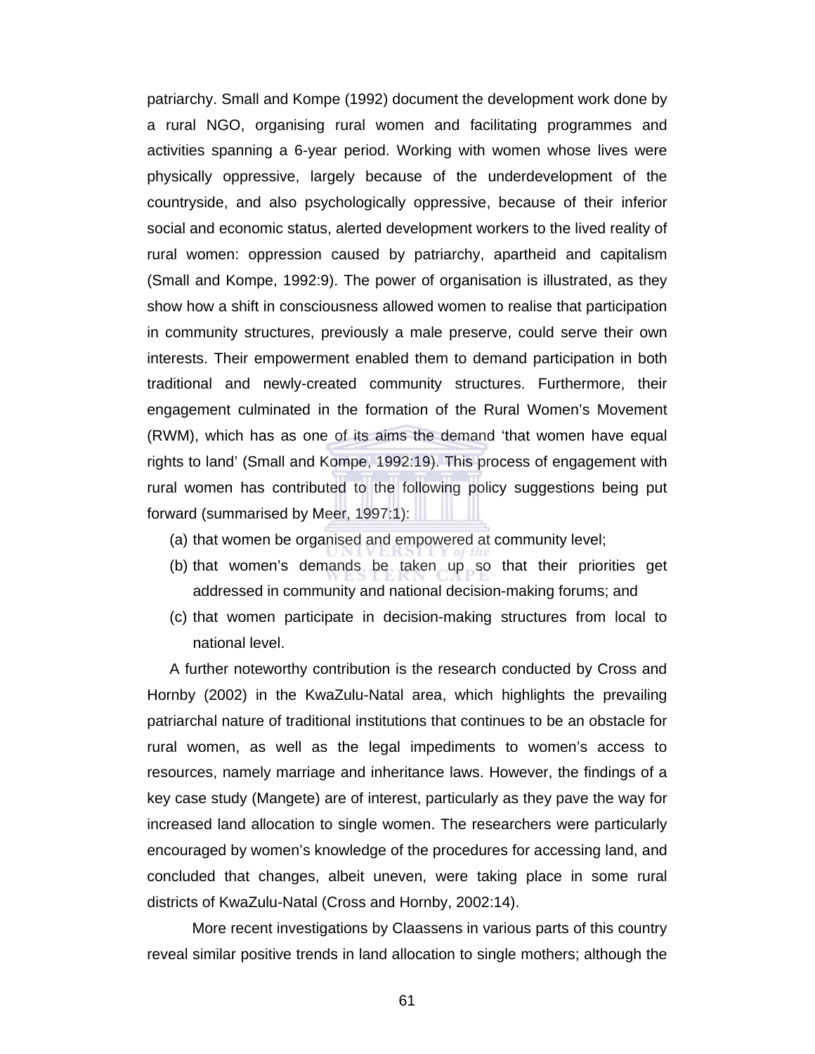patriarchy. Small and Kompe (1992) document the development work done by a rural NGO, organising rural women and facilitating programmes and activities spanning a 6-year period. Working with women whose lives were physically oppressive, largely because of the underdevelopment of the countryside, and also psychologically oppressive, because of their inferior social and economic status, alerted development workers to the lived reality of rural women: oppression caused by patriarchy, apartheid and capitalism (Small and Kompe, 1992:9). The power of organisation is illustrated, as they show how a shift in consciousness allowed women to realise that participation in community structures, previously a male preserve, could serve their own interests. Their empowerment enabled them to demand participation in both traditional and newly-created community structures. Furthermore, their engagement culminated in the formation of the Rural Women's Movement (RWM), which has as one of its aims the demand 'that women have equal rights to land' (Small and Kompe, 1992:19). This process of engagement with rural women has contributed to the following policy suggestions being put forward (summarised by Meer, 1997:1):

(a) that women be organised and empowered at community level;

(b) that women's demands be taken up so that their priorities get addressed in community and national decision-making forums; and

(c) that women participate in decision-making structures from local to national level.

A further noteworthy contribution is the research conducted by Cross and Hornby (2002) in the KwaZulu-Natal area, which highlights the prevailing patriarchal nature of traditional institutions that continues to be an obstacle for rural women, as well as the legal impediments to women's access to resources, namely marriage and inheritance laws. However, the findings of a key case study (Mangete) are of interest, particularly as they pave the way for increased land allocation to single women. The researchers were particularly encouraged by women's knowledge of the procedures for accessing land, and concluded that changes, albeit uneven, were taking place in some rural districts of KwaZulu-Natal (Cross and Hornby, 2002:14).

More recent investigations by Claassens in various parts of this country reveal similar positive trends in land allocation to single mothers; although the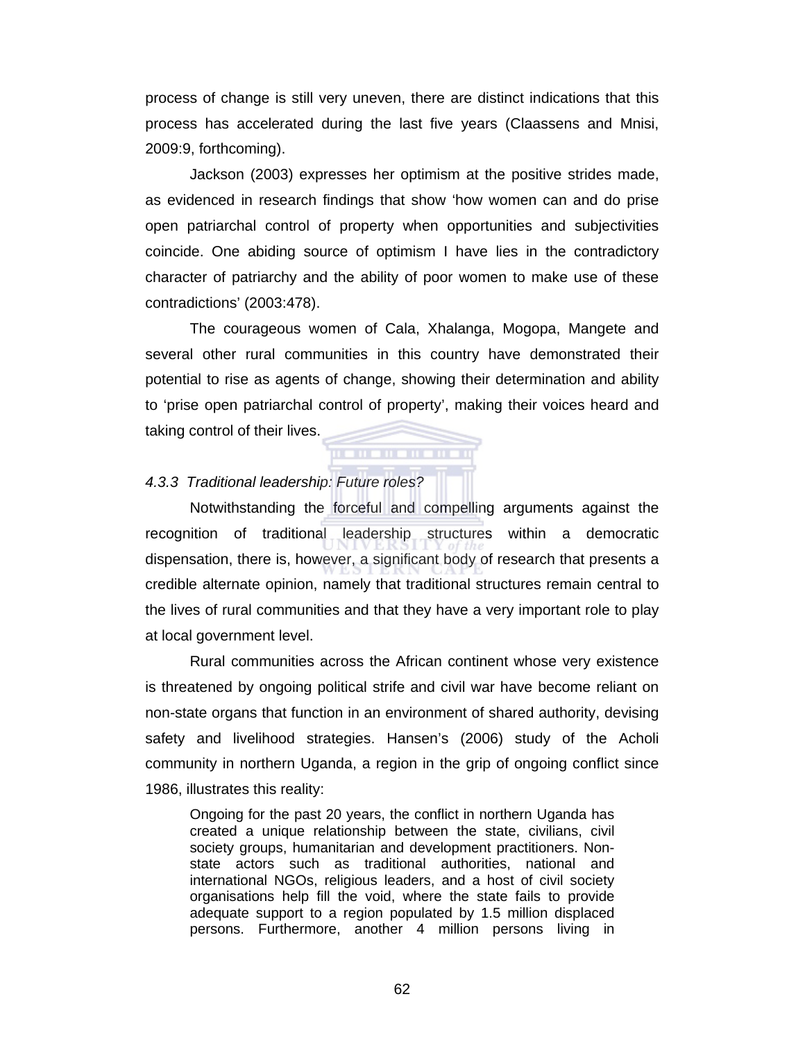process of change is still very uneven, there are distinct indications that this process has accelerated during the last five years (Claassens and Mnisi, 2009:9, forthcoming).

Jackson (2003) expresses her optimism at the positive strides made, as evidenced in research findings that show 'how women can and do prise open patriarchal control of property when opportunities and subjectivities coincide. One abiding source of optimism I have lies in the contradictory character of patriarchy and the ability of poor women to make use of these contradictions' (2003:478).

The courageous women of Cala, Xhalanga, Mogopa, Mangete and several other rural communities in this country have demonstrated their potential to rise as agents of change, showing their determination and ability to 'prise open patriarchal control of property', making their voices heard and taking control of their lives.

#### *4.3.3 Traditional leadership: Future roles?*

Notwithstanding the forceful and compelling arguments against the recognition of traditional leadership structures within a democratic dispensation, there is, however, a significant body of research that presents a credible alternate opinion, namely that traditional structures remain central to the lives of rural communities and that they have a very important role to play at local government level.

Rural communities across the African continent whose very existence is threatened by ongoing political strife and civil war have become reliant on non-state organs that function in an environment of shared authority, devising safety and livelihood strategies. Hansen's (2006) study of the Acholi community in northern Uganda, a region in the grip of ongoing conflict since 1986, illustrates this reality:

> Ongoing for the past 20 years, the conflict in northern Uganda has created a unique relationship between the state, civilians, civil society groups, humanitarian and development practitioners. Non-state actors such as traditional authorities, national and international NGOs, religious leaders, and a host of civil society organisations help fill the void, where the state fails to provide adequate support to a region populated by 1.5 million displaced persons. Furthermore, another 4 million persons living in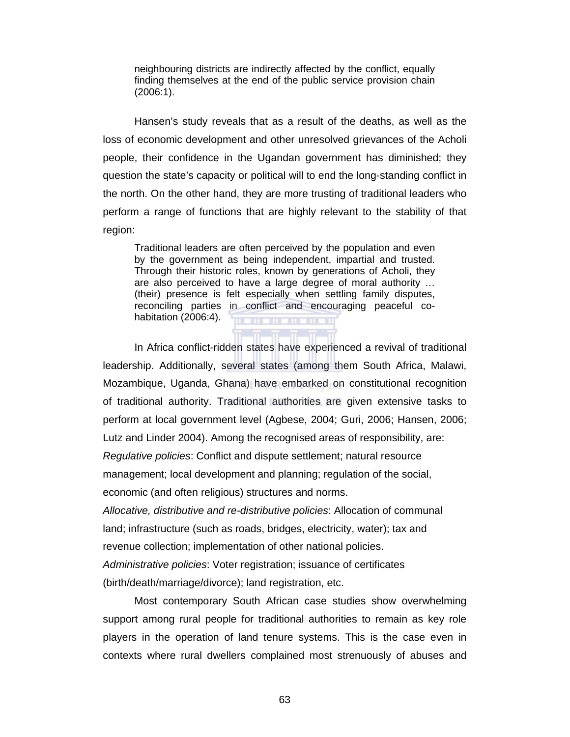> neighbouring districts are indirectly affected by the conflict, equally finding themselves at the end of the public service provision chain (2006:1).

Hansen's study reveals that as a result of the deaths, as well as the loss of economic development and other unresolved grievances of the Acholi people, their confidence in the Ugandan government has diminished; they question the state's capacity or political will to end the long-standing conflict in the north. On the other hand, they are more trusting of traditional leaders who perform a range of functions that are highly relevant to the stability of that region:

> Traditional leaders are often perceived by the population and even by the government as being independent, impartial and trusted. Through their historic roles, known by generations of Acholi, they are also perceived to have a large degree of moral authority … (their) presence is felt especially when settling family disputes, reconciling parties in conflict and encouraging peaceful co-habitation (2006:4).

In Africa conflict-ridden states have experienced a revival of traditional leadership. Additionally, several states (among them South Africa, Malawi, Mozambique, Uganda, Ghana) have embarked on constitutional recognition of traditional authority. Traditional authorities are given extensive tasks to perform at local government level (Agbese, 2004; Guri, 2006; Hansen, 2006; Lutz and Linder 2004). Among the recognised areas of responsibility, are:

*Regulative policies*: Conflict and dispute settlement; natural resource management; local development and planning; regulation of the social, economic (and often religious) structures and norms.

*Allocative, distributive and re-distributive policies*: Allocation of communal land; infrastructure (such as roads, bridges, electricity, water); tax and revenue collection; implementation of other national policies.

*Administrative policies*: Voter registration; issuance of certificates (birth/death/marriage/divorce); land registration, etc.

Most contemporary South African case studies show overwhelming support among rural people for traditional authorities to remain as key role players in the operation of land tenure systems. This is the case even in contexts where rural dwellers complained most strenuously of abuses and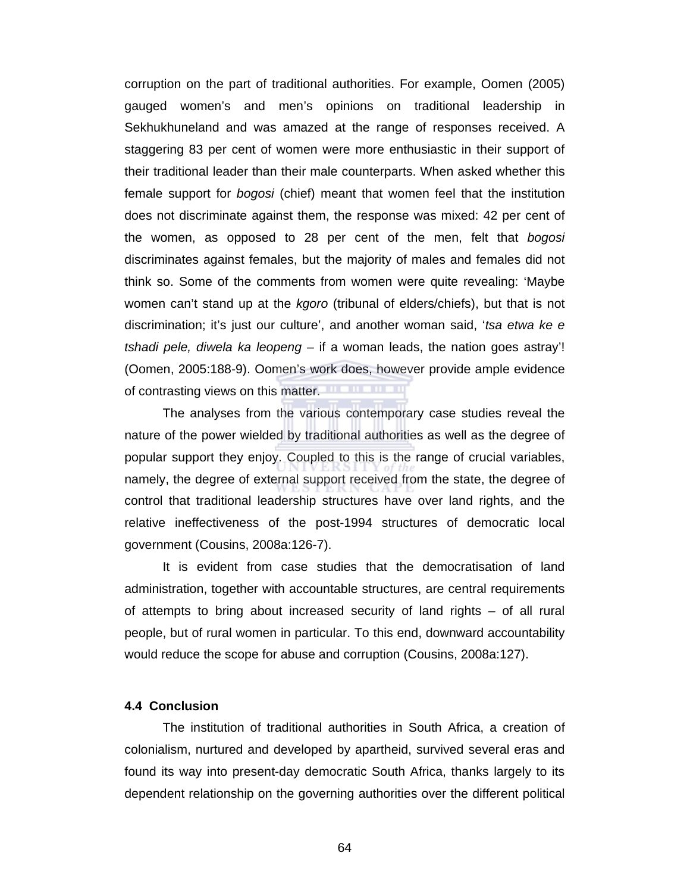corruption on the part of traditional authorities. For example, Oomen (2005) gauged women's and men's opinions on traditional leadership in Sekhukhuneland and was amazed at the range of responses received. A staggering 83 per cent of women were more enthusiastic in their support of their traditional leader than their male counterparts. When asked whether this female support for *bogosi* (chief) meant that women feel that the institution does not discriminate against them, the response was mixed: 42 per cent of the women, as opposed to 28 per cent of the men, felt that *bogosi* discriminates against females, but the majority of males and females did not think so. Some of the comments from women were quite revealing: 'Maybe women can't stand up at the *kgoro* (tribunal of elders/chiefs), but that is not discrimination; it's just our culture', and another woman said, '*tsa etwa ke e tshadi pele, diwela ka leopeng* – if a woman leads, the nation goes astray'! (Oomen, 2005:188-9). Oomen's work does, however provide ample evidence of contrasting views on this matter.

The analyses from the various contemporary case studies reveal the nature of the power wielded by traditional authorities as well as the degree of popular support they enjoy. Coupled to this is the range of crucial variables, namely, the degree of external support received from the state, the degree of control that traditional leadership structures have over land rights, and the relative ineffectiveness of the post-1994 structures of democratic local government (Cousins, 2008a:126-7).

It is evident from case studies that the democratisation of land administration, together with accountable structures, are central requirements of attempts to bring about increased security of land rights – of all rural people, but of rural women in particular. To this end, downward accountability would reduce the scope for abuse and corruption (Cousins, 2008a:127).

### 4.4 Conclusion

The institution of traditional authorities in South Africa, a creation of colonialism, nurtured and developed by apartheid, survived several eras and found its way into present-day democratic South Africa, thanks largely to its dependent relationship on the governing authorities over the different political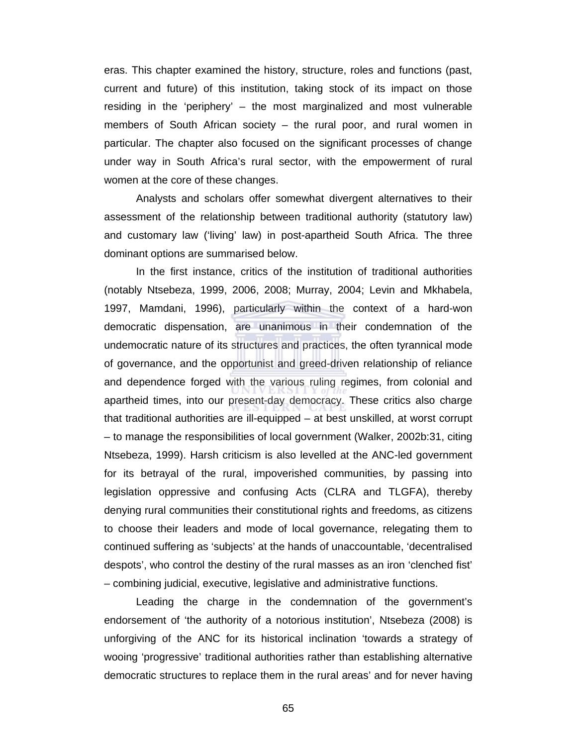eras. This chapter examined the history, structure, roles and functions (past, current and future) of this institution, taking stock of its impact on those residing in the 'periphery' – the most marginalized and most vulnerable members of South African society – the rural poor, and rural women in particular. The chapter also focused on the significant processes of change under way in South Africa's rural sector, with the empowerment of rural women at the core of these changes.

Analysts and scholars offer somewhat divergent alternatives to their assessment of the relationship between traditional authority (statutory law) and customary law ('living' law) in post-apartheid South Africa. The three dominant options are summarised below.

In the first instance, critics of the institution of traditional authorities (notably Ntsebeza, 1999, 2006, 2008; Murray, 2004; Levin and Mkhabela, 1997, Mamdani, 1996), particularly within the context of a hard-won democratic dispensation, are unanimous in their condemnation of the undemocratic nature of its structures and practices, the often tyrannical mode of governance, and the opportunist and greed-driven relationship of reliance and dependence forged with the various ruling regimes, from colonial and apartheid times, into our present-day democracy. These critics also charge that traditional authorities are ill-equipped – at best unskilled, at worst corrupt – to manage the responsibilities of local government (Walker, 2002b:31, citing Ntsebeza, 1999). Harsh criticism is also levelled at the ANC-led government for its betrayal of the rural, impoverished communities, by passing into legislation oppressive and confusing Acts (CLRA and TLGFA), thereby denying rural communities their constitutional rights and freedoms, as citizens to choose their leaders and mode of local governance, relegating them to continued suffering as 'subjects' at the hands of unaccountable, 'decentralised despots', who control the destiny of the rural masses as an iron 'clenched fist' – combining judicial, executive, legislative and administrative functions.

Leading the charge in the condemnation of the government's endorsement of 'the authority of a notorious institution', Ntsebeza (2008) is unforgiving of the ANC for its historical inclination 'towards a strategy of wooing 'progressive' traditional authorities rather than establishing alternative democratic structures to replace them in the rural areas' and for never having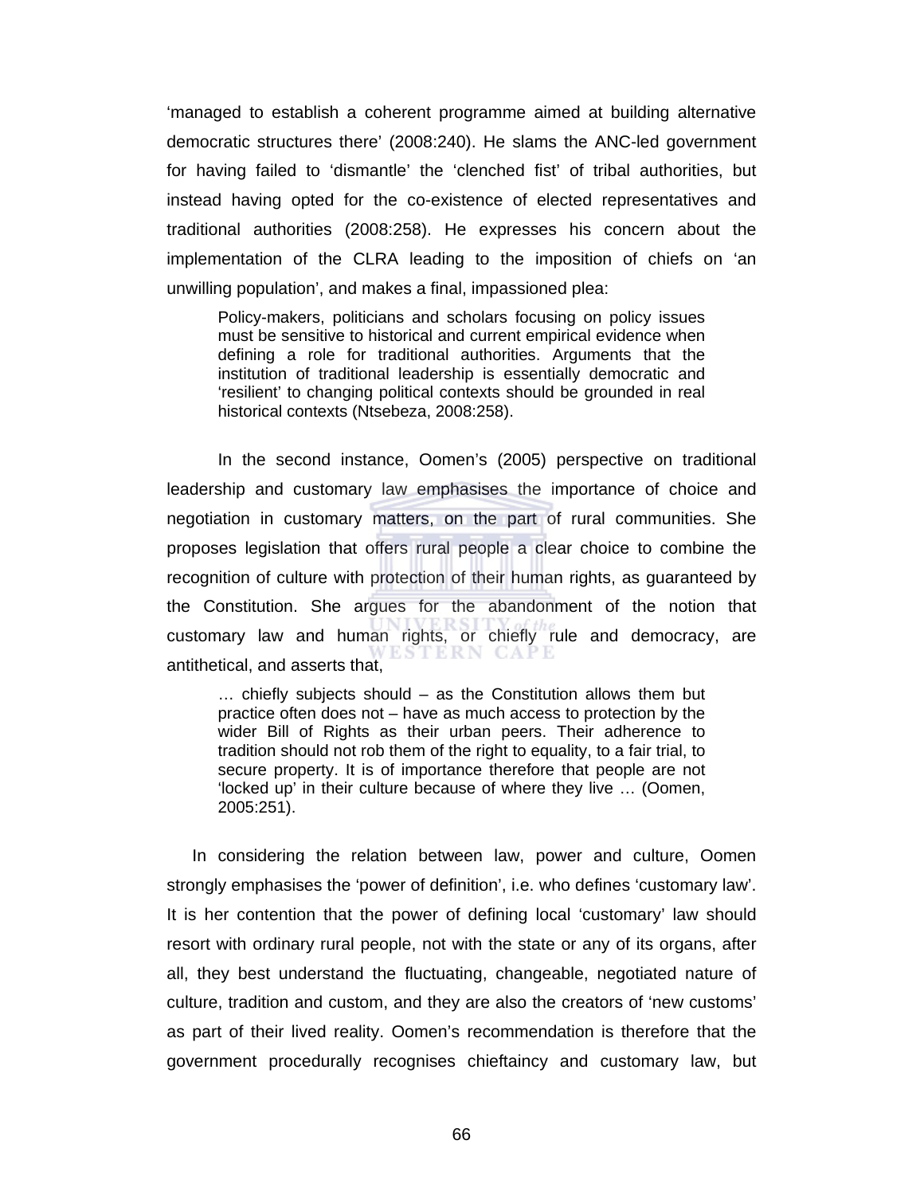'managed to establish a coherent programme aimed at building alternative democratic structures there' (2008:240). He slams the ANC-led government for having failed to 'dismantle' the 'clenched fist' of tribal authorities, but instead having opted for the co-existence of elected representatives and traditional authorities (2008:258). He expresses his concern about the implementation of the CLRA leading to the imposition of chiefs on 'an unwilling population', and makes a final, impassioned plea:

> Policy-makers, politicians and scholars focusing on policy issues must be sensitive to historical and current empirical evidence when defining a role for traditional authorities. Arguments that the institution of traditional leadership is essentially democratic and 'resilient' to changing political contexts should be grounded in real historical contexts (Ntsebeza, 2008:258).

In the second instance, Oomen's (2005) perspective on traditional leadership and customary law emphasises the importance of choice and negotiation in customary matters, on the part of rural communities. She proposes legislation that offers rural people a clear choice to combine the recognition of culture with protection of their human rights, as guaranteed by the Constitution. She argues for the abandonment of the notion that customary law and human rights, or chiefly rule and democracy, are antithetical, and asserts that,

> … chiefly subjects should – as the Constitution allows them but practice often does not – have as much access to protection by the wider Bill of Rights as their urban peers. Their adherence to tradition should not rob them of the right to equality, to a fair trial, to secure property. It is of importance therefore that people are not 'locked up' in their culture because of where they live … (Oomen, 2005:251).

In considering the relation between law, power and culture, Oomen strongly emphasises the 'power of definition', i.e. who defines 'customary law'. It is her contention that the power of defining local 'customary' law should resort with ordinary rural people, not with the state or any of its organs, after all, they best understand the fluctuating, changeable, negotiated nature of culture, tradition and custom, and they are also the creators of 'new customs' as part of their lived reality. Oomen's recommendation is therefore that the government procedurally recognises chieftaincy and customary law, but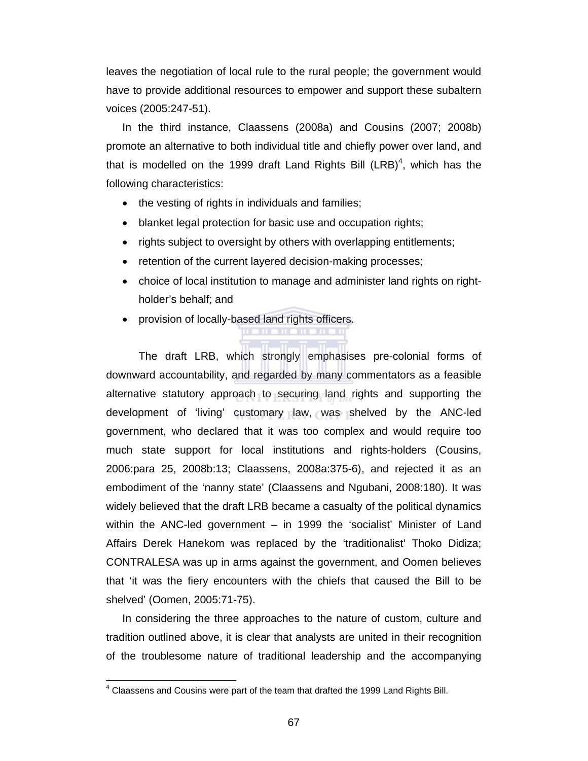leaves the negotiation of local rule to the rural people; the government would have to provide additional resources to empower and support these subaltern voices (2005:247-51).

In the third instance, Claassens (2008a) and Cousins (2007; 2008b) promote an alternative to both individual title and chiefly power over land, and that is modelled on the 1999 draft Land Rights Bill (LRB)[4], which has the following characteristics:

- the vesting of rights in individuals and families;
- blanket legal protection for basic use and occupation rights;
- rights subject to oversight by others with overlapping entitlements;
- retention of the current layered decision-making processes;
- choice of local institution to manage and administer land rights on right-holder's behalf; and
- provision of locally-based land rights officers.

The draft LRB, which strongly emphasises pre-colonial forms of downward accountability, and regarded by many commentators as a feasible alternative statutory approach to securing land rights and supporting the development of 'living' customary law, was shelved by the ANC-led government, who declared that it was too complex and would require too much state support for local institutions and rights-holders (Cousins, 2006:para 25, 2008b:13; Claassens, 2008a:375-6), and rejected it as an embodiment of the 'nanny state' (Claassens and Ngubani, 2008:180). It was widely believed that the draft LRB became a casualty of the political dynamics within the ANC-led government – in 1999 the 'socialist' Minister of Land Affairs Derek Hanekom was replaced by the 'traditionalist' Thoko Didiza; CONTRALESA was up in arms against the government, and Oomen believes that 'it was the fiery encounters with the chiefs that caused the Bill to be shelved' (Oomen, 2005:71-75).

In considering the three approaches to the nature of custom, culture and tradition outlined above, it is clear that analysts are united in their recognition of the troublesome nature of traditional leadership and the accompanying

[4] Claassens and Cousins were part of the team that drafted the 1999 Land Rights Bill.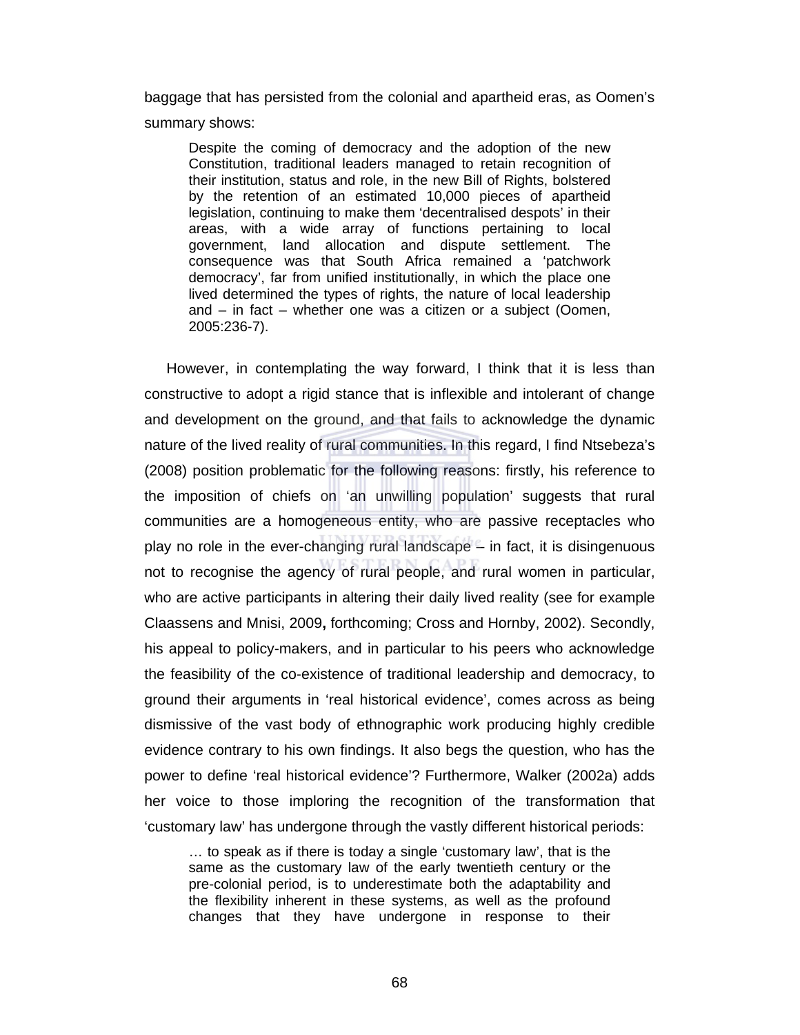baggage that has persisted from the colonial and apartheid eras, as Oomen's summary shows:

> Despite the coming of democracy and the adoption of the new Constitution, traditional leaders managed to retain recognition of their institution, status and role, in the new Bill of Rights, bolstered by the retention of an estimated 10,000 pieces of apartheid legislation, continuing to make them 'decentralised despots' in their areas, with a wide array of functions pertaining to local government, land allocation and dispute settlement. The consequence was that South Africa remained a 'patchwork democracy', far from unified institutionally, in which the place one lived determined the types of rights, the nature of local leadership and – in fact – whether one was a citizen or a subject (Oomen, 2005:236-7).

However, in contemplating the way forward, I think that it is less than constructive to adopt a rigid stance that is inflexible and intolerant of change and development on the ground, and that fails to acknowledge the dynamic nature of the lived reality of rural communities. In this regard, I find Ntsebeza's (2008) position problematic for the following reasons: firstly, his reference to the imposition of chiefs on 'an unwilling population' suggests that rural communities are a homogeneous entity, who are passive receptacles who play no role in the ever-changing rural landscape – in fact, it is disingenuous not to recognise the agency of rural people, and rural women in particular, who are active participants in altering their daily lived reality (see for example Claassens and Mnisi, 2009**,** forthcoming; Cross and Hornby, 2002). Secondly, his appeal to policy-makers, and in particular to his peers who acknowledge the feasibility of the co-existence of traditional leadership and democracy, to ground their arguments in 'real historical evidence', comes across as being dismissive of the vast body of ethnographic work producing highly credible evidence contrary to his own findings. It also begs the question, who has the power to define 'real historical evidence'? Furthermore, Walker (2002a) adds her voice to those imploring the recognition of the transformation that 'customary law' has undergone through the vastly different historical periods:

> … to speak as if there is today a single 'customary law', that is the same as the customary law of the early twentieth century or the pre-colonial period, is to underestimate both the adaptability and the flexibility inherent in these systems, as well as the profound changes that they have undergone in response to their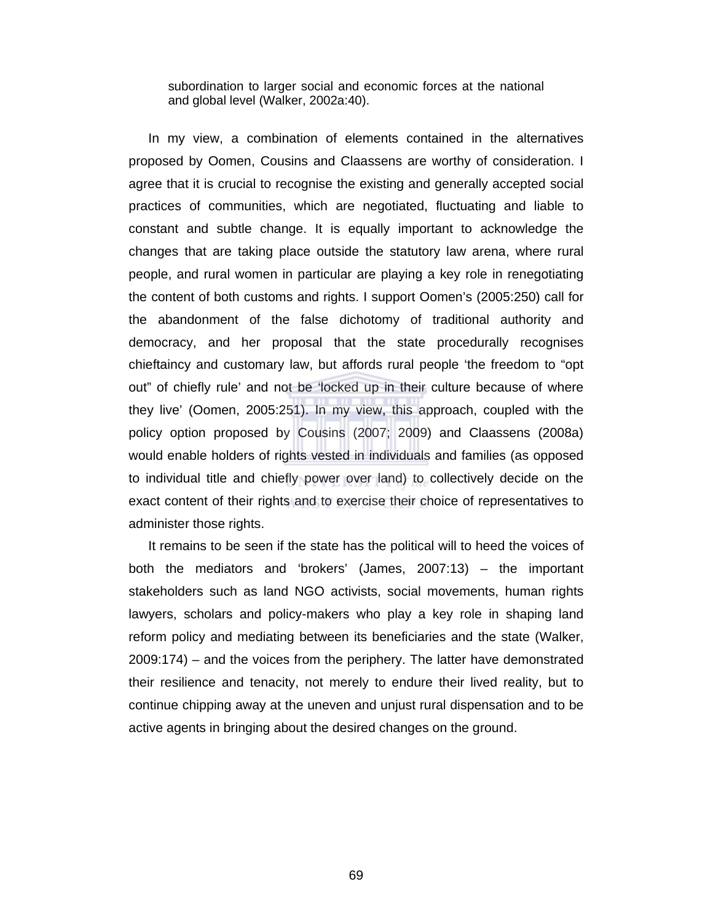> subordination to larger social and economic forces at the national and global level (Walker, 2002a:40).

In my view, a combination of elements contained in the alternatives proposed by Oomen, Cousins and Claassens are worthy of consideration. I agree that it is crucial to recognise the existing and generally accepted social practices of communities, which are negotiated, fluctuating and liable to constant and subtle change. It is equally important to acknowledge the changes that are taking place outside the statutory law arena, where rural people, and rural women in particular are playing a key role in renegotiating the content of both customs and rights. I support Oomen's (2005:250) call for the abandonment of the false dichotomy of traditional authority and democracy, and her proposal that the state procedurally recognises chieftaincy and customary law, but affords rural people 'the freedom to "opt out" of chiefly rule' and not be 'locked up in their culture because of where they live' (Oomen, 2005:251). In my view, this approach, coupled with the policy option proposed by Cousins (2007; 2009) and Claassens (2008a) would enable holders of rights vested in individuals and families (as opposed to individual title and chiefly power over land) to collectively decide on the exact content of their rights and to exercise their choice of representatives to administer those rights.

It remains to be seen if the state has the political will to heed the voices of both the mediators and 'brokers' (James, 2007:13) – the important stakeholders such as land NGO activists, social movements, human rights lawyers, scholars and policy-makers who play a key role in shaping land reform policy and mediating between its beneficiaries and the state (Walker, 2009:174) – and the voices from the periphery. The latter have demonstrated their resilience and tenacity, not merely to endure their lived reality, but to continue chipping away at the uneven and unjust rural dispensation and to be active agents in bringing about the desired changes on the ground.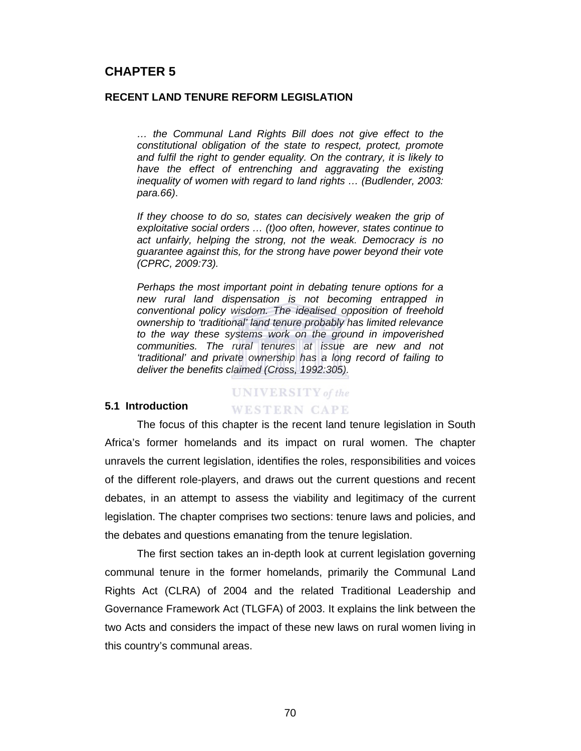# CHAPTER 5

## RECENT LAND TENURE REFORM LEGISLATION

> *… the Communal Land Rights Bill does not give effect to the constitutional obligation of the state to respect, protect, promote and fulfil the right to gender equality. On the contrary, it is likely to have the effect of entrenching and aggravating the existing inequality of women with regard to land rights … (Budlender, 2003: para.66)*.
>
> *If they choose to do so, states can decisively weaken the grip of exploitative social orders … (t)oo often, however, states continue to act unfairly, helping the strong, not the weak. Democracy is no guarantee against this, for the strong have power beyond their vote (CPRC, 2009:73).*
>
> *Perhaps the most important point in debating tenure options for a new rural land dispensation is not becoming entrapped in conventional policy wisdom. The idealised opposition of freehold ownership to 'traditional' land tenure probably has limited relevance to the way these systems work on the ground in impoverished communities. The rural tenures at issue are new and not 'traditional' and private ownership has a long record of failing to deliver the benefits claimed (Cross, 1992:305).*

### 5.1 Introduction

The focus of this chapter is the recent land tenure legislation in South Africa's former homelands and its impact on rural women. The chapter unravels the current legislation, identifies the roles, responsibilities and voices of the different role-players, and draws out the current questions and recent debates, in an attempt to assess the viability and legitimacy of the current legislation. The chapter comprises two sections: tenure laws and policies, and the debates and questions emanating from the tenure legislation.

The first section takes an in-depth look at current legislation governing communal tenure in the former homelands, primarily the Communal Land Rights Act (CLRA) of 2004 and the related Traditional Leadership and Governance Framework Act (TLGFA) of 2003. It explains the link between the two Acts and considers the impact of these new laws on rural women living in this country's communal areas.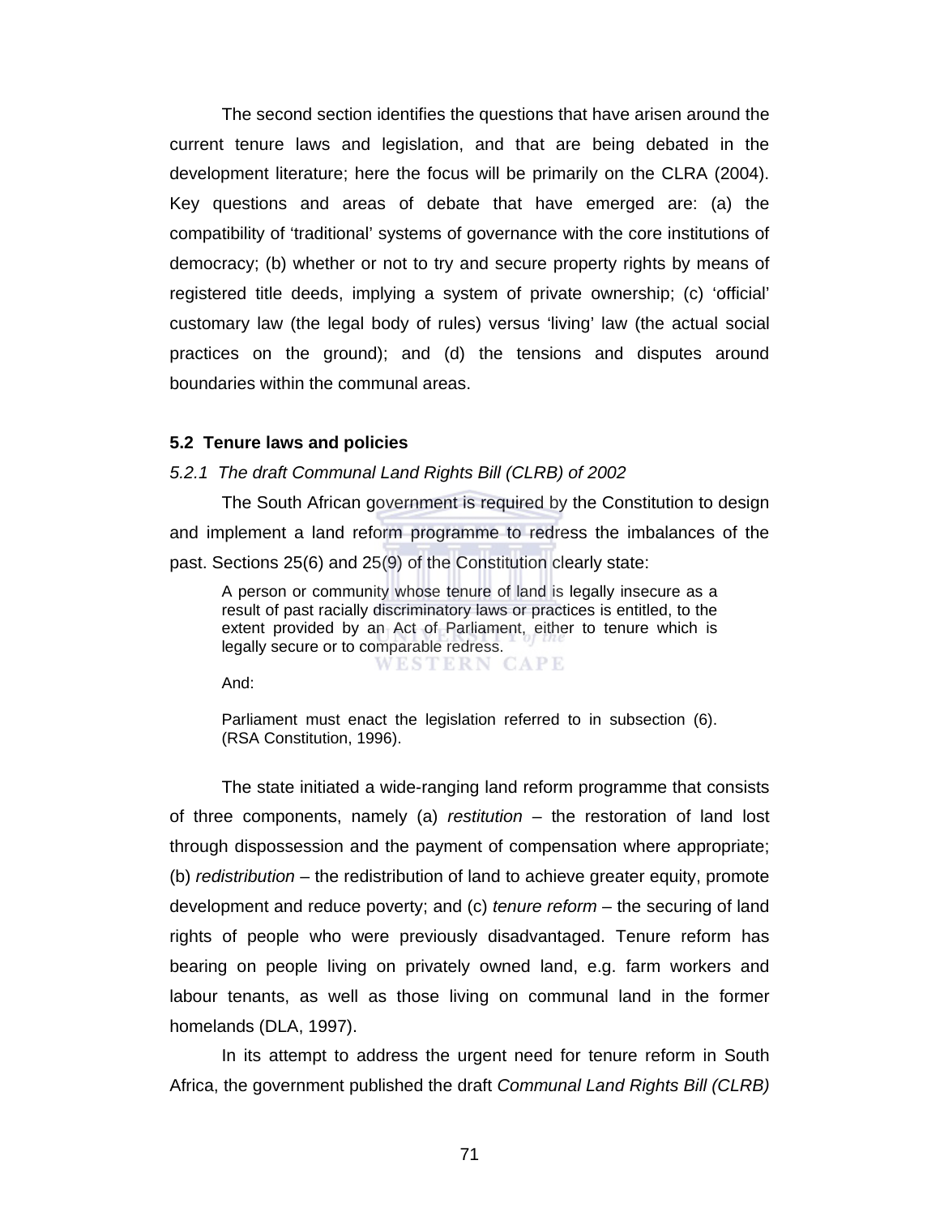The second section identifies the questions that have arisen around the current tenure laws and legislation, and that are being debated in the development literature; here the focus will be primarily on the CLRA (2004). Key questions and areas of debate that have emerged are: (a) the compatibility of 'traditional' systems of governance with the core institutions of democracy; (b) whether or not to try and secure property rights by means of registered title deeds, implying a system of private ownership; (c) 'official' customary law (the legal body of rules) versus 'living' law (the actual social practices on the ground); and (d) the tensions and disputes around boundaries within the communal areas.

### 5.2 Tenure laws and policies

#### *5.2.1 The draft Communal Land Rights Bill (CLRB) of 2002*

The South African government is required by the Constitution to design and implement a land reform programme to redress the imbalances of the past. Sections 25(6) and 25(9) of the Constitution clearly state:

> A person or community whose tenure of land is legally insecure as a result of past racially discriminatory laws or practices is entitled, to the extent provided by an Act of Parliament, either to tenure which is legally secure or to comparable redress.
>
> And:
>
> Parliament must enact the legislation referred to in subsection (6). (RSA Constitution, 1996).

The state initiated a wide-ranging land reform programme that consists of three components, namely (a) *restitution* – the restoration of land lost through dispossession and the payment of compensation where appropriate; (b) *redistribution* – the redistribution of land to achieve greater equity, promote development and reduce poverty; and (c) *tenure reform* – the securing of land rights of people who were previously disadvantaged. Tenure reform has bearing on people living on privately owned land, e.g. farm workers and labour tenants, as well as those living on communal land in the former homelands (DLA, 1997).

In its attempt to address the urgent need for tenure reform in South Africa, the government published the draft *Communal Land Rights Bill (CLRB)*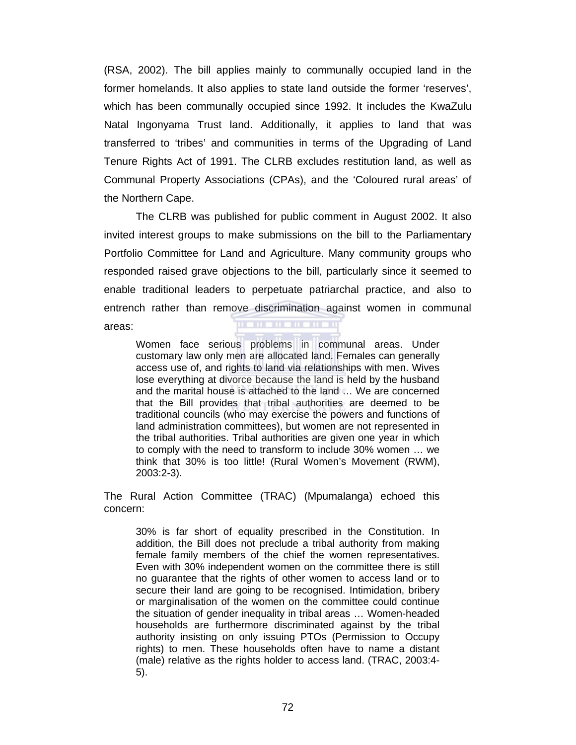(RSA, 2002). The bill applies mainly to communally occupied land in the former homelands. It also applies to state land outside the former 'reserves', which has been communally occupied since 1992. It includes the KwaZulu Natal Ingonyama Trust land. Additionally, it applies to land that was transferred to 'tribes' and communities in terms of the Upgrading of Land Tenure Rights Act of 1991. The CLRB excludes restitution land, as well as Communal Property Associations (CPAs), and the 'Coloured rural areas' of the Northern Cape.

The CLRB was published for public comment in August 2002. It also invited interest groups to make submissions on the bill to the Parliamentary Portfolio Committee for Land and Agriculture. Many community groups who responded raised grave objections to the bill, particularly since it seemed to enable traditional leaders to perpetuate patriarchal practice, and also to entrench rather than remove discrimination against women in communal areas:

> Women face serious problems in communal areas. Under customary law only men are allocated land. Females can generally access use of, and rights to land via relationships with men. Wives lose everything at divorce because the land is held by the husband and the marital house is attached to the land … We are concerned that the Bill provides that tribal authorities are deemed to be traditional councils (who may exercise the powers and functions of land administration committees), but women are not represented in the tribal authorities. Tribal authorities are given one year in which to comply with the need to transform to include 30% women … we think that 30% is too little! (Rural Women's Movement (RWM), 2003:2-3).

The Rural Action Committee (TRAC) (Mpumalanga) echoed this concern:

> 30% is far short of equality prescribed in the Constitution. In addition, the Bill does not preclude a tribal authority from making female family members of the chief the women representatives. Even with 30% independent women on the committee there is still no guarantee that the rights of other women to access land or to secure their land are going to be recognised. Intimidation, bribery or marginalisation of the women on the committee could continue the situation of gender inequality in tribal areas … Women-headed households are furthermore discriminated against by the tribal authority insisting on only issuing PTOs (Permission to Occupy rights) to men. These households often have to name a distant (male) relative as the rights holder to access land. (TRAC, 2003:4-5).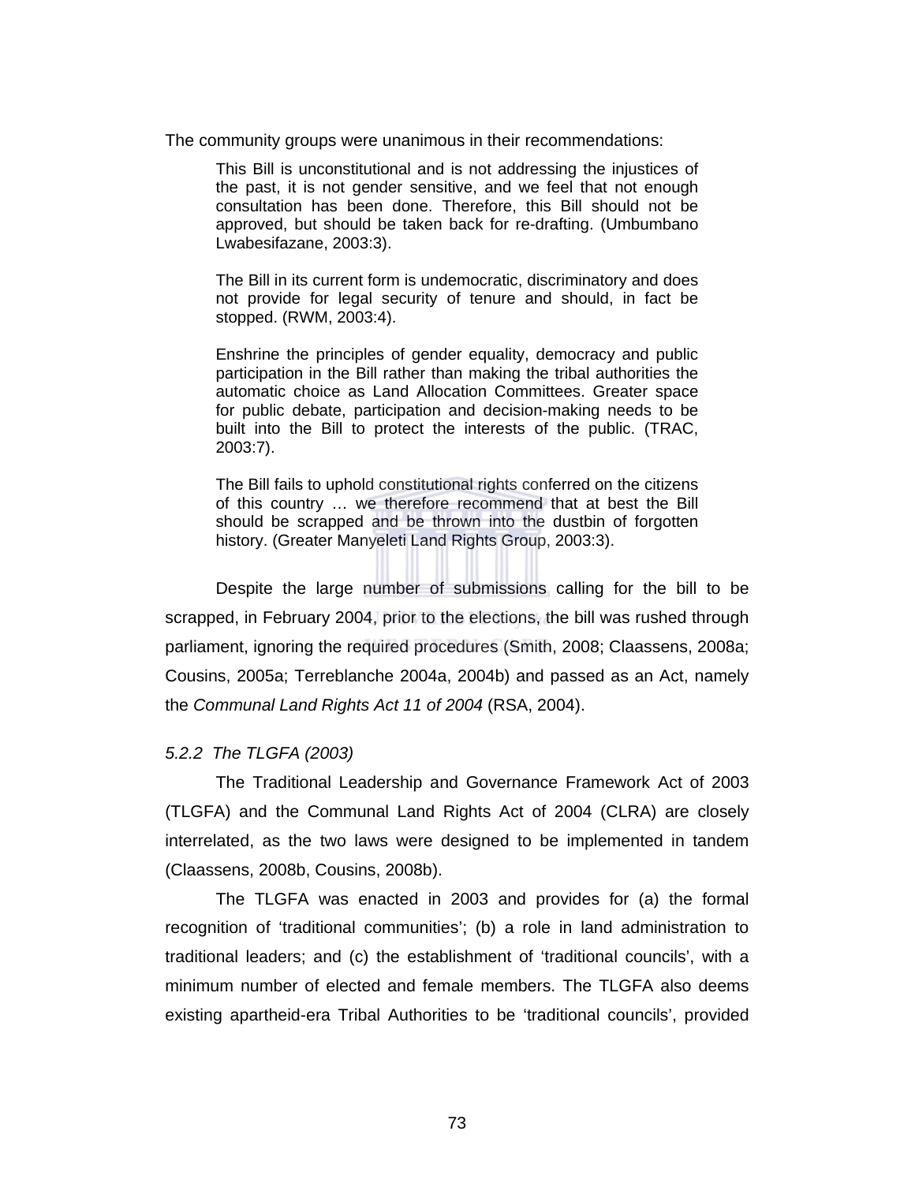The community groups were unanimous in their recommendations:

> This Bill is unconstitutional and is not addressing the injustices of the past, it is not gender sensitive, and we feel that not enough consultation has been done. Therefore, this Bill should not be approved, but should be taken back for re-drafting. (Umbumbano Lwabesifazane, 2003:3).
>
> The Bill in its current form is undemocratic, discriminatory and does not provide for legal security of tenure and should, in fact be stopped. (RWM, 2003:4).
>
> Enshrine the principles of gender equality, democracy and public participation in the Bill rather than making the tribal authorities the automatic choice as Land Allocation Committees. Greater space for public debate, participation and decision-making needs to be built into the Bill to protect the interests of the public. (TRAC, 2003:7).
>
> The Bill fails to uphold constitutional rights conferred on the citizens of this country … we therefore recommend that at best the Bill should be scrapped and be thrown into the dustbin of forgotten history. (Greater Manyeleti Land Rights Group, 2003:3).

Despite the large number of submissions calling for the bill to be scrapped, in February 2004, prior to the elections, the bill was rushed through parliament, ignoring the required procedures (Smith, 2008; Claassens, 2008a; Cousins, 2005a; Terreblanche 2004a, 2004b) and passed as an Act, namely the *Communal Land Rights Act 11 of 2004* (RSA, 2004).

### *5.2.2 The TLGFA (2003)*

The Traditional Leadership and Governance Framework Act of 2003 (TLGFA) and the Communal Land Rights Act of 2004 (CLRA) are closely interrelated, as the two laws were designed to be implemented in tandem (Claassens, 2008b, Cousins, 2008b).

The TLGFA was enacted in 2003 and provides for (a) the formal recognition of 'traditional communities'; (b) a role in land administration to traditional leaders; and (c) the establishment of 'traditional councils', with a minimum number of elected and female members. The TLGFA also deems existing apartheid-era Tribal Authorities to be 'traditional councils', provided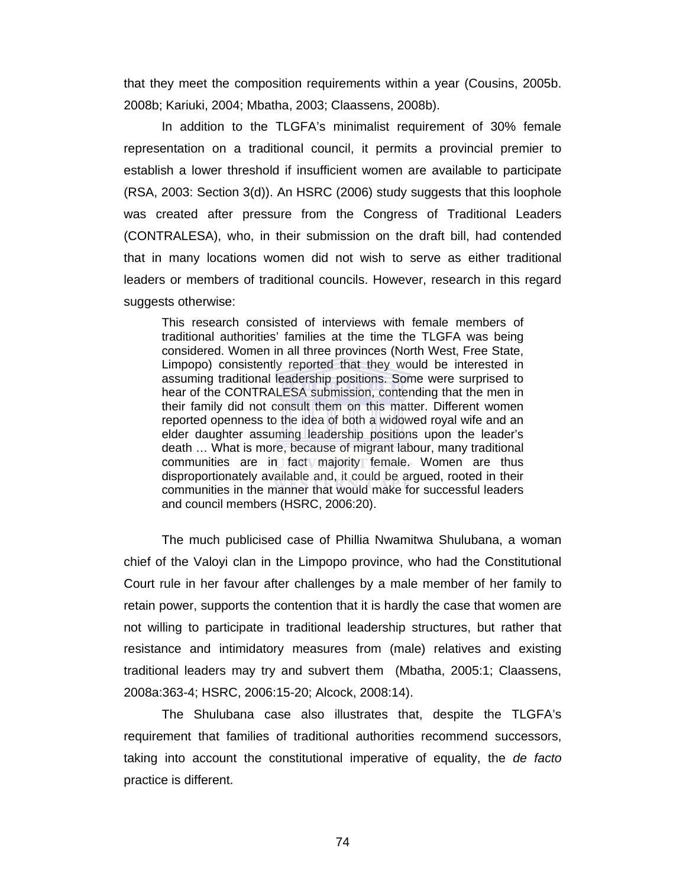that they meet the composition requirements within a year (Cousins, 2005b. 2008b; Kariuki, 2004; Mbatha, 2003; Claassens, 2008b).

In addition to the TLGFA's minimalist requirement of 30% female representation on a traditional council, it permits a provincial premier to establish a lower threshold if insufficient women are available to participate (RSA, 2003: Section 3(d)). An HSRC (2006) study suggests that this loophole was created after pressure from the Congress of Traditional Leaders (CONTRALESA), who, in their submission on the draft bill, had contended that in many locations women did not wish to serve as either traditional leaders or members of traditional councils. However, research in this regard suggests otherwise:

> This research consisted of interviews with female members of traditional authorities' families at the time the TLGFA was being considered. Women in all three provinces (North West, Free State, Limpopo) consistently reported that they would be interested in assuming traditional leadership positions. Some were surprised to hear of the CONTRALESA submission, contending that the men in their family did not consult them on this matter. Different women reported openness to the idea of both a widowed royal wife and an elder daughter assuming leadership positions upon the leader's death … What is more, because of migrant labour, many traditional communities are in fact majority female. Women are thus disproportionately available and, it could be argued, rooted in their communities in the manner that would make for successful leaders and council members (HSRC, 2006:20).

The much publicised case of Phillia Nwamitwa Shulubana, a woman chief of the Valoyi clan in the Limpopo province, who had the Constitutional Court rule in her favour after challenges by a male member of her family to retain power, supports the contention that it is hardly the case that women are not willing to participate in traditional leadership structures, but rather that resistance and intimidatory measures from (male) relatives and existing traditional leaders may try and subvert them (Mbatha, 2005:1; Claassens, 2008a:363-4; HSRC, 2006:15-20; Alcock, 2008:14).

The Shulubana case also illustrates that, despite the TLGFA's requirement that families of traditional authorities recommend successors, taking into account the constitutional imperative of equality, the *de facto* practice is different.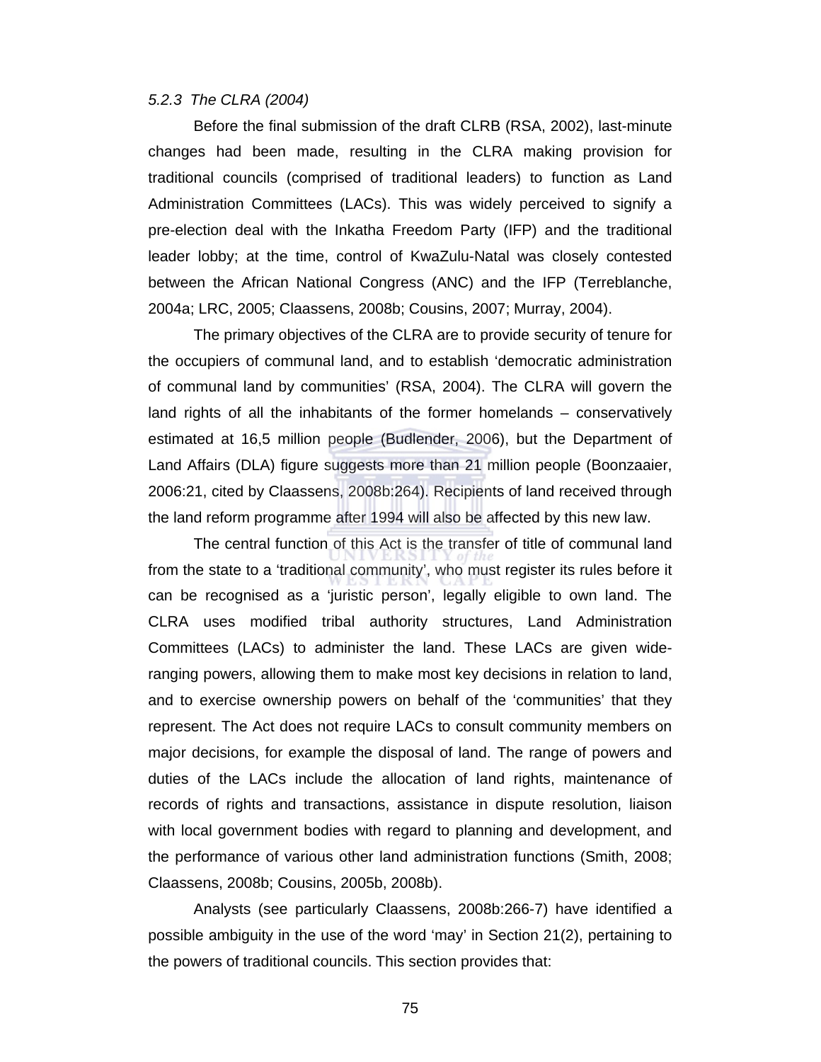*5.2.3 The CLRA (2004)*

Before the final submission of the draft CLRB (RSA, 2002), last-minute changes had been made, resulting in the CLRA making provision for traditional councils (comprised of traditional leaders) to function as Land Administration Committees (LACs). This was widely perceived to signify a pre-election deal with the Inkatha Freedom Party (IFP) and the traditional leader lobby; at the time, control of KwaZulu-Natal was closely contested between the African National Congress (ANC) and the IFP (Terreblanche, 2004a; LRC, 2005; Claassens, 2008b; Cousins, 2007; Murray, 2004).

The primary objectives of the CLRA are to provide security of tenure for the occupiers of communal land, and to establish 'democratic administration of communal land by communities' (RSA, 2004). The CLRA will govern the land rights of all the inhabitants of the former homelands – conservatively estimated at 16,5 million people (Budlender, 2006), but the Department of Land Affairs (DLA) figure suggests more than 21 million people (Boonzaaier, 2006:21, cited by Claassens, 2008b:264). Recipients of land received through the land reform programme after 1994 will also be affected by this new law.

The central function of this Act is the transfer of title of communal land from the state to a 'traditional community', who must register its rules before it can be recognised as a 'juristic person', legally eligible to own land. The CLRA uses modified tribal authority structures, Land Administration Committees (LACs) to administer the land. These LACs are given wide-ranging powers, allowing them to make most key decisions in relation to land, and to exercise ownership powers on behalf of the 'communities' that they represent. The Act does not require LACs to consult community members on major decisions, for example the disposal of land. The range of powers and duties of the LACs include the allocation of land rights, maintenance of records of rights and transactions, assistance in dispute resolution, liaison with local government bodies with regard to planning and development, and the performance of various other land administration functions (Smith, 2008; Claassens, 2008b; Cousins, 2005b, 2008b).

Analysts (see particularly Claassens, 2008b:266-7) have identified a possible ambiguity in the use of the word 'may' in Section 21(2), pertaining to the powers of traditional councils. This section provides that: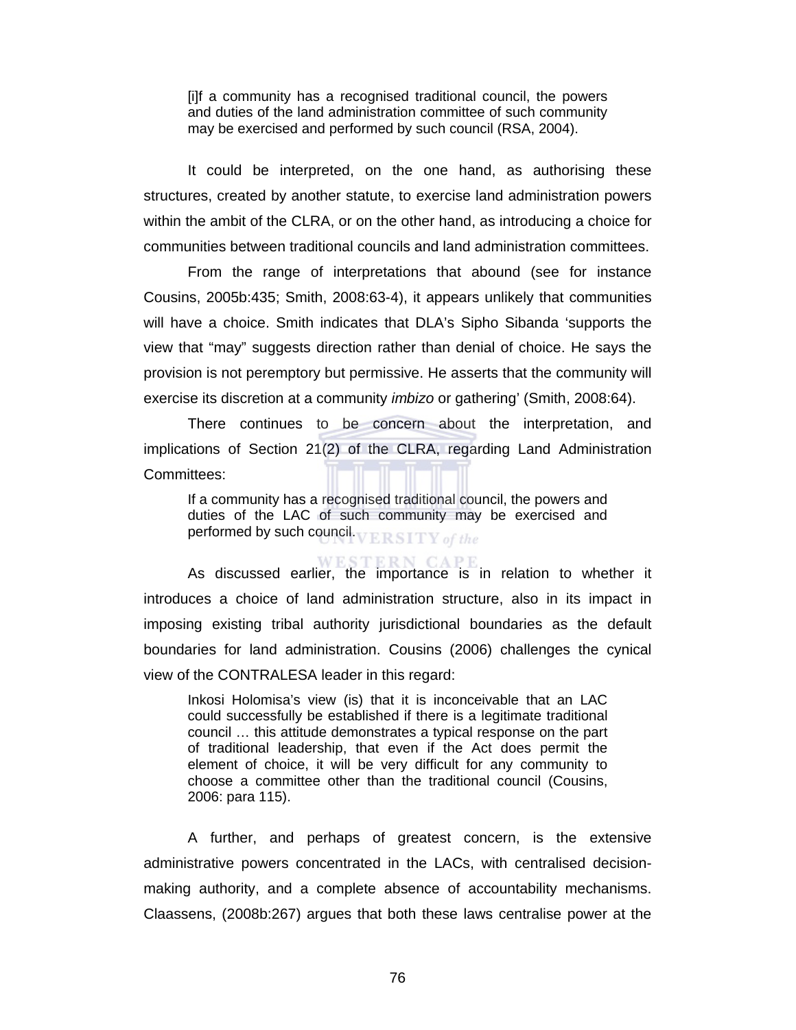> [i]f a community has a recognised traditional council, the powers and duties of the land administration committee of such community may be exercised and performed by such council (RSA, 2004).

It could be interpreted, on the one hand, as authorising these structures, created by another statute, to exercise land administration powers within the ambit of the CLRA, or on the other hand, as introducing a choice for communities between traditional councils and land administration committees.

From the range of interpretations that abound (see for instance Cousins, 2005b:435; Smith, 2008:63-4), it appears unlikely that communities will have a choice. Smith indicates that DLA's Sipho Sibanda 'supports the view that "may" suggests direction rather than denial of choice. He says the provision is not peremptory but permissive. He asserts that the community will exercise its discretion at a community *imbizo* or gathering' (Smith, 2008:64).

There continues to be concern about the interpretation, and implications of Section 21(2) of the CLRA, regarding Land Administration Committees:

> If a community has a recognised traditional council, the powers and duties of the LAC of such community may be exercised and performed by such council.

As discussed earlier, the importance is in relation to whether it introduces a choice of land administration structure, also in its impact in imposing existing tribal authority jurisdictional boundaries as the default boundaries for land administration. Cousins (2006) challenges the cynical view of the CONTRALESA leader in this regard:

> Inkosi Holomisa's view (is) that it is inconceivable that an LAC could successfully be established if there is a legitimate traditional council … this attitude demonstrates a typical response on the part of traditional leadership, that even if the Act does permit the element of choice, it will be very difficult for any community to choose a committee other than the traditional council (Cousins, 2006: para 115).

A further, and perhaps of greatest concern, is the extensive administrative powers concentrated in the LACs, with centralised decision-making authority, and a complete absence of accountability mechanisms. Claassens, (2008b:267) argues that both these laws centralise power at the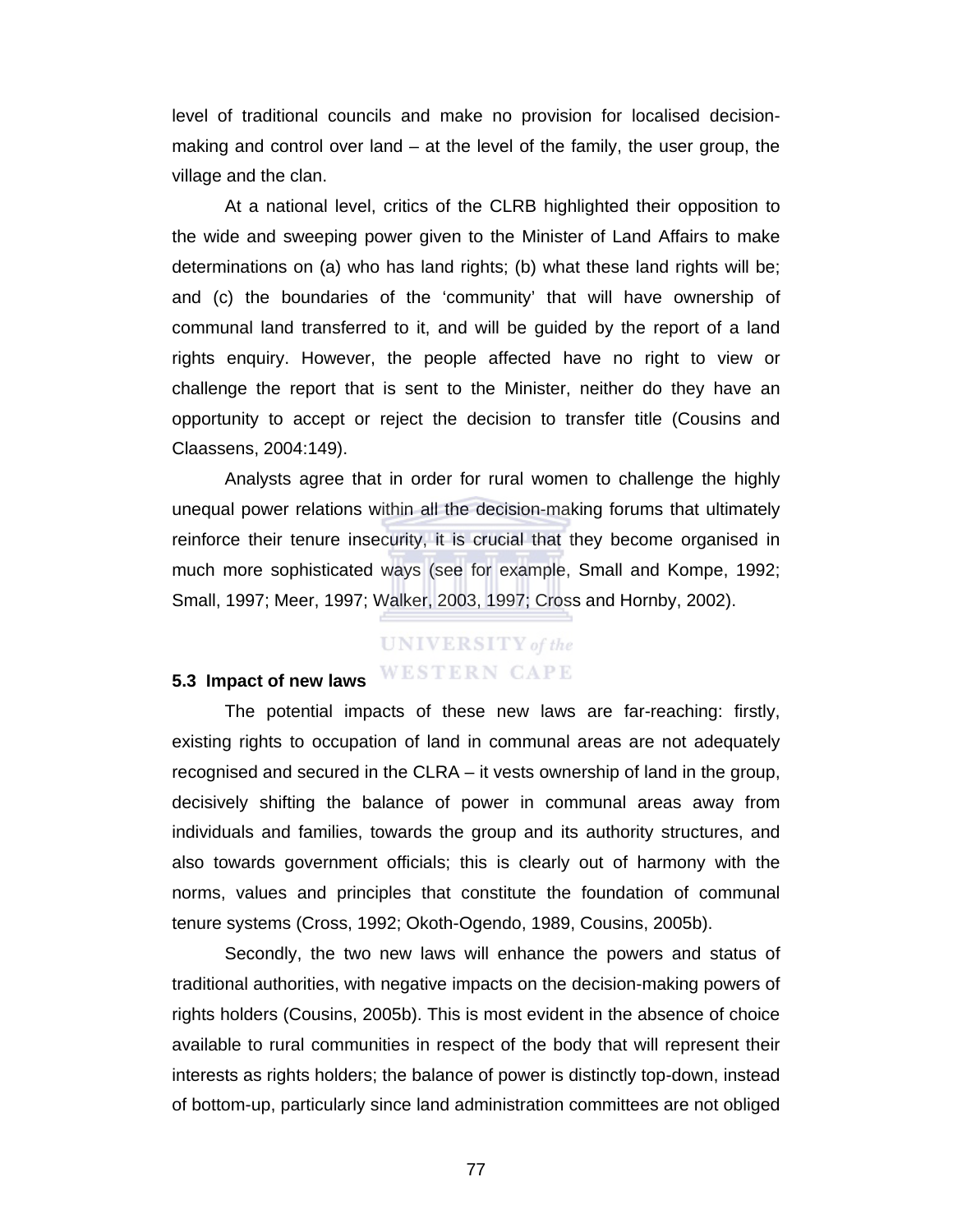level of traditional councils and make no provision for localised decision-making and control over land – at the level of the family, the user group, the village and the clan.

At a national level, critics of the CLRB highlighted their opposition to the wide and sweeping power given to the Minister of Land Affairs to make determinations on (a) who has land rights; (b) what these land rights will be; and (c) the boundaries of the 'community' that will have ownership of communal land transferred to it, and will be guided by the report of a land rights enquiry. However, the people affected have no right to view or challenge the report that is sent to the Minister, neither do they have an opportunity to accept or reject the decision to transfer title (Cousins and Claassens, 2004:149).

Analysts agree that in order for rural women to challenge the highly unequal power relations within all the decision-making forums that ultimately reinforce their tenure insecurity, it is crucial that they become organised in much more sophisticated ways (see for example, Small and Kompe, 1992; Small, 1997; Meer, 1997; Walker, 2003, 1997; Cross and Hornby, 2002).

### 5.3 Impact of new laws

The potential impacts of these new laws are far-reaching: firstly, existing rights to occupation of land in communal areas are not adequately recognised and secured in the CLRA – it vests ownership of land in the group, decisively shifting the balance of power in communal areas away from individuals and families, towards the group and its authority structures, and also towards government officials; this is clearly out of harmony with the norms, values and principles that constitute the foundation of communal tenure systems (Cross, 1992; Okoth-Ogendo, 1989, Cousins, 2005b).

Secondly, the two new laws will enhance the powers and status of traditional authorities, with negative impacts on the decision-making powers of rights holders (Cousins, 2005b). This is most evident in the absence of choice available to rural communities in respect of the body that will represent their interests as rights holders; the balance of power is distinctly top-down, instead of bottom-up, particularly since land administration committees are not obliged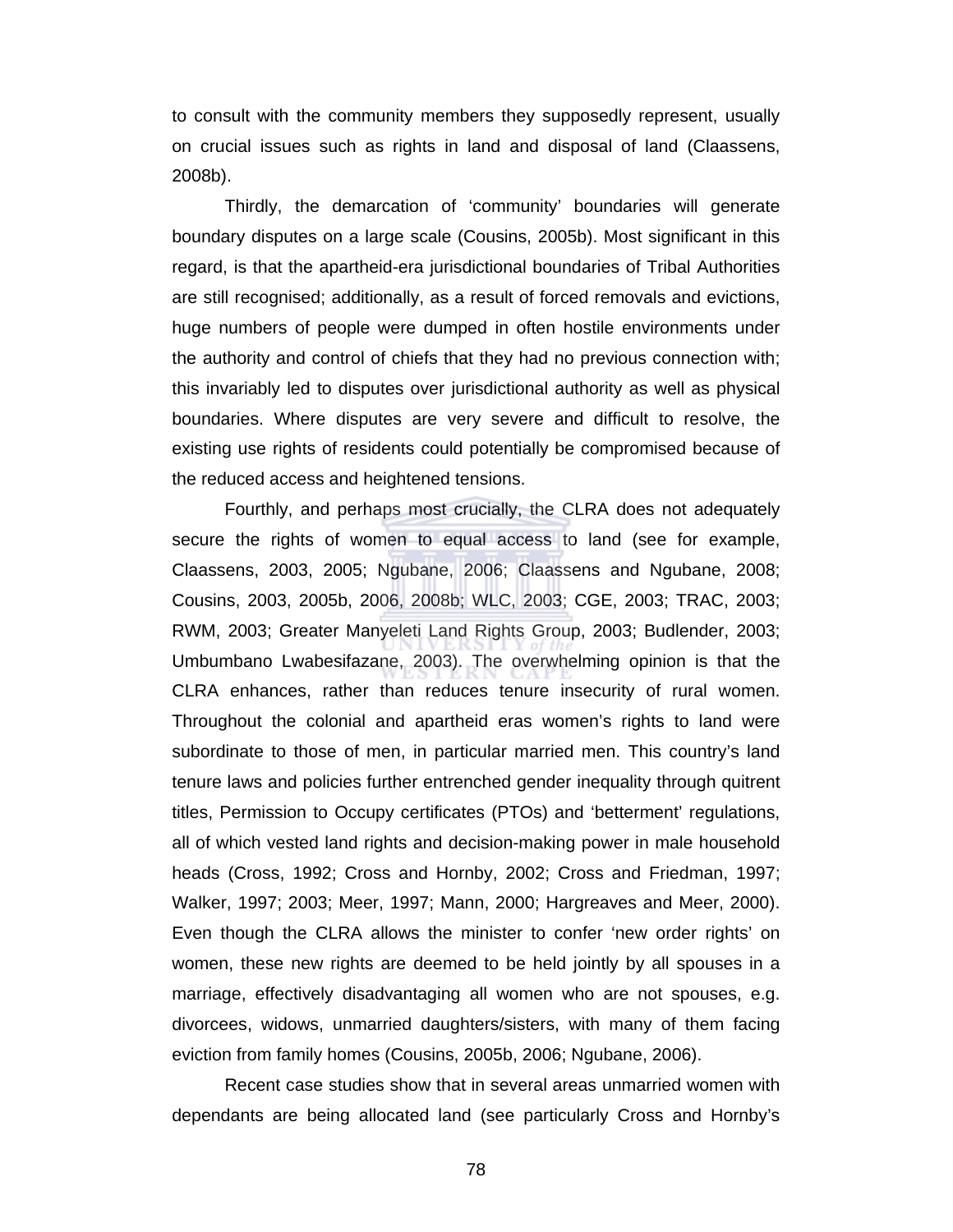to consult with the community members they supposedly represent, usually on crucial issues such as rights in land and disposal of land (Claassens, 2008b).

Thirdly, the demarcation of 'community' boundaries will generate boundary disputes on a large scale (Cousins, 2005b). Most significant in this regard, is that the apartheid-era jurisdictional boundaries of Tribal Authorities are still recognised; additionally, as a result of forced removals and evictions, huge numbers of people were dumped in often hostile environments under the authority and control of chiefs that they had no previous connection with; this invariably led to disputes over jurisdictional authority as well as physical boundaries. Where disputes are very severe and difficult to resolve, the existing use rights of residents could potentially be compromised because of the reduced access and heightened tensions.

Fourthly, and perhaps most crucially, the CLRA does not adequately secure the rights of women to equal access to land (see for example, Claassens, 2003, 2005; Ngubane, 2006; Claassens and Ngubane, 2008; Cousins, 2003, 2005b, 2006, 2008b; WLC, 2003; CGE, 2003; TRAC, 2003; RWM, 2003; Greater Manyeleti Land Rights Group, 2003; Budlender, 2003; Umbumbano Lwabesifazane, 2003). The overwhelming opinion is that the CLRA enhances, rather than reduces tenure insecurity of rural women. Throughout the colonial and apartheid eras women's rights to land were subordinate to those of men, in particular married men. This country's land tenure laws and policies further entrenched gender inequality through quitrent titles, Permission to Occupy certificates (PTOs) and 'betterment' regulations, all of which vested land rights and decision-making power in male household heads (Cross, 1992; Cross and Hornby, 2002; Cross and Friedman, 1997; Walker, 1997; 2003; Meer, 1997; Mann, 2000; Hargreaves and Meer, 2000). Even though the CLRA allows the minister to confer 'new order rights' on women, these new rights are deemed to be held jointly by all spouses in a marriage, effectively disadvantaging all women who are not spouses, e.g. divorcees, widows, unmarried daughters/sisters, with many of them facing eviction from family homes (Cousins, 2005b, 2006; Ngubane, 2006).

Recent case studies show that in several areas unmarried women with dependants are being allocated land (see particularly Cross and Hornby's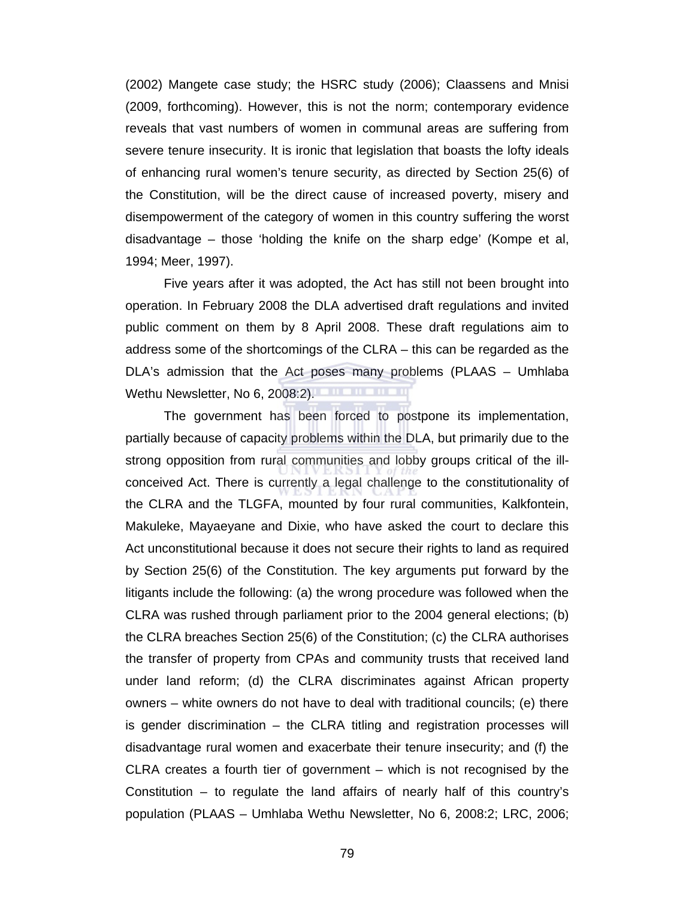(2002) Mangete case study; the HSRC study (2006); Claassens and Mnisi (2009, forthcoming). However, this is not the norm; contemporary evidence reveals that vast numbers of women in communal areas are suffering from severe tenure insecurity. It is ironic that legislation that boasts the lofty ideals of enhancing rural women's tenure security, as directed by Section 25(6) of the Constitution, will be the direct cause of increased poverty, misery and disempowerment of the category of women in this country suffering the worst disadvantage – those 'holding the knife on the sharp edge' (Kompe et al, 1994; Meer, 1997).

Five years after it was adopted, the Act has still not been brought into operation. In February 2008 the DLA advertised draft regulations and invited public comment on them by 8 April 2008. These draft regulations aim to address some of the shortcomings of the CLRA – this can be regarded as the DLA's admission that the Act poses many problems (PLAAS – Umhlaba Wethu Newsletter, No 6, 2008:2).

The government has been forced to postpone its implementation, partially because of capacity problems within the DLA, but primarily due to the strong opposition from rural communities and lobby groups critical of the ill-conceived Act. There is currently a legal challenge to the constitutionality of the CLRA and the TLGFA, mounted by four rural communities, Kalkfontein, Makuleke, Mayaeyane and Dixie, who have asked the court to declare this Act unconstitutional because it does not secure their rights to land as required by Section 25(6) of the Constitution. The key arguments put forward by the litigants include the following: (a) the wrong procedure was followed when the CLRA was rushed through parliament prior to the 2004 general elections; (b) the CLRA breaches Section 25(6) of the Constitution; (c) the CLRA authorises the transfer of property from CPAs and community trusts that received land under land reform; (d) the CLRA discriminates against African property owners – white owners do not have to deal with traditional councils; (e) there is gender discrimination – the CLRA titling and registration processes will disadvantage rural women and exacerbate their tenure insecurity; and (f) the CLRA creates a fourth tier of government – which is not recognised by the Constitution – to regulate the land affairs of nearly half of this country's population (PLAAS – Umhlaba Wethu Newsletter, No 6, 2008:2; LRC, 2006;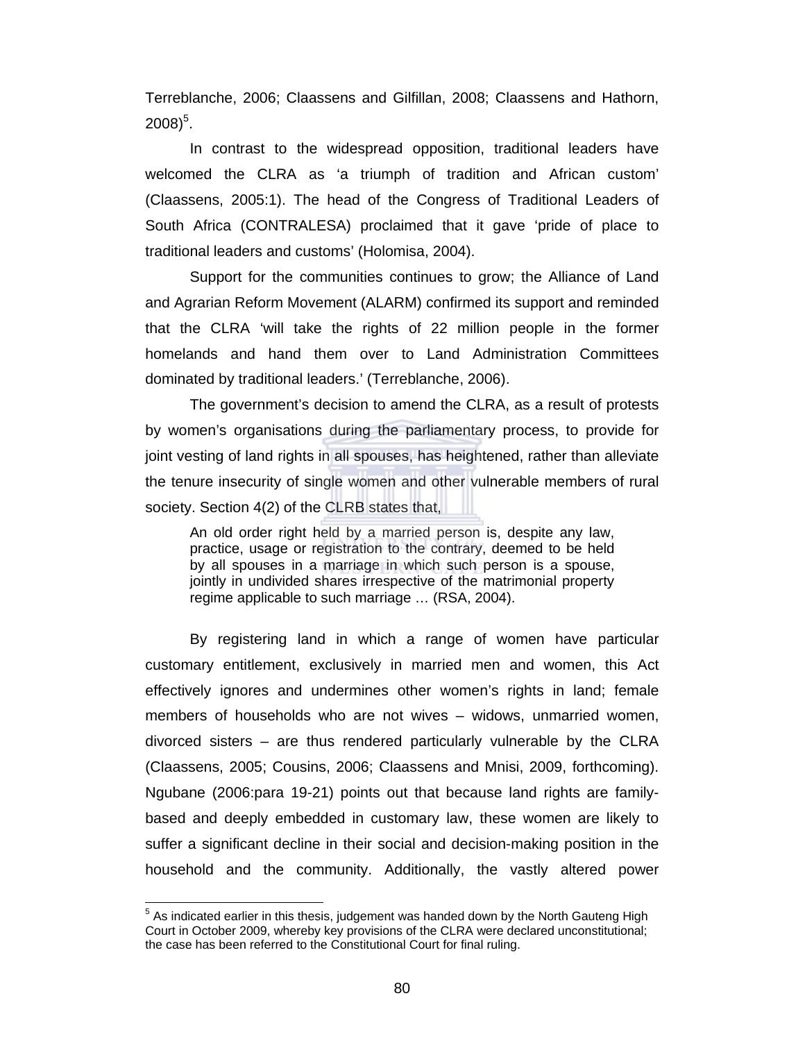Terreblanche, 2006; Claassens and Gilfillan, 2008; Claassens and Hathorn, 2008)[5].

In contrast to the widespread opposition, traditional leaders have welcomed the CLRA as 'a triumph of tradition and African custom' (Claassens, 2005:1). The head of the Congress of Traditional Leaders of South Africa (CONTRALESA) proclaimed that it gave 'pride of place to traditional leaders and customs' (Holomisa, 2004).

Support for the communities continues to grow; the Alliance of Land and Agrarian Reform Movement (ALARM) confirmed its support and reminded that the CLRA 'will take the rights of 22 million people in the former homelands and hand them over to Land Administration Committees dominated by traditional leaders.' (Terreblanche, 2006).

The government's decision to amend the CLRA, as a result of protests by women's organisations during the parliamentary process, to provide for joint vesting of land rights in all spouses, has heightened, rather than alleviate the tenure insecurity of single women and other vulnerable members of rural society. Section 4(2) of the CLRB states that,

> An old order right held by a married person is, despite any law, practice, usage or registration to the contrary, deemed to be held by all spouses in a marriage in which such person is a spouse, jointly in undivided shares irrespective of the matrimonial property regime applicable to such marriage … (RSA, 2004).

By registering land in which a range of women have particular customary entitlement, exclusively in married men and women, this Act effectively ignores and undermines other women's rights in land; female members of households who are not wives – widows, unmarried women, divorced sisters – are thus rendered particularly vulnerable by the CLRA (Claassens, 2005; Cousins, 2006; Claassens and Mnisi, 2009, forthcoming). Ngubane (2006:para 19-21) points out that because land rights are family-based and deeply embedded in customary law, these women are likely to suffer a significant decline in their social and decision-making position in the household and the community. Additionally, the vastly altered power

---

[5] As indicated earlier in this thesis, judgement was handed down by the North Gauteng High Court in October 2009, whereby key provisions of the CLRA were declared unconstitutional; the case has been referred to the Constitutional Court for final ruling.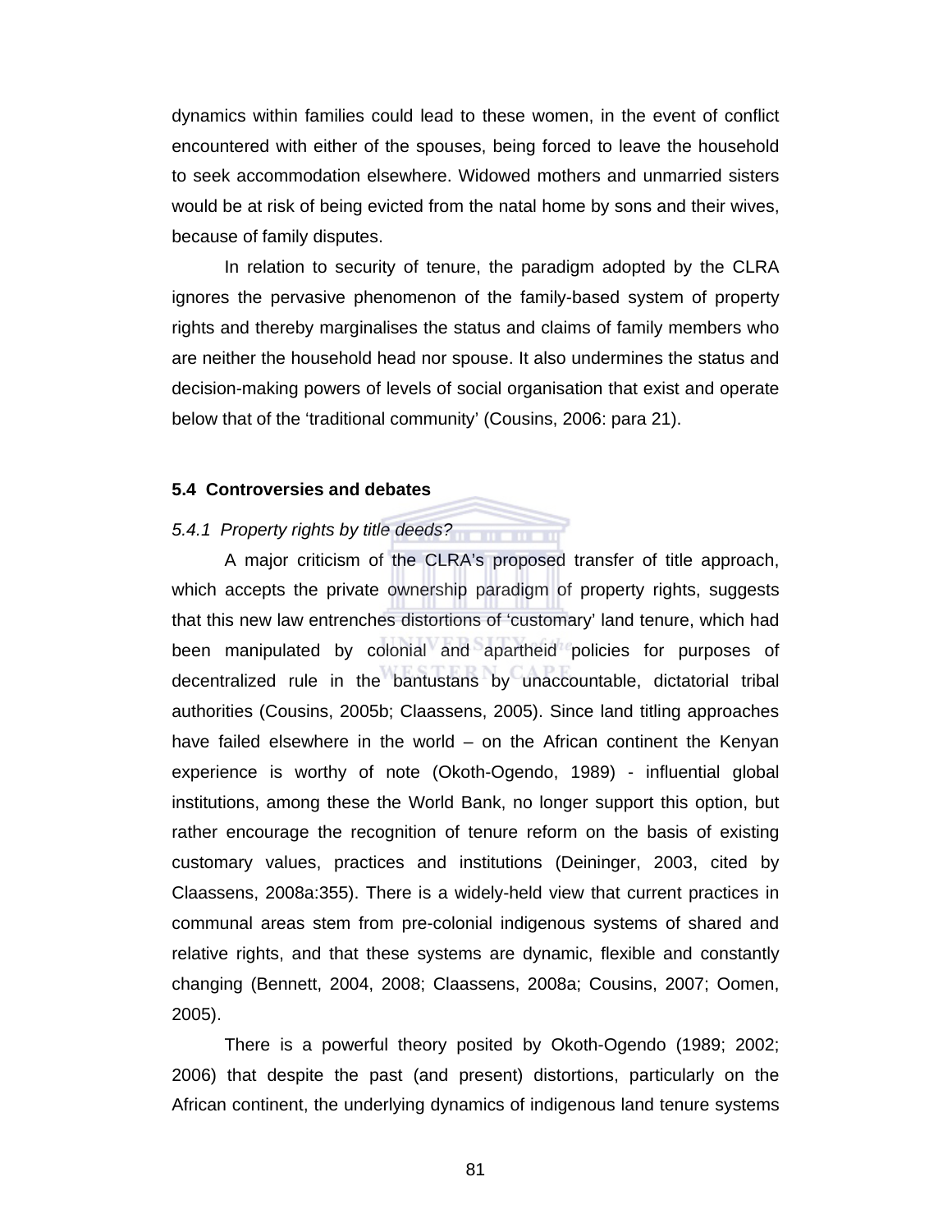dynamics within families could lead to these women, in the event of conflict encountered with either of the spouses, being forced to leave the household to seek accommodation elsewhere. Widowed mothers and unmarried sisters would be at risk of being evicted from the natal home by sons and their wives, because of family disputes.

In relation to security of tenure, the paradigm adopted by the CLRA ignores the pervasive phenomenon of the family-based system of property rights and thereby marginalises the status and claims of family members who are neither the household head nor spouse. It also undermines the status and decision-making powers of levels of social organisation that exist and operate below that of the 'traditional community' (Cousins, 2006: para 21).

### 5.4 Controversies and debates

#### *5.4.1 Property rights by title deeds?*

A major criticism of the CLRA's proposed transfer of title approach, which accepts the private ownership paradigm of property rights, suggests that this new law entrenches distortions of 'customary' land tenure, which had been manipulated by colonial and apartheid policies for purposes of decentralized rule in the bantustans by unaccountable, dictatorial tribal authorities (Cousins, 2005b; Claassens, 2005). Since land titling approaches have failed elsewhere in the world – on the African continent the Kenyan experience is worthy of note (Okoth-Ogendo, 1989) - influential global institutions, among these the World Bank, no longer support this option, but rather encourage the recognition of tenure reform on the basis of existing customary values, practices and institutions (Deininger, 2003, cited by Claassens, 2008a:355). There is a widely-held view that current practices in communal areas stem from pre-colonial indigenous systems of shared and relative rights, and that these systems are dynamic, flexible and constantly changing (Bennett, 2004, 2008; Claassens, 2008a; Cousins, 2007; Oomen, 2005).

There is a powerful theory posited by Okoth-Ogendo (1989; 2002; 2006) that despite the past (and present) distortions, particularly on the African continent, the underlying dynamics of indigenous land tenure systems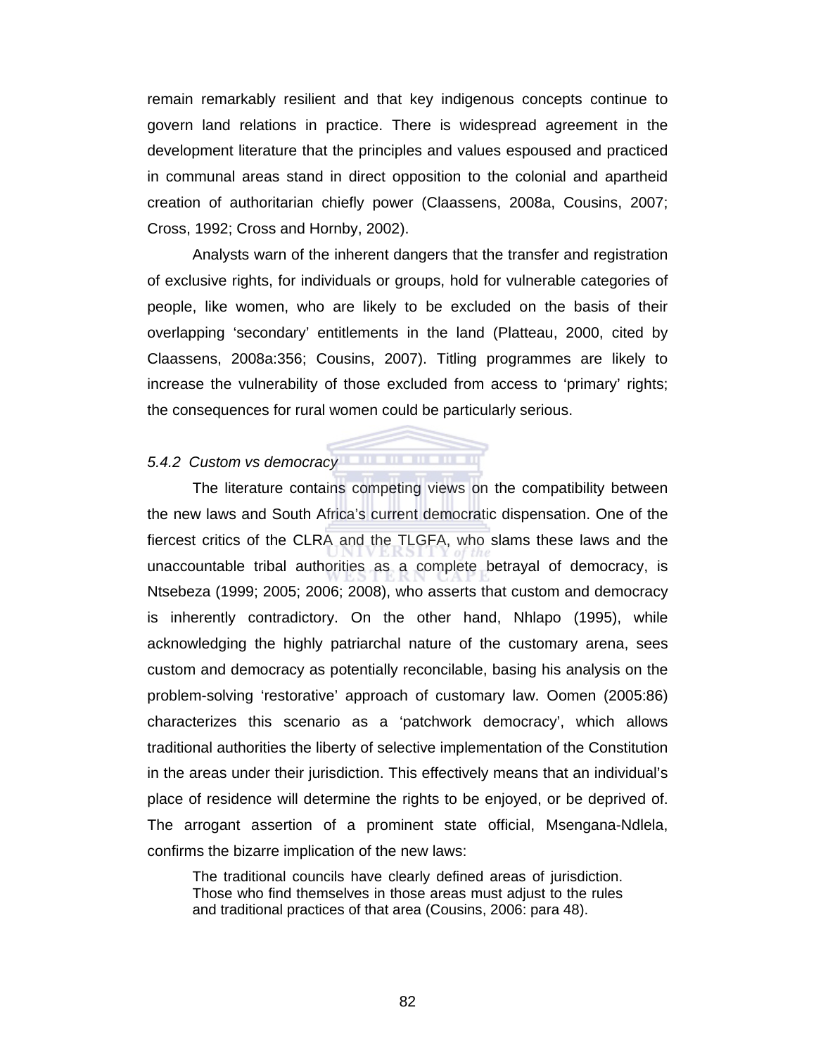remain remarkably resilient and that key indigenous concepts continue to govern land relations in practice. There is widespread agreement in the development literature that the principles and values espoused and practiced in communal areas stand in direct opposition to the colonial and apartheid creation of authoritarian chiefly power (Claassens, 2008a, Cousins, 2007; Cross, 1992; Cross and Hornby, 2002).

Analysts warn of the inherent dangers that the transfer and registration of exclusive rights, for individuals or groups, hold for vulnerable categories of people, like women, who are likely to be excluded on the basis of their overlapping 'secondary' entitlements in the land (Platteau, 2000, cited by Claassens, 2008a:356; Cousins, 2007). Titling programmes are likely to increase the vulnerability of those excluded from access to 'primary' rights; the consequences for rural women could be particularly serious.

*5.4.2 Custom vs democracy*

The literature contains competing views on the compatibility between the new laws and South Africa's current democratic dispensation. One of the fiercest critics of the CLRA and the TLGFA, who slams these laws and the unaccountable tribal authorities as a complete betrayal of democracy, is Ntsebeza (1999; 2005; 2006; 2008), who asserts that custom and democracy is inherently contradictory. On the other hand, Nhlapo (1995), while acknowledging the highly patriarchal nature of the customary arena, sees custom and democracy as potentially reconcilable, basing his analysis on the problem-solving 'restorative' approach of customary law. Oomen (2005:86) characterizes this scenario as a 'patchwork democracy', which allows traditional authorities the liberty of selective implementation of the Constitution in the areas under their jurisdiction. This effectively means that an individual's place of residence will determine the rights to be enjoyed, or be deprived of. The arrogant assertion of a prominent state official, Msengana-Ndlela, confirms the bizarre implication of the new laws:

> The traditional councils have clearly defined areas of jurisdiction. Those who find themselves in those areas must adjust to the rules and traditional practices of that area (Cousins, 2006: para 48).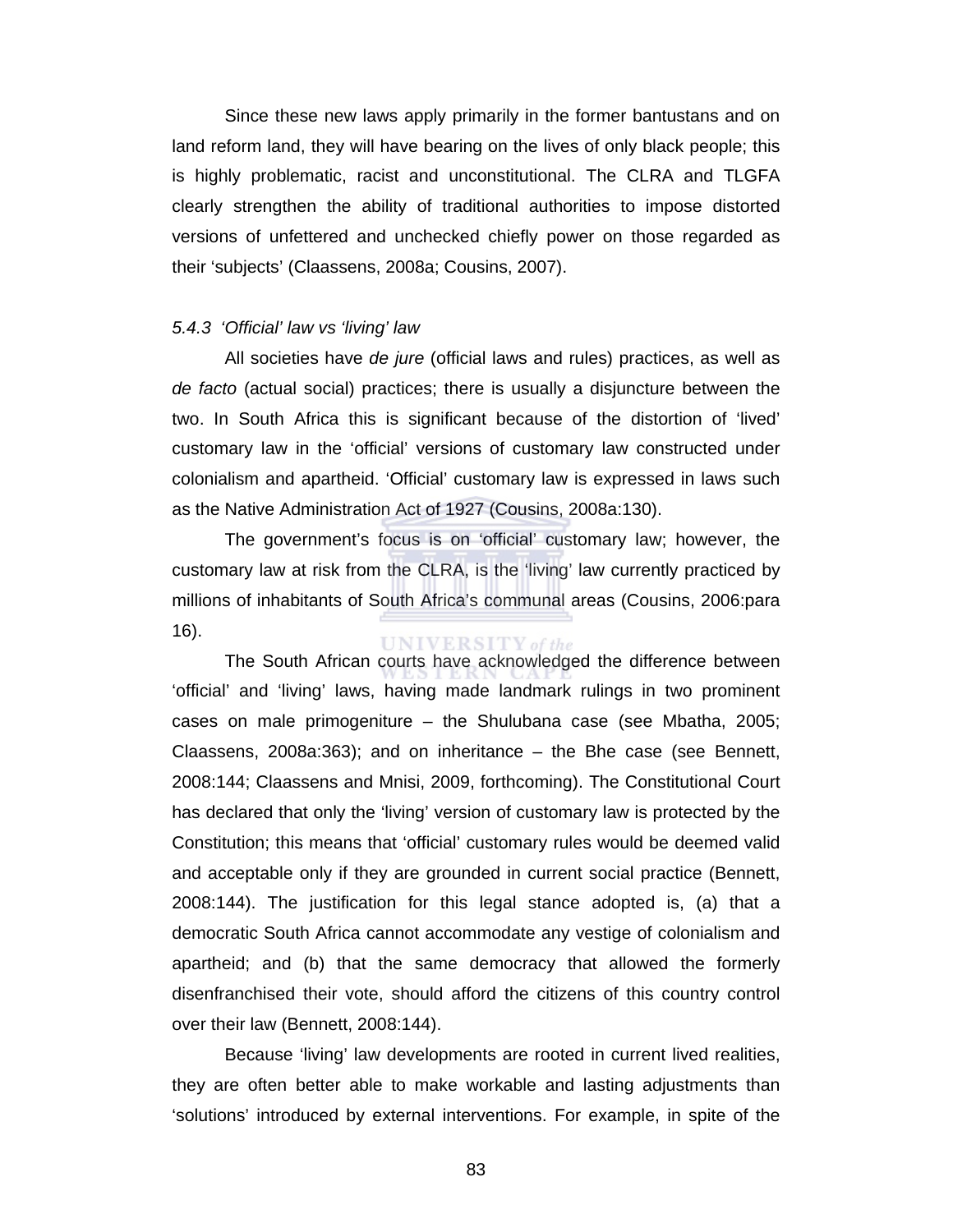Since these new laws apply primarily in the former bantustans and on land reform land, they will have bearing on the lives of only black people; this is highly problematic, racist and unconstitutional. The CLRA and TLGFA clearly strengthen the ability of traditional authorities to impose distorted versions of unfettered and unchecked chiefly power on those regarded as their 'subjects' (Claassens, 2008a; Cousins, 2007).

*5.4.3 'Official' law vs 'living' law*

All societies have *de jure* (official laws and rules) practices, as well as *de facto* (actual social) practices; there is usually a disjuncture between the two. In South Africa this is significant because of the distortion of 'lived' customary law in the 'official' versions of customary law constructed under colonialism and apartheid. 'Official' customary law is expressed in laws such as the Native Administration Act of 1927 (Cousins, 2008a:130).

The government's focus is on 'official' customary law; however, the customary law at risk from the CLRA, is the 'living' law currently practiced by millions of inhabitants of South Africa's communal areas (Cousins, 2006:para 16).

The South African courts have acknowledged the difference between 'official' and 'living' laws, having made landmark rulings in two prominent cases on male primogeniture – the Shulubana case (see Mbatha, 2005; Claassens, 2008a:363); and on inheritance – the Bhe case (see Bennett, 2008:144; Claassens and Mnisi, 2009, forthcoming). The Constitutional Court has declared that only the 'living' version of customary law is protected by the Constitution; this means that 'official' customary rules would be deemed valid and acceptable only if they are grounded in current social practice (Bennett, 2008:144). The justification for this legal stance adopted is, (a) that a democratic South Africa cannot accommodate any vestige of colonialism and apartheid; and (b) that the same democracy that allowed the formerly disenfranchised their vote, should afford the citizens of this country control over their law (Bennett, 2008:144).

Because 'living' law developments are rooted in current lived realities, they are often better able to make workable and lasting adjustments than 'solutions' introduced by external interventions. For example, in spite of the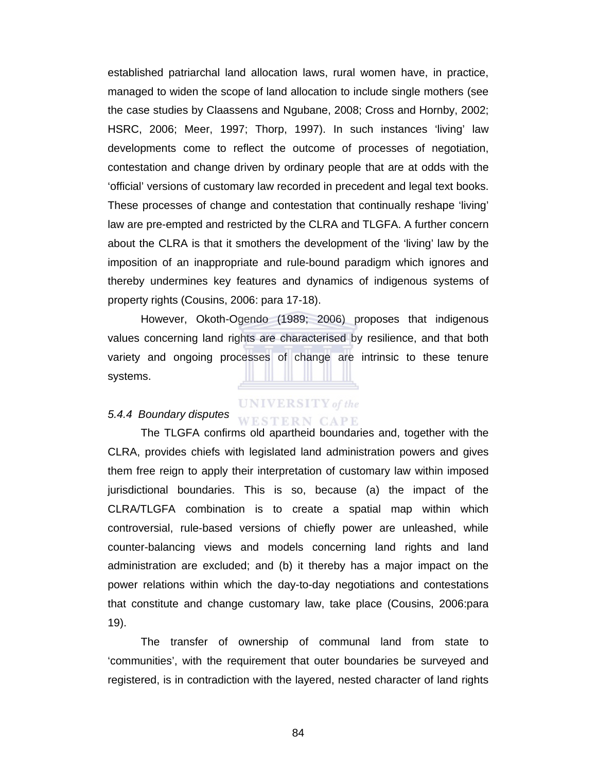established patriarchal land allocation laws, rural women have, in practice, managed to widen the scope of land allocation to include single mothers (see the case studies by Claassens and Ngubane, 2008; Cross and Hornby, 2002; HSRC, 2006; Meer, 1997; Thorp, 1997). In such instances 'living' law developments come to reflect the outcome of processes of negotiation, contestation and change driven by ordinary people that are at odds with the 'official' versions of customary law recorded in precedent and legal text books. These processes of change and contestation that continually reshape 'living' law are pre-empted and restricted by the CLRA and TLGFA. A further concern about the CLRA is that it smothers the development of the 'living' law by the imposition of an inappropriate and rule-bound paradigm which ignores and thereby undermines key features and dynamics of indigenous systems of property rights (Cousins, 2006: para 17-18).

However, Okoth-Ogendo (1989; 2006) proposes that indigenous values concerning land rights are characterised by resilience, and that both variety and ongoing processes of change are intrinsic to these tenure systems.

*5.4.4 Boundary disputes*

The TLGFA confirms old apartheid boundaries and, together with the CLRA, provides chiefs with legislated land administration powers and gives them free reign to apply their interpretation of customary law within imposed jurisdictional boundaries. This is so, because (a) the impact of the CLRA/TLGFA combination is to create a spatial map within which controversial, rule-based versions of chiefly power are unleashed, while counter-balancing views and models concerning land rights and land administration are excluded; and (b) it thereby has a major impact on the power relations within which the day-to-day negotiations and contestations that constitute and change customary law, take place (Cousins, 2006:para 19).

The transfer of ownership of communal land from state to 'communities', with the requirement that outer boundaries be surveyed and registered, is in contradiction with the layered, nested character of land rights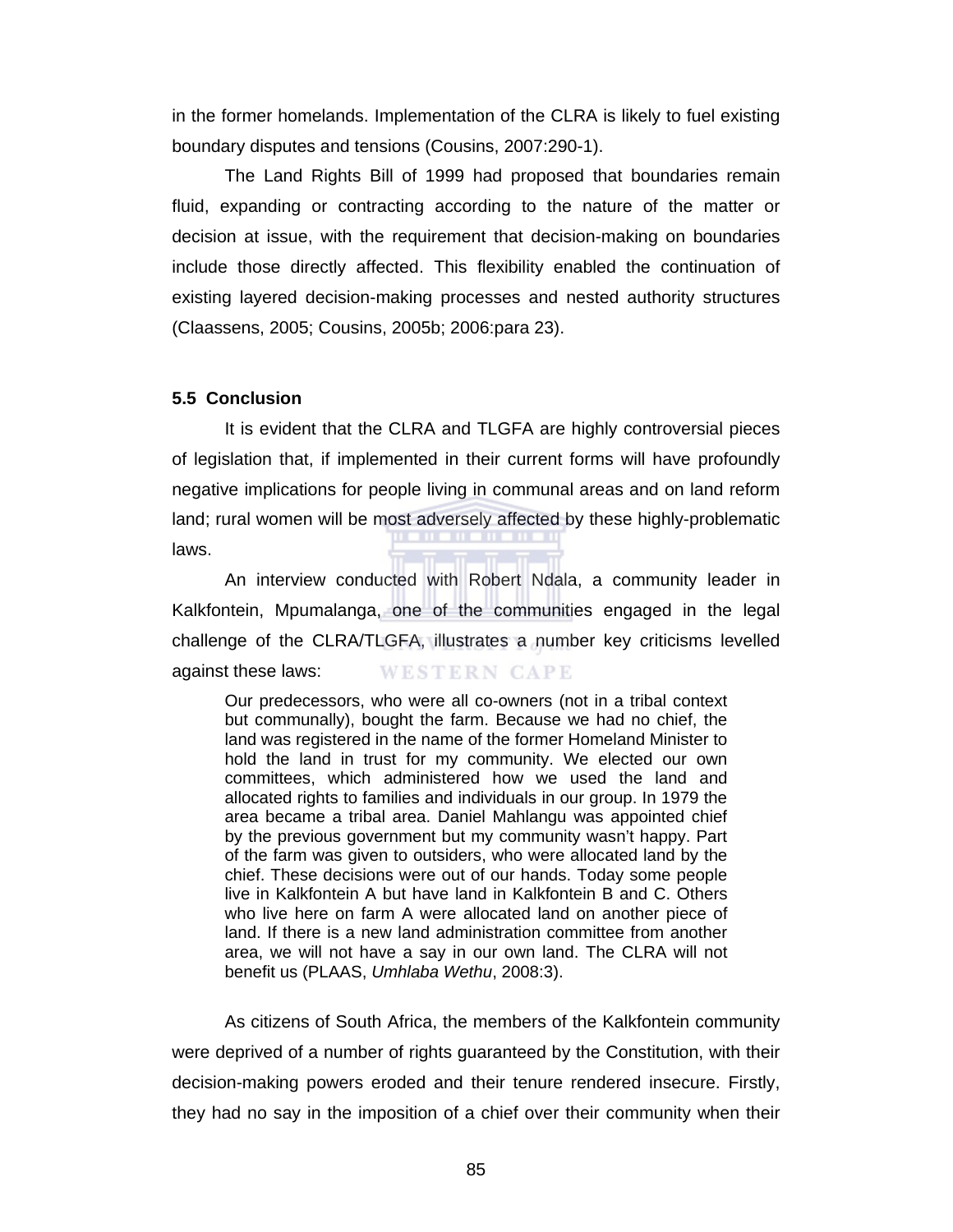in the former homelands. Implementation of the CLRA is likely to fuel existing boundary disputes and tensions (Cousins, 2007:290-1).

The Land Rights Bill of 1999 had proposed that boundaries remain fluid, expanding or contracting according to the nature of the matter or decision at issue, with the requirement that decision-making on boundaries include those directly affected. This flexibility enabled the continuation of existing layered decision-making processes and nested authority structures (Claassens, 2005; Cousins, 2005b; 2006:para 23).

### 5.5 Conclusion

It is evident that the CLRA and TLGFA are highly controversial pieces of legislation that, if implemented in their current forms will have profoundly negative implications for people living in communal areas and on land reform land; rural women will be most adversely affected by these highly-problematic laws.

An interview conducted with Robert Ndala, a community leader in Kalkfontein, Mpumalanga, one of the communities engaged in the legal challenge of the CLRA/TLGFA, illustrates a number key criticisms levelled against these laws:

> Our predecessors, who were all co-owners (not in a tribal context but communally), bought the farm. Because we had no chief, the land was registered in the name of the former Homeland Minister to hold the land in trust for my community. We elected our own committees, which administered how we used the land and allocated rights to families and individuals in our group. In 1979 the area became a tribal area. Daniel Mahlangu was appointed chief by the previous government but my community wasn't happy. Part of the farm was given to outsiders, who were allocated land by the chief. These decisions were out of our hands. Today some people live in Kalkfontein A but have land in Kalkfontein B and C. Others who live here on farm A were allocated land on another piece of land. If there is a new land administration committee from another area, we will not have a say in our own land. The CLRA will not benefit us (PLAAS, *Umhlaba Wethu*, 2008:3).

As citizens of South Africa, the members of the Kalkfontein community were deprived of a number of rights guaranteed by the Constitution, with their decision-making powers eroded and their tenure rendered insecure. Firstly, they had no say in the imposition of a chief over their community when their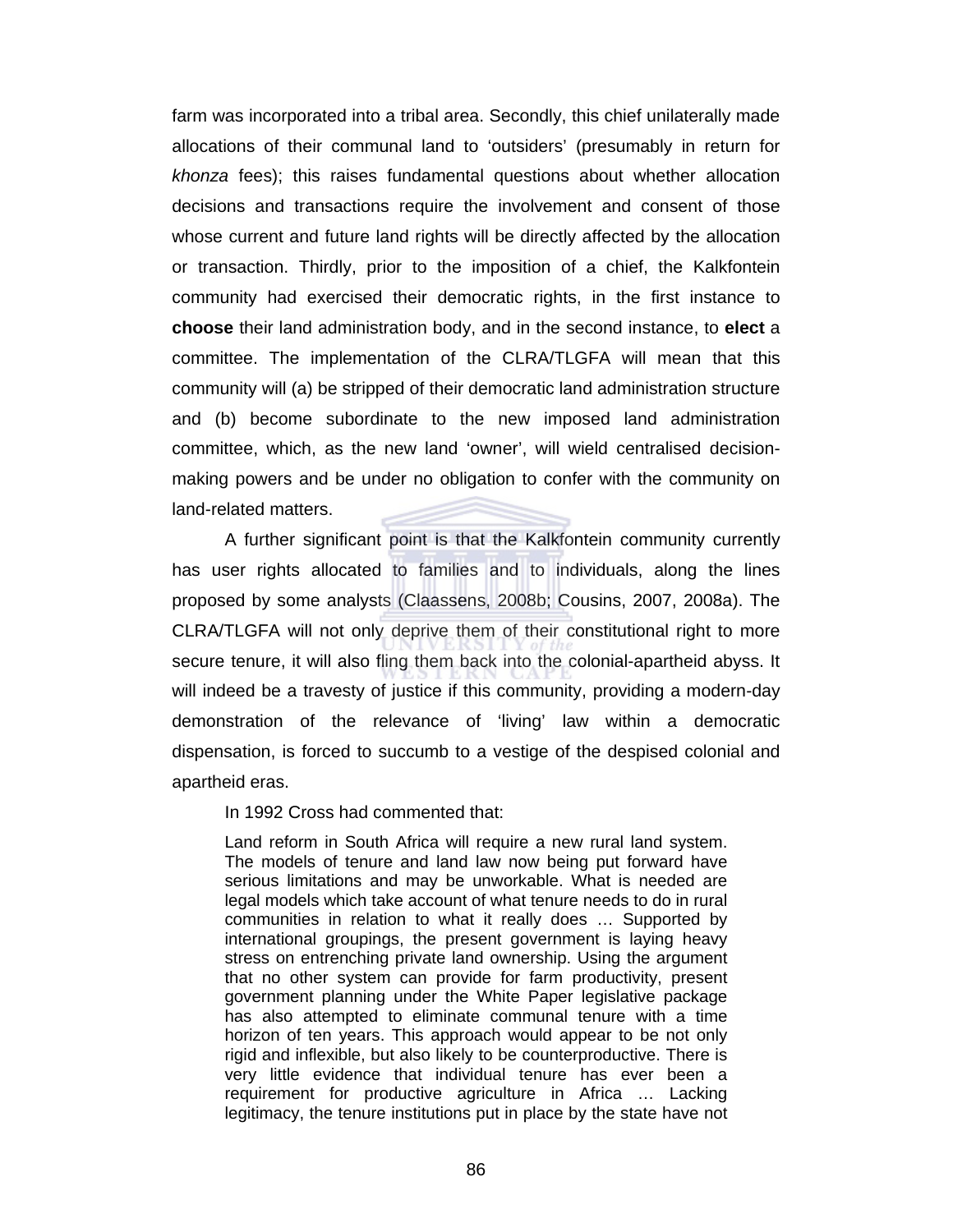farm was incorporated into a tribal area. Secondly, this chief unilaterally made allocations of their communal land to 'outsiders' (presumably in return for *khonza* fees); this raises fundamental questions about whether allocation decisions and transactions require the involvement and consent of those whose current and future land rights will be directly affected by the allocation or transaction. Thirdly, prior to the imposition of a chief, the Kalkfontein community had exercised their democratic rights, in the first instance to **choose** their land administration body, and in the second instance, to **elect** a committee. The implementation of the CLRA/TLGFA will mean that this community will (a) be stripped of their democratic land administration structure and (b) become subordinate to the new imposed land administration committee, which, as the new land 'owner', will wield centralised decision-making powers and be under no obligation to confer with the community on land-related matters.

A further significant point is that the Kalkfontein community currently has user rights allocated to families and to individuals, along the lines proposed by some analysts (Claassens, 2008b; Cousins, 2007, 2008a). The CLRA/TLGFA will not only deprive them of their constitutional right to more secure tenure, it will also fling them back into the colonial-apartheid abyss. It will indeed be a travesty of justice if this community, providing a modern-day demonstration of the relevance of 'living' law within a democratic dispensation, is forced to succumb to a vestige of the despised colonial and apartheid eras.

In 1992 Cross had commented that:

> Land reform in South Africa will require a new rural land system. The models of tenure and land law now being put forward have serious limitations and may be unworkable. What is needed are legal models which take account of what tenure needs to do in rural communities in relation to what it really does … Supported by international groupings, the present government is laying heavy stress on entrenching private land ownership. Using the argument that no other system can provide for farm productivity, present government planning under the White Paper legislative package has also attempted to eliminate communal tenure with a time horizon of ten years. This approach would appear to be not only rigid and inflexible, but also likely to be counterproductive. There is very little evidence that individual tenure has ever been a requirement for productive agriculture in Africa … Lacking legitimacy, the tenure institutions put in place by the state have not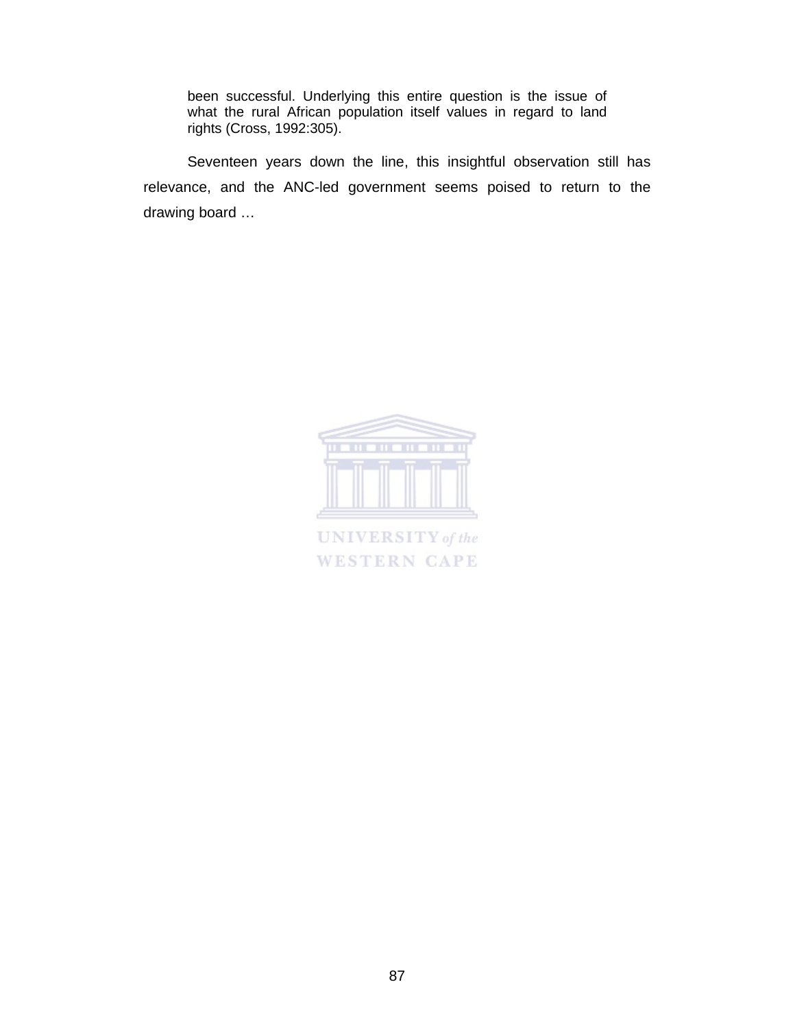> been successful. Underlying this entire question is the issue of what the rural African population itself values in regard to land rights (Cross, 1992:305).

Seventeen years down the line, this insightful observation still has relevance, and the ANC-led government seems poised to return to the drawing board …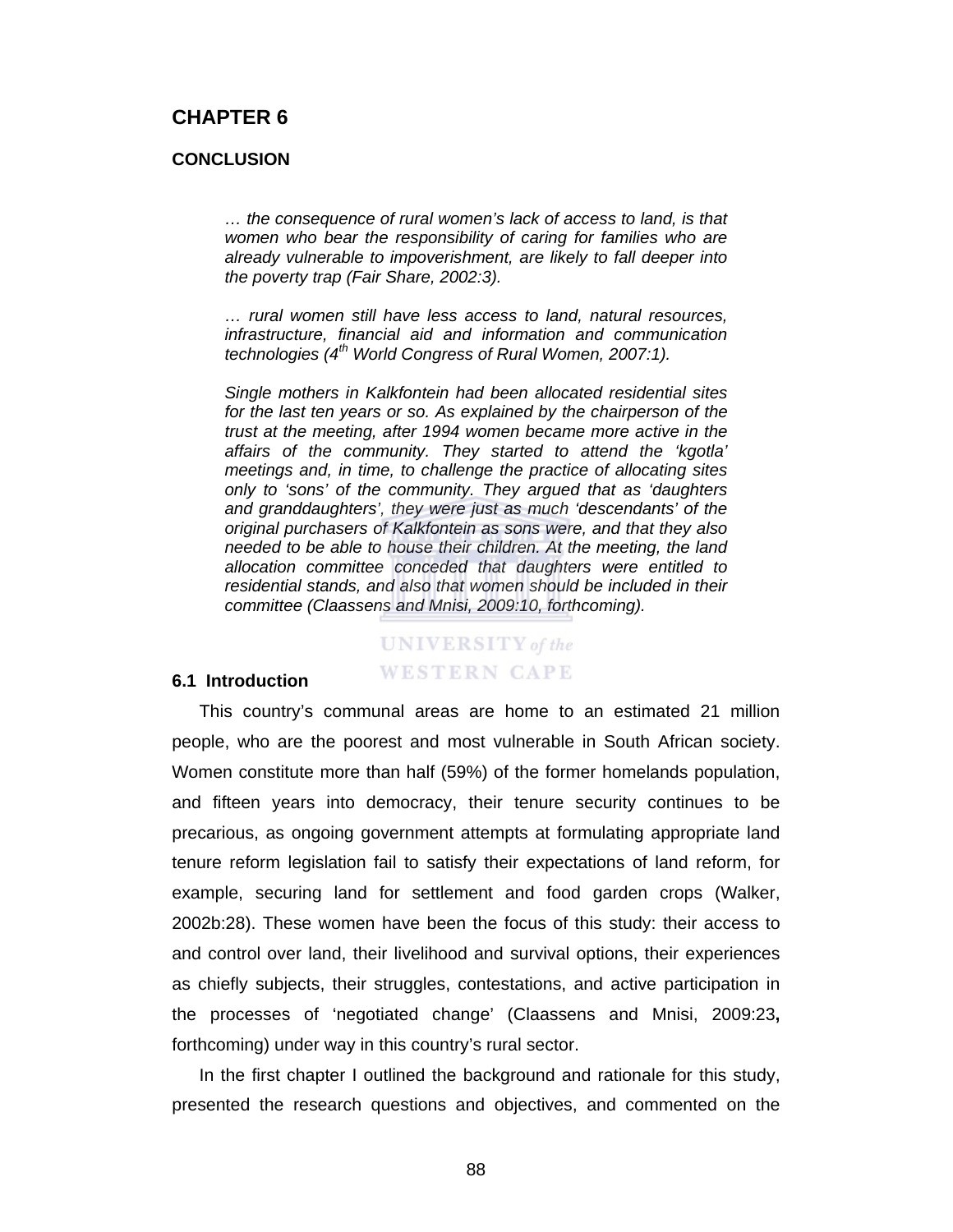# CHAPTER 6

## CONCLUSION

> *… the consequence of rural women's lack of access to land, is that women who bear the responsibility of caring for families who are already vulnerable to impoverishment, are likely to fall deeper into the poverty trap (Fair Share, 2002:3).*
>
> *… rural women still have less access to land, natural resources, infrastructure, financial aid and information and communication technologies (4th World Congress of Rural Women, 2007:1).*
>
> *Single mothers in Kalkfontein had been allocated residential sites for the last ten years or so. As explained by the chairperson of the trust at the meeting, after 1994 women became more active in the affairs of the community. They started to attend the 'kgotla' meetings and, in time, to challenge the practice of allocating sites only to 'sons' of the community. They argued that as 'daughters and granddaughters', they were just as much 'descendants' of the original purchasers of Kalkfontein as sons were, and that they also needed to be able to house their children. At the meeting, the land allocation committee conceded that daughters were entitled to residential stands, and also that women should be included in their committee (Claassens and Mnisi, 2009:10, forthcoming).*

### 6.1 Introduction

This country's communal areas are home to an estimated 21 million people, who are the poorest and most vulnerable in South African society. Women constitute more than half (59%) of the former homelands population, and fifteen years into democracy, their tenure security continues to be precarious, as ongoing government attempts at formulating appropriate land tenure reform legislation fail to satisfy their expectations of land reform, for example, securing land for settlement and food garden crops (Walker, 2002b:28). These women have been the focus of this study: their access to and control over land, their livelihood and survival options, their experiences as chiefly subjects, their struggles, contestations, and active participation in the processes of 'negotiated change' (Claassens and Mnisi, 2009:23**,** forthcoming) under way in this country's rural sector.

In the first chapter I outlined the background and rationale for this study, presented the research questions and objectives, and commented on the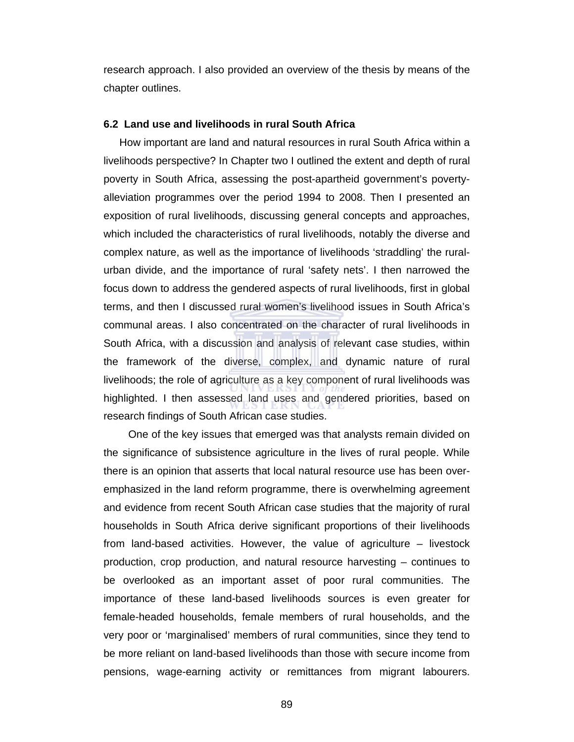research approach. I also provided an overview of the thesis by means of the chapter outlines.

### 6.2 Land use and livelihoods in rural South Africa

How important are land and natural resources in rural South Africa within a livelihoods perspective? In Chapter two I outlined the extent and depth of rural poverty in South Africa, assessing the post-apartheid government's poverty-alleviation programmes over the period 1994 to 2008. Then I presented an exposition of rural livelihoods, discussing general concepts and approaches, which included the characteristics of rural livelihoods, notably the diverse and complex nature, as well as the importance of livelihoods 'straddling' the rural-urban divide, and the importance of rural 'safety nets'. I then narrowed the focus down to address the gendered aspects of rural livelihoods, first in global terms, and then I discussed rural women's livelihood issues in South Africa's communal areas. I also concentrated on the character of rural livelihoods in South Africa, with a discussion and analysis of relevant case studies, within the framework of the diverse, complex, and dynamic nature of rural livelihoods; the role of agriculture as a key component of rural livelihoods was highlighted. I then assessed land uses and gendered priorities, based on research findings of South African case studies.

One of the key issues that emerged was that analysts remain divided on the significance of subsistence agriculture in the lives of rural people. While there is an opinion that asserts that local natural resource use has been over-emphasized in the land reform programme, there is overwhelming agreement and evidence from recent South African case studies that the majority of rural households in South Africa derive significant proportions of their livelihoods from land-based activities. However, the value of agriculture – livestock production, crop production, and natural resource harvesting – continues to be overlooked as an important asset of poor rural communities. The importance of these land-based livelihoods sources is even greater for female-headed households, female members of rural households, and the very poor or 'marginalised' members of rural communities, since they tend to be more reliant on land-based livelihoods than those with secure income from pensions, wage-earning activity or remittances from migrant labourers.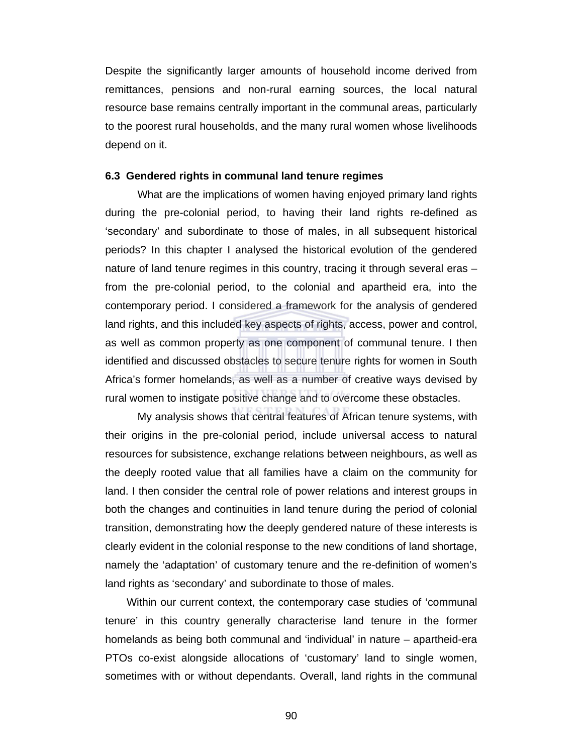Despite the significantly larger amounts of household income derived from remittances, pensions and non-rural earning sources, the local natural resource base remains centrally important in the communal areas, particularly to the poorest rural households, and the many rural women whose livelihoods depend on it.

**6.3 Gendered rights in communal land tenure regimes**

What are the implications of women having enjoyed primary land rights during the pre-colonial period, to having their land rights re-defined as 'secondary' and subordinate to those of males, in all subsequent historical periods? In this chapter I analysed the historical evolution of the gendered nature of land tenure regimes in this country, tracing it through several eras – from the pre-colonial period, to the colonial and apartheid era, into the contemporary period. I considered a framework for the analysis of gendered land rights, and this included key aspects of rights, access, power and control, as well as common property as one component of communal tenure. I then identified and discussed obstacles to secure tenure rights for women in South Africa's former homelands, as well as a number of creative ways devised by rural women to instigate positive change and to overcome these obstacles.

My analysis shows that central features of African tenure systems, with their origins in the pre-colonial period, include universal access to natural resources for subsistence, exchange relations between neighbours, as well as the deeply rooted value that all families have a claim on the community for land. I then consider the central role of power relations and interest groups in both the changes and continuities in land tenure during the period of colonial transition, demonstrating how the deeply gendered nature of these interests is clearly evident in the colonial response to the new conditions of land shortage, namely the 'adaptation' of customary tenure and the re-definition of women's land rights as 'secondary' and subordinate to those of males.

Within our current context, the contemporary case studies of 'communal tenure' in this country generally characterise land tenure in the former homelands as being both communal and 'individual' in nature – apartheid-era PTOs co-exist alongside allocations of 'customary' land to single women, sometimes with or without dependants. Overall, land rights in the communal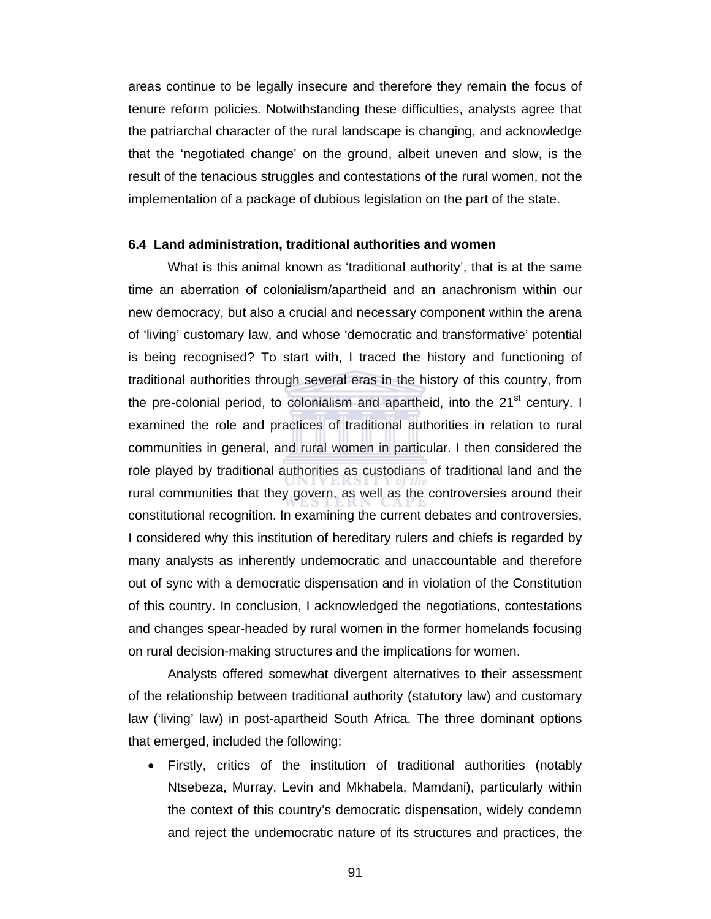areas continue to be legally insecure and therefore they remain the focus of tenure reform policies. Notwithstanding these difficulties, analysts agree that the patriarchal character of the rural landscape is changing, and acknowledge that the 'negotiated change' on the ground, albeit uneven and slow, is the result of the tenacious struggles and contestations of the rural women, not the implementation of a package of dubious legislation on the part of the state.

### 6.4 Land administration, traditional authorities and women

What is this animal known as 'traditional authority', that is at the same time an aberration of colonialism/apartheid and an anachronism within our new democracy, but also a crucial and necessary component within the arena of 'living' customary law, and whose 'democratic and transformative' potential is being recognised? To start with, I traced the history and functioning of traditional authorities through several eras in the history of this country, from the pre-colonial period, to colonialism and apartheid, into the 21st century. I examined the role and practices of traditional authorities in relation to rural communities in general, and rural women in particular. I then considered the role played by traditional authorities as custodians of traditional land and the rural communities that they govern, as well as the controversies around their constitutional recognition. In examining the current debates and controversies, I considered why this institution of hereditary rulers and chiefs is regarded by many analysts as inherently undemocratic and unaccountable and therefore out of sync with a democratic dispensation and in violation of the Constitution of this country. In conclusion, I acknowledged the negotiations, contestations and changes spear-headed by rural women in the former homelands focusing on rural decision-making structures and the implications for women.

Analysts offered somewhat divergent alternatives to their assessment of the relationship between traditional authority (statutory law) and customary law ('living' law) in post-apartheid South Africa. The three dominant options that emerged, included the following:

- Firstly, critics of the institution of traditional authorities (notably Ntsebeza, Murray, Levin and Mkhabela, Mamdani), particularly within the context of this country's democratic dispensation, widely condemn and reject the undemocratic nature of its structures and practices, the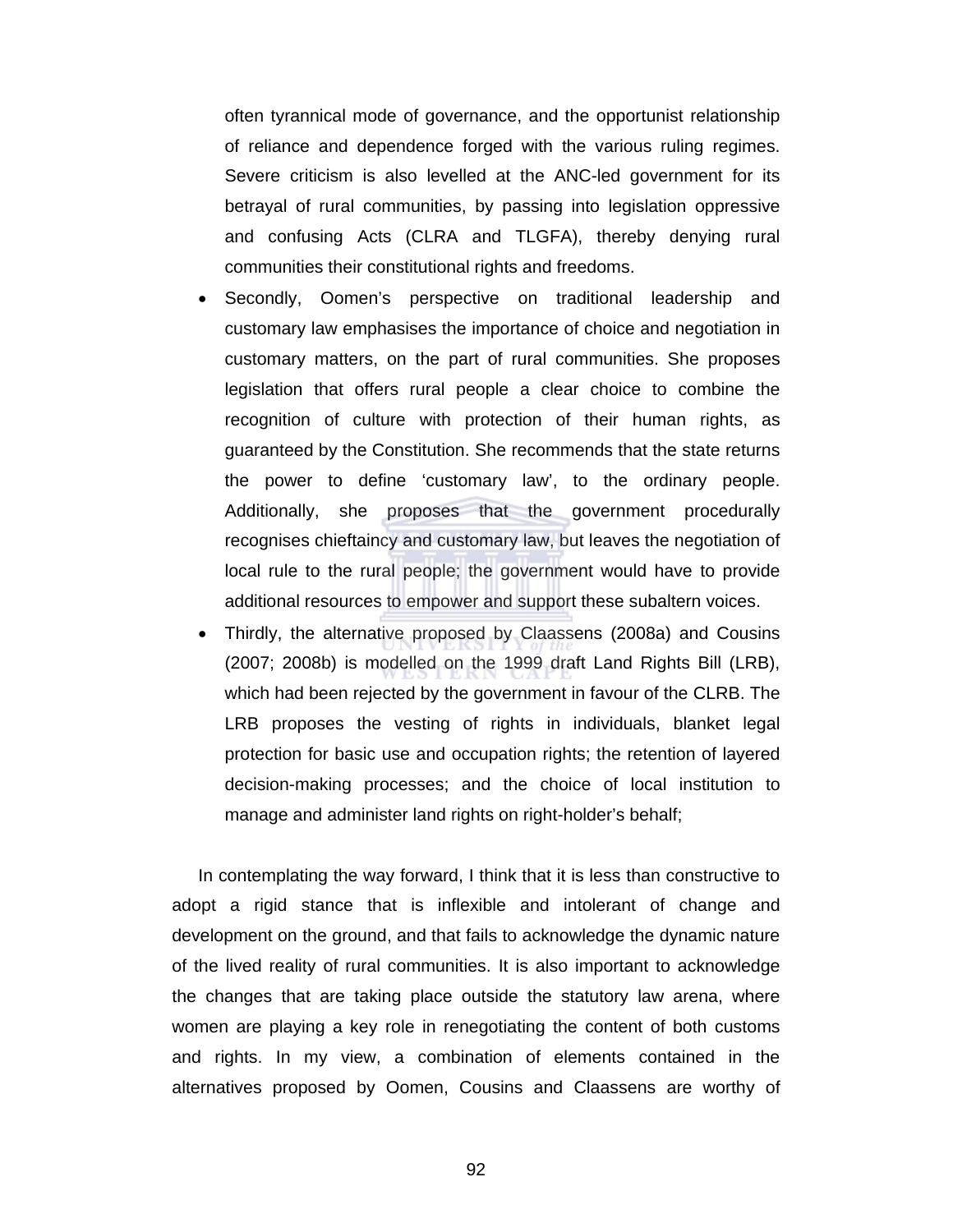often tyrannical mode of governance, and the opportunist relationship of reliance and dependence forged with the various ruling regimes. Severe criticism is also levelled at the ANC-led government for its betrayal of rural communities, by passing into legislation oppressive and confusing Acts (CLRA and TLGFA), thereby denying rural communities their constitutional rights and freedoms.

- Secondly, Oomen's perspective on traditional leadership and customary law emphasises the importance of choice and negotiation in customary matters, on the part of rural communities. She proposes legislation that offers rural people a clear choice to combine the recognition of culture with protection of their human rights, as guaranteed by the Constitution. She recommends that the state returns the power to define 'customary law', to the ordinary people. Additionally, she proposes that the government procedurally recognises chieftaincy and customary law, but leaves the negotiation of local rule to the rural people; the government would have to provide additional resources to empower and support these subaltern voices.
- Thirdly, the alternative proposed by Claassens (2008a) and Cousins (2007; 2008b) is modelled on the 1999 draft Land Rights Bill (LRB), which had been rejected by the government in favour of the CLRB. The LRB proposes the vesting of rights in individuals, blanket legal protection for basic use and occupation rights; the retention of layered decision-making processes; and the choice of local institution to manage and administer land rights on right-holder's behalf;

In contemplating the way forward, I think that it is less than constructive to adopt a rigid stance that is inflexible and intolerant of change and development on the ground, and that fails to acknowledge the dynamic nature of the lived reality of rural communities. It is also important to acknowledge the changes that are taking place outside the statutory law arena, where women are playing a key role in renegotiating the content of both customs and rights. In my view, a combination of elements contained in the alternatives proposed by Oomen, Cousins and Claassens are worthy of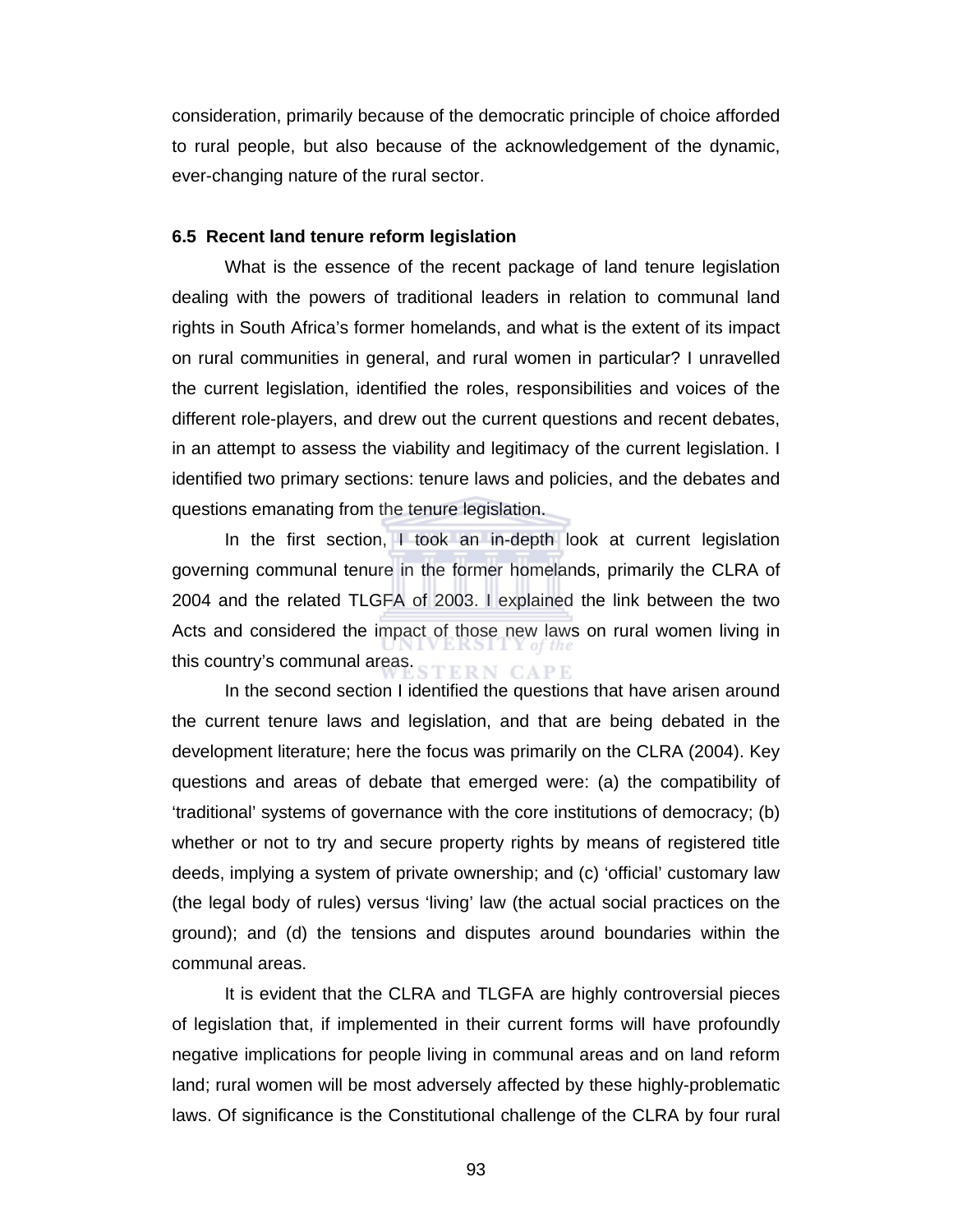consideration, primarily because of the democratic principle of choice afforded to rural people, but also because of the acknowledgement of the dynamic, ever-changing nature of the rural sector.

### 6.5 Recent land tenure reform legislation

What is the essence of the recent package of land tenure legislation dealing with the powers of traditional leaders in relation to communal land rights in South Africa's former homelands, and what is the extent of its impact on rural communities in general, and rural women in particular? I unravelled the current legislation, identified the roles, responsibilities and voices of the different role-players, and drew out the current questions and recent debates, in an attempt to assess the viability and legitimacy of the current legislation. I identified two primary sections: tenure laws and policies, and the debates and questions emanating from the tenure legislation.

In the first section, I took an in-depth look at current legislation governing communal tenure in the former homelands, primarily the CLRA of 2004 and the related TLGFA of 2003. I explained the link between the two Acts and considered the impact of those new laws on rural women living in this country's communal areas.

In the second section I identified the questions that have arisen around the current tenure laws and legislation, and that are being debated in the development literature; here the focus was primarily on the CLRA (2004). Key questions and areas of debate that emerged were: (a) the compatibility of 'traditional' systems of governance with the core institutions of democracy; (b) whether or not to try and secure property rights by means of registered title deeds, implying a system of private ownership; and (c) 'official' customary law (the legal body of rules) versus 'living' law (the actual social practices on the ground); and (d) the tensions and disputes around boundaries within the communal areas.

It is evident that the CLRA and TLGFA are highly controversial pieces of legislation that, if implemented in their current forms will have profoundly negative implications for people living in communal areas and on land reform land; rural women will be most adversely affected by these highly-problematic laws. Of significance is the Constitutional challenge of the CLRA by four rural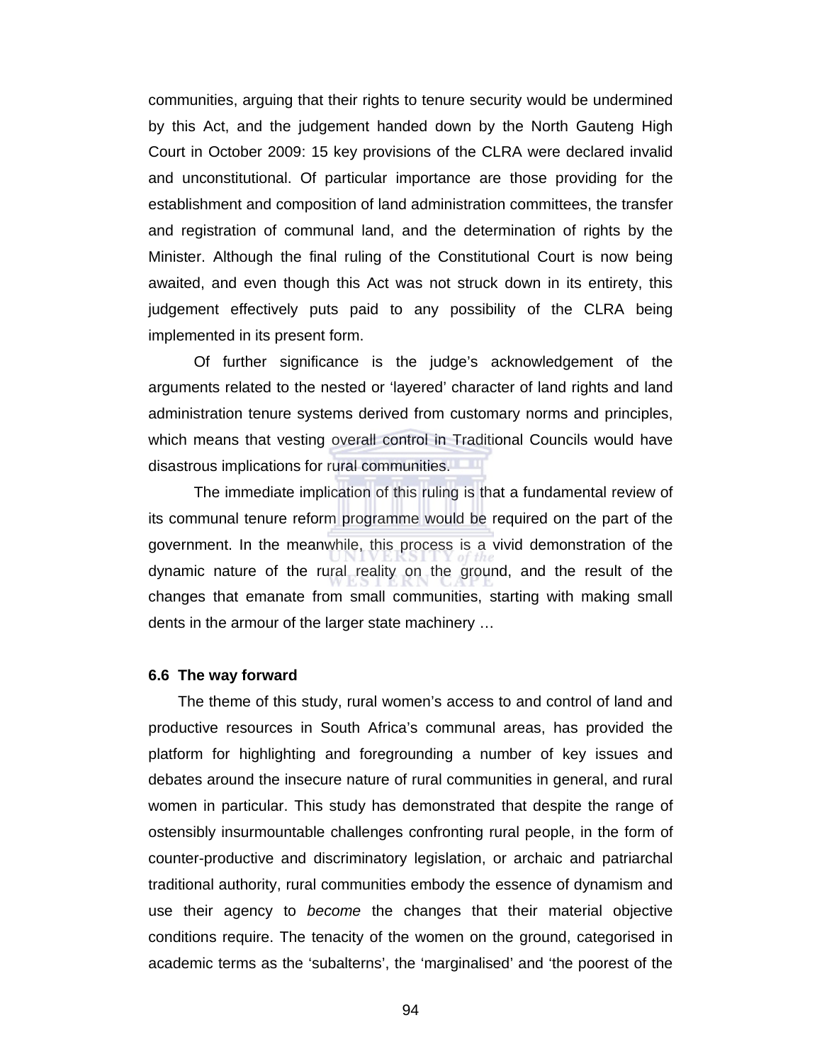communities, arguing that their rights to tenure security would be undermined by this Act, and the judgement handed down by the North Gauteng High Court in October 2009: 15 key provisions of the CLRA were declared invalid and unconstitutional. Of particular importance are those providing for the establishment and composition of land administration committees, the transfer and registration of communal land, and the determination of rights by the Minister. Although the final ruling of the Constitutional Court is now being awaited, and even though this Act was not struck down in its entirety, this judgement effectively puts paid to any possibility of the CLRA being implemented in its present form.

Of further significance is the judge's acknowledgement of the arguments related to the nested or 'layered' character of land rights and land administration tenure systems derived from customary norms and principles, which means that vesting overall control in Traditional Councils would have disastrous implications for rural communities.

The immediate implication of this ruling is that a fundamental review of its communal tenure reform programme would be required on the part of the government. In the meanwhile, this process is a vivid demonstration of the dynamic nature of the rural reality on the ground, and the result of the changes that emanate from small communities, starting with making small dents in the armour of the larger state machinery …

### 6.6 The way forward

The theme of this study, rural women's access to and control of land and productive resources in South Africa's communal areas, has provided the platform for highlighting and foregrounding a number of key issues and debates around the insecure nature of rural communities in general, and rural women in particular. This study has demonstrated that despite the range of ostensibly insurmountable challenges confronting rural people, in the form of counter-productive and discriminatory legislation, or archaic and patriarchal traditional authority, rural communities embody the essence of dynamism and use their agency to *become* the changes that their material objective conditions require. The tenacity of the women on the ground, categorised in academic terms as the 'subalterns', the 'marginalised' and 'the poorest of the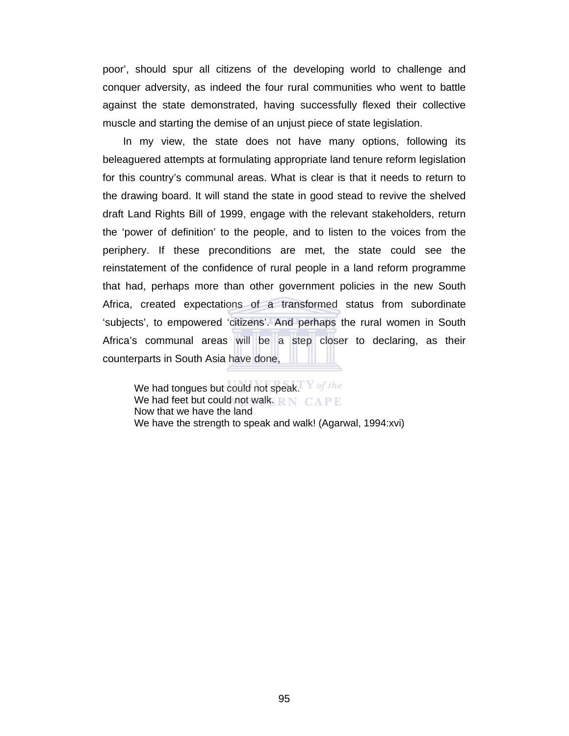poor', should spur all citizens of the developing world to challenge and conquer adversity, as indeed the four rural communities who went to battle against the state demonstrated, having successfully flexed their collective muscle and starting the demise of an unjust piece of state legislation.

In my view, the state does not have many options, following its beleaguered attempts at formulating appropriate land tenure reform legislation for this country's communal areas. What is clear is that it needs to return to the drawing board. It will stand the state in good stead to revive the shelved draft Land Rights Bill of 1999, engage with the relevant stakeholders, return the 'power of definition' to the people, and to listen to the voices from the periphery. If these preconditions are met, the state could see the reinstatement of the confidence of rural people in a land reform programme that had, perhaps more than other government policies in the new South Africa, created expectations of a transformed status from subordinate 'subjects', to empowered 'citizens'. And perhaps the rural women in South Africa's communal areas will be a step closer to declaring, as their counterparts in South Asia have done,

> We had tongues but could not speak.
> We had feet but could not walk.
> Now that we have the land
> We have the strength to speak and walk! (Agarwal, 1994:xvi)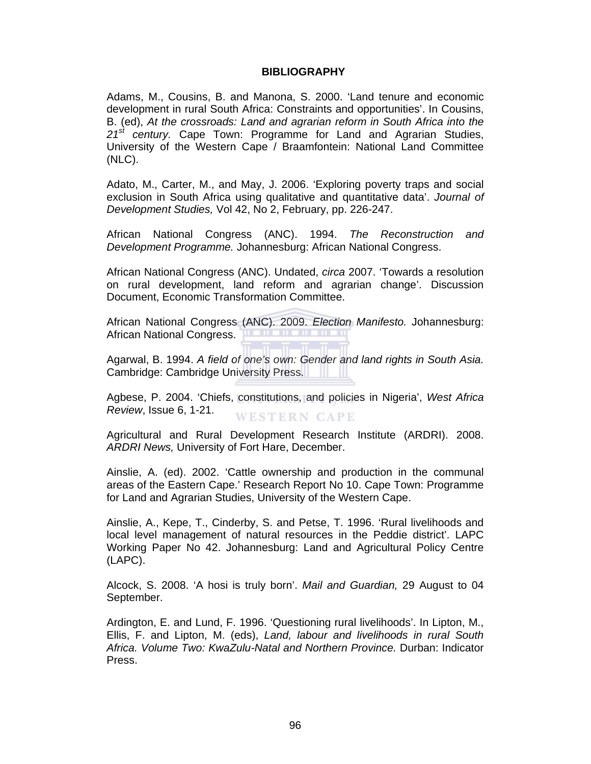# BIBLIOGRAPHY

Adams, M., Cousins, B. and Manona, S. 2000. 'Land tenure and economic development in rural South Africa: Constraints and opportunities'. In Cousins, B. (ed), *At the crossroads: Land and agrarian reform in South Africa into the 21st century.* Cape Town: Programme for Land and Agrarian Studies, University of the Western Cape / Braamfontein: National Land Committee (NLC).

Adato, M., Carter, M., and May, J. 2006. 'Exploring poverty traps and social exclusion in South Africa using qualitative and quantitative data'. *Journal of Development Studies,* Vol 42, No 2, February, pp. 226-247.

African National Congress (ANC). 1994. *The Reconstruction and Development Programme.* Johannesburg: African National Congress.

African National Congress (ANC). Undated, *circa* 2007. 'Towards a resolution on rural development, land reform and agrarian change'. Discussion Document, Economic Transformation Committee.

African National Congress (ANC). 2009. *Election Manifesto.* Johannesburg: African National Congress.

Agarwal, B. 1994. *A field of one's own: Gender and land rights in South Asia.* Cambridge: Cambridge University Press.

Agbese, P. 2004. 'Chiefs, constitutions, and policies in Nigeria', *West Africa Review*, Issue 6, 1-21.

Agricultural and Rural Development Research Institute (ARDRI). 2008. *ARDRI News,* University of Fort Hare, December.

Ainslie, A. (ed). 2002. 'Cattle ownership and production in the communal areas of the Eastern Cape.' Research Report No 10. Cape Town: Programme for Land and Agrarian Studies, University of the Western Cape.

Ainslie, A., Kepe, T., Cinderby, S. and Petse, T. 1996. 'Rural livelihoods and local level management of natural resources in the Peddie district'. LAPC Working Paper No 42. Johannesburg: Land and Agricultural Policy Centre (LAPC).

Alcock, S. 2008. 'A hosi is truly born'. *Mail and Guardian,* 29 August to 04 September.

Ardington, E. and Lund, F. 1996. 'Questioning rural livelihoods'. In Lipton, M., Ellis, F. and Lipton, M. (eds), *Land, labour and livelihoods in rural South Africa. Volume Two: KwaZulu-Natal and Northern Province.* Durban: Indicator Press.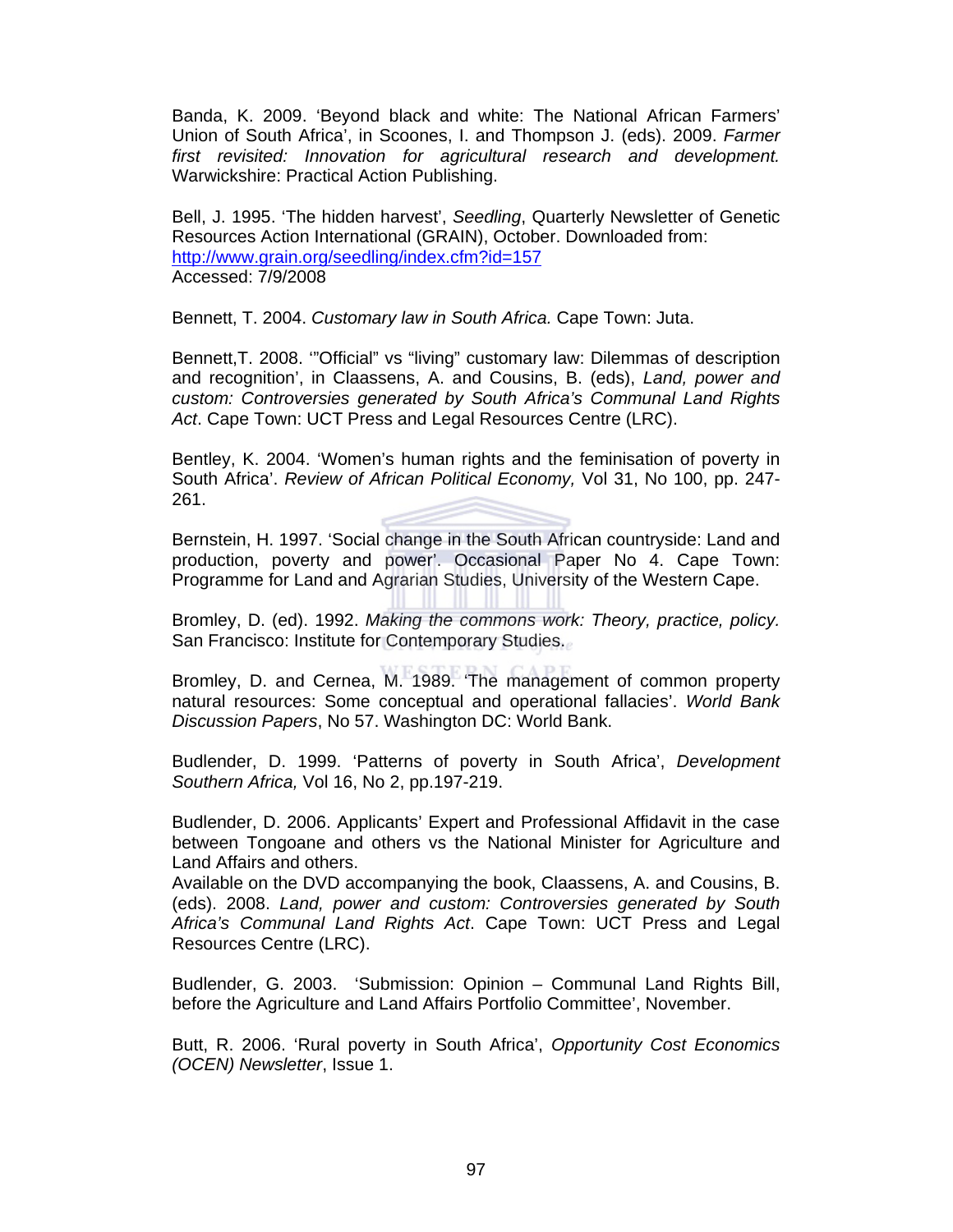Banda, K. 2009. 'Beyond black and white: The National African Farmers' Union of South Africa', in Scoones, I. and Thompson J. (eds). 2009. *Farmer first revisited: Innovation for agricultural research and development.* Warwickshire: Practical Action Publishing.

Bell, J. 1995. 'The hidden harvest', *Seedling*, Quarterly Newsletter of Genetic Resources Action International (GRAIN), October. Downloaded from: http://www.grain.org/seedling/index.cfm?id=157
Accessed: 7/9/2008

Bennett, T. 2004. *Customary law in South Africa.* Cape Town: Juta.

Bennett,T. 2008. '"Official" vs "living" customary law: Dilemmas of description and recognition', in Claassens, A. and Cousins, B. (eds), *Land, power and custom: Controversies generated by South Africa's Communal Land Rights Act*. Cape Town: UCT Press and Legal Resources Centre (LRC).

Bentley, K. 2004. 'Women's human rights and the feminisation of poverty in South Africa'. *Review of African Political Economy,* Vol 31, No 100, pp. 247-261.

Bernstein, H. 1997. 'Social change in the South African countryside: Land and production, poverty and power'. Occasional Paper No 4. Cape Town: Programme for Land and Agrarian Studies, University of the Western Cape.

Bromley, D. (ed). 1992. *Making the commons work: Theory, practice, policy.* San Francisco: Institute for Contemporary Studies.

Bromley, D. and Cernea, M. 1989. 'The management of common property natural resources: Some conceptual and operational fallacies'. *World Bank Discussion Papers*, No 57. Washington DC: World Bank.

Budlender, D. 1999. 'Patterns of poverty in South Africa', *Development Southern Africa,* Vol 16, No 2, pp.197-219.

Budlender, D. 2006. Applicants' Expert and Professional Affidavit in the case between Tongoane and others vs the National Minister for Agriculture and Land Affairs and others.
Available on the DVD accompanying the book, Claassens, A. and Cousins, B. (eds). 2008. *Land, power and custom: Controversies generated by South Africa's Communal Land Rights Act*. Cape Town: UCT Press and Legal Resources Centre (LRC).

Budlender, G. 2003. 'Submission: Opinion – Communal Land Rights Bill, before the Agriculture and Land Affairs Portfolio Committee', November.

Butt, R. 2006. 'Rural poverty in South Africa', *Opportunity Cost Economics (OCEN) Newsletter*, Issue 1.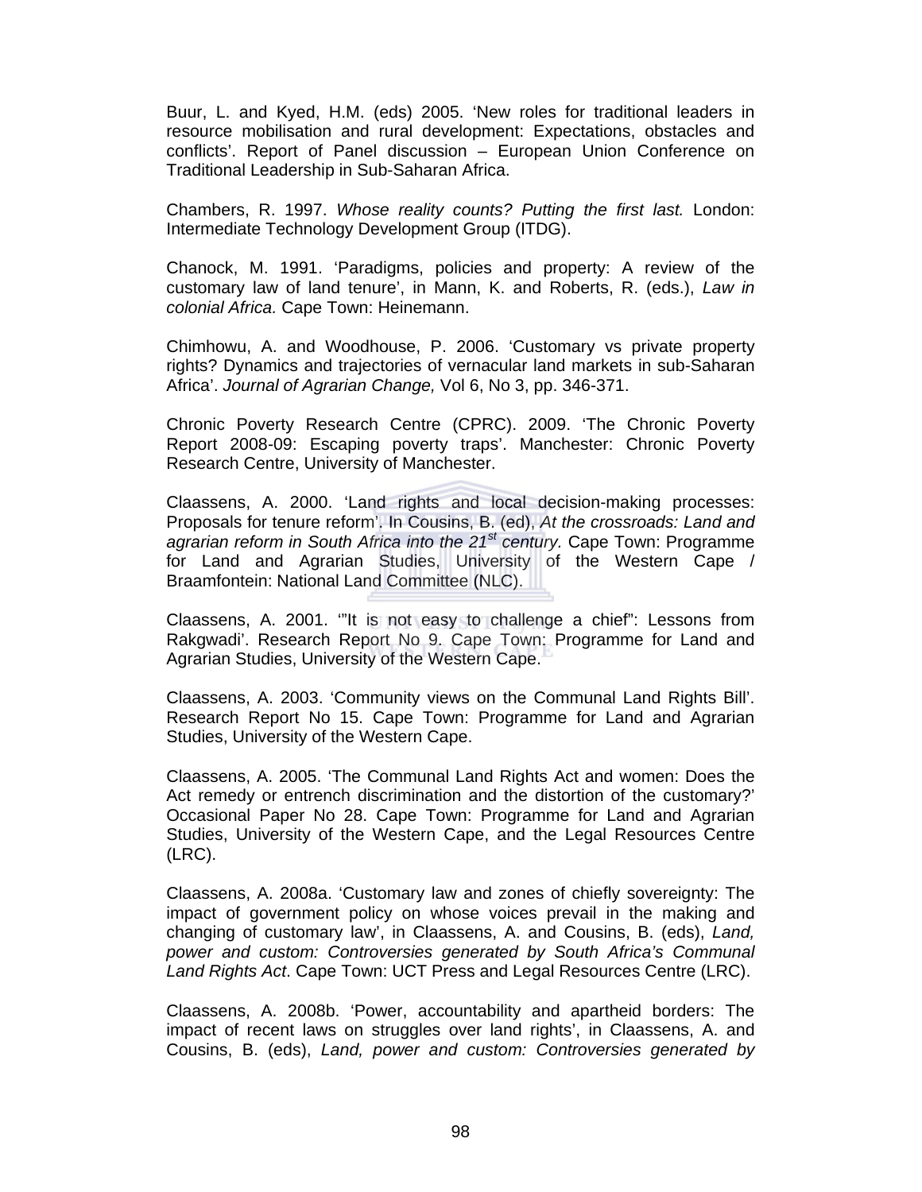Buur, L. and Kyed, H.M. (eds) 2005. 'New roles for traditional leaders in resource mobilisation and rural development: Expectations, obstacles and conflicts'. Report of Panel discussion – European Union Conference on Traditional Leadership in Sub-Saharan Africa.

Chambers, R. 1997. *Whose reality counts? Putting the first last.* London: Intermediate Technology Development Group (ITDG).

Chanock, M. 1991. 'Paradigms, policies and property: A review of the customary law of land tenure', in Mann, K. and Roberts, R. (eds.), *Law in colonial Africa.* Cape Town: Heinemann.

Chimhowu, A. and Woodhouse, P. 2006. 'Customary vs private property rights? Dynamics and trajectories of vernacular land markets in sub-Saharan Africa'. *Journal of Agrarian Change,* Vol 6, No 3, pp. 346-371.

Chronic Poverty Research Centre (CPRC). 2009. 'The Chronic Poverty Report 2008-09: Escaping poverty traps'. Manchester: Chronic Poverty Research Centre, University of Manchester.

Claassens, A. 2000. 'Land rights and local decision-making processes: Proposals for tenure reform'. In Cousins, B. (ed), *At the crossroads: Land and agrarian reform in South Africa into the 21st century.* Cape Town: Programme for Land and Agrarian Studies, University of the Western Cape / Braamfontein: National Land Committee (NLC).

Claassens, A. 2001. '"It is not easy to challenge a chief": Lessons from Rakgwadi'. Research Report No 9. Cape Town: Programme for Land and Agrarian Studies, University of the Western Cape.

Claassens, A. 2003. 'Community views on the Communal Land Rights Bill'. Research Report No 15. Cape Town: Programme for Land and Agrarian Studies, University of the Western Cape.

Claassens, A. 2005. 'The Communal Land Rights Act and women: Does the Act remedy or entrench discrimination and the distortion of the customary?' Occasional Paper No 28. Cape Town: Programme for Land and Agrarian Studies, University of the Western Cape, and the Legal Resources Centre (LRC).

Claassens, A. 2008a. 'Customary law and zones of chiefly sovereignty: The impact of government policy on whose voices prevail in the making and changing of customary law', in Claassens, A. and Cousins, B. (eds), *Land, power and custom: Controversies generated by South Africa's Communal Land Rights Act*. Cape Town: UCT Press and Legal Resources Centre (LRC).

Claassens, A. 2008b. 'Power, accountability and apartheid borders: The impact of recent laws on struggles over land rights', in Claassens, A. and Cousins, B. (eds), *Land, power and custom: Controversies generated by*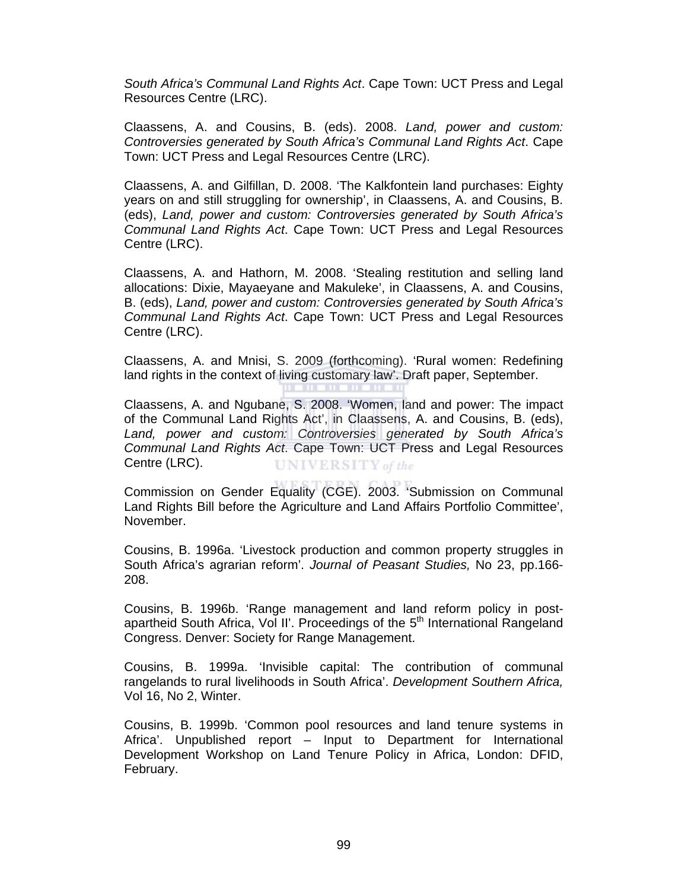*South Africa's Communal Land Rights Act*. Cape Town: UCT Press and Legal Resources Centre (LRC).

Claassens, A. and Cousins, B. (eds). 2008. *Land, power and custom: Controversies generated by South Africa's Communal Land Rights Act*. Cape Town: UCT Press and Legal Resources Centre (LRC).

Claassens, A. and Gilfillan, D. 2008. 'The Kalkfontein land purchases: Eighty years on and still struggling for ownership', in Claassens, A. and Cousins, B. (eds), *Land, power and custom: Controversies generated by South Africa's Communal Land Rights Act*. Cape Town: UCT Press and Legal Resources Centre (LRC).

Claassens, A. and Hathorn, M. 2008. 'Stealing restitution and selling land allocations: Dixie, Mayaeyane and Makuleke', in Claassens, A. and Cousins, B. (eds), *Land, power and custom: Controversies generated by South Africa's Communal Land Rights Act*. Cape Town: UCT Press and Legal Resources Centre (LRC).

Claassens, A. and Mnisi, S. 2009 (forthcoming). 'Rural women: Redefining land rights in the context of living customary law'. Draft paper, September.

Claassens, A. and Ngubane, S. 2008. 'Women, land and power: The impact of the Communal Land Rights Act', in Claassens, A. and Cousins, B. (eds), *Land, power and custom: Controversies generated by South Africa's Communal Land Rights Act*. Cape Town: UCT Press and Legal Resources Centre (LRC).

Commission on Gender Equality (CGE). 2003. 'Submission on Communal Land Rights Bill before the Agriculture and Land Affairs Portfolio Committee', November.

Cousins, B. 1996a. 'Livestock production and common property struggles in South Africa's agrarian reform'. *Journal of Peasant Studies,* No 23, pp.166-208.

Cousins, B. 1996b. 'Range management and land reform policy in post-apartheid South Africa, Vol II'. Proceedings of the 5th International Rangeland Congress. Denver: Society for Range Management.

Cousins, B. 1999a. 'Invisible capital: The contribution of communal rangelands to rural livelihoods in South Africa'. *Development Southern Africa,* Vol 16, No 2, Winter.

Cousins, B. 1999b. 'Common pool resources and land tenure systems in Africa'. Unpublished report – Input to Department for International Development Workshop on Land Tenure Policy in Africa, London: DFID, February.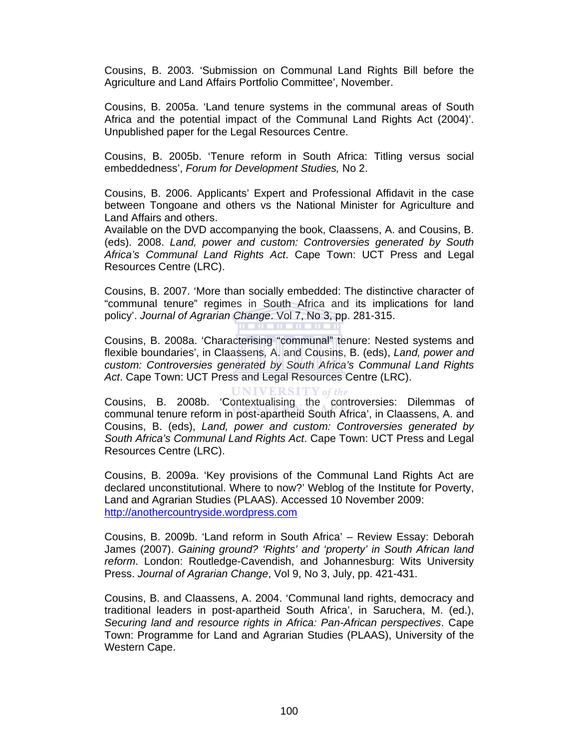Cousins, B. 2003. 'Submission on Communal Land Rights Bill before the Agriculture and Land Affairs Portfolio Committee', November.

Cousins, B. 2005a. 'Land tenure systems in the communal areas of South Africa and the potential impact of the Communal Land Rights Act (2004)'. Unpublished paper for the Legal Resources Centre.

Cousins, B. 2005b. 'Tenure reform in South Africa: Titling versus social embeddedness', *Forum for Development Studies,* No 2.

Cousins, B. 2006. Applicants' Expert and Professional Affidavit in the case between Tongoane and others vs the National Minister for Agriculture and Land Affairs and others.
Available on the DVD accompanying the book, Claassens, A. and Cousins, B. (eds). 2008. *Land, power and custom: Controversies generated by South Africa's Communal Land Rights Act*. Cape Town: UCT Press and Legal Resources Centre (LRC).

Cousins, B. 2007. 'More than socially embedded: The distinctive character of "communal tenure" regimes in South Africa and its implications for land policy'. *Journal of Agrarian Change*. Vol 7, No 3, pp. 281-315.

Cousins, B. 2008a. 'Characterising "communal" tenure: Nested systems and flexible boundaries', in Claassens, A. and Cousins, B. (eds), *Land, power and custom: Controversies generated by South Africa's Communal Land Rights Act*. Cape Town: UCT Press and Legal Resources Centre (LRC).

Cousins, B. 2008b. 'Contextualising the controversies: Dilemmas of communal tenure reform in post-apartheid South Africa', in Claassens, A. and Cousins, B. (eds), *Land, power and custom: Controversies generated by South Africa's Communal Land Rights Act*. Cape Town: UCT Press and Legal Resources Centre (LRC).

Cousins, B. 2009a. 'Key provisions of the Communal Land Rights Act are declared unconstitutional. Where to now?' Weblog of the Institute for Poverty, Land and Agrarian Studies (PLAAS). Accessed 10 November 2009: http://anothercountryside.wordpress.com

Cousins, B. 2009b. 'Land reform in South Africa' – Review Essay: Deborah James (2007). *Gaining ground? 'Rights' and 'property' in South African land reform*. London: Routledge-Cavendish, and Johannesburg: Wits University Press. *Journal of Agrarian Change*, Vol 9, No 3, July, pp. 421-431.

Cousins, B. and Claassens, A. 2004. 'Communal land rights, democracy and traditional leaders in post-apartheid South Africa', in Saruchera, M. (ed.), *Securing land and resource rights in Africa: Pan-African perspectives*. Cape Town: Programme for Land and Agrarian Studies (PLAAS), University of the Western Cape.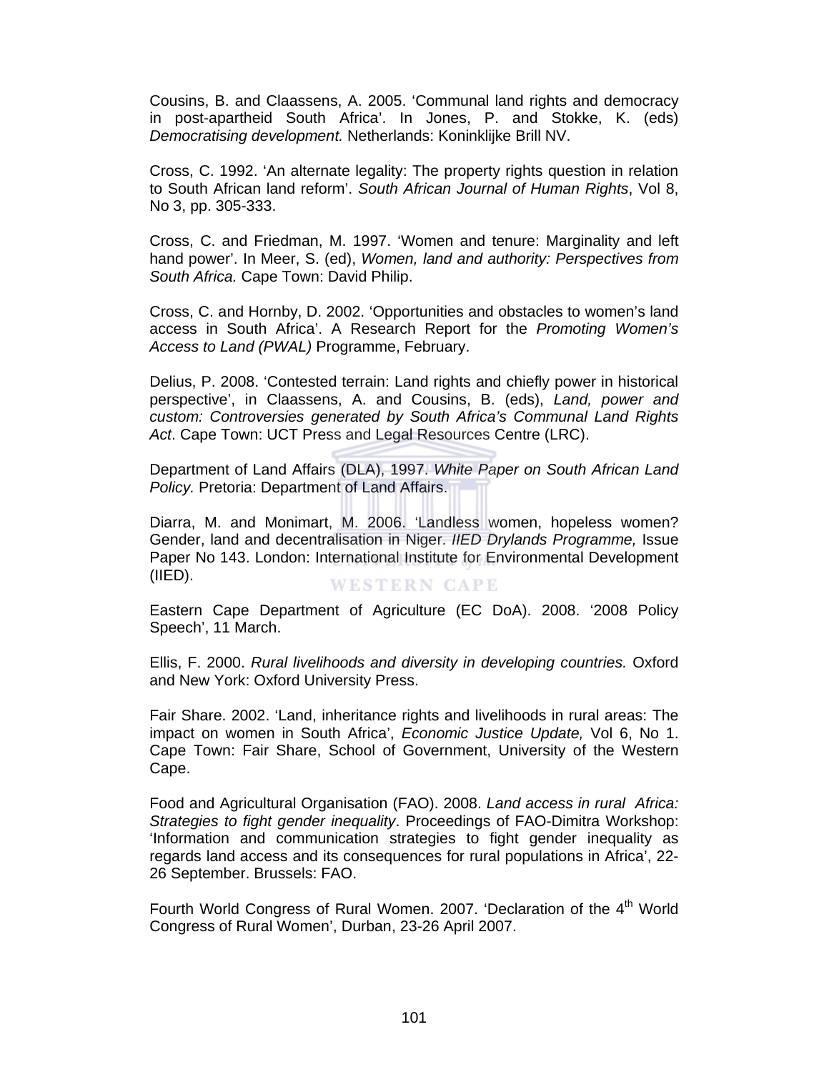Cousins, B. and Claassens, A. 2005. ‘Communal land rights and democracy in post-apartheid South Africa’. In Jones, P. and Stokke, K. (eds) *Democratising development.* Netherlands: Koninklijke Brill NV.

Cross, C. 1992. ‘An alternate legality: The property rights question in relation to South African land reform’. *South African Journal of Human Rights*, Vol 8, No 3, pp. 305-333.

Cross, C. and Friedman, M. 1997. ‘Women and tenure: Marginality and left hand power’. In Meer, S. (ed), *Women, land and authority: Perspectives from South Africa.* Cape Town: David Philip.

Cross, C. and Hornby, D. 2002. ‘Opportunities and obstacles to women’s land access in South Africa’. A Research Report for the *Promoting Women’s Access to Land (PWAL)* Programme, February.

Delius, P. 2008. ‘Contested terrain: Land rights and chiefly power in historical perspective’, in Claassens, A. and Cousins, B. (eds), *Land, power and custom: Controversies generated by South Africa’s Communal Land Rights Act*. Cape Town: UCT Press and Legal Resources Centre (LRC).

Department of Land Affairs (DLA), 1997. *White Paper on South African Land Policy.* Pretoria: Department of Land Affairs.

Diarra, M. and Monimart, M. 2006. ‘Landless women, hopeless women? Gender, land and decentralisation in Niger. *IIED Drylands Programme,* Issue Paper No 143. London: International Institute for Environmental Development (IIED).

Eastern Cape Department of Agriculture (EC DoA). 2008. ‘2008 Policy Speech’, 11 March.

Ellis, F. 2000. *Rural livelihoods and diversity in developing countries.* Oxford and New York: Oxford University Press.

Fair Share. 2002. ‘Land, inheritance rights and livelihoods in rural areas: The impact on women in South Africa’, *Economic Justice Update,* Vol 6, No 1. Cape Town: Fair Share, School of Government, University of the Western Cape.

Food and Agricultural Organisation (FAO). 2008. *Land access in rural Africa: Strategies to fight gender inequality*. Proceedings of FAO-Dimitra Workshop: ‘Information and communication strategies to fight gender inequality as regards land access and its consequences for rural populations in Africa’, 22-26 September. Brussels: FAO.

Fourth World Congress of Rural Women. 2007. ‘Declaration of the 4th World Congress of Rural Women’, Durban, 23-26 April 2007.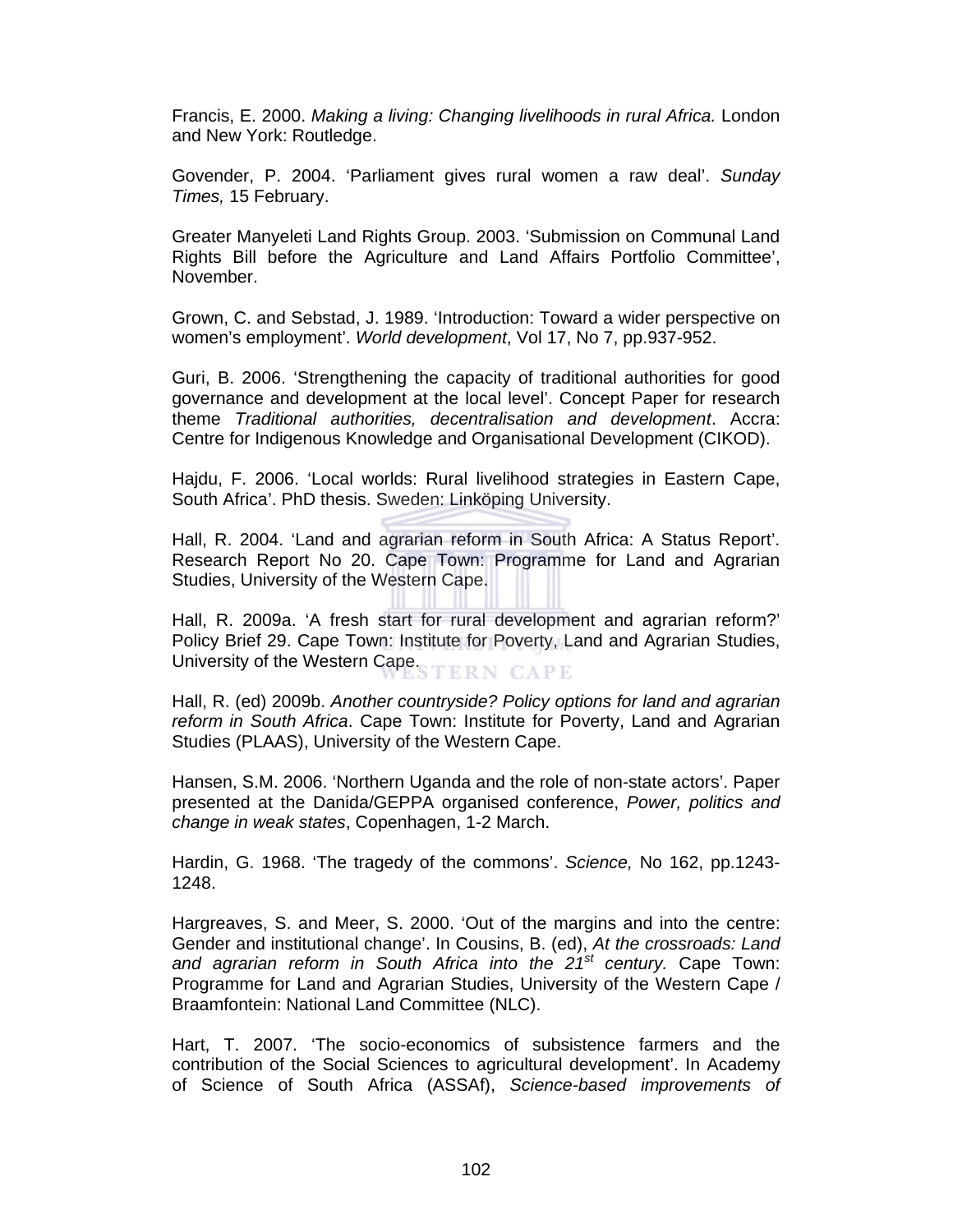Francis, E. 2000. *Making a living: Changing livelihoods in rural Africa.* London and New York: Routledge.

Govender, P. 2004. 'Parliament gives rural women a raw deal'. *Sunday Times,* 15 February.

Greater Manyeleti Land Rights Group. 2003. 'Submission on Communal Land Rights Bill before the Agriculture and Land Affairs Portfolio Committee', November.

Grown, C. and Sebstad, J. 1989. 'Introduction: Toward a wider perspective on women's employment'. *World development*, Vol 17, No 7, pp.937-952.

Guri, B. 2006. 'Strengthening the capacity of traditional authorities for good governance and development at the local level'. Concept Paper for research theme *Traditional authorities, decentralisation and development*. Accra: Centre for Indigenous Knowledge and Organisational Development (CIKOD).

Hajdu, F. 2006. 'Local worlds: Rural livelihood strategies in Eastern Cape, South Africa'. PhD thesis. Sweden: Linköping University.

Hall, R. 2004. 'Land and agrarian reform in South Africa: A Status Report'. Research Report No 20. Cape Town: Programme for Land and Agrarian Studies, University of the Western Cape.

Hall, R. 2009a. 'A fresh start for rural development and agrarian reform?' Policy Brief 29. Cape Town: Institute for Poverty, Land and Agrarian Studies, University of the Western Cape.

Hall, R. (ed) 2009b. *Another countryside? Policy options for land and agrarian reform in South Africa*. Cape Town: Institute for Poverty, Land and Agrarian Studies (PLAAS), University of the Western Cape.

Hansen, S.M. 2006. 'Northern Uganda and the role of non-state actors'. Paper presented at the Danida/GEPPA organised conference, *Power, politics and change in weak states*, Copenhagen, 1-2 March.

Hardin, G. 1968. 'The tragedy of the commons'. *Science,* No 162, pp.1243-1248.

Hargreaves, S. and Meer, S. 2000. 'Out of the margins and into the centre: Gender and institutional change'. In Cousins, B. (ed), *At the crossroads: Land and agrarian reform in South Africa into the 21st century.* Cape Town: Programme for Land and Agrarian Studies, University of the Western Cape / Braamfontein: National Land Committee (NLC).

Hart, T. 2007. 'The socio-economics of subsistence farmers and the contribution of the Social Sciences to agricultural development'. In Academy of Science of South Africa (ASSAf), *Science-based improvements of*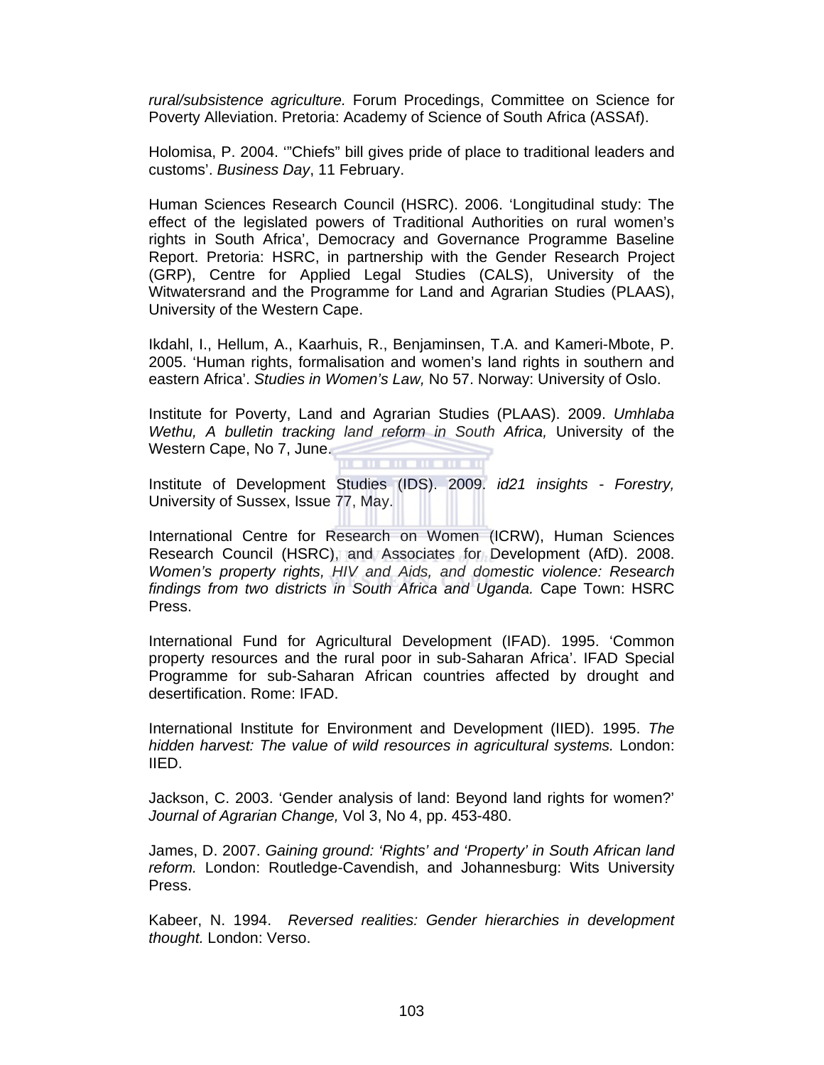*rural/subsistence agriculture.* Forum Procedings, Committee on Science for Poverty Alleviation. Pretoria: Academy of Science of South Africa (ASSAf).

Holomisa, P. 2004. '"Chiefs" bill gives pride of place to traditional leaders and customs'. *Business Day*, 11 February.

Human Sciences Research Council (HSRC). 2006. 'Longitudinal study: The effect of the legislated powers of Traditional Authorities on rural women's rights in South Africa', Democracy and Governance Programme Baseline Report. Pretoria: HSRC, in partnership with the Gender Research Project (GRP), Centre for Applied Legal Studies (CALS), University of the Witwatersrand and the Programme for Land and Agrarian Studies (PLAAS), University of the Western Cape.

Ikdahl, I., Hellum, A., Kaarhuis, R., Benjaminsen, T.A. and Kameri-Mbote, P. 2005. 'Human rights, formalisation and women's land rights in southern and eastern Africa'. *Studies in Women's Law,* No 57. Norway: University of Oslo.

Institute for Poverty, Land and Agrarian Studies (PLAAS). 2009. *Umhlaba Wethu, A bulletin tracking land reform in South Africa,* University of the Western Cape, No 7, June.

Institute of Development Studies (IDS). 2009. *id21 insights - Forestry,* University of Sussex, Issue 77, May.

International Centre for Research on Women (ICRW), Human Sciences Research Council (HSRC), and Associates for Development (AfD). 2008. *Women's property rights, HIV and Aids, and domestic violence: Research findings from two districts in South Africa and Uganda.* Cape Town: HSRC Press.

International Fund for Agricultural Development (IFAD). 1995. 'Common property resources and the rural poor in sub-Saharan Africa'. IFAD Special Programme for sub-Saharan African countries affected by drought and desertification. Rome: IFAD.

International Institute for Environment and Development (IIED). 1995. *The hidden harvest: The value of wild resources in agricultural systems.* London: IIED.

Jackson, C. 2003. 'Gender analysis of land: Beyond land rights for women?' *Journal of Agrarian Change,* Vol 3, No 4, pp. 453-480.

James, D. 2007. *Gaining ground: 'Rights' and 'Property' in South African land reform.* London: Routledge-Cavendish, and Johannesburg: Wits University Press.

Kabeer, N. 1994. *Reversed realities: Gender hierarchies in development thought.* London: Verso.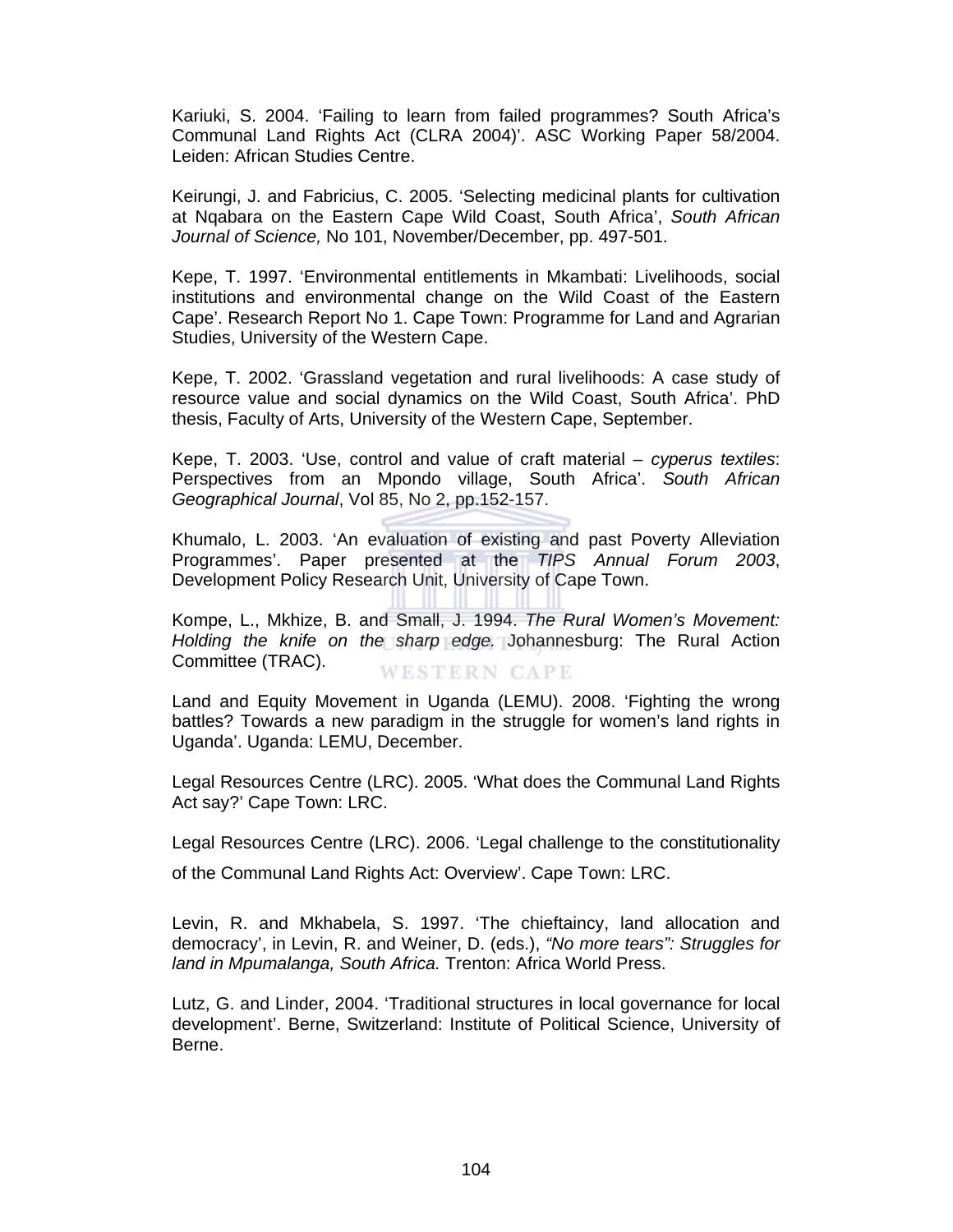Kariuki, S. 2004. 'Failing to learn from failed programmes? South Africa's Communal Land Rights Act (CLRA 2004)'. ASC Working Paper 58/2004. Leiden: African Studies Centre.

Keirungi, J. and Fabricius, C. 2005. 'Selecting medicinal plants for cultivation at Nqabara on the Eastern Cape Wild Coast, South Africa', *South African Journal of Science,* No 101, November/December, pp. 497-501.

Kepe, T. 1997. 'Environmental entitlements in Mkambati: Livelihoods, social institutions and environmental change on the Wild Coast of the Eastern Cape'. Research Report No 1. Cape Town: Programme for Land and Agrarian Studies, University of the Western Cape.

Kepe, T. 2002. 'Grassland vegetation and rural livelihoods: A case study of resource value and social dynamics on the Wild Coast, South Africa'. PhD thesis, Faculty of Arts, University of the Western Cape, September.

Kepe, T. 2003. 'Use, control and value of craft material – *cyperus textiles*: Perspectives from an Mpondo village, South Africa'. *South African Geographical Journal*, Vol 85, No 2, pp.152-157.

Khumalo, L. 2003. 'An evaluation of existing and past Poverty Alleviation Programmes'. Paper presented at the *TIPS Annual Forum 2003*, Development Policy Research Unit, University of Cape Town.

Kompe, L., Mkhize, B. and Small, J. 1994. *The Rural Women's Movement: Holding the knife on the sharp edge.* Johannesburg: The Rural Action Committee (TRAC).

Land and Equity Movement in Uganda (LEMU). 2008. 'Fighting the wrong battles? Towards a new paradigm in the struggle for women's land rights in Uganda'. Uganda: LEMU, December.

Legal Resources Centre (LRC). 2005. 'What does the Communal Land Rights Act say?' Cape Town: LRC.

Legal Resources Centre (LRC). 2006. 'Legal challenge to the constitutionality of the Communal Land Rights Act: Overview'. Cape Town: LRC.

Levin, R. and Mkhabela, S. 1997. 'The chieftaincy, land allocation and democracy', in Levin, R. and Weiner, D. (eds.), *"No more tears": Struggles for land in Mpumalanga, South Africa.* Trenton: Africa World Press.

Lutz, G. and Linder, 2004. 'Traditional structures in local governance for local development'. Berne, Switzerland: Institute of Political Science, University of Berne.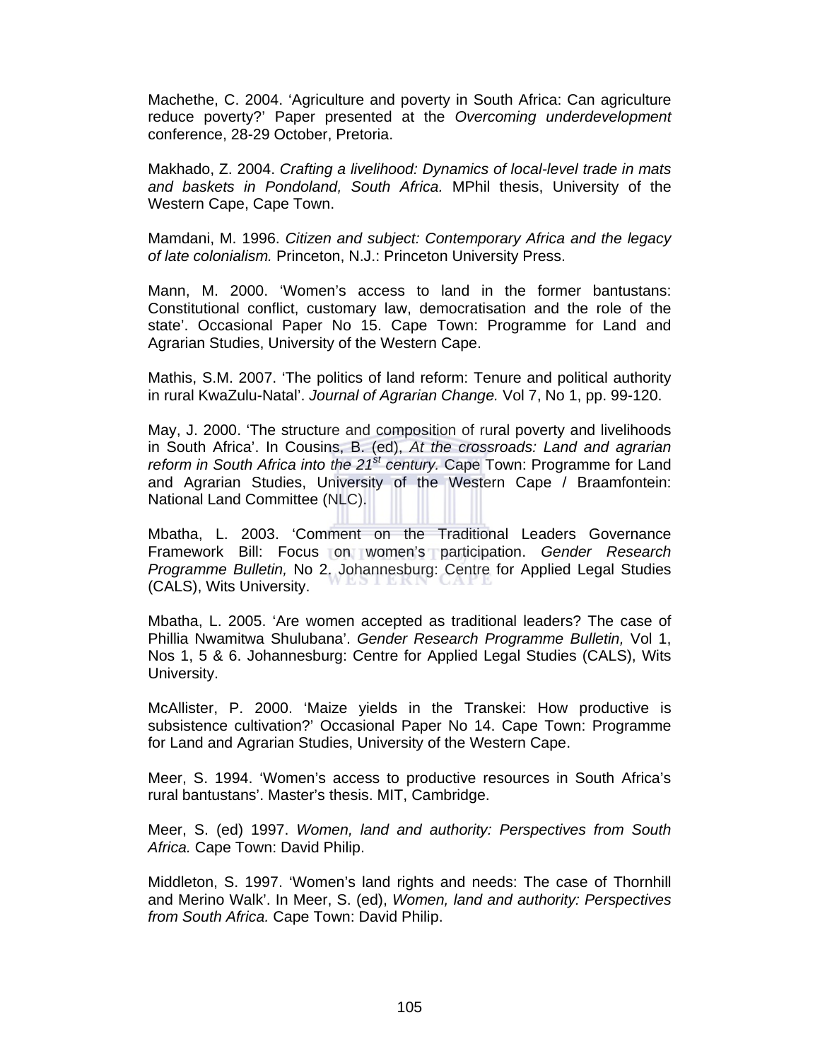Machethe, C. 2004. 'Agriculture and poverty in South Africa: Can agriculture reduce poverty?' Paper presented at the *Overcoming underdevelopment* conference, 28-29 October, Pretoria.

Makhado, Z. 2004. *Crafting a livelihood: Dynamics of local-level trade in mats and baskets in Pondoland, South Africa.* MPhil thesis, University of the Western Cape, Cape Town.

Mamdani, M. 1996. *Citizen and subject: Contemporary Africa and the legacy of late colonialism.* Princeton, N.J.: Princeton University Press.

Mann, M. 2000. 'Women's access to land in the former bantustans: Constitutional conflict, customary law, democratisation and the role of the state'. Occasional Paper No 15. Cape Town: Programme for Land and Agrarian Studies, University of the Western Cape.

Mathis, S.M. 2007. 'The politics of land reform: Tenure and political authority in rural KwaZulu-Natal'. *Journal of Agrarian Change.* Vol 7, No 1, pp. 99-120.

May, J. 2000. 'The structure and composition of rural poverty and livelihoods in South Africa'. In Cousins, B. (ed), *At the crossroads: Land and agrarian reform in South Africa into the 21st century.* Cape Town: Programme for Land and Agrarian Studies, University of the Western Cape / Braamfontein: National Land Committee (NLC).

Mbatha, L. 2003. 'Comment on the Traditional Leaders Governance Framework Bill: Focus on women's participation. *Gender Research Programme Bulletin,* No 2. Johannesburg: Centre for Applied Legal Studies (CALS), Wits University.

Mbatha, L. 2005. 'Are women accepted as traditional leaders? The case of Phillia Nwamitwa Shulubana'. *Gender Research Programme Bulletin,* Vol 1, Nos 1, 5 & 6. Johannesburg: Centre for Applied Legal Studies (CALS), Wits University.

McAllister, P. 2000. 'Maize yields in the Transkei: How productive is subsistence cultivation?' Occasional Paper No 14. Cape Town: Programme for Land and Agrarian Studies, University of the Western Cape.

Meer, S. 1994. 'Women's access to productive resources in South Africa's rural bantustans'. Master's thesis. MIT, Cambridge.

Meer, S. (ed) 1997. *Women, land and authority: Perspectives from South Africa.* Cape Town: David Philip.

Middleton, S. 1997. 'Women's land rights and needs: The case of Thornhill and Merino Walk'. In Meer, S. (ed), *Women, land and authority: Perspectives from South Africa.* Cape Town: David Philip.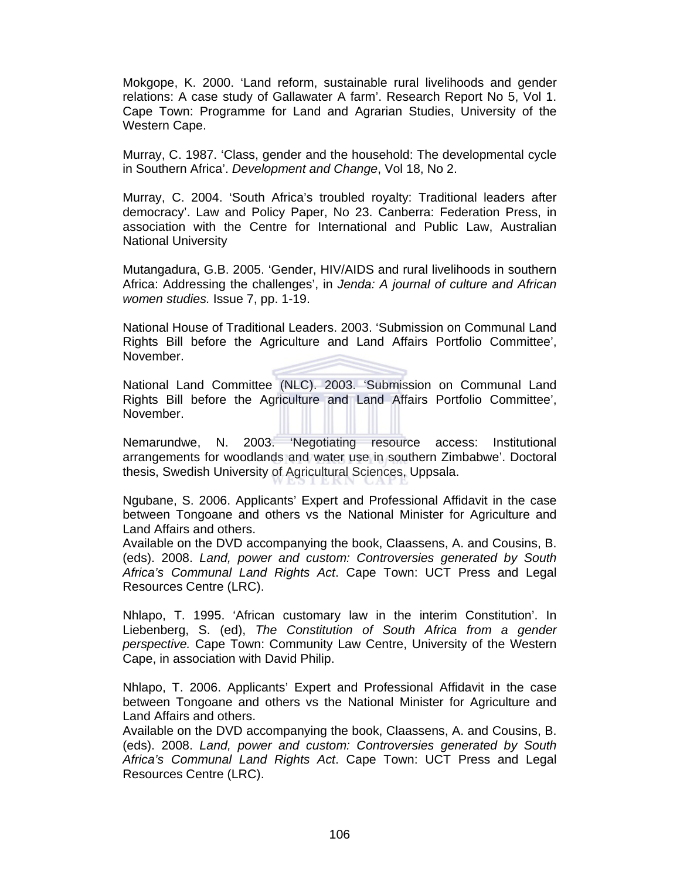Mokgope, K. 2000. ‘Land reform, sustainable rural livelihoods and gender relations: A case study of Gallawater A farm’. Research Report No 5, Vol 1. Cape Town: Programme for Land and Agrarian Studies, University of the Western Cape.

Murray, C. 1987. ‘Class, gender and the household: The developmental cycle in Southern Africa’. *Development and Change*, Vol 18, No 2.

Murray, C. 2004. ‘South Africa’s troubled royalty: Traditional leaders after democracy’. Law and Policy Paper, No 23. Canberra: Federation Press, in association with the Centre for International and Public Law, Australian National University

Mutangadura, G.B. 2005. ‘Gender, HIV/AIDS and rural livelihoods in southern Africa: Addressing the challenges’, in *Jenda: A journal of culture and African women studies.* Issue 7, pp. 1-19.

National House of Traditional Leaders. 2003. ‘Submission on Communal Land Rights Bill before the Agriculture and Land Affairs Portfolio Committee’, November.

National Land Committee (NLC). 2003. ‘Submission on Communal Land Rights Bill before the Agriculture and Land Affairs Portfolio Committee’, November.

Nemarundwe, N. 2003. ‘Negotiating resource access: Institutional arrangements for woodlands and water use in southern Zimbabwe’. Doctoral thesis, Swedish University of Agricultural Sciences, Uppsala.

Ngubane, S. 2006. Applicants’ Expert and Professional Affidavit in the case between Tongoane and others vs the National Minister for Agriculture and Land Affairs and others.
Available on the DVD accompanying the book, Claassens, A. and Cousins, B. (eds). 2008. *Land, power and custom: Controversies generated by South Africa’s Communal Land Rights Act*. Cape Town: UCT Press and Legal Resources Centre (LRC).

Nhlapo, T. 1995. ‘African customary law in the interim Constitution’. In Liebenberg, S. (ed), *The Constitution of South Africa from a gender perspective.* Cape Town: Community Law Centre, University of the Western Cape, in association with David Philip.

Nhlapo, T. 2006. Applicants’ Expert and Professional Affidavit in the case between Tongoane and others vs the National Minister for Agriculture and Land Affairs and others.
Available on the DVD accompanying the book, Claassens, A. and Cousins, B. (eds). 2008. *Land, power and custom: Controversies generated by South Africa’s Communal Land Rights Act*. Cape Town: UCT Press and Legal Resources Centre (LRC).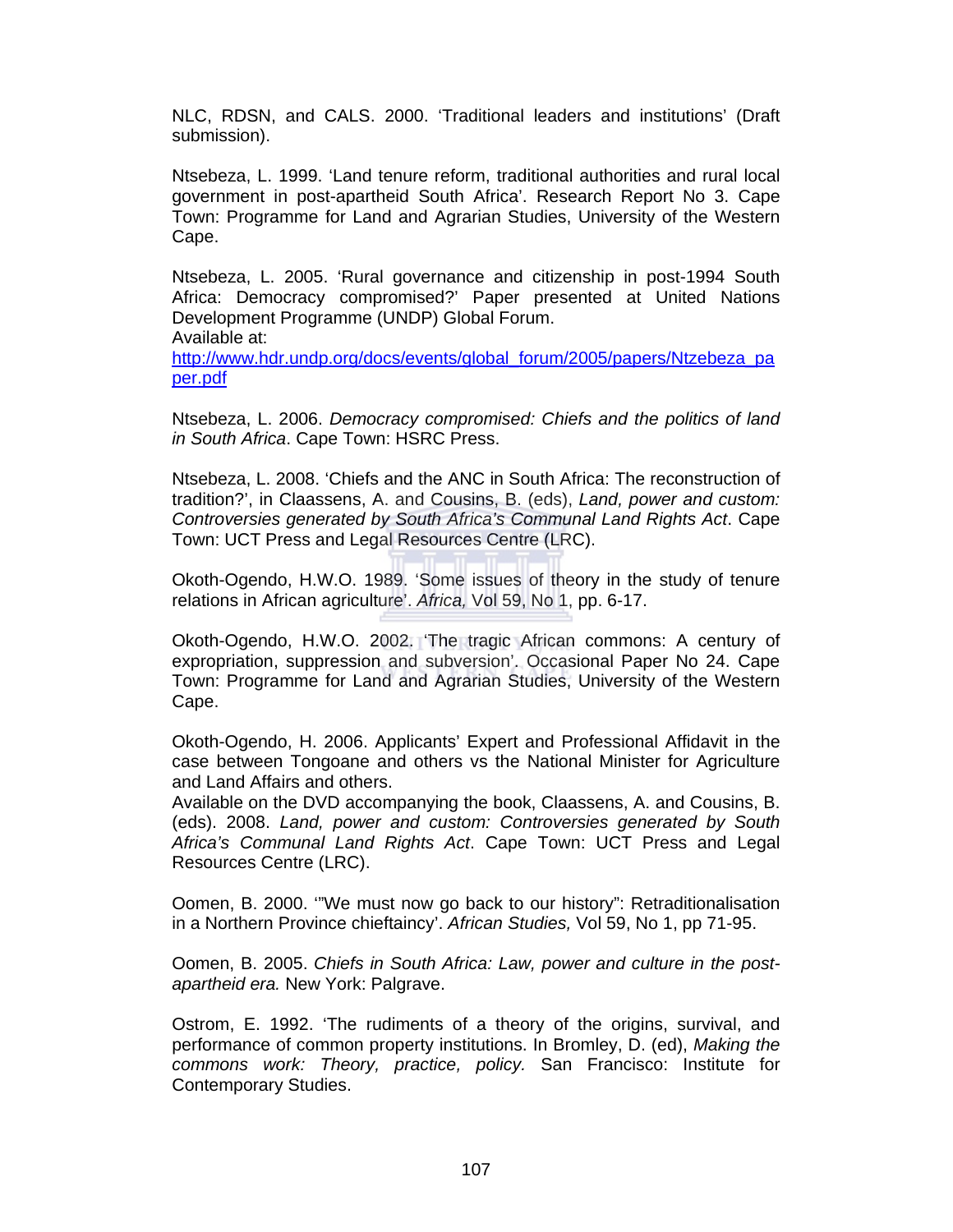NLC, RDSN, and CALS. 2000. 'Traditional leaders and institutions' (Draft submission).

Ntsebeza, L. 1999. 'Land tenure reform, traditional authorities and rural local government in post-apartheid South Africa'. Research Report No 3. Cape Town: Programme for Land and Agrarian Studies, University of the Western Cape.

Ntsebeza, L. 2005. 'Rural governance and citizenship in post-1994 South Africa: Democracy compromised?' Paper presented at United Nations Development Programme (UNDP) Global Forum.
Available at:
http://www.hdr.undp.org/docs/events/global_forum/2005/papers/Ntzebeza_paper.pdf

Ntsebeza, L. 2006. *Democracy compromised: Chiefs and the politics of land in South Africa*. Cape Town: HSRC Press.

Ntsebeza, L. 2008. 'Chiefs and the ANC in South Africa: The reconstruction of tradition?', in Claassens, A. and Cousins, B. (eds), *Land, power and custom: Controversies generated by South Africa's Communal Land Rights Act*. Cape Town: UCT Press and Legal Resources Centre (LRC).

Okoth-Ogendo, H.W.O. 1989. 'Some issues of theory in the study of tenure relations in African agriculture'. *Africa,* Vol 59, No 1, pp. 6-17.

Okoth-Ogendo, H.W.O. 2002. 'The tragic African commons: A century of expropriation, suppression and subversion'. Occasional Paper No 24. Cape Town: Programme for Land and Agrarian Studies, University of the Western Cape.

Okoth-Ogendo, H. 2006. Applicants' Expert and Professional Affidavit in the case between Tongoane and others vs the National Minister for Agriculture and Land Affairs and others.
Available on the DVD accompanying the book, Claassens, A. and Cousins, B. (eds). 2008. *Land, power and custom: Controversies generated by South Africa's Communal Land Rights Act*. Cape Town: UCT Press and Legal Resources Centre (LRC).

Oomen, B. 2000. '"We must now go back to our history": Retraditionalisation in a Northern Province chieftaincy'. *African Studies,* Vol 59, No 1, pp 71-95.

Oomen, B. 2005. *Chiefs in South Africa: Law, power and culture in the post-apartheid era.* New York: Palgrave.

Ostrom, E. 1992. 'The rudiments of a theory of the origins, survival, and performance of common property institutions. In Bromley, D. (ed), *Making the commons work: Theory, practice, policy.* San Francisco: Institute for Contemporary Studies.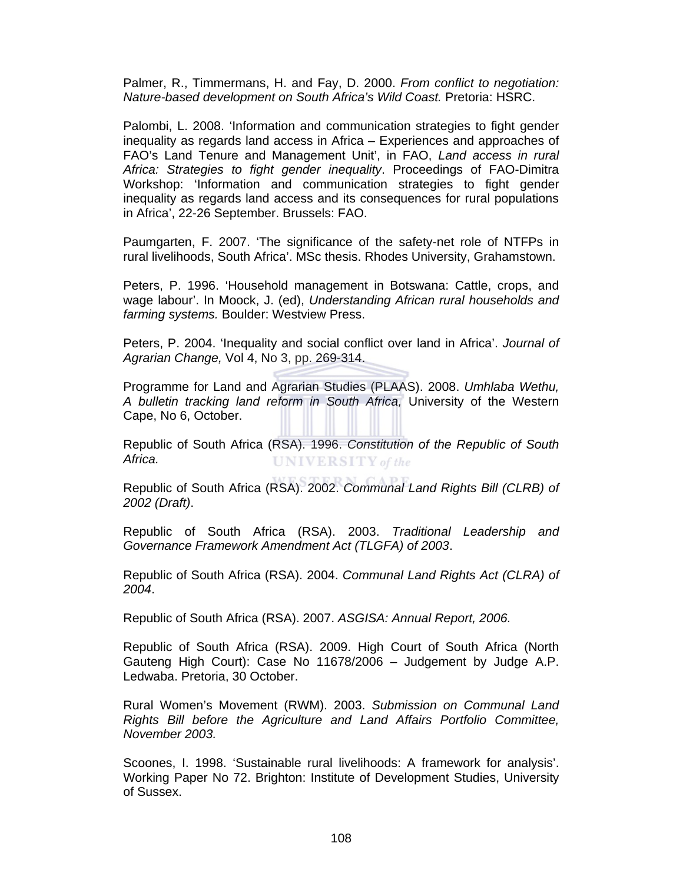Palmer, R., Timmermans, H. and Fay, D. 2000. *From conflict to negotiation: Nature-based development on South Africa's Wild Coast.* Pretoria: HSRC.

Palombi, L. 2008. 'Information and communication strategies to fight gender inequality as regards land access in Africa – Experiences and approaches of FAO's Land Tenure and Management Unit', in FAO, *Land access in rural Africa: Strategies to fight gender inequality*. Proceedings of FAO-Dimitra Workshop: 'Information and communication strategies to fight gender inequality as regards land access and its consequences for rural populations in Africa', 22-26 September. Brussels: FAO.

Paumgarten, F. 2007. 'The significance of the safety-net role of NTFPs in rural livelihoods, South Africa'. MSc thesis. Rhodes University, Grahamstown.

Peters, P. 1996. 'Household management in Botswana: Cattle, crops, and wage labour'. In Moock, J. (ed), *Understanding African rural households and farming systems.* Boulder: Westview Press.

Peters, P. 2004. 'Inequality and social conflict over land in Africa'. *Journal of Agrarian Change,* Vol 4, No 3, pp. 269-314.

Programme for Land and Agrarian Studies (PLAAS). 2008. *Umhlaba Wethu, A bulletin tracking land reform in South Africa,* University of the Western Cape, No 6, October.

Republic of South Africa (RSA). 1996. *Constitution of the Republic of South Africa.*

Republic of South Africa (RSA). 2002. *Communal Land Rights Bill (CLRB) of 2002 (Draft)*.

Republic of South Africa (RSA). 2003. *Traditional Leadership and Governance Framework Amendment Act (TLGFA) of 2003*.

Republic of South Africa (RSA). 2004. *Communal Land Rights Act (CLRA) of 2004*.

Republic of South Africa (RSA). 2007. *ASGISA: Annual Report, 2006.*

Republic of South Africa (RSA). 2009. High Court of South Africa (North Gauteng High Court): Case No 11678/2006 – Judgement by Judge A.P. Ledwaba. Pretoria, 30 October.

Rural Women's Movement (RWM). 2003. *Submission on Communal Land Rights Bill before the Agriculture and Land Affairs Portfolio Committee, November 2003.*

Scoones, I. 1998. 'Sustainable rural livelihoods: A framework for analysis'. Working Paper No 72. Brighton: Institute of Development Studies, University of Sussex.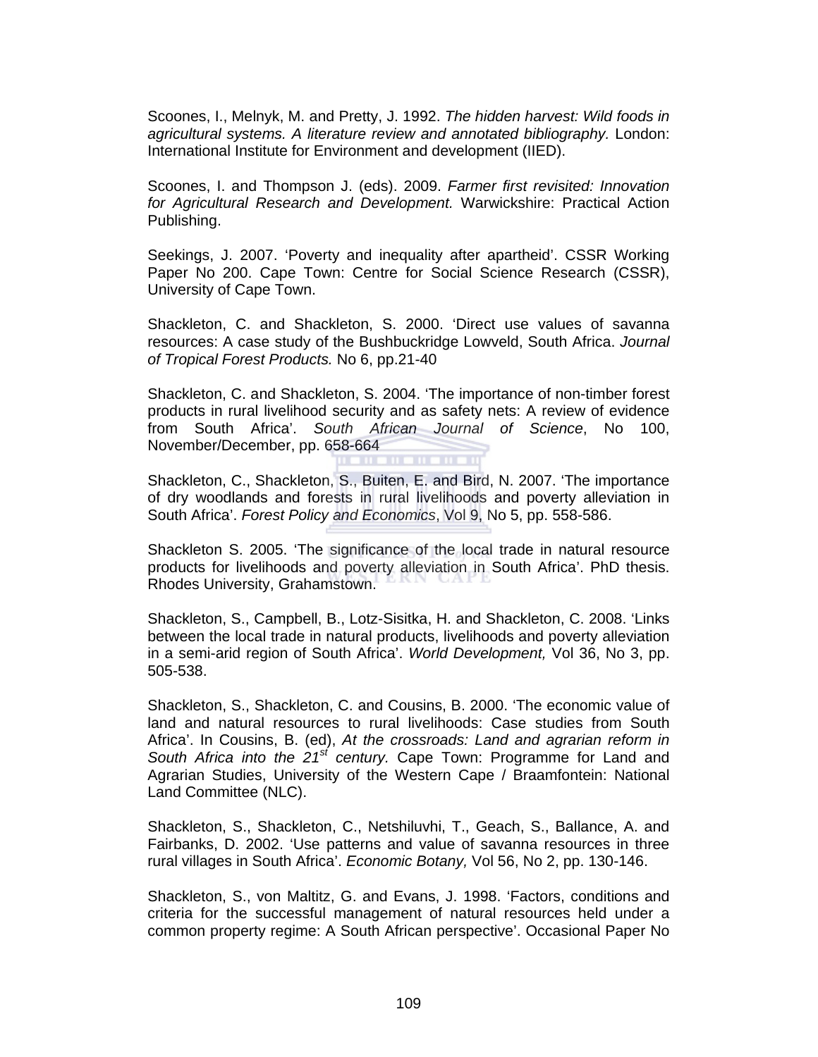Scoones, I., Melnyk, M. and Pretty, J. 1992. *The hidden harvest: Wild foods in agricultural systems. A literature review and annotated bibliography.* London: International Institute for Environment and development (IIED).

Scoones, I. and Thompson J. (eds). 2009. *Farmer first revisited: Innovation for Agricultural Research and Development.* Warwickshire: Practical Action Publishing.

Seekings, J. 2007. 'Poverty and inequality after apartheid'. CSSR Working Paper No 200. Cape Town: Centre for Social Science Research (CSSR), University of Cape Town.

Shackleton, C. and Shackleton, S. 2000. 'Direct use values of savanna resources: A case study of the Bushbuckridge Lowveld, South Africa. *Journal of Tropical Forest Products.* No 6, pp.21-40

Shackleton, C. and Shackleton, S. 2004. 'The importance of non-timber forest products in rural livelihood security and as safety nets: A review of evidence from South Africa'. *South African Journal of Science*, No 100, November/December, pp. 658-664

Shackleton, C., Shackleton, S., Buiten, E. and Bird, N. 2007. 'The importance of dry woodlands and forests in rural livelihoods and poverty alleviation in South Africa'. *Forest Policy and Economics*, Vol 9, No 5, pp. 558-586.

Shackleton S. 2005. 'The significance of the local trade in natural resource products for livelihoods and poverty alleviation in South Africa'. PhD thesis. Rhodes University, Grahamstown.

Shackleton, S., Campbell, B., Lotz-Sisitka, H. and Shackleton, C. 2008. 'Links between the local trade in natural products, livelihoods and poverty alleviation in a semi-arid region of South Africa'. *World Development,* Vol 36, No 3, pp. 505-538.

Shackleton, S., Shackleton, C. and Cousins, B. 2000. 'The economic value of land and natural resources to rural livelihoods: Case studies from South Africa'. In Cousins, B. (ed), *At the crossroads: Land and agrarian reform in South Africa into the 21st century.* Cape Town: Programme for Land and Agrarian Studies, University of the Western Cape / Braamfontein: National Land Committee (NLC).

Shackleton, S., Shackleton, C., Netshiluvhi, T., Geach, S., Ballance, A. and Fairbanks, D. 2002. 'Use patterns and value of savanna resources in three rural villages in South Africa'. *Economic Botany,* Vol 56, No 2, pp. 130-146.

Shackleton, S., von Maltitz, G. and Evans, J. 1998. 'Factors, conditions and criteria for the successful management of natural resources held under a common property regime: A South African perspective'. Occasional Paper No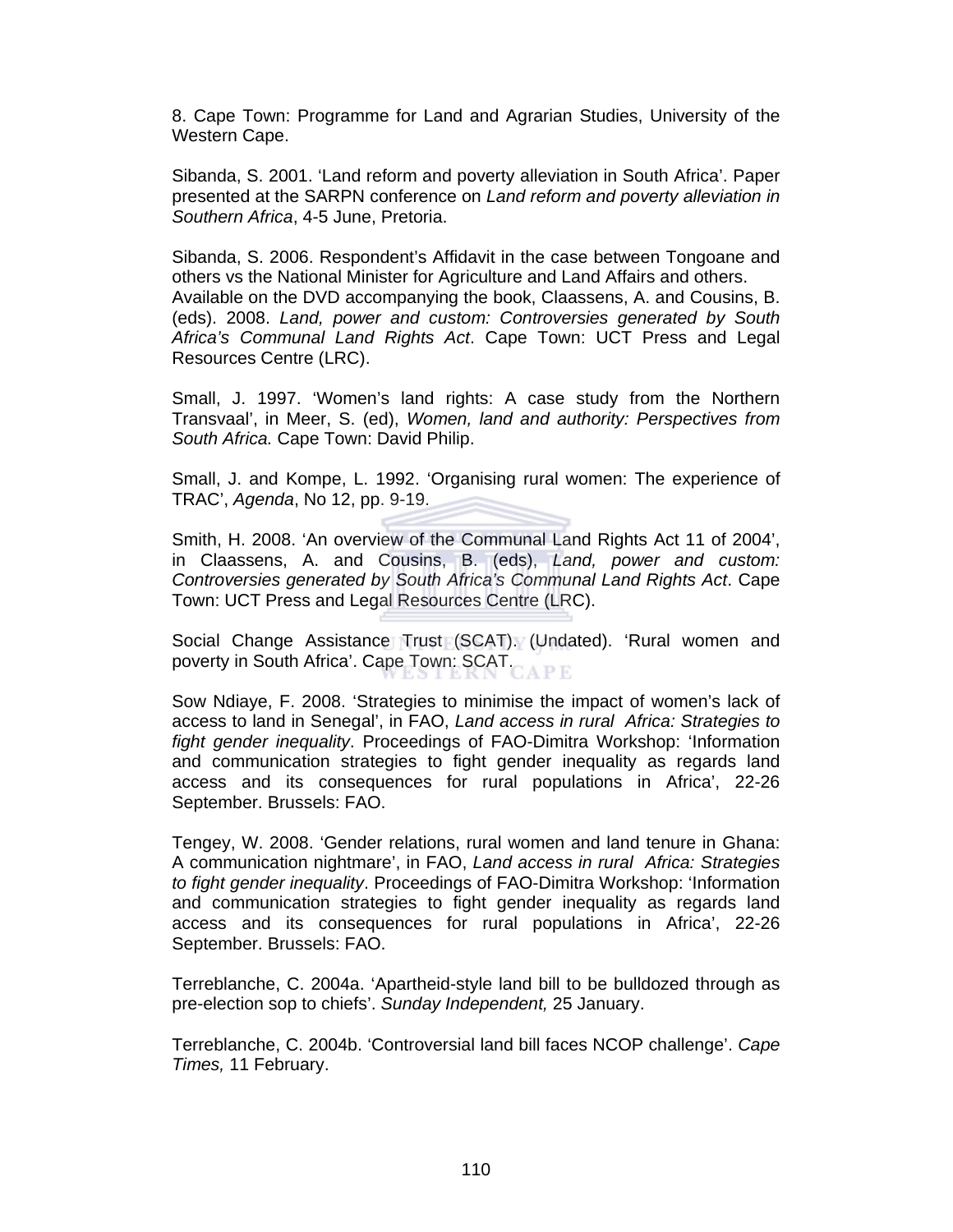8. Cape Town: Programme for Land and Agrarian Studies, University of the Western Cape.

Sibanda, S. 2001. 'Land reform and poverty alleviation in South Africa'. Paper presented at the SARPN conference on *Land reform and poverty alleviation in Southern Africa*, 4-5 June, Pretoria.

Sibanda, S. 2006. Respondent's Affidavit in the case between Tongoane and others vs the National Minister for Agriculture and Land Affairs and others. Available on the DVD accompanying the book, Claassens, A. and Cousins, B. (eds). 2008. *Land, power and custom: Controversies generated by South Africa's Communal Land Rights Act*. Cape Town: UCT Press and Legal Resources Centre (LRC).

Small, J. 1997. 'Women's land rights: A case study from the Northern Transvaal', in Meer, S. (ed), *Women, land and authority: Perspectives from South Africa.* Cape Town: David Philip.

Small, J. and Kompe, L. 1992. 'Organising rural women: The experience of TRAC', *Agenda*, No 12, pp. 9-19.

Smith, H. 2008. 'An overview of the Communal Land Rights Act 11 of 2004', in Claassens, A. and Cousins, B. (eds), *Land, power and custom: Controversies generated by South Africa's Communal Land Rights Act*. Cape Town: UCT Press and Legal Resources Centre (LRC).

Social Change Assistance Trust (SCAT). (Undated). 'Rural women and poverty in South Africa'. Cape Town: SCAT.

Sow Ndiaye, F. 2008. 'Strategies to minimise the impact of women's lack of access to land in Senegal', in FAO, *Land access in rural Africa: Strategies to fight gender inequality*. Proceedings of FAO-Dimitra Workshop: 'Information and communication strategies to fight gender inequality as regards land access and its consequences for rural populations in Africa', 22-26 September. Brussels: FAO.

Tengey, W. 2008. 'Gender relations, rural women and land tenure in Ghana: A communication nightmare', in FAO, *Land access in rural Africa: Strategies to fight gender inequality*. Proceedings of FAO-Dimitra Workshop: 'Information and communication strategies to fight gender inequality as regards land access and its consequences for rural populations in Africa', 22-26 September. Brussels: FAO.

Terreblanche, C. 2004a. 'Apartheid-style land bill to be bulldozed through as pre-election sop to chiefs'. *Sunday Independent,* 25 January.

Terreblanche, C. 2004b. 'Controversial land bill faces NCOP challenge'. *Cape Times,* 11 February.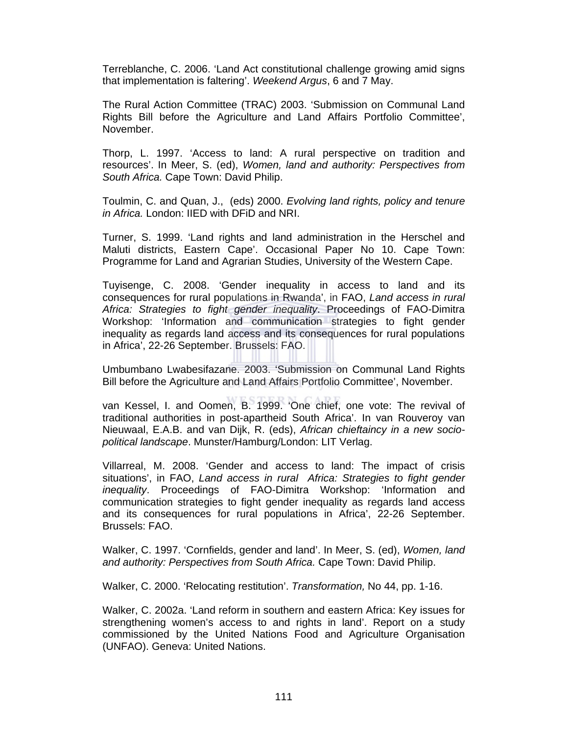Terreblanche, C. 2006. 'Land Act constitutional challenge growing amid signs that implementation is faltering'. *Weekend Argus*, 6 and 7 May.

The Rural Action Committee (TRAC) 2003. 'Submission on Communal Land Rights Bill before the Agriculture and Land Affairs Portfolio Committee', November.

Thorp, L. 1997. 'Access to land: A rural perspective on tradition and resources'. In Meer, S. (ed), *Women, land and authority: Perspectives from South Africa.* Cape Town: David Philip.

Toulmin, C. and Quan, J., (eds) 2000. *Evolving land rights, policy and tenure in Africa.* London: IIED with DFiD and NRI.

Turner, S. 1999. 'Land rights and land administration in the Herschel and Maluti districts, Eastern Cape'. Occasional Paper No 10. Cape Town: Programme for Land and Agrarian Studies, University of the Western Cape.

Tuyisenge, C. 2008. 'Gender inequality in access to land and its consequences for rural populations in Rwanda', in FAO, *Land access in rural Africa: Strategies to fight gender inequality*. Proceedings of FAO-Dimitra Workshop: 'Information and communication strategies to fight gender inequality as regards land access and its consequences for rural populations in Africa', 22-26 September. Brussels: FAO.

Umbumbano Lwabesifazane. 2003. 'Submission on Communal Land Rights Bill before the Agriculture and Land Affairs Portfolio Committee', November.

van Kessel, I. and Oomen, B. 1999. 'One chief, one vote: The revival of traditional authorities in post-apartheid South Africa'. In van Rouveroy van Nieuwaal, E.A.B. and van Dijk, R. (eds), *African chieftaincy in a new socio-political landscape*. Munster/Hamburg/London: LIT Verlag.

Villarreal, M. 2008. 'Gender and access to land: The impact of crisis situations', in FAO, *Land access in rural Africa: Strategies to fight gender inequality*. Proceedings of FAO-Dimitra Workshop: 'Information and communication strategies to fight gender inequality as regards land access and its consequences for rural populations in Africa', 22-26 September. Brussels: FAO.

Walker, C. 1997. 'Cornfields, gender and land'. In Meer, S. (ed), *Women, land and authority: Perspectives from South Africa.* Cape Town: David Philip.

Walker, C. 2000. 'Relocating restitution'. *Transformation,* No 44, pp. 1-16.

Walker, C. 2002a. 'Land reform in southern and eastern Africa: Key issues for strengthening women's access to and rights in land'. Report on a study commissioned by the United Nations Food and Agriculture Organisation (UNFAO). Geneva: United Nations.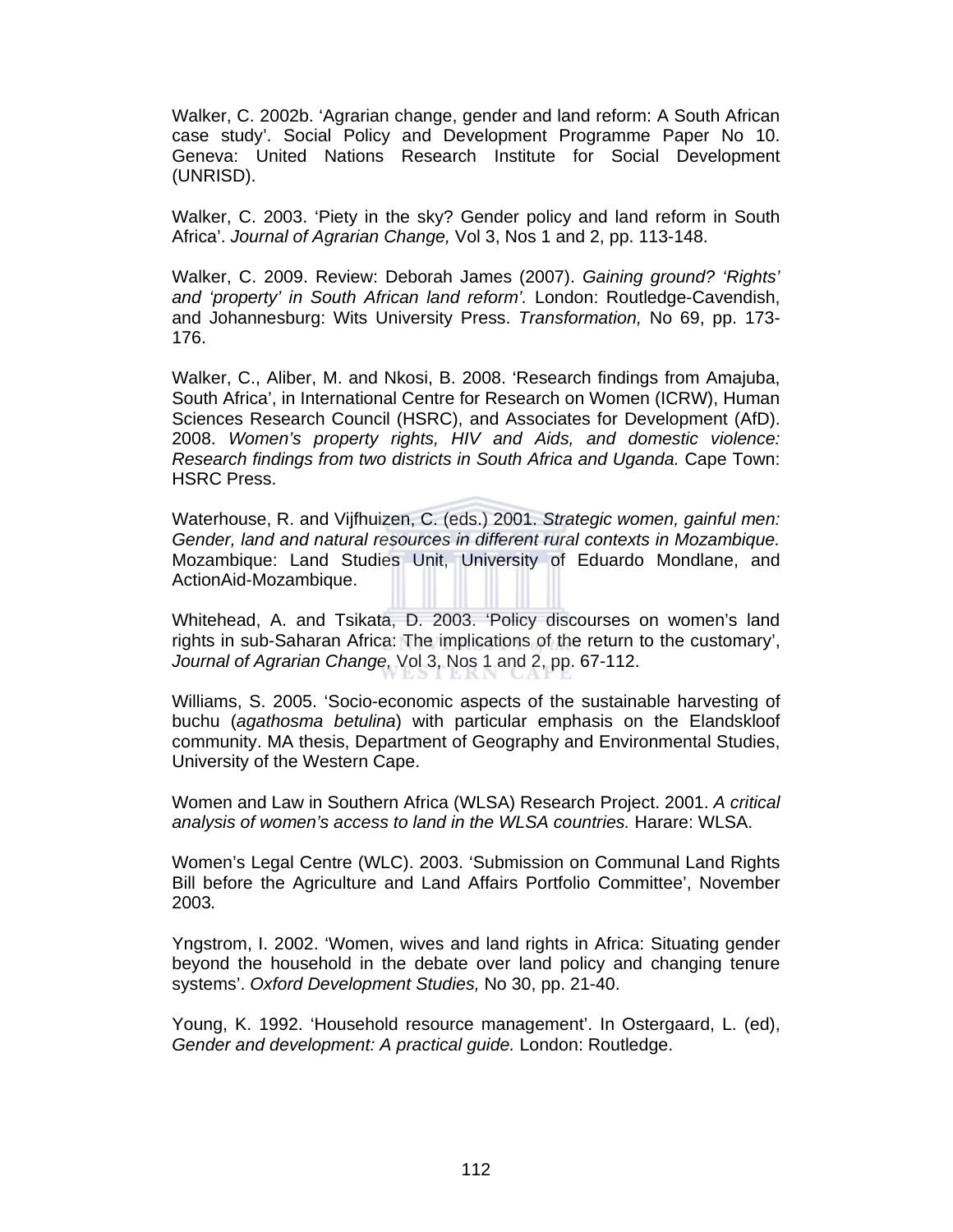Walker, C. 2002b. 'Agrarian change, gender and land reform: A South African case study'. Social Policy and Development Programme Paper No 10. Geneva: United Nations Research Institute for Social Development (UNRISD).

Walker, C. 2003. 'Piety in the sky? Gender policy and land reform in South Africa'. *Journal of Agrarian Change,* Vol 3, Nos 1 and 2, pp. 113-148.

Walker, C. 2009. Review: Deborah James (2007). *Gaining ground? 'Rights' and 'property' in South African land reform'.* London: Routledge-Cavendish, and Johannesburg: Wits University Press. *Transformation,* No 69, pp. 173-176.

Walker, C., Aliber, M. and Nkosi, B. 2008. 'Research findings from Amajuba, South Africa', in International Centre for Research on Women (ICRW), Human Sciences Research Council (HSRC), and Associates for Development (AfD). 2008. *Women's property rights, HIV and Aids, and domestic violence: Research findings from two districts in South Africa and Uganda.* Cape Town: HSRC Press.

Waterhouse, R. and Vijfhuizen, C. (eds.) 2001. *Strategic women, gainful men: Gender, land and natural resources in different rural contexts in Mozambique.* Mozambique: Land Studies Unit, University of Eduardo Mondlane, and ActionAid-Mozambique.

Whitehead, A. and Tsikata, D. 2003. 'Policy discourses on women's land rights in sub-Saharan Africa: The implications of the return to the customary', *Journal of Agrarian Change,* Vol 3, Nos 1 and 2, pp. 67-112.

Williams, S. 2005. 'Socio-economic aspects of the sustainable harvesting of buchu (*agathosma betulina*) with particular emphasis on the Elandskloof community. MA thesis, Department of Geography and Environmental Studies, University of the Western Cape.

Women and Law in Southern Africa (WLSA) Research Project. 2001. *A critical analysis of women's access to land in the WLSA countries.* Harare: WLSA.

Women's Legal Centre (WLC). 2003. 'Submission on Communal Land Rights Bill before the Agriculture and Land Affairs Portfolio Committee', November 2003*.*

Yngstrom, I. 2002. 'Women, wives and land rights in Africa: Situating gender beyond the household in the debate over land policy and changing tenure systems'. *Oxford Development Studies,* No 30, pp. 21-40.

Young, K. 1992. 'Household resource management'. In Ostergaard, L. (ed), *Gender and development: A practical guide.* London: Routledge.